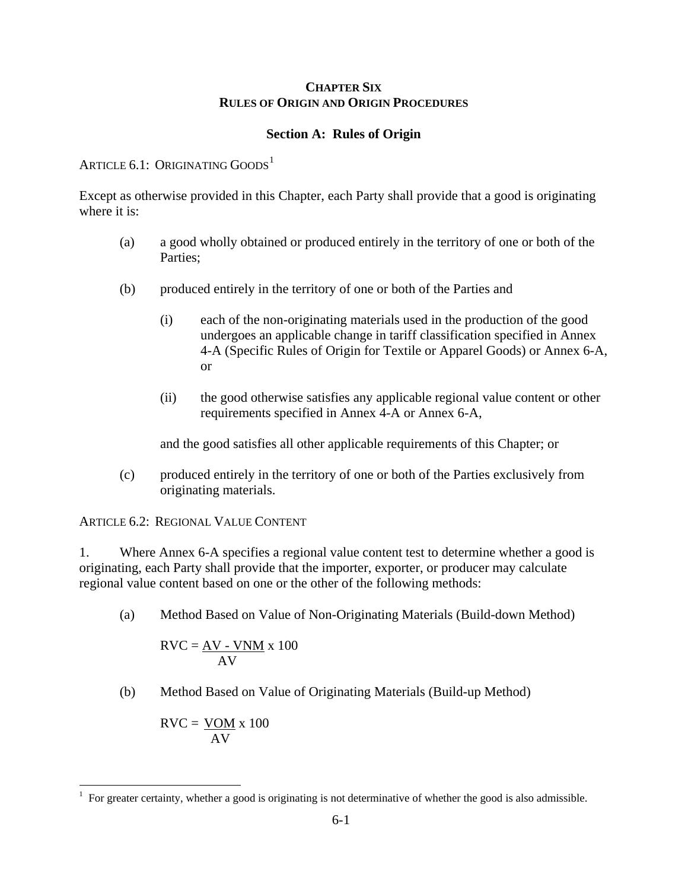# CHAPTER SIX
# RULES OF ORIGIN AND ORIGIN PROCEDURES

## Section A: Rules of Origin

### ARTICLE 6.1: ORIGINATING GOODS[1]

Except as otherwise provided in this Chapter, each Party shall provide that a good is originating where it is:

(a) a good wholly obtained or produced entirely in the territory of one or both of the Parties;

(b) produced entirely in the territory of one or both of the Parties and

  (i) each of the non-originating materials used in the production of the good undergoes an applicable change in tariff classification specified in Annex 4-A (Specific Rules of Origin for Textile or Apparel Goods) or Annex 6-A, or

  (ii) the good otherwise satisfies any applicable regional value content or other requirements specified in Annex 4-A or Annex 6-A,

  and the good satisfies all other applicable requirements of this Chapter; or

(c) produced entirely in the territory of one or both of the Parties exclusively from originating materials.

### ARTICLE 6.2: REGIONAL VALUE CONTENT

1. Where Annex 6-A specifies a regional value content test to determine whether a good is originating, each Party shall provide that the importer, exporter, or producer may calculate regional value content based on one or the other of the following methods:

(a) Method Based on Value of Non-Originating Materials (Build-down Method)

$$RVC = \frac{AV - VNM}{AV} \times 100$$

(b) Method Based on Value of Originating Materials (Build-up Method)

$$RVC = \frac{VOM}{AV} \times 100$$

---

[1] For greater certainty, whether a good is originating is not determinative of whether the good is also admissible.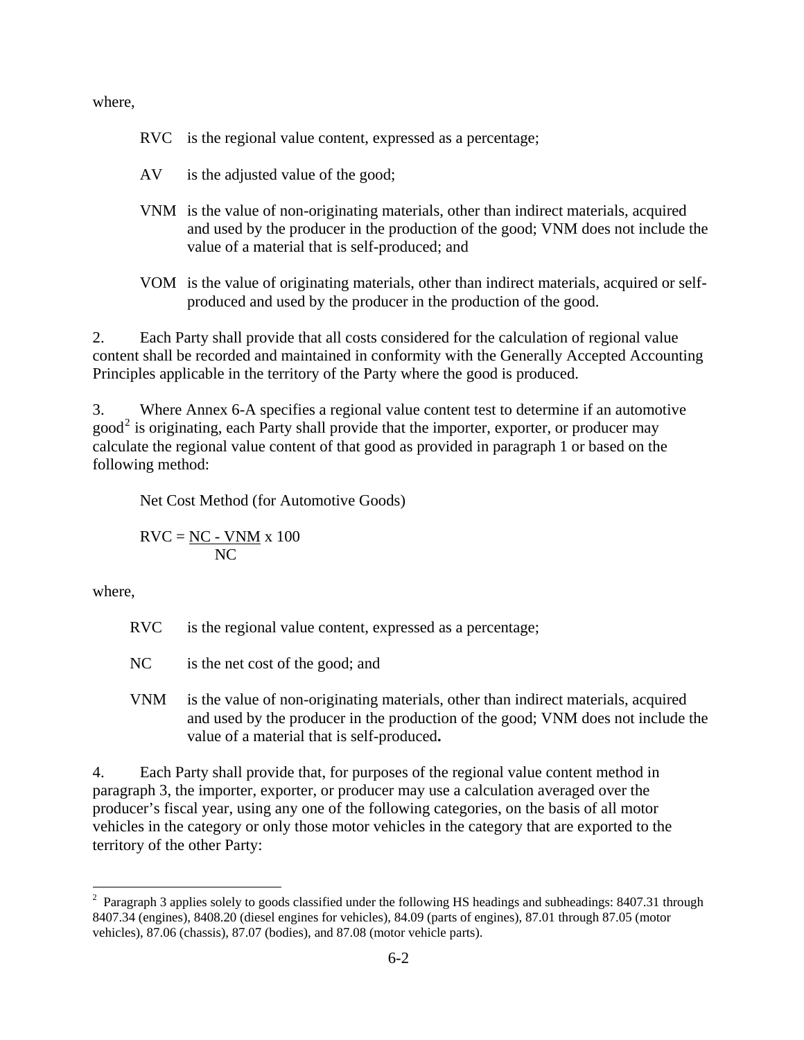where,

RVC is the regional value content, expressed as a percentage;

AV is the adjusted value of the good;

VNM is the value of non-originating materials, other than indirect materials, acquired and used by the producer in the production of the good; VNM does not include the value of a material that is self-produced; and

VOM is the value of originating materials, other than indirect materials, acquired or self-produced and used by the producer in the production of the good.

2. Each Party shall provide that all costs considered for the calculation of regional value content shall be recorded and maintained in conformity with the Generally Accepted Accounting Principles applicable in the territory of the Party where the good is produced.

3. Where Annex 6-A specifies a regional value content test to determine if an automotive good[2] is originating, each Party shall provide that the importer, exporter, or producer may calculate the regional value content of that good as provided in paragraph 1 or based on the following method:

Net Cost Method (for Automotive Goods)

$$RVC = \frac{NC - VNM}{NC} \times 100$$

where,

RVC is the regional value content, expressed as a percentage;

NC is the net cost of the good; and

VNM is the value of non-originating materials, other than indirect materials, acquired and used by the producer in the production of the good; VNM does not include the value of a material that is self-produced**.**

4. Each Party shall provide that, for purposes of the regional value content method in paragraph 3, the importer, exporter, or producer may use a calculation averaged over the producer's fiscal year, using any one of the following categories, on the basis of all motor vehicles in the category or only those motor vehicles in the category that are exported to the territory of the other Party:

---

[2] Paragraph 3 applies solely to goods classified under the following HS headings and subheadings: 8407.31 through 8407.34 (engines), 8408.20 (diesel engines for vehicles), 84.09 (parts of engines), 87.01 through 87.05 (motor vehicles), 87.06 (chassis), 87.07 (bodies), and 87.08 (motor vehicle parts).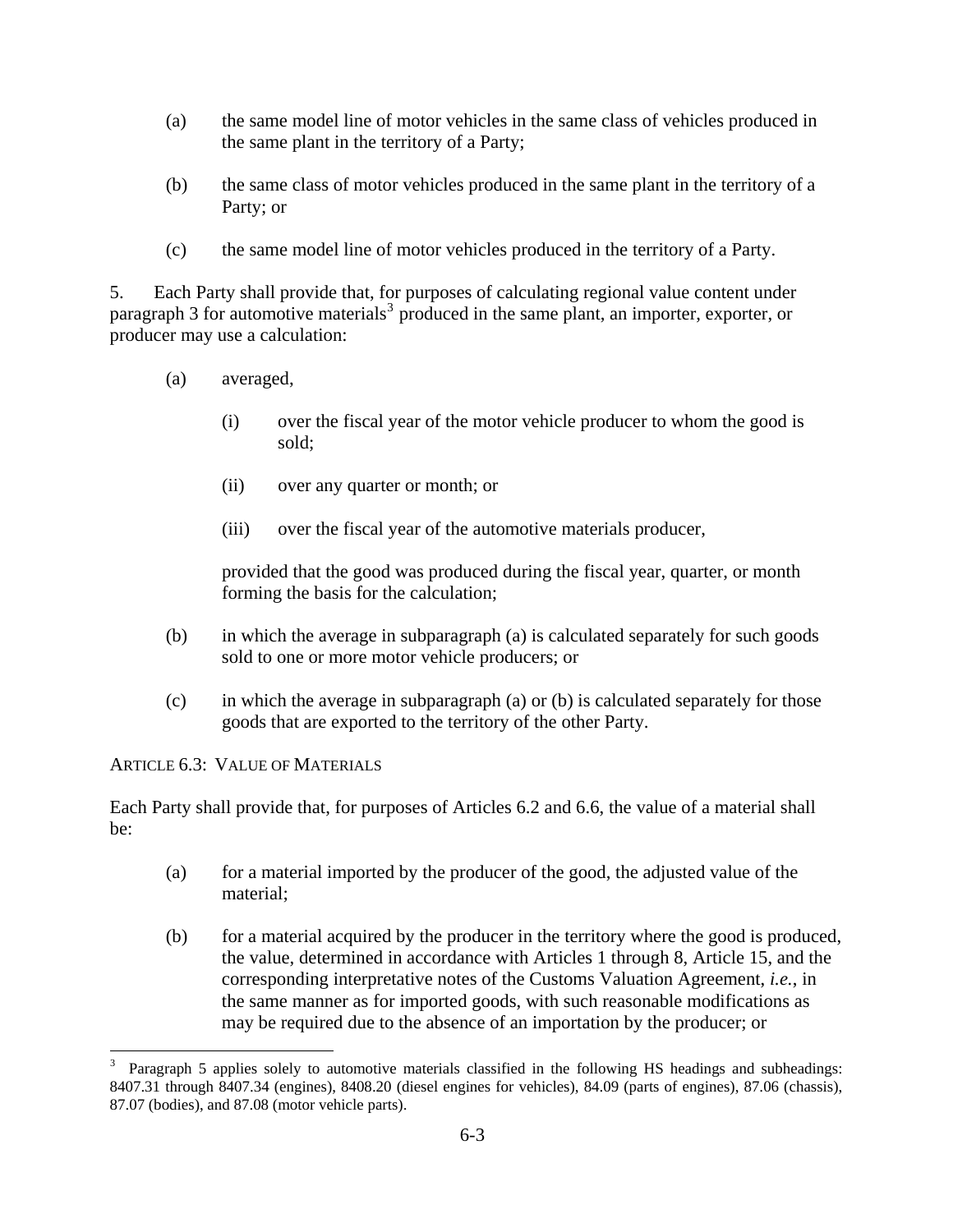(a) the same model line of motor vehicles in the same class of vehicles produced in the same plant in the territory of a Party;

(b) the same class of motor vehicles produced in the same plant in the territory of a Party; or

(c) the same model line of motor vehicles produced in the territory of a Party.

5. Each Party shall provide that, for purposes of calculating regional value content under paragraph 3 for automotive materials[3] produced in the same plant, an importer, exporter, or producer may use a calculation:

(a) averaged,

(i) over the fiscal year of the motor vehicle producer to whom the good is sold;

(ii) over any quarter or month; or

(iii) over the fiscal year of the automotive materials producer,

provided that the good was produced during the fiscal year, quarter, or month forming the basis for the calculation;

(b) in which the average in subparagraph (a) is calculated separately for such goods sold to one or more motor vehicle producers; or

(c) in which the average in subparagraph (a) or (b) is calculated separately for those goods that are exported to the territory of the other Party.

ARTICLE 6.3: VALUE OF MATERIALS

Each Party shall provide that, for purposes of Articles 6.2 and 6.6, the value of a material shall be:

(a) for a material imported by the producer of the good, the adjusted value of the material;

(b) for a material acquired by the producer in the territory where the good is produced, the value, determined in accordance with Articles 1 through 8, Article 15, and the corresponding interpretative notes of the Customs Valuation Agreement, *i.e.*, in the same manner as for imported goods, with such reasonable modifications as may be required due to the absence of an importation by the producer; or

---

[3] Paragraph 5 applies solely to automotive materials classified in the following HS headings and subheadings: 8407.31 through 8407.34 (engines), 8408.20 (diesel engines for vehicles), 84.09 (parts of engines), 87.06 (chassis), 87.07 (bodies), and 87.08 (motor vehicle parts).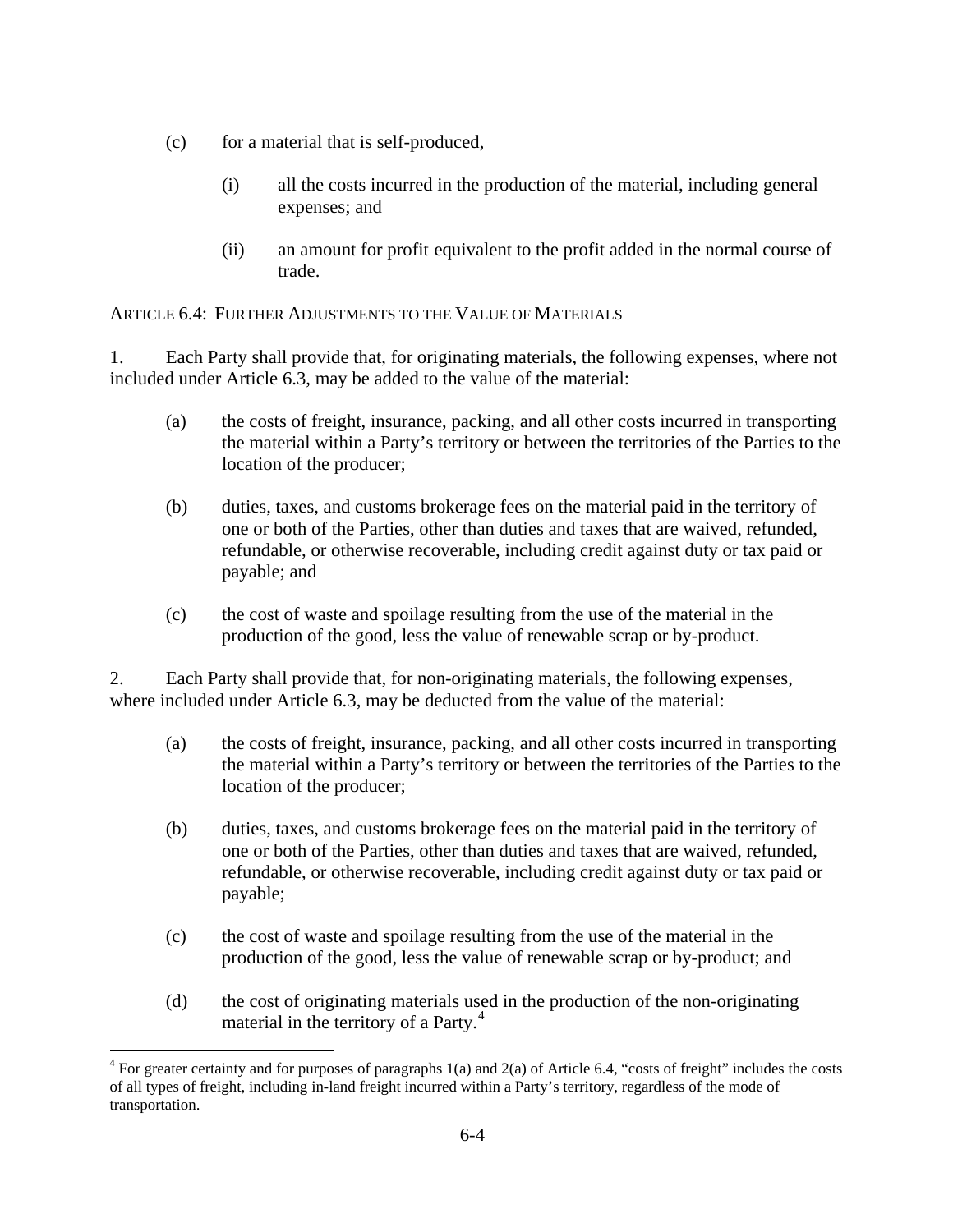(c) for a material that is self-produced,

(i) all the costs incurred in the production of the material, including general expenses; and

(ii) an amount for profit equivalent to the profit added in the normal course of trade.

### ARTICLE 6.4: FURTHER ADJUSTMENTS TO THE VALUE OF MATERIALS

1. Each Party shall provide that, for originating materials, the following expenses, where not included under Article 6.3, may be added to the value of the material:

(a) the costs of freight, insurance, packing, and all other costs incurred in transporting the material within a Party's territory or between the territories of the Parties to the location of the producer;

(b) duties, taxes, and customs brokerage fees on the material paid in the territory of one or both of the Parties, other than duties and taxes that are waived, refunded, refundable, or otherwise recoverable, including credit against duty or tax paid or payable; and

(c) the cost of waste and spoilage resulting from the use of the material in the production of the good, less the value of renewable scrap or by-product.

2. Each Party shall provide that, for non-originating materials, the following expenses, where included under Article 6.3, may be deducted from the value of the material:

(a) the costs of freight, insurance, packing, and all other costs incurred in transporting the material within a Party's territory or between the territories of the Parties to the location of the producer;

(b) duties, taxes, and customs brokerage fees on the material paid in the territory of one or both of the Parties, other than duties and taxes that are waived, refunded, refundable, or otherwise recoverable, including credit against duty or tax paid or payable;

(c) the cost of waste and spoilage resulting from the use of the material in the production of the good, less the value of renewable scrap or by-product; and

(d) the cost of originating materials used in the production of the non-originating material in the territory of a Party.[4]

---

[4] For greater certainty and for purposes of paragraphs 1(a) and 2(a) of Article 6.4, "costs of freight" includes the costs of all types of freight, including in-land freight incurred within a Party's territory, regardless of the mode of transportation.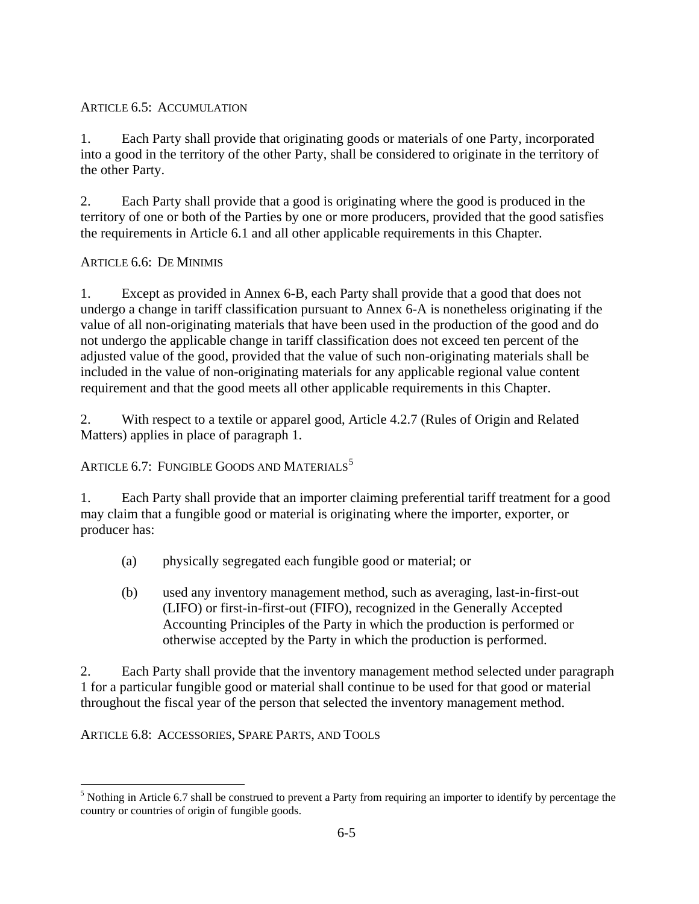### ARTICLE 6.5: ACCUMULATION

1. Each Party shall provide that originating goods or materials of one Party, incorporated into a good in the territory of the other Party, shall be considered to originate in the territory of the other Party.

2. Each Party shall provide that a good is originating where the good is produced in the territory of one or both of the Parties by one or more producers, provided that the good satisfies the requirements in Article 6.1 and all other applicable requirements in this Chapter.

### ARTICLE 6.6: DE MINIMIS

1. Except as provided in Annex 6-B, each Party shall provide that a good that does not undergo a change in tariff classification pursuant to Annex 6-A is nonetheless originating if the value of all non-originating materials that have been used in the production of the good and do not undergo the applicable change in tariff classification does not exceed ten percent of the adjusted value of the good, provided that the value of such non-originating materials shall be included in the value of non-originating materials for any applicable regional value content requirement and that the good meets all other applicable requirements in this Chapter.

2. With respect to a textile or apparel good, Article 4.2.7 (Rules of Origin and Related Matters) applies in place of paragraph 1.

### ARTICLE 6.7: FUNGIBLE GOODS AND MATERIALS[5]

1. Each Party shall provide that an importer claiming preferential tariff treatment for a good may claim that a fungible good or material is originating where the importer, exporter, or producer has:

   (a) physically segregated each fungible good or material; or

   (b) used any inventory management method, such as averaging, last-in-first-out (LIFO) or first-in-first-out (FIFO), recognized in the Generally Accepted Accounting Principles of the Party in which the production is performed or otherwise accepted by the Party in which the production is performed.

2. Each Party shall provide that the inventory management method selected under paragraph 1 for a particular fungible good or material shall continue to be used for that good or material throughout the fiscal year of the person that selected the inventory management method.

### ARTICLE 6.8: ACCESSORIES, SPARE PARTS, AND TOOLS

---

[5] Nothing in Article 6.7 shall be construed to prevent a Party from requiring an importer to identify by percentage the country or countries of origin of fungible goods.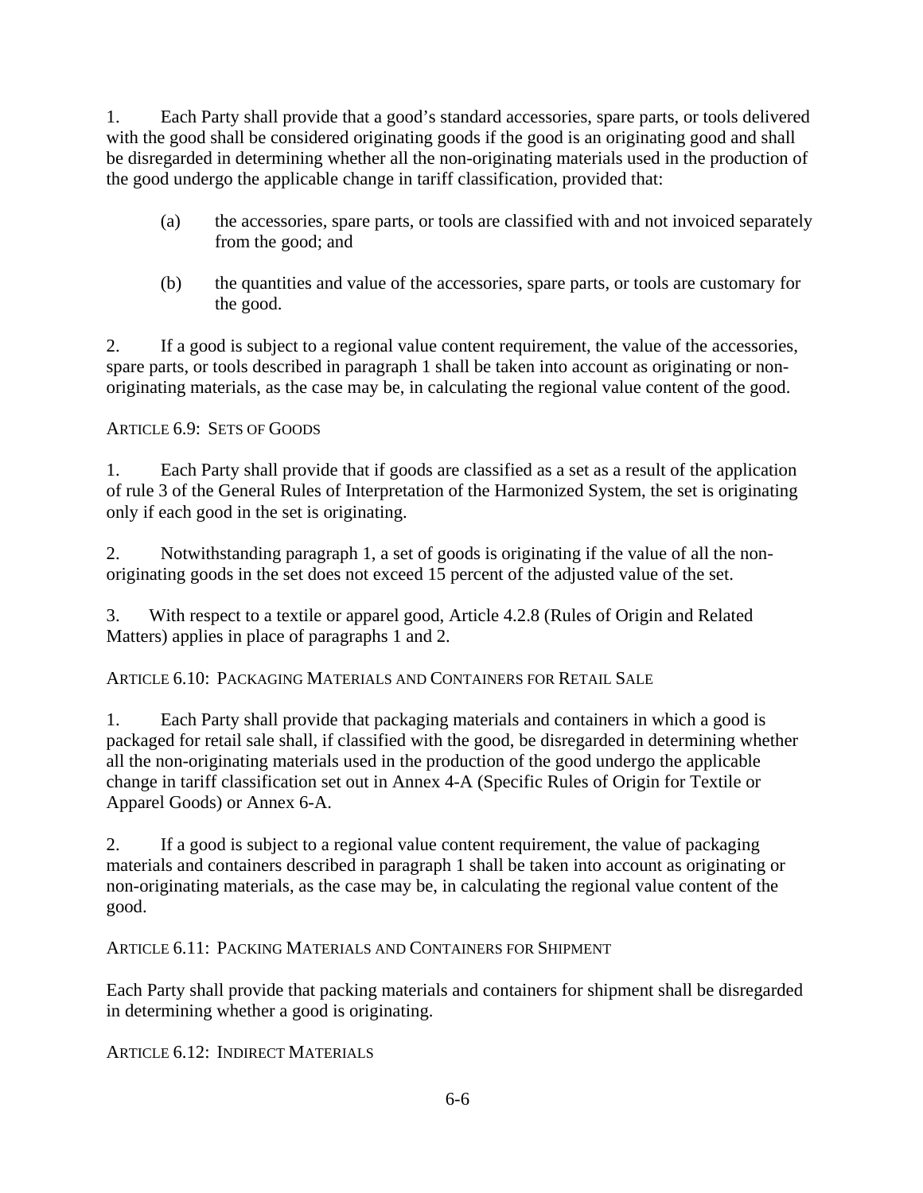1. Each Party shall provide that a good's standard accessories, spare parts, or tools delivered with the good shall be considered originating goods if the good is an originating good and shall be disregarded in determining whether all the non-originating materials used in the production of the good undergo the applicable change in tariff classification, provided that:

(a) the accessories, spare parts, or tools are classified with and not invoiced separately from the good; and

(b) the quantities and value of the accessories, spare parts, or tools are customary for the good.

2. If a good is subject to a regional value content requirement, the value of the accessories, spare parts, or tools described in paragraph 1 shall be taken into account as originating or non-originating materials, as the case may be, in calculating the regional value content of the good.

### ARTICLE 6.9: SETS OF GOODS

1. Each Party shall provide that if goods are classified as a set as a result of the application of rule 3 of the General Rules of Interpretation of the Harmonized System, the set is originating only if each good in the set is originating.

2. Notwithstanding paragraph 1, a set of goods is originating if the value of all the non-originating goods in the set does not exceed 15 percent of the adjusted value of the set.

3. With respect to a textile or apparel good, Article 4.2.8 (Rules of Origin and Related Matters) applies in place of paragraphs 1 and 2.

### ARTICLE 6.10: PACKAGING MATERIALS AND CONTAINERS FOR RETAIL SALE

1. Each Party shall provide that packaging materials and containers in which a good is packaged for retail sale shall, if classified with the good, be disregarded in determining whether all the non-originating materials used in the production of the good undergo the applicable change in tariff classification set out in Annex 4-A (Specific Rules of Origin for Textile or Apparel Goods) or Annex 6-A.

2. If a good is subject to a regional value content requirement, the value of packaging materials and containers described in paragraph 1 shall be taken into account as originating or non-originating materials, as the case may be, in calculating the regional value content of the good.

### ARTICLE 6.11: PACKING MATERIALS AND CONTAINERS FOR SHIPMENT

Each Party shall provide that packing materials and containers for shipment shall be disregarded in determining whether a good is originating.

### ARTICLE 6.12: INDIRECT MATERIALS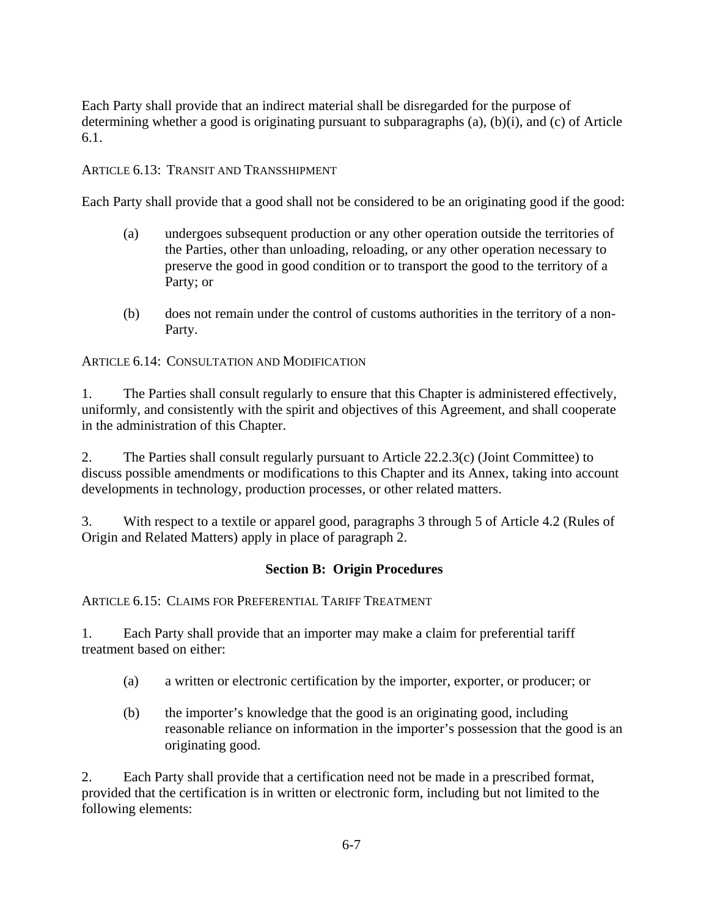Each Party shall provide that an indirect material shall be disregarded for the purpose of determining whether a good is originating pursuant to subparagraphs (a), (b)(i), and (c) of Article 6.1.

ARTICLE 6.13: TRANSIT AND TRANSSHIPMENT

Each Party shall provide that a good shall not be considered to be an originating good if the good:

(a) undergoes subsequent production or any other operation outside the territories of the Parties, other than unloading, reloading, or any other operation necessary to preserve the good in good condition or to transport the good to the territory of a Party; or

(b) does not remain under the control of customs authorities in the territory of a non-Party.

ARTICLE 6.14: CONSULTATION AND MODIFICATION

1. The Parties shall consult regularly to ensure that this Chapter is administered effectively, uniformly, and consistently with the spirit and objectives of this Agreement, and shall cooperate in the administration of this Chapter.

2. The Parties shall consult regularly pursuant to Article 22.2.3(c) (Joint Committee) to discuss possible amendments or modifications to this Chapter and its Annex, taking into account developments in technology, production processes, or other related matters.

3. With respect to a textile or apparel good, paragraphs 3 through 5 of Article 4.2 (Rules of Origin and Related Matters) apply in place of paragraph 2.

## Section B: Origin Procedures

ARTICLE 6.15: CLAIMS FOR PREFERENTIAL TARIFF TREATMENT

1. Each Party shall provide that an importer may make a claim for preferential tariff treatment based on either:

(a) a written or electronic certification by the importer, exporter, or producer; or

(b) the importer's knowledge that the good is an originating good, including reasonable reliance on information in the importer's possession that the good is an originating good.

2. Each Party shall provide that a certification need not be made in a prescribed format, provided that the certification is in written or electronic form, including but not limited to the following elements: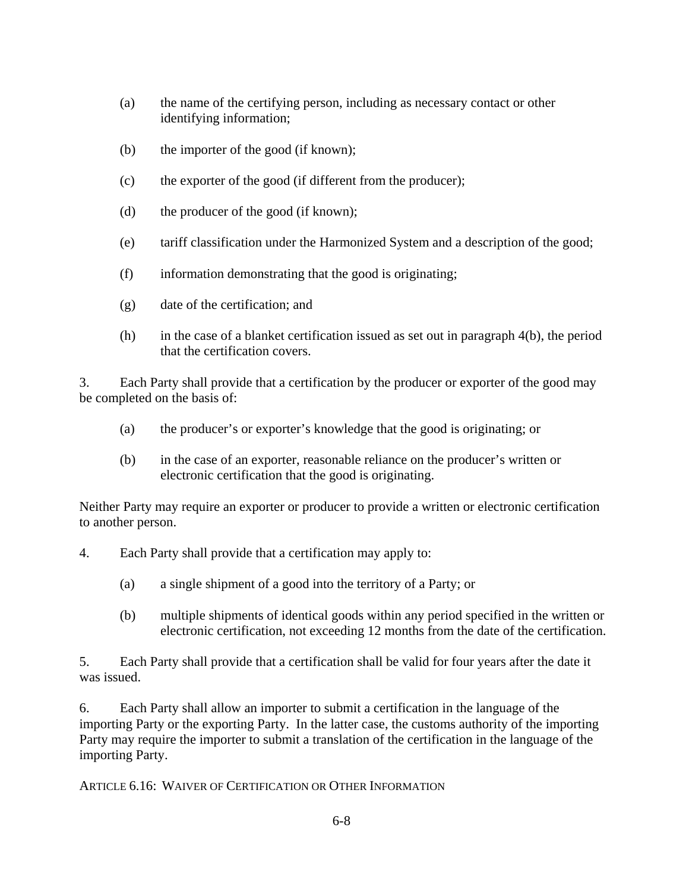(a) the name of the certifying person, including as necessary contact or other identifying information;

(b) the importer of the good (if known);

(c) the exporter of the good (if different from the producer);

(d) the producer of the good (if known);

(e) tariff classification under the Harmonized System and a description of the good;

(f) information demonstrating that the good is originating;

(g) date of the certification; and

(h) in the case of a blanket certification issued as set out in paragraph 4(b), the period that the certification covers.

3. Each Party shall provide that a certification by the producer or exporter of the good may be completed on the basis of:

(a) the producer's or exporter's knowledge that the good is originating; or

(b) in the case of an exporter, reasonable reliance on the producer's written or electronic certification that the good is originating.

Neither Party may require an exporter or producer to provide a written or electronic certification to another person.

4. Each Party shall provide that a certification may apply to:

(a) a single shipment of a good into the territory of a Party; or

(b) multiple shipments of identical goods within any period specified in the written or electronic certification, not exceeding 12 months from the date of the certification.

5. Each Party shall provide that a certification shall be valid for four years after the date it was issued.

6. Each Party shall allow an importer to submit a certification in the language of the importing Party or the exporting Party. In the latter case, the customs authority of the importing Party may require the importer to submit a translation of the certification in the language of the importing Party.

ARTICLE 6.16: WAIVER OF CERTIFICATION OR OTHER INFORMATION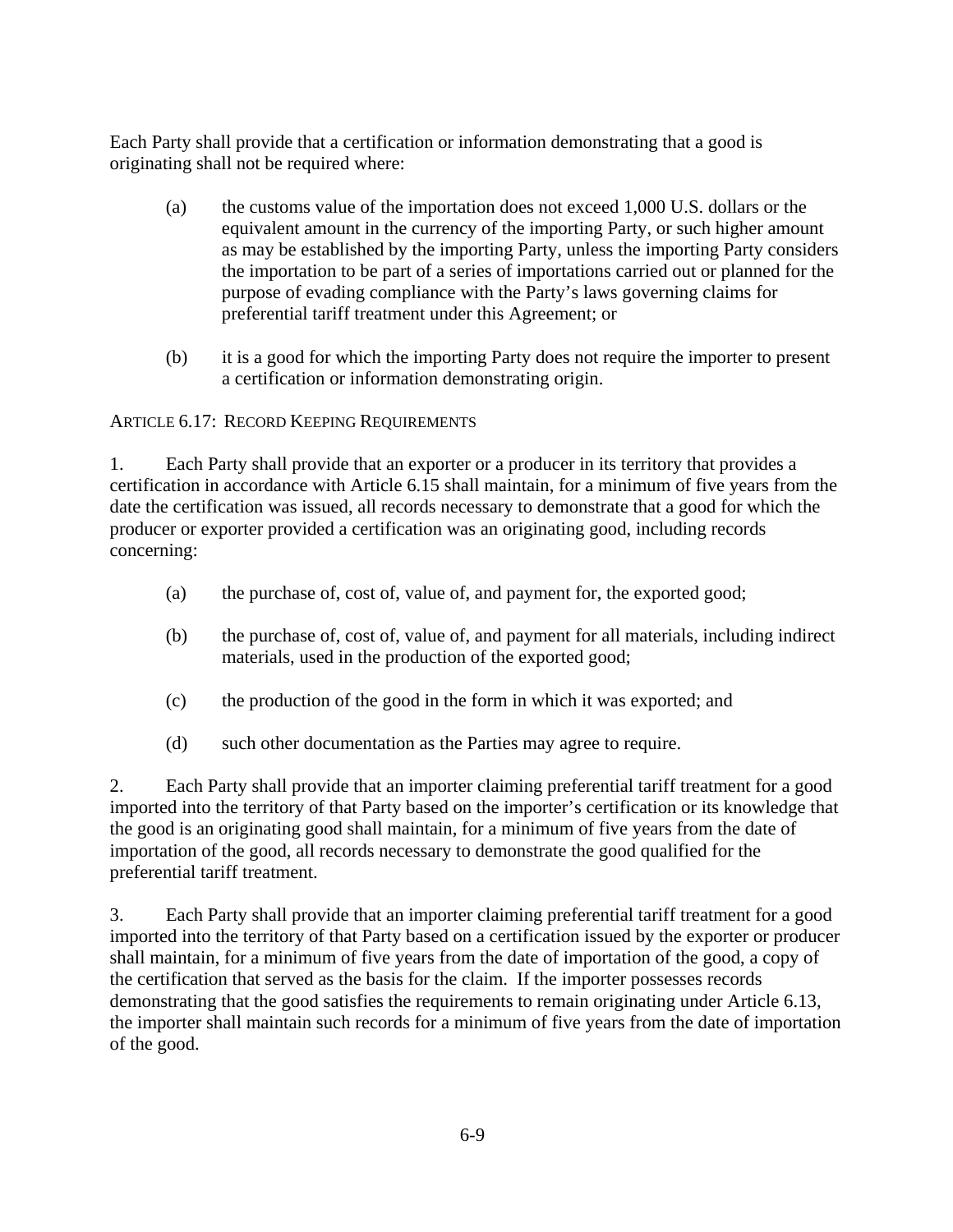Each Party shall provide that a certification or information demonstrating that a good is originating shall not be required where:

(a) the customs value of the importation does not exceed 1,000 U.S. dollars or the equivalent amount in the currency of the importing Party, or such higher amount as may be established by the importing Party, unless the importing Party considers the importation to be part of a series of importations carried out or planned for the purpose of evading compliance with the Party's laws governing claims for preferential tariff treatment under this Agreement; or

(b) it is a good for which the importing Party does not require the importer to present a certification or information demonstrating origin.

ARTICLE 6.17: RECORD KEEPING REQUIREMENTS

1. Each Party shall provide that an exporter or a producer in its territory that provides a certification in accordance with Article 6.15 shall maintain, for a minimum of five years from the date the certification was issued, all records necessary to demonstrate that a good for which the producer or exporter provided a certification was an originating good, including records concerning:

(a) the purchase of, cost of, value of, and payment for, the exported good;

(b) the purchase of, cost of, value of, and payment for all materials, including indirect materials, used in the production of the exported good;

(c) the production of the good in the form in which it was exported; and

(d) such other documentation as the Parties may agree to require.

2. Each Party shall provide that an importer claiming preferential tariff treatment for a good imported into the territory of that Party based on the importer's certification or its knowledge that the good is an originating good shall maintain, for a minimum of five years from the date of importation of the good, all records necessary to demonstrate the good qualified for the preferential tariff treatment.

3. Each Party shall provide that an importer claiming preferential tariff treatment for a good imported into the territory of that Party based on a certification issued by the exporter or producer shall maintain, for a minimum of five years from the date of importation of the good, a copy of the certification that served as the basis for the claim. If the importer possesses records demonstrating that the good satisfies the requirements to remain originating under Article 6.13, the importer shall maintain such records for a minimum of five years from the date of importation of the good.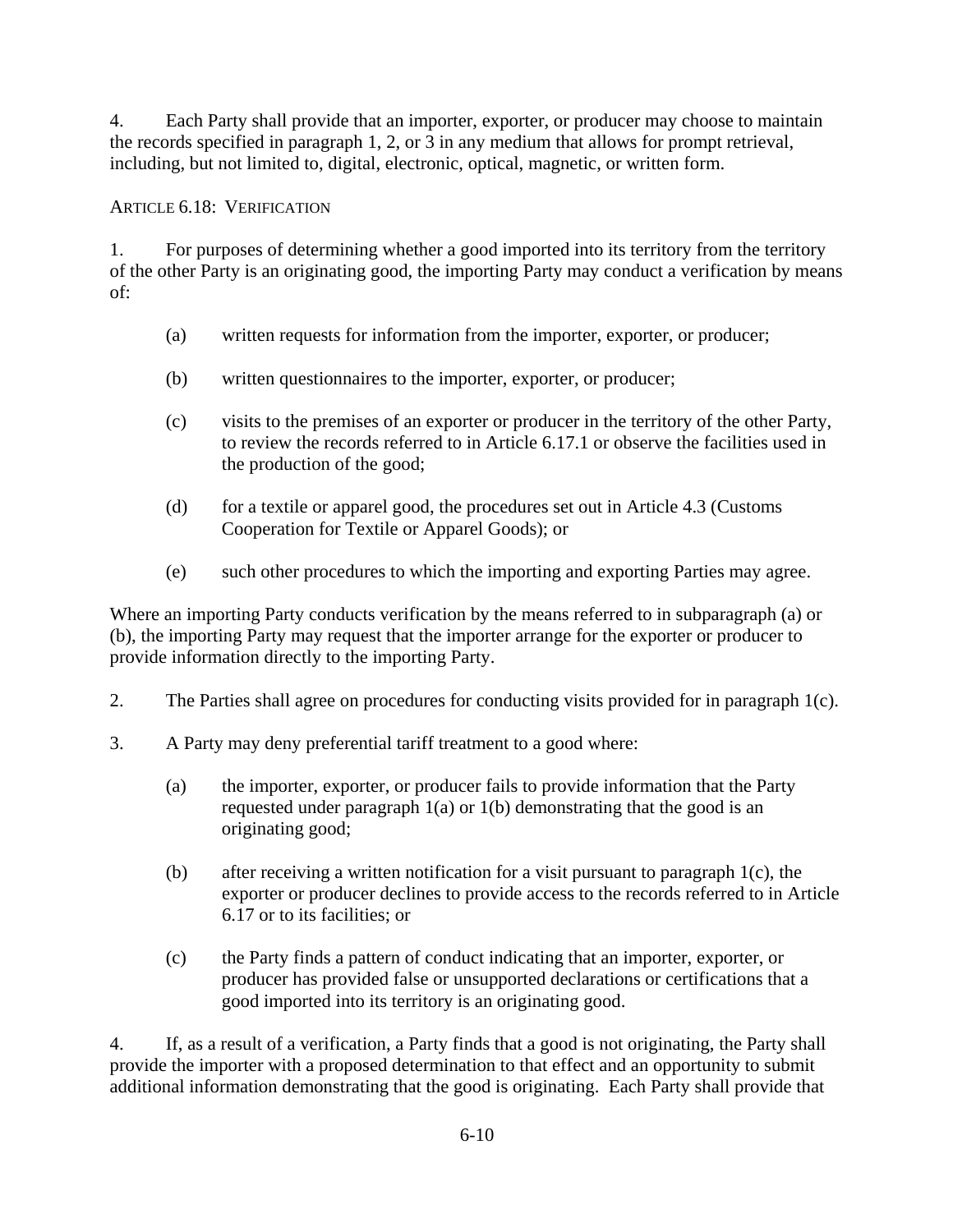4. Each Party shall provide that an importer, exporter, or producer may choose to maintain the records specified in paragraph 1, 2, or 3 in any medium that allows for prompt retrieval, including, but not limited to, digital, electronic, optical, magnetic, or written form.

## ARTICLE 6.18: VERIFICATION

1. For purposes of determining whether a good imported into its territory from the territory of the other Party is an originating good, the importing Party may conduct a verification by means of:

   (a) written requests for information from the importer, exporter, or producer;

   (b) written questionnaires to the importer, exporter, or producer;

   (c) visits to the premises of an exporter or producer in the territory of the other Party, to review the records referred to in Article 6.17.1 or observe the facilities used in the production of the good;

   (d) for a textile or apparel good, the procedures set out in Article 4.3 (Customs Cooperation for Textile or Apparel Goods); or

   (e) such other procedures to which the importing and exporting Parties may agree.

Where an importing Party conducts verification by the means referred to in subparagraph (a) or (b), the importing Party may request that the importer arrange for the exporter or producer to provide information directly to the importing Party.

2. The Parties shall agree on procedures for conducting visits provided for in paragraph 1(c).

3. A Party may deny preferential tariff treatment to a good where:

   (a) the importer, exporter, or producer fails to provide information that the Party requested under paragraph 1(a) or 1(b) demonstrating that the good is an originating good;

   (b) after receiving a written notification for a visit pursuant to paragraph 1(c), the exporter or producer declines to provide access to the records referred to in Article 6.17 or to its facilities; or

   (c) the Party finds a pattern of conduct indicating that an importer, exporter, or producer has provided false or unsupported declarations or certifications that a good imported into its territory is an originating good.

4. If, as a result of a verification, a Party finds that a good is not originating, the Party shall provide the importer with a proposed determination to that effect and an opportunity to submit additional information demonstrating that the good is originating. Each Party shall provide that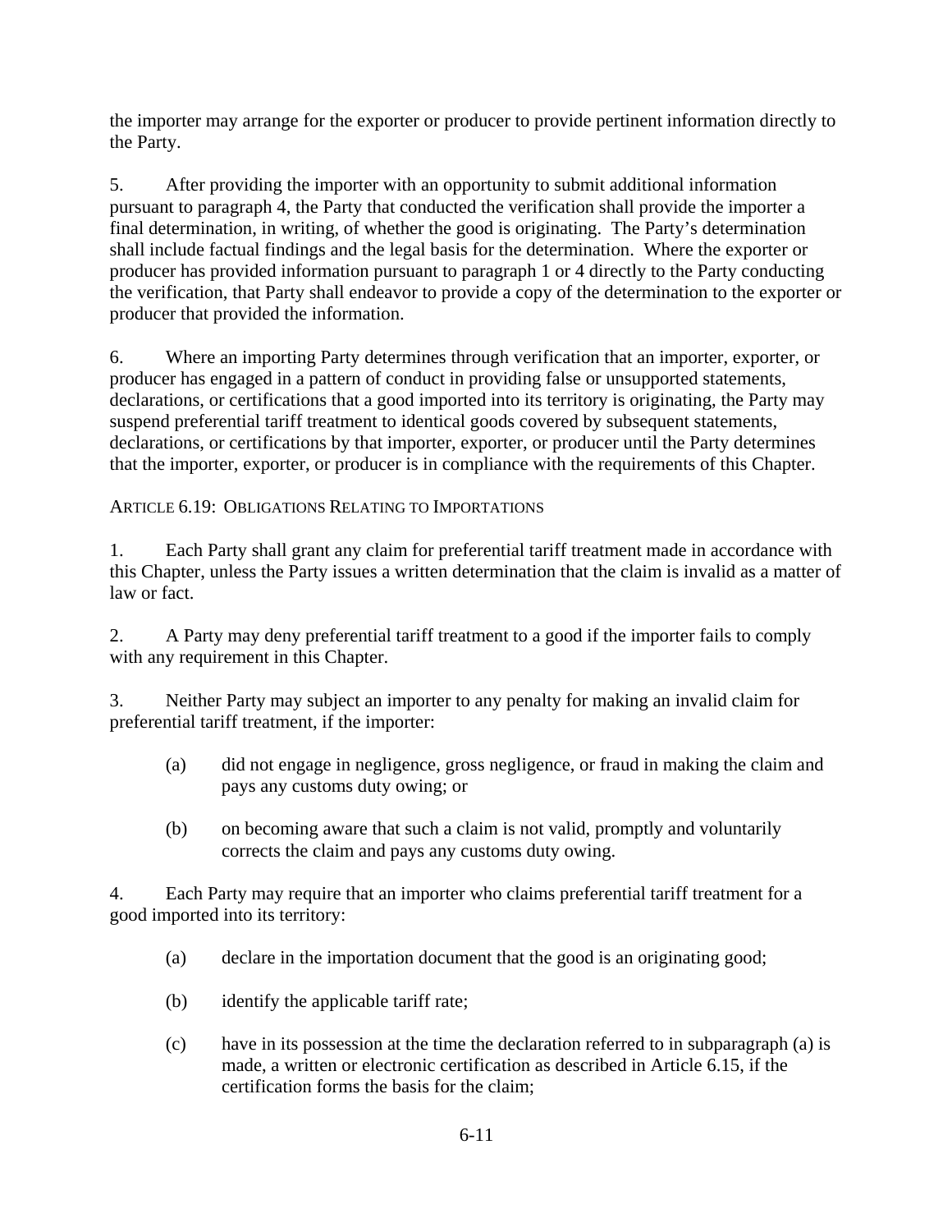the importer may arrange for the exporter or producer to provide pertinent information directly to the Party.

5. After providing the importer with an opportunity to submit additional information pursuant to paragraph 4, the Party that conducted the verification shall provide the importer a final determination, in writing, of whether the good is originating. The Party's determination shall include factual findings and the legal basis for the determination. Where the exporter or producer has provided information pursuant to paragraph 1 or 4 directly to the Party conducting the verification, that Party shall endeavor to provide a copy of the determination to the exporter or producer that provided the information.

6. Where an importing Party determines through verification that an importer, exporter, or producer has engaged in a pattern of conduct in providing false or unsupported statements, declarations, or certifications that a good imported into its territory is originating, the Party may suspend preferential tariff treatment to identical goods covered by subsequent statements, declarations, or certifications by that importer, exporter, or producer until the Party determines that the importer, exporter, or producer is in compliance with the requirements of this Chapter.

ARTICLE 6.19: OBLIGATIONS RELATING TO IMPORTATIONS

1. Each Party shall grant any claim for preferential tariff treatment made in accordance with this Chapter, unless the Party issues a written determination that the claim is invalid as a matter of law or fact.

2. A Party may deny preferential tariff treatment to a good if the importer fails to comply with any requirement in this Chapter.

3. Neither Party may subject an importer to any penalty for making an invalid claim for preferential tariff treatment, if the importer:

(a) did not engage in negligence, gross negligence, or fraud in making the claim and pays any customs duty owing; or

(b) on becoming aware that such a claim is not valid, promptly and voluntarily corrects the claim and pays any customs duty owing.

4. Each Party may require that an importer who claims preferential tariff treatment for a good imported into its territory:

(a) declare in the importation document that the good is an originating good;

(b) identify the applicable tariff rate;

(c) have in its possession at the time the declaration referred to in subparagraph (a) is made, a written or electronic certification as described in Article 6.15, if the certification forms the basis for the claim;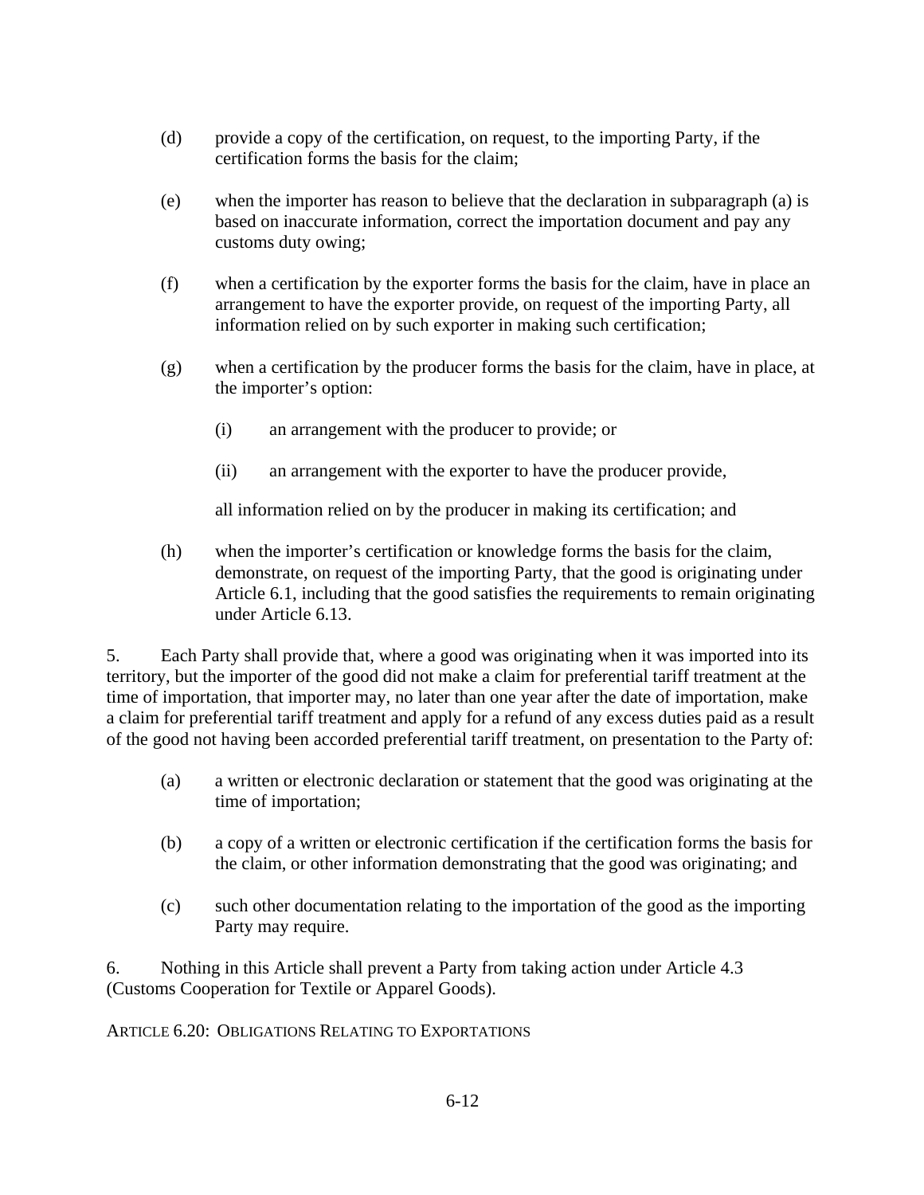(d) provide a copy of the certification, on request, to the importing Party, if the certification forms the basis for the claim;

(e) when the importer has reason to believe that the declaration in subparagraph (a) is based on inaccurate information, correct the importation document and pay any customs duty owing;

(f) when a certification by the exporter forms the basis for the claim, have in place an arrangement to have the exporter provide, on request of the importing Party, all information relied on by such exporter in making such certification;

(g) when a certification by the producer forms the basis for the claim, have in place, at the importer's option:

(i) an arrangement with the producer to provide; or

(ii) an arrangement with the exporter to have the producer provide,

all information relied on by the producer in making its certification; and

(h) when the importer's certification or knowledge forms the basis for the claim, demonstrate, on request of the importing Party, that the good is originating under Article 6.1, including that the good satisfies the requirements to remain originating under Article 6.13.

5. Each Party shall provide that, where a good was originating when it was imported into its territory, but the importer of the good did not make a claim for preferential tariff treatment at the time of importation, that importer may, no later than one year after the date of importation, make a claim for preferential tariff treatment and apply for a refund of any excess duties paid as a result of the good not having been accorded preferential tariff treatment, on presentation to the Party of:

(a) a written or electronic declaration or statement that the good was originating at the time of importation;

(b) a copy of a written or electronic certification if the certification forms the basis for the claim, or other information demonstrating that the good was originating; and

(c) such other documentation relating to the importation of the good as the importing Party may require.

6. Nothing in this Article shall prevent a Party from taking action under Article 4.3 (Customs Cooperation for Textile or Apparel Goods).

## ARTICLE 6.20: OBLIGATIONS RELATING TO EXPORTATIONS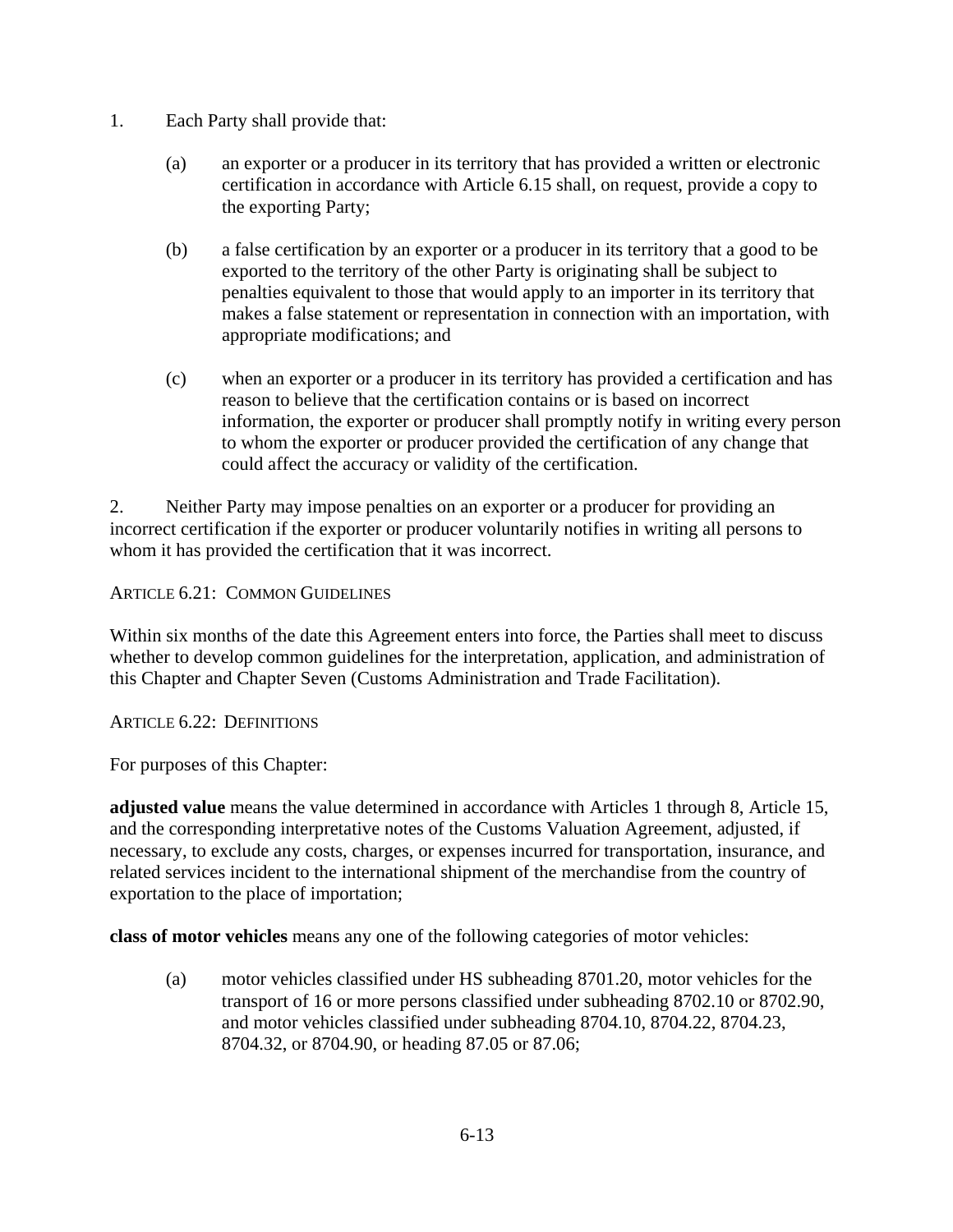1. Each Party shall provide that:

   (a) an exporter or a producer in its territory that has provided a written or electronic certification in accordance with Article 6.15 shall, on request, provide a copy to the exporting Party;

   (b) a false certification by an exporter or a producer in its territory that a good to be exported to the territory of the other Party is originating shall be subject to penalties equivalent to those that would apply to an importer in its territory that makes a false statement or representation in connection with an importation, with appropriate modifications; and

   (c) when an exporter or a producer in its territory has provided a certification and has reason to believe that the certification contains or is based on incorrect information, the exporter or producer shall promptly notify in writing every person to whom the exporter or producer provided the certification of any change that could affect the accuracy or validity of the certification.

2. Neither Party may impose penalties on an exporter or a producer for providing an incorrect certification if the exporter or producer voluntarily notifies in writing all persons to whom it has provided the certification that it was incorrect.

ARTICLE 6.21: COMMON GUIDELINES

Within six months of the date this Agreement enters into force, the Parties shall meet to discuss whether to develop common guidelines for the interpretation, application, and administration of this Chapter and Chapter Seven (Customs Administration and Trade Facilitation).

ARTICLE 6.22: DEFINITIONS

For purposes of this Chapter:

**adjusted value** means the value determined in accordance with Articles 1 through 8, Article 15, and the corresponding interpretative notes of the Customs Valuation Agreement, adjusted, if necessary, to exclude any costs, charges, or expenses incurred for transportation, insurance, and related services incident to the international shipment of the merchandise from the country of exportation to the place of importation;

**class of motor vehicles** means any one of the following categories of motor vehicles:

   (a) motor vehicles classified under HS subheading 8701.20, motor vehicles for the transport of 16 or more persons classified under subheading 8702.10 or 8702.90, and motor vehicles classified under subheading 8704.10, 8704.22, 8704.23, 8704.32, or 8704.90, or heading 87.05 or 87.06;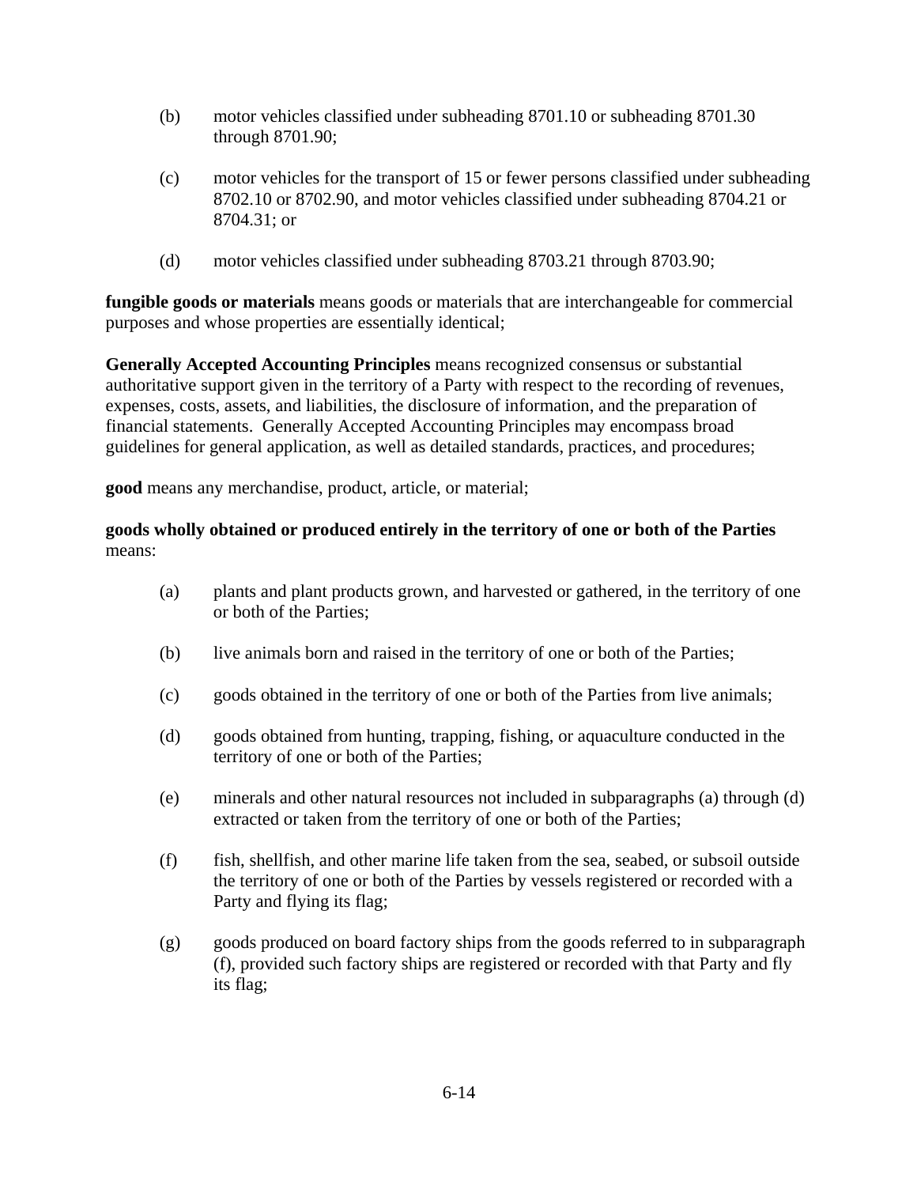(b) motor vehicles classified under subheading 8701.10 or subheading 8701.30 through 8701.90;

(c) motor vehicles for the transport of 15 or fewer persons classified under subheading 8702.10 or 8702.90, and motor vehicles classified under subheading 8704.21 or 8704.31; or

(d) motor vehicles classified under subheading 8703.21 through 8703.90;

**fungible goods or materials** means goods or materials that are interchangeable for commercial purposes and whose properties are essentially identical;

**Generally Accepted Accounting Principles** means recognized consensus or substantial authoritative support given in the territory of a Party with respect to the recording of revenues, expenses, costs, assets, and liabilities, the disclosure of information, and the preparation of financial statements. Generally Accepted Accounting Principles may encompass broad guidelines for general application, as well as detailed standards, practices, and procedures;

**good** means any merchandise, product, article, or material;

**goods wholly obtained or produced entirely in the territory of one or both of the Parties** means:

(a) plants and plant products grown, and harvested or gathered, in the territory of one or both of the Parties;

(b) live animals born and raised in the territory of one or both of the Parties;

(c) goods obtained in the territory of one or both of the Parties from live animals;

(d) goods obtained from hunting, trapping, fishing, or aquaculture conducted in the territory of one or both of the Parties;

(e) minerals and other natural resources not included in subparagraphs (a) through (d) extracted or taken from the territory of one or both of the Parties;

(f) fish, shellfish, and other marine life taken from the sea, seabed, or subsoil outside the territory of one or both of the Parties by vessels registered or recorded with a Party and flying its flag;

(g) goods produced on board factory ships from the goods referred to in subparagraph (f), provided such factory ships are registered or recorded with that Party and fly its flag;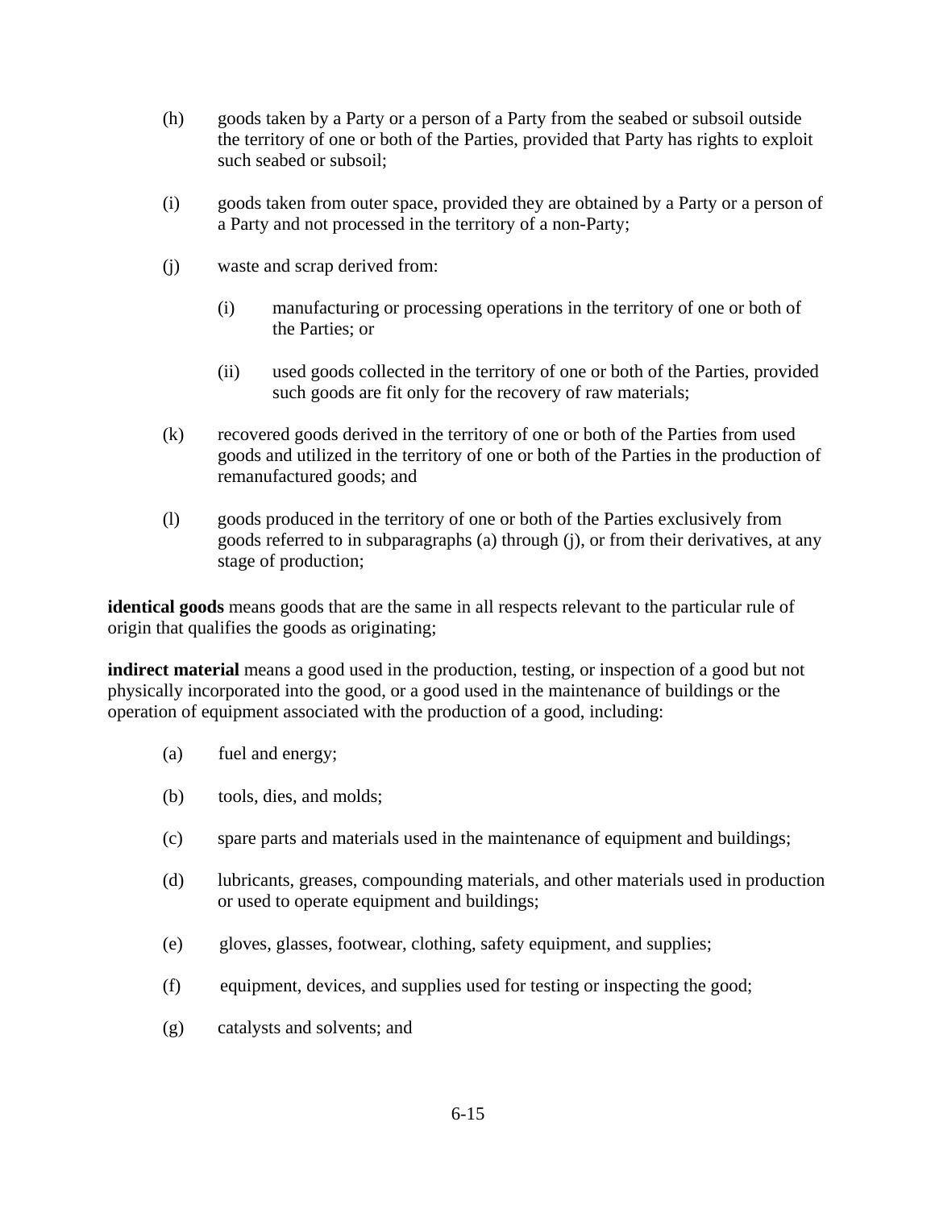(h) goods taken by a Party or a person of a Party from the seabed or subsoil outside the territory of one or both of the Parties, provided that Party has rights to exploit such seabed or subsoil;

(i) goods taken from outer space, provided they are obtained by a Party or a person of a Party and not processed in the territory of a non-Party;

(j) waste and scrap derived from:

  (i) manufacturing or processing operations in the territory of one or both of the Parties; or

  (ii) used goods collected in the territory of one or both of the Parties, provided such goods are fit only for the recovery of raw materials;

(k) recovered goods derived in the territory of one or both of the Parties from used goods and utilized in the territory of one or both of the Parties in the production of remanufactured goods; and

(l) goods produced in the territory of one or both of the Parties exclusively from goods referred to in subparagraphs (a) through (j), or from their derivatives, at any stage of production;

**identical goods** means goods that are the same in all respects relevant to the particular rule of origin that qualifies the goods as originating;

**indirect material** means a good used in the production, testing, or inspection of a good but not physically incorporated into the good, or a good used in the maintenance of buildings or the operation of equipment associated with the production of a good, including:

(a) fuel and energy;

(b) tools, dies, and molds;

(c) spare parts and materials used in the maintenance of equipment and buildings;

(d) lubricants, greases, compounding materials, and other materials used in production or used to operate equipment and buildings;

(e) gloves, glasses, footwear, clothing, safety equipment, and supplies;

(f) equipment, devices, and supplies used for testing or inspecting the good;

(g) catalysts and solvents; and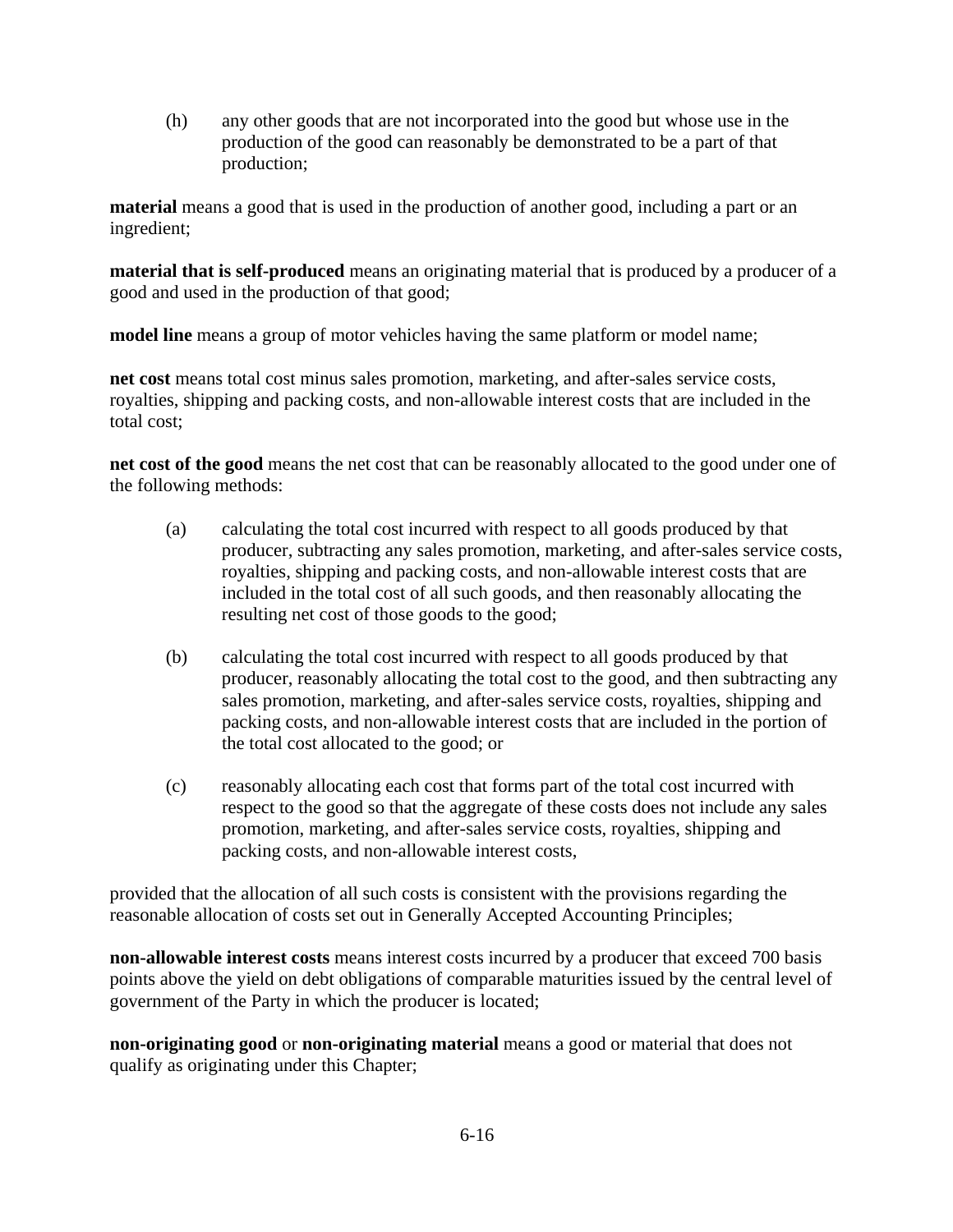(h) any other goods that are not incorporated into the good but whose use in the production of the good can reasonably be demonstrated to be a part of that production;

**material** means a good that is used in the production of another good, including a part or an ingredient;

**material that is self-produced** means an originating material that is produced by a producer of a good and used in the production of that good;

**model line** means a group of motor vehicles having the same platform or model name;

**net cost** means total cost minus sales promotion, marketing, and after-sales service costs, royalties, shipping and packing costs, and non-allowable interest costs that are included in the total cost;

**net cost of the good** means the net cost that can be reasonably allocated to the good under one of the following methods:

(a) calculating the total cost incurred with respect to all goods produced by that producer, subtracting any sales promotion, marketing, and after-sales service costs, royalties, shipping and packing costs, and non-allowable interest costs that are included in the total cost of all such goods, and then reasonably allocating the resulting net cost of those goods to the good;

(b) calculating the total cost incurred with respect to all goods produced by that producer, reasonably allocating the total cost to the good, and then subtracting any sales promotion, marketing, and after-sales service costs, royalties, shipping and packing costs, and non-allowable interest costs that are included in the portion of the total cost allocated to the good; or

(c) reasonably allocating each cost that forms part of the total cost incurred with respect to the good so that the aggregate of these costs does not include any sales promotion, marketing, and after-sales service costs, royalties, shipping and packing costs, and non-allowable interest costs,

provided that the allocation of all such costs is consistent with the provisions regarding the reasonable allocation of costs set out in Generally Accepted Accounting Principles;

**non-allowable interest costs** means interest costs incurred by a producer that exceed 700 basis points above the yield on debt obligations of comparable maturities issued by the central level of government of the Party in which the producer is located;

**non-originating good** or **non-originating material** means a good or material that does not qualify as originating under this Chapter;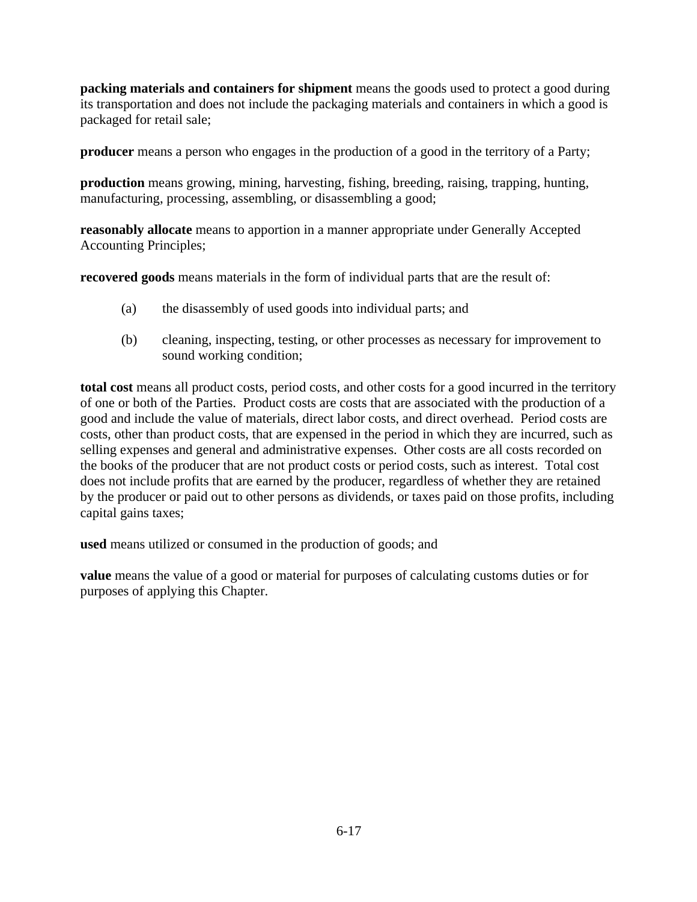**packing materials and containers for shipment** means the goods used to protect a good during its transportation and does not include the packaging materials and containers in which a good is packaged for retail sale;

**producer** means a person who engages in the production of a good in the territory of a Party;

**production** means growing, mining, harvesting, fishing, breeding, raising, trapping, hunting, manufacturing, processing, assembling, or disassembling a good;

**reasonably allocate** means to apportion in a manner appropriate under Generally Accepted Accounting Principles;

**recovered goods** means materials in the form of individual parts that are the result of:

(a) the disassembly of used goods into individual parts; and

(b) cleaning, inspecting, testing, or other processes as necessary for improvement to sound working condition;

**total cost** means all product costs, period costs, and other costs for a good incurred in the territory of one or both of the Parties. Product costs are costs that are associated with the production of a good and include the value of materials, direct labor costs, and direct overhead. Period costs are costs, other than product costs, that are expensed in the period in which they are incurred, such as selling expenses and general and administrative expenses. Other costs are all costs recorded on the books of the producer that are not product costs or period costs, such as interest. Total cost does not include profits that are earned by the producer, regardless of whether they are retained by the producer or paid out to other persons as dividends, or taxes paid on those profits, including capital gains taxes;

**used** means utilized or consumed in the production of goods; and

**value** means the value of a good or material for purposes of calculating customs duties or for purposes of applying this Chapter.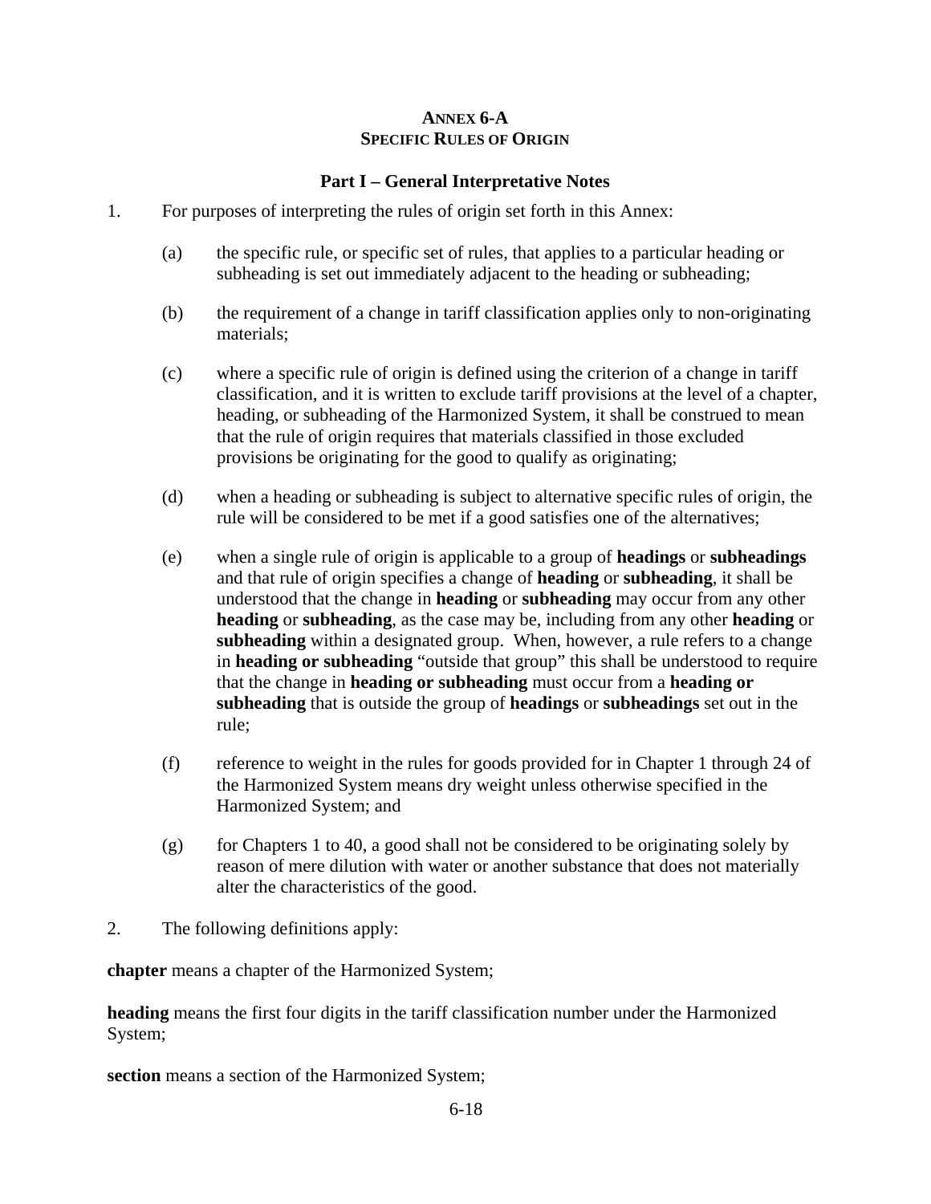# ANNEX 6-A
## SPECIFIC RULES OF ORIGIN

### Part I – General Interpretative Notes

1. For purposes of interpreting the rules of origin set forth in this Annex:

   (a) the specific rule, or specific set of rules, that applies to a particular heading or subheading is set out immediately adjacent to the heading or subheading;

   (b) the requirement of a change in tariff classification applies only to non-originating materials;

   (c) where a specific rule of origin is defined using the criterion of a change in tariff classification, and it is written to exclude tariff provisions at the level of a chapter, heading, or subheading of the Harmonized System, it shall be construed to mean that the rule of origin requires that materials classified in those excluded provisions be originating for the good to qualify as originating;

   (d) when a heading or subheading is subject to alternative specific rules of origin, the rule will be considered to be met if a good satisfies one of the alternatives;

   (e) when a single rule of origin is applicable to a group of **headings** or **subheadings** and that rule of origin specifies a change of **heading** or **subheading**, it shall be understood that the change in **heading** or **subheading** may occur from any other **heading** or **subheading**, as the case may be, including from any other **heading** or **subheading** within a designated group. When, however, a rule refers to a change in **heading or subheading** "outside that group" this shall be understood to require that the change in **heading or subheading** must occur from a **heading or subheading** that is outside the group of **headings** or **subheadings** set out in the rule;

   (f) reference to weight in the rules for goods provided for in Chapter 1 through 24 of the Harmonized System means dry weight unless otherwise specified in the Harmonized System; and

   (g) for Chapters 1 to 40, a good shall not be considered to be originating solely by reason of mere dilution with water or another substance that does not materially alter the characteristics of the good.

2. The following definitions apply:

**chapter** means a chapter of the Harmonized System;

**heading** means the first four digits in the tariff classification number under the Harmonized System;

**section** means a section of the Harmonized System;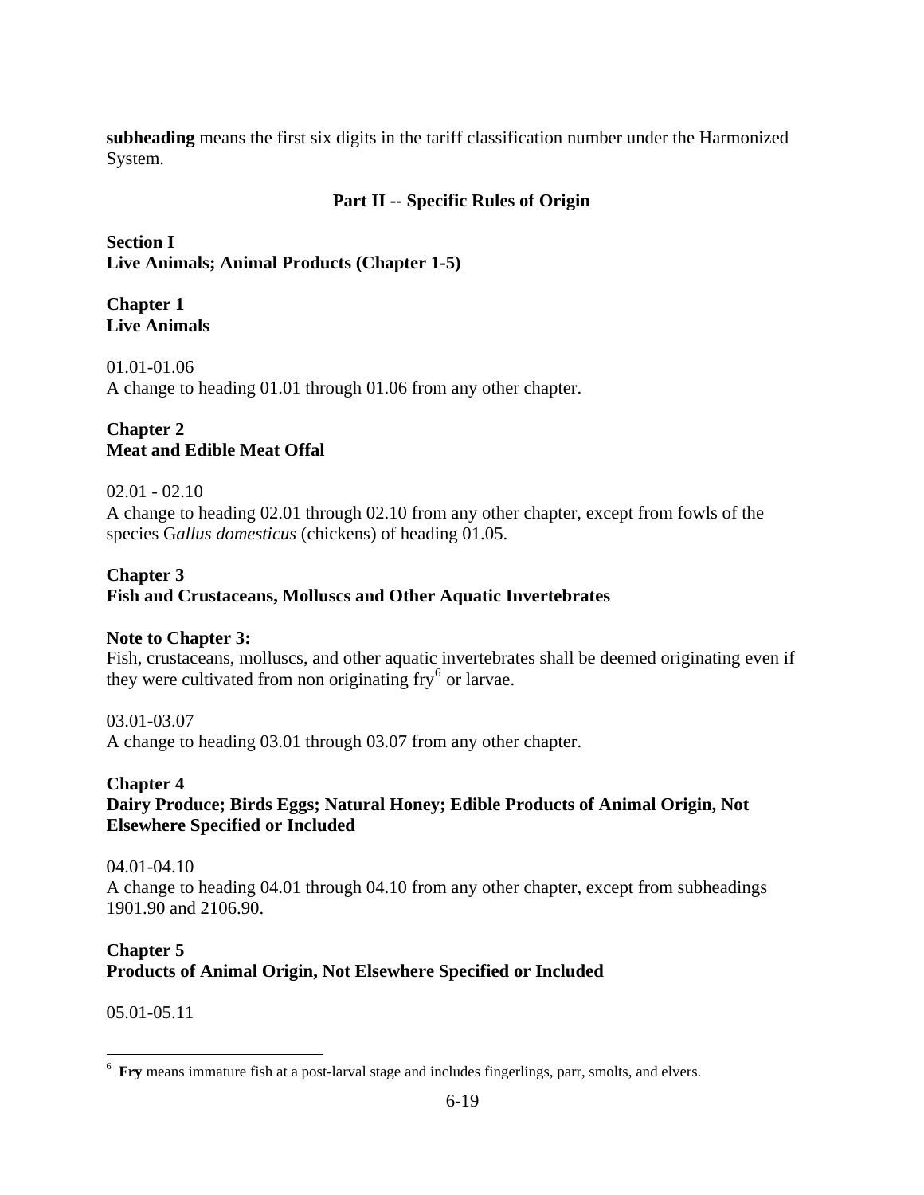**subheading** means the first six digits in the tariff classification number under the Harmonized System.

## Part II -- Specific Rules of Origin

### Section I
### Live Animals; Animal Products (Chapter 1-5)

**Chapter 1**
**Live Animals**

01.01-01.06
A change to heading 01.01 through 01.06 from any other chapter.

**Chapter 2**
**Meat and Edible Meat Offal**

02.01 - 02.10
A change to heading 02.01 through 02.10 from any other chapter, except from fowls of the species G*allus domesticus* (chickens) of heading 01.05.

**Chapter 3**
**Fish and Crustaceans, Molluscs and Other Aquatic Invertebrates**

**Note to Chapter 3:**
Fish, crustaceans, molluscs, and other aquatic invertebrates shall be deemed originating even if they were cultivated from non originating fry[6] or larvae.

03.01-03.07
A change to heading 03.01 through 03.07 from any other chapter.

**Chapter 4**
**Dairy Produce; Birds Eggs; Natural Honey; Edible Products of Animal Origin, Not Elsewhere Specified or Included**

04.01-04.10
A change to heading 04.01 through 04.10 from any other chapter, except from subheadings 1901.90 and 2106.90.

**Chapter 5**
**Products of Animal Origin, Not Elsewhere Specified or Included**

05.01-05.11

---

[6] **Fry** means immature fish at a post-larval stage and includes fingerlings, parr, smolts, and elvers.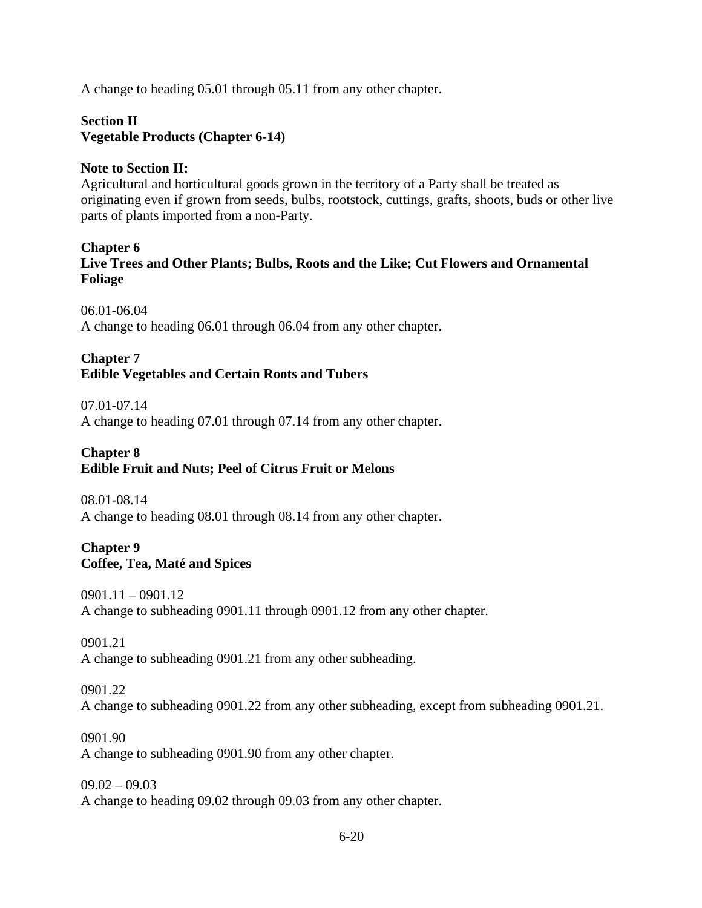A change to heading 05.01 through 05.11 from any other chapter.

**Section II**
**Vegetable Products (Chapter 6-14)**

**Note to Section II:**
Agricultural and horticultural goods grown in the territory of a Party shall be treated as originating even if grown from seeds, bulbs, rootstock, cuttings, grafts, shoots, buds or other live parts of plants imported from a non-Party.

**Chapter 6**
**Live Trees and Other Plants; Bulbs, Roots and the Like; Cut Flowers and Ornamental Foliage**

06.01-06.04
A change to heading 06.01 through 06.04 from any other chapter.

**Chapter 7**
**Edible Vegetables and Certain Roots and Tubers**

07.01-07.14
A change to heading 07.01 through 07.14 from any other chapter.

**Chapter 8**
**Edible Fruit and Nuts; Peel of Citrus Fruit or Melons**

08.01-08.14
A change to heading 08.01 through 08.14 from any other chapter.

**Chapter 9**
**Coffee, Tea, Maté and Spices**

0901.11 – 0901.12
A change to subheading 0901.11 through 0901.12 from any other chapter.

0901.21
A change to subheading 0901.21 from any other subheading.

0901.22
A change to subheading 0901.22 from any other subheading, except from subheading 0901.21.

0901.90
A change to subheading 0901.90 from any other chapter.

09.02 – 09.03
A change to heading 09.02 through 09.03 from any other chapter.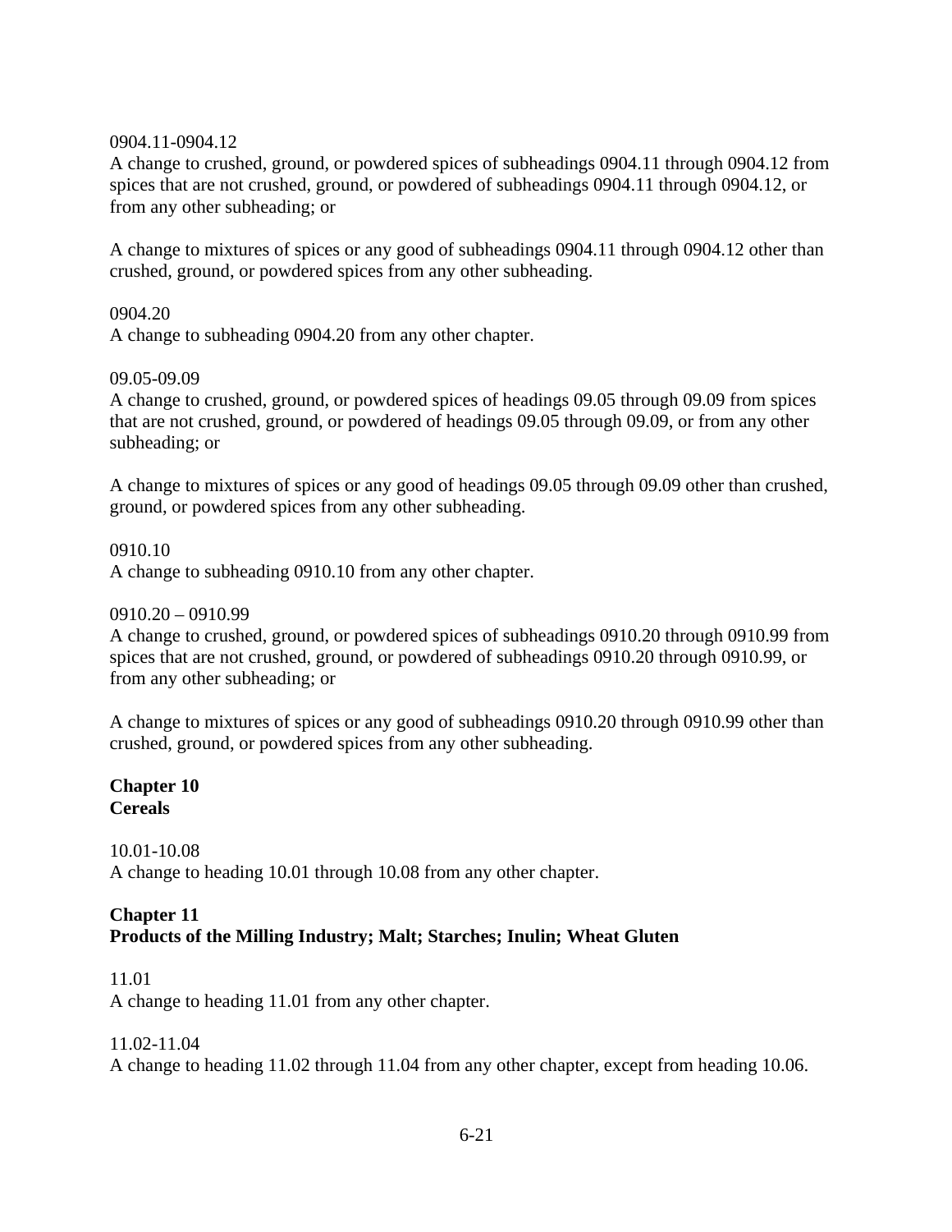0904.11-0904.12
A change to crushed, ground, or powdered spices of subheadings 0904.11 through 0904.12 from spices that are not crushed, ground, or powdered of subheadings 0904.11 through 0904.12, or from any other subheading; or

A change to mixtures of spices or any good of subheadings 0904.11 through 0904.12 other than crushed, ground, or powdered spices from any other subheading.

0904.20
A change to subheading 0904.20 from any other chapter.

09.05-09.09
A change to crushed, ground, or powdered spices of headings 09.05 through 09.09 from spices that are not crushed, ground, or powdered of headings 09.05 through 09.09, or from any other subheading; or

A change to mixtures of spices or any good of headings 09.05 through 09.09 other than crushed, ground, or powdered spices from any other subheading.

0910.10
A change to subheading 0910.10 from any other chapter.

0910.20 – 0910.99
A change to crushed, ground, or powdered spices of subheadings 0910.20 through 0910.99 from spices that are not crushed, ground, or powdered of subheadings 0910.20 through 0910.99, or from any other subheading; or

A change to mixtures of spices or any good of subheadings 0910.20 through 0910.99 other than crushed, ground, or powdered spices from any other subheading.

**Chapter 10**
**Cereals**

10.01-10.08
A change to heading 10.01 through 10.08 from any other chapter.

**Chapter 11**
**Products of the Milling Industry; Malt; Starches; Inulin; Wheat Gluten**

11.01
A change to heading 11.01 from any other chapter.

11.02-11.04
A change to heading 11.02 through 11.04 from any other chapter, except from heading 10.06.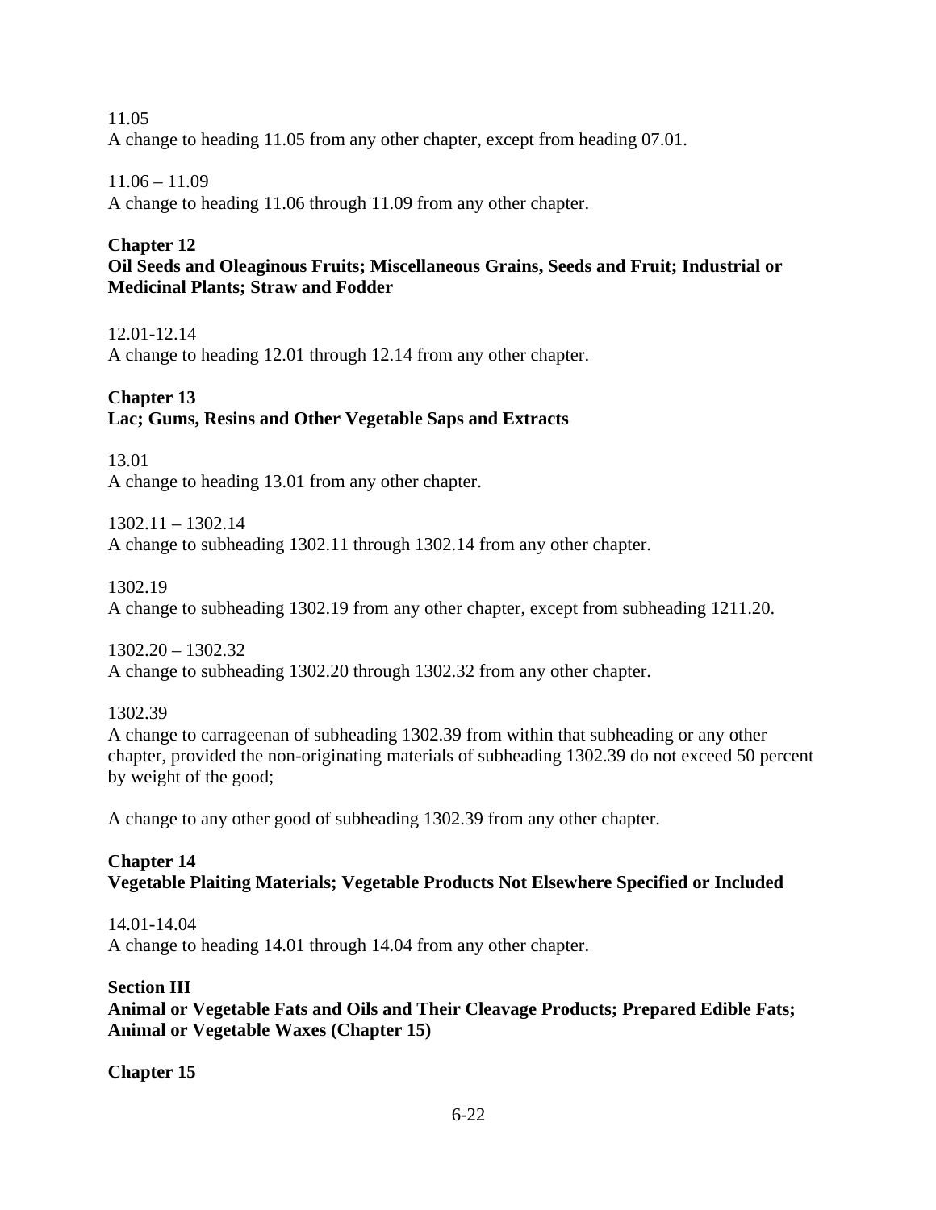11.05
A change to heading 11.05 from any other chapter, except from heading 07.01.

11.06 – 11.09
A change to heading 11.06 through 11.09 from any other chapter.

**Chapter 12**
**Oil Seeds and Oleaginous Fruits; Miscellaneous Grains, Seeds and Fruit; Industrial or Medicinal Plants; Straw and Fodder**

12.01-12.14
A change to heading 12.01 through 12.14 from any other chapter.

**Chapter 13**
**Lac; Gums, Resins and Other Vegetable Saps and Extracts**

13.01
A change to heading 13.01 from any other chapter.

1302.11 – 1302.14
A change to subheading 1302.11 through 1302.14 from any other chapter.

1302.19
A change to subheading 1302.19 from any other chapter, except from subheading 1211.20.

1302.20 – 1302.32
A change to subheading 1302.20 through 1302.32 from any other chapter.

1302.39
A change to carrageenan of subheading 1302.39 from within that subheading or any other chapter, provided the non-originating materials of subheading 1302.39 do not exceed 50 percent by weight of the good;

A change to any other good of subheading 1302.39 from any other chapter.

**Chapter 14**
**Vegetable Plaiting Materials; Vegetable Products Not Elsewhere Specified or Included**

14.01-14.04
A change to heading 14.01 through 14.04 from any other chapter.

**Section III**
**Animal or Vegetable Fats and Oils and Their Cleavage Products; Prepared Edible Fats; Animal or Vegetable Waxes (Chapter 15)**

**Chapter 15**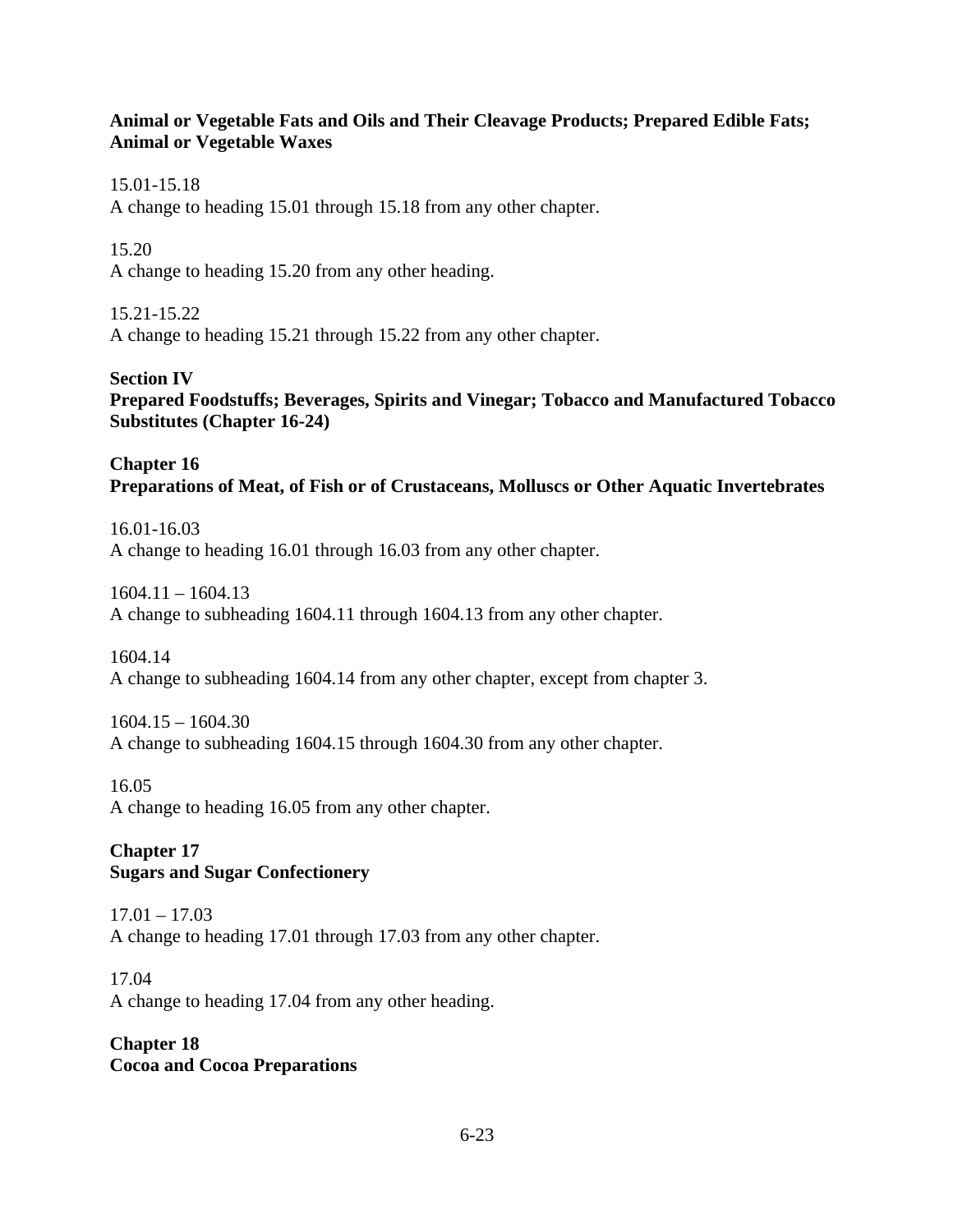**Animal or Vegetable Fats and Oils and Their Cleavage Products; Prepared Edible Fats; Animal or Vegetable Waxes**

15.01-15.18
A change to heading 15.01 through 15.18 from any other chapter.

15.20
A change to heading 15.20 from any other heading.

15.21-15.22
A change to heading 15.21 through 15.22 from any other chapter.

## Section IV
## Prepared Foodstuffs; Beverages, Spirits and Vinegar; Tobacco and Manufactured Tobacco Substitutes (Chapter 16-24)

### Chapter 16
### Preparations of Meat, of Fish or of Crustaceans, Molluscs or Other Aquatic Invertebrates

16.01-16.03
A change to heading 16.01 through 16.03 from any other chapter.

1604.11 – 1604.13
A change to subheading 1604.11 through 1604.13 from any other chapter.

1604.14
A change to subheading 1604.14 from any other chapter, except from chapter 3.

1604.15 – 1604.30
A change to subheading 1604.15 through 1604.30 from any other chapter.

16.05
A change to heading 16.05 from any other chapter.

### Chapter 17
### Sugars and Sugar Confectionery

17.01 – 17.03
A change to heading 17.01 through 17.03 from any other chapter.

17.04
A change to heading 17.04 from any other heading.

### Chapter 18
### Cocoa and Cocoa Preparations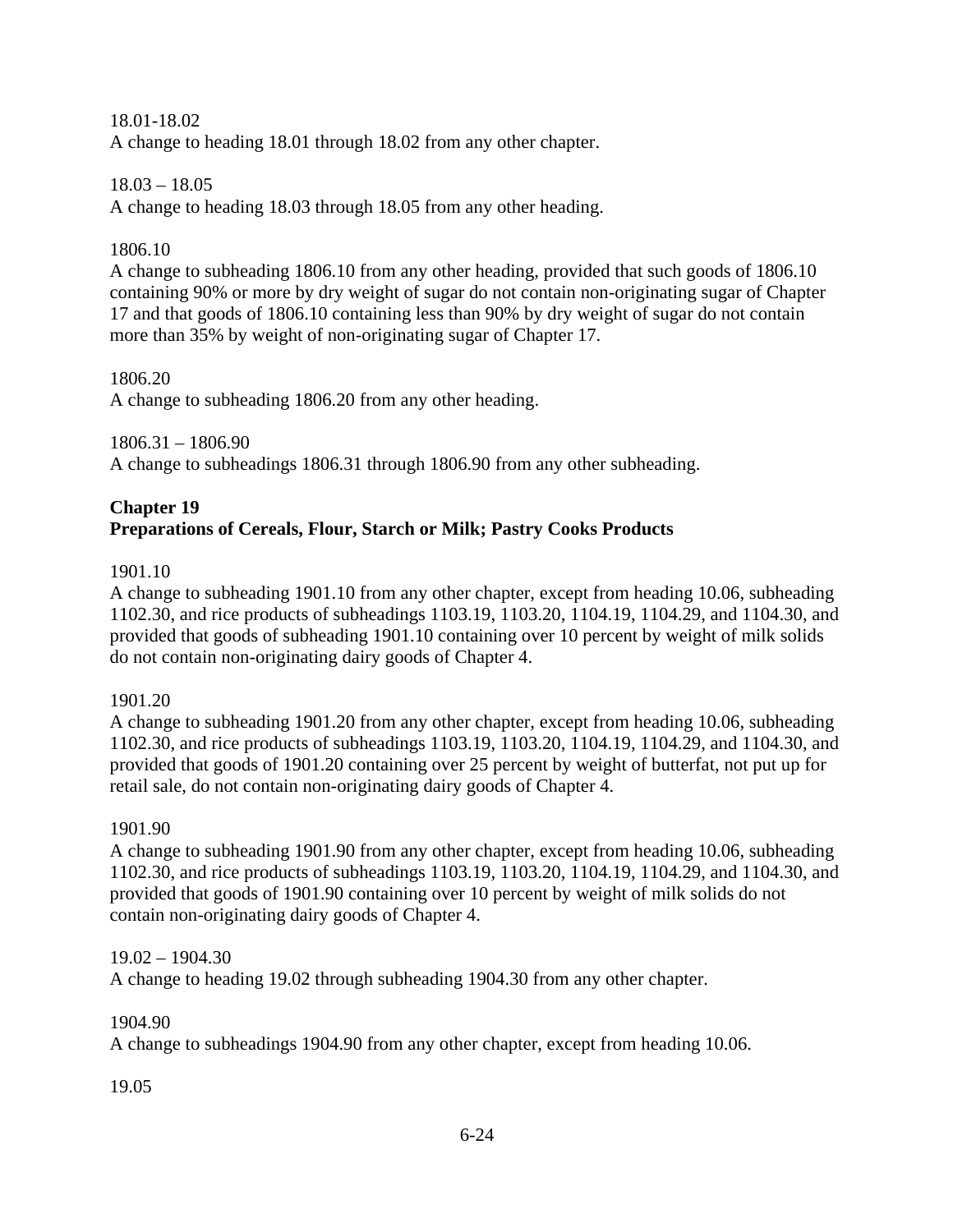18.01-18.02
A change to heading 18.01 through 18.02 from any other chapter.

18.03 – 18.05
A change to heading 18.03 through 18.05 from any other heading.

1806.10
A change to subheading 1806.10 from any other heading, provided that such goods of 1806.10 containing 90% or more by dry weight of sugar do not contain non-originating sugar of Chapter 17 and that goods of 1806.10 containing less than 90% by dry weight of sugar do not contain more than 35% by weight of non-originating sugar of Chapter 17.

1806.20
A change to subheading 1806.20 from any other heading.

1806.31 – 1806.90
A change to subheadings 1806.31 through 1806.90 from any other subheading.

**Chapter 19**
**Preparations of Cereals, Flour, Starch or Milk; Pastry Cooks Products**

1901.10
A change to subheading 1901.10 from any other chapter, except from heading 10.06, subheading 1102.30, and rice products of subheadings 1103.19, 1103.20, 1104.19, 1104.29, and 1104.30, and provided that goods of subheading 1901.10 containing over 10 percent by weight of milk solids do not contain non-originating dairy goods of Chapter 4.

1901.20
A change to subheading 1901.20 from any other chapter, except from heading 10.06, subheading 1102.30, and rice products of subheadings 1103.19, 1103.20, 1104.19, 1104.29, and 1104.30, and provided that goods of 1901.20 containing over 25 percent by weight of butterfat, not put up for retail sale, do not contain non-originating dairy goods of Chapter 4.

1901.90
A change to subheading 1901.90 from any other chapter, except from heading 10.06, subheading 1102.30, and rice products of subheadings 1103.19, 1103.20, 1104.19, 1104.29, and 1104.30, and provided that goods of 1901.90 containing over 10 percent by weight of milk solids do not contain non-originating dairy goods of Chapter 4.

19.02 – 1904.30
A change to heading 19.02 through subheading 1904.30 from any other chapter.

1904.90
A change to subheadings 1904.90 from any other chapter, except from heading 10.06.

19.05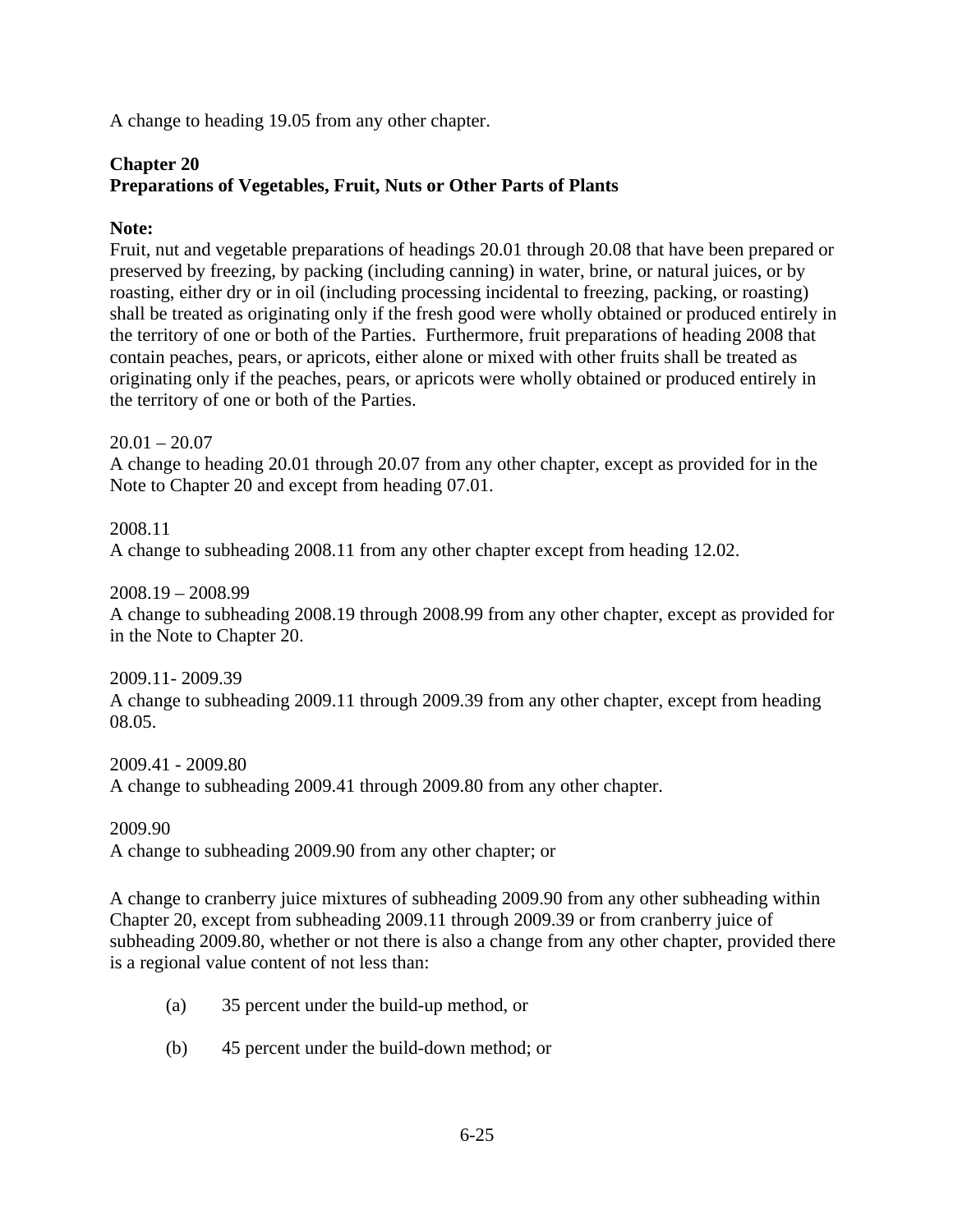A change to heading 19.05 from any other chapter.

## Chapter 20
## Preparations of Vegetables, Fruit, Nuts or Other Parts of Plants

**Note:**
Fruit, nut and vegetable preparations of headings 20.01 through 20.08 that have been prepared or preserved by freezing, by packing (including canning) in water, brine, or natural juices, or by roasting, either dry or in oil (including processing incidental to freezing, packing, or roasting) shall be treated as originating only if the fresh good were wholly obtained or produced entirely in the territory of one or both of the Parties. Furthermore, fruit preparations of heading 2008 that contain peaches, pears, or apricots, either alone or mixed with other fruits shall be treated as originating only if the peaches, pears, or apricots were wholly obtained or produced entirely in the territory of one or both of the Parties.

20.01 – 20.07
A change to heading 20.01 through 20.07 from any other chapter, except as provided for in the Note to Chapter 20 and except from heading 07.01.

2008.11
A change to subheading 2008.11 from any other chapter except from heading 12.02.

2008.19 – 2008.99
A change to subheading 2008.19 through 2008.99 from any other chapter, except as provided for in the Note to Chapter 20.

2009.11- 2009.39
A change to subheading 2009.11 through 2009.39 from any other chapter, except from heading 08.05.

2009.41 - 2009.80
A change to subheading 2009.41 through 2009.80 from any other chapter.

2009.90
A change to subheading 2009.90 from any other chapter; or

A change to cranberry juice mixtures of subheading 2009.90 from any other subheading within Chapter 20, except from subheading 2009.11 through 2009.39 or from cranberry juice of subheading 2009.80, whether or not there is also a change from any other chapter, provided there is a regional value content of not less than:

(a) 35 percent under the build-up method, or

(b) 45 percent under the build-down method; or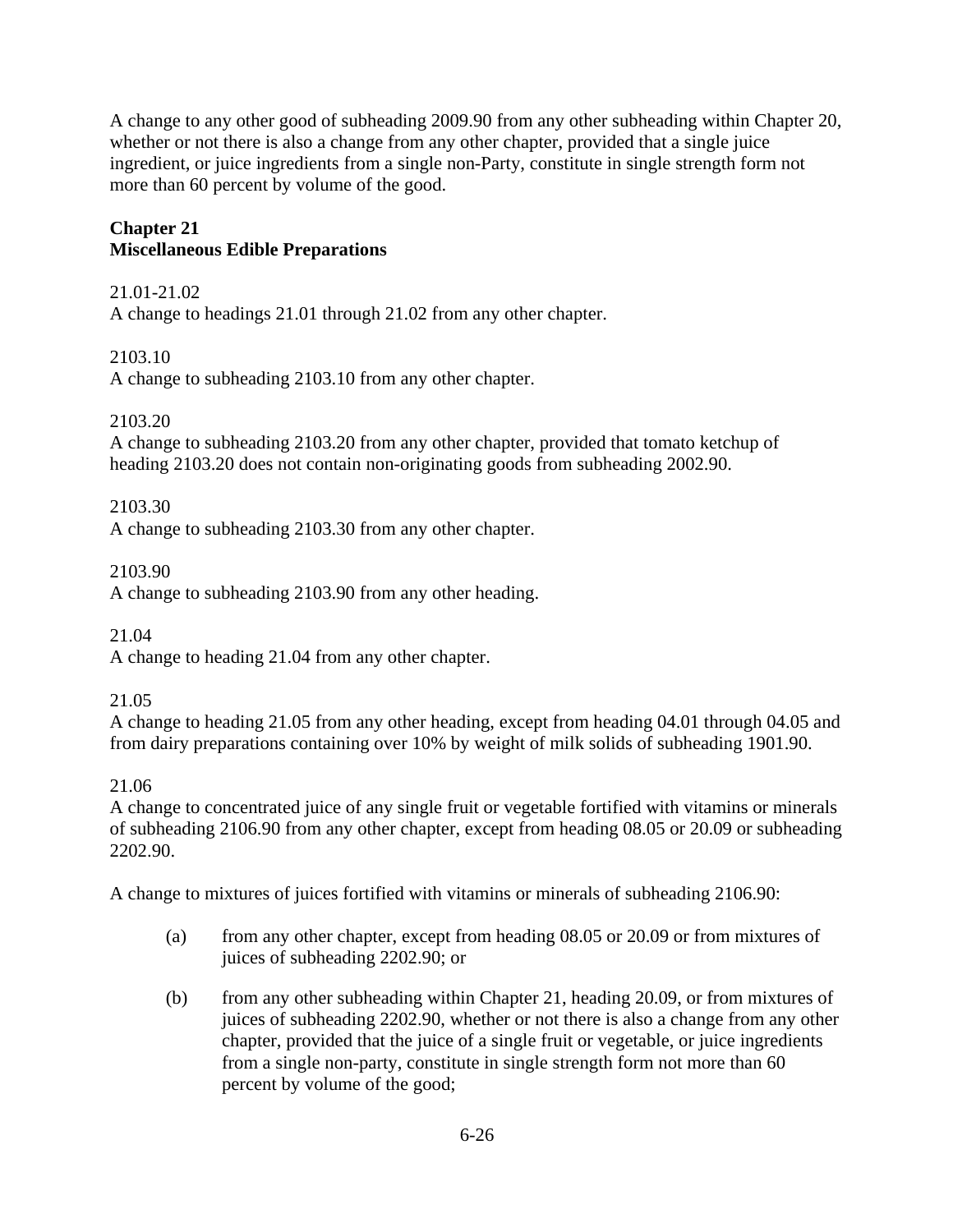A change to any other good of subheading 2009.90 from any other subheading within Chapter 20, whether or not there is also a change from any other chapter, provided that a single juice ingredient, or juice ingredients from a single non-Party, constitute in single strength form not more than 60 percent by volume of the good.

**Chapter 21**
**Miscellaneous Edible Preparations**

21.01-21.02
A change to headings 21.01 through 21.02 from any other chapter.

2103.10
A change to subheading 2103.10 from any other chapter.

2103.20
A change to subheading 2103.20 from any other chapter, provided that tomato ketchup of heading 2103.20 does not contain non-originating goods from subheading 2002.90.

2103.30
A change to subheading 2103.30 from any other chapter.

2103.90
A change to subheading 2103.90 from any other heading.

21.04
A change to heading 21.04 from any other chapter.

21.05
A change to heading 21.05 from any other heading, except from heading 04.01 through 04.05 and from dairy preparations containing over 10% by weight of milk solids of subheading 1901.90.

21.06
A change to concentrated juice of any single fruit or vegetable fortified with vitamins or minerals of subheading 2106.90 from any other chapter, except from heading 08.05 or 20.09 or subheading 2202.90.

A change to mixtures of juices fortified with vitamins or minerals of subheading 2106.90:

(a) from any other chapter, except from heading 08.05 or 20.09 or from mixtures of juices of subheading 2202.90; or

(b) from any other subheading within Chapter 21, heading 20.09, or from mixtures of juices of subheading 2202.90, whether or not there is also a change from any other chapter, provided that the juice of a single fruit or vegetable, or juice ingredients from a single non-party, constitute in single strength form not more than 60 percent by volume of the good;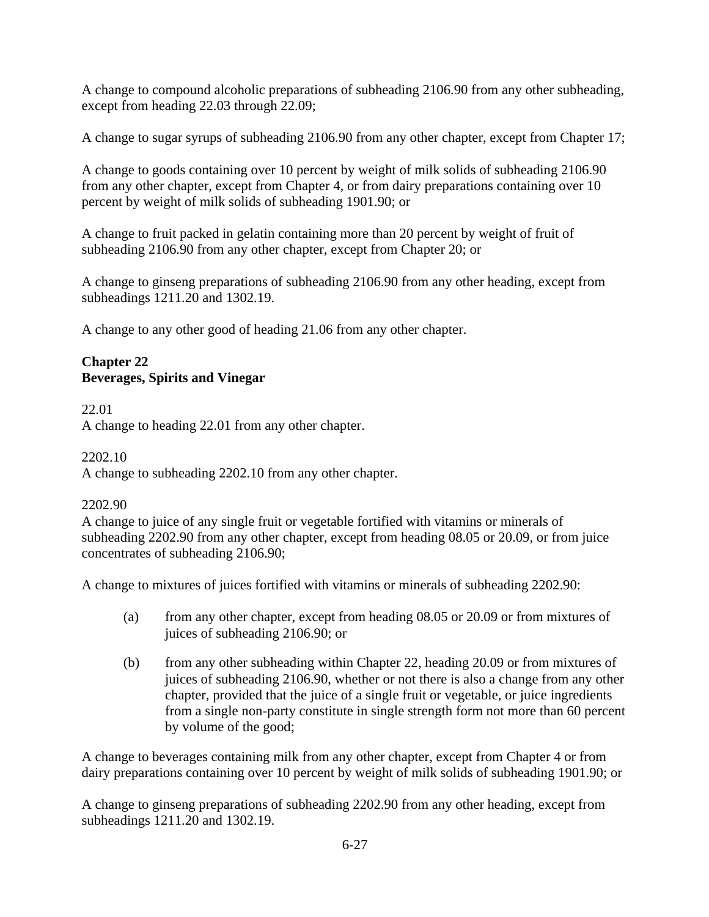A change to compound alcoholic preparations of subheading 2106.90 from any other subheading, except from heading 22.03 through 22.09;

A change to sugar syrups of subheading 2106.90 from any other chapter, except from Chapter 17;

A change to goods containing over 10 percent by weight of milk solids of subheading 2106.90 from any other chapter, except from Chapter 4, or from dairy preparations containing over 10 percent by weight of milk solids of subheading 1901.90; or

A change to fruit packed in gelatin containing more than 20 percent by weight of fruit of subheading 2106.90 from any other chapter, except from Chapter 20; or

A change to ginseng preparations of subheading 2106.90 from any other heading, except from subheadings 1211.20 and 1302.19.

A change to any other good of heading 21.06 from any other chapter.

**Chapter 22**
**Beverages, Spirits and Vinegar**

22.01
A change to heading 22.01 from any other chapter.

2202.10
A change to subheading 2202.10 from any other chapter.

2202.90
A change to juice of any single fruit or vegetable fortified with vitamins or minerals of subheading 2202.90 from any other chapter, except from heading 08.05 or 20.09, or from juice concentrates of subheading 2106.90;

A change to mixtures of juices fortified with vitamins or minerals of subheading 2202.90:

(a) from any other chapter, except from heading 08.05 or 20.09 or from mixtures of juices of subheading 2106.90; or

(b) from any other subheading within Chapter 22, heading 20.09 or from mixtures of juices of subheading 2106.90, whether or not there is also a change from any other chapter, provided that the juice of a single fruit or vegetable, or juice ingredients from a single non-party constitute in single strength form not more than 60 percent by volume of the good;

A change to beverages containing milk from any other chapter, except from Chapter 4 or from dairy preparations containing over 10 percent by weight of milk solids of subheading 1901.90; or

A change to ginseng preparations of subheading 2202.90 from any other heading, except from subheadings 1211.20 and 1302.19.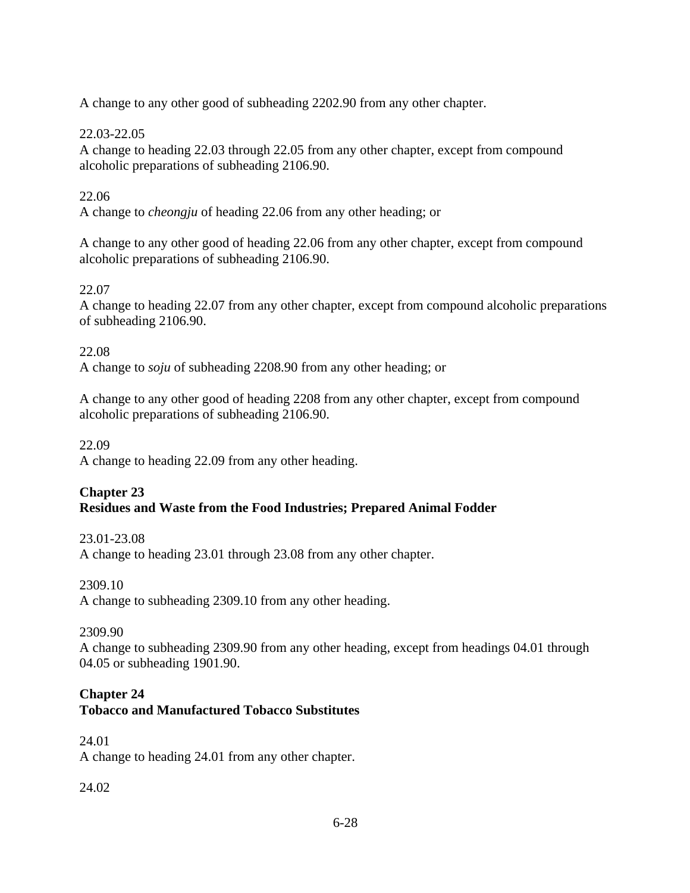A change to any other good of subheading 2202.90 from any other chapter.

22.03-22.05
A change to heading 22.03 through 22.05 from any other chapter, except from compound alcoholic preparations of subheading 2106.90.

22.06
A change to *cheongju* of heading 22.06 from any other heading; or

A change to any other good of heading 22.06 from any other chapter, except from compound alcoholic preparations of subheading 2106.90.

22.07
A change to heading 22.07 from any other chapter, except from compound alcoholic preparations of subheading 2106.90.

22.08
A change to *soju* of subheading 2208.90 from any other heading; or

A change to any other good of heading 2208 from any other chapter, except from compound alcoholic preparations of subheading 2106.90.

22.09
A change to heading 22.09 from any other heading.

**Chapter 23**
**Residues and Waste from the Food Industries; Prepared Animal Fodder**

23.01-23.08
A change to heading 23.01 through 23.08 from any other chapter.

2309.10
A change to subheading 2309.10 from any other heading.

2309.90
A change to subheading 2309.90 from any other heading, except from headings 04.01 through 04.05 or subheading 1901.90.

**Chapter 24**
**Tobacco and Manufactured Tobacco Substitutes**

24.01
A change to heading 24.01 from any other chapter.

24.02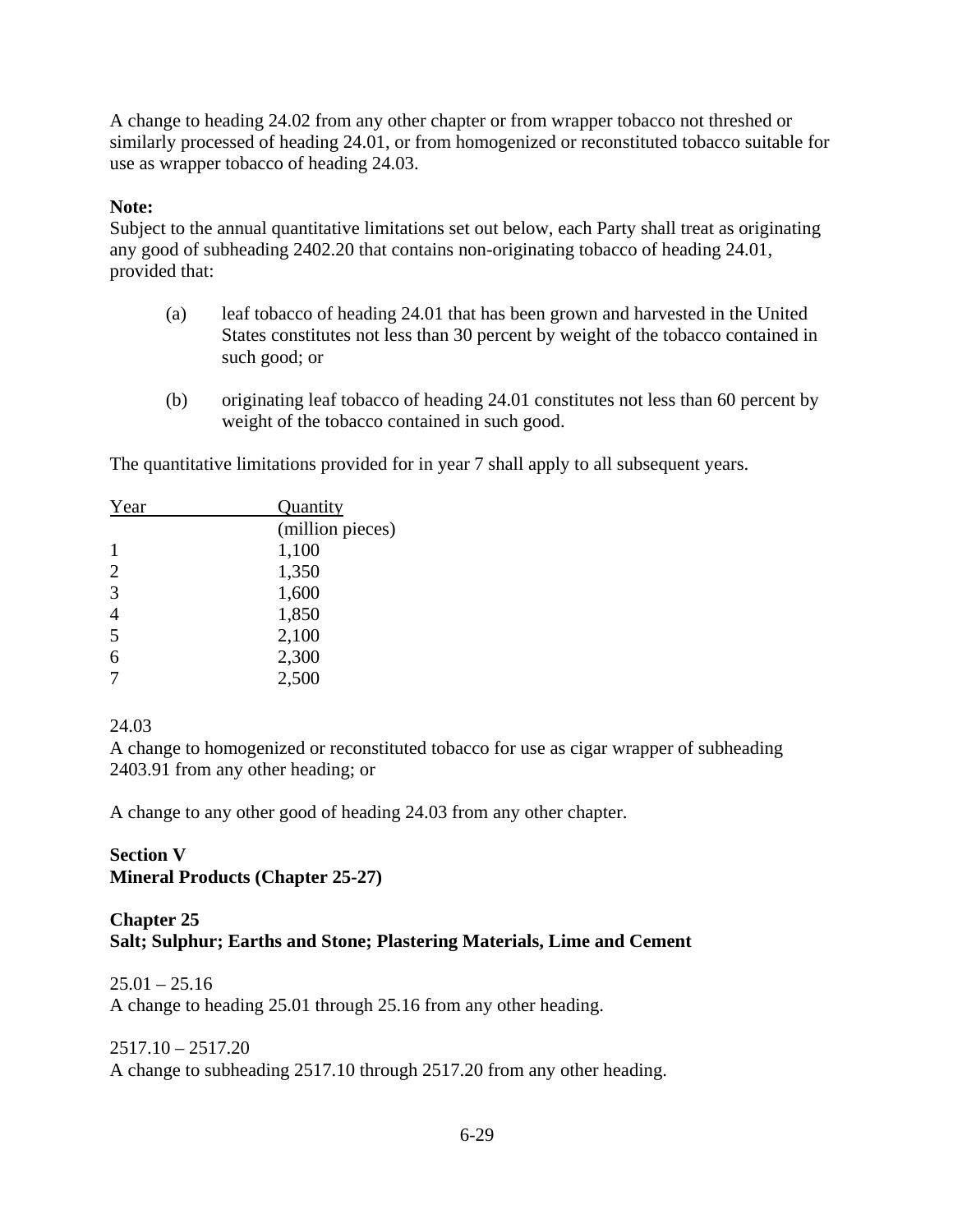A change to heading 24.02 from any other chapter or from wrapper tobacco not threshed or similarly processed of heading 24.01, or from homogenized or reconstituted tobacco suitable for use as wrapper tobacco of heading 24.03.

**Note:**
Subject to the annual quantitative limitations set out below, each Party shall treat as originating any good of subheading 2402.20 that contains non-originating tobacco of heading 24.01, provided that:

(a) leaf tobacco of heading 24.01 that has been grown and harvested in the United States constitutes not less than 30 percent by weight of the tobacco contained in such good; or

(b) originating leaf tobacco of heading 24.01 constitutes not less than 60 percent by weight of the tobacco contained in such good.

The quantitative limitations provided for in year 7 shall apply to all subsequent years.

| Year | Quantity (million pieces) |
|---|---|
| 1 | 1,100 |
| 2 | 1,350 |
| 3 | 1,600 |
| 4 | 1,850 |
| 5 | 2,100 |
| 6 | 2,300 |
| 7 | 2,500 |

24.03
A change to homogenized or reconstituted tobacco for use as cigar wrapper of subheading 2403.91 from any other heading; or

A change to any other good of heading 24.03 from any other chapter.

## Section V
## Mineral Products (Chapter 25-27)

### Chapter 25
### Salt; Sulphur; Earths and Stone; Plastering Materials, Lime and Cement

25.01 – 25.16
A change to heading 25.01 through 25.16 from any other heading.

2517.10 – 2517.20
A change to subheading 2517.10 through 2517.20 from any other heading.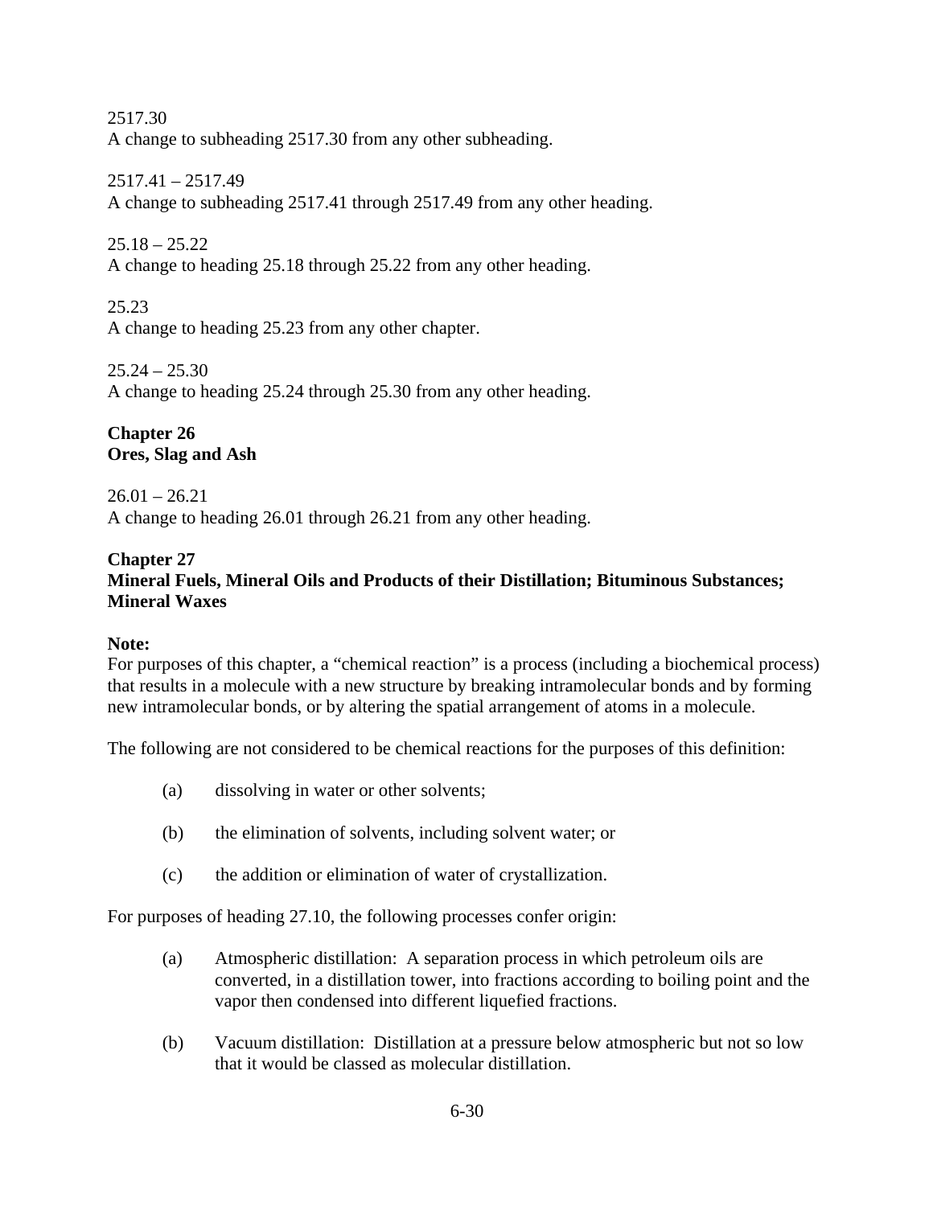2517.30
A change to subheading 2517.30 from any other subheading.

2517.41 – 2517.49
A change to subheading 2517.41 through 2517.49 from any other heading.

25.18 – 25.22
A change to heading 25.18 through 25.22 from any other heading.

25.23
A change to heading 25.23 from any other chapter.

25.24 – 25.30
A change to heading 25.24 through 25.30 from any other heading.

**Chapter 26**
**Ores, Slag and Ash**

26.01 – 26.21
A change to heading 26.01 through 26.21 from any other heading.

**Chapter 27**
**Mineral Fuels, Mineral Oils and Products of their Distillation; Bituminous Substances; Mineral Waxes**

**Note:**
For purposes of this chapter, a "chemical reaction" is a process (including a biochemical process) that results in a molecule with a new structure by breaking intramolecular bonds and by forming new intramolecular bonds, or by altering the spatial arrangement of atoms in a molecule.

The following are not considered to be chemical reactions for the purposes of this definition:

(a) dissolving in water or other solvents;

(b) the elimination of solvents, including solvent water; or

(c) the addition or elimination of water of crystallization.

For purposes of heading 27.10, the following processes confer origin:

(a) Atmospheric distillation: A separation process in which petroleum oils are converted, in a distillation tower, into fractions according to boiling point and the vapor then condensed into different liquefied fractions.

(b) Vacuum distillation: Distillation at a pressure below atmospheric but not so low that it would be classed as molecular distillation.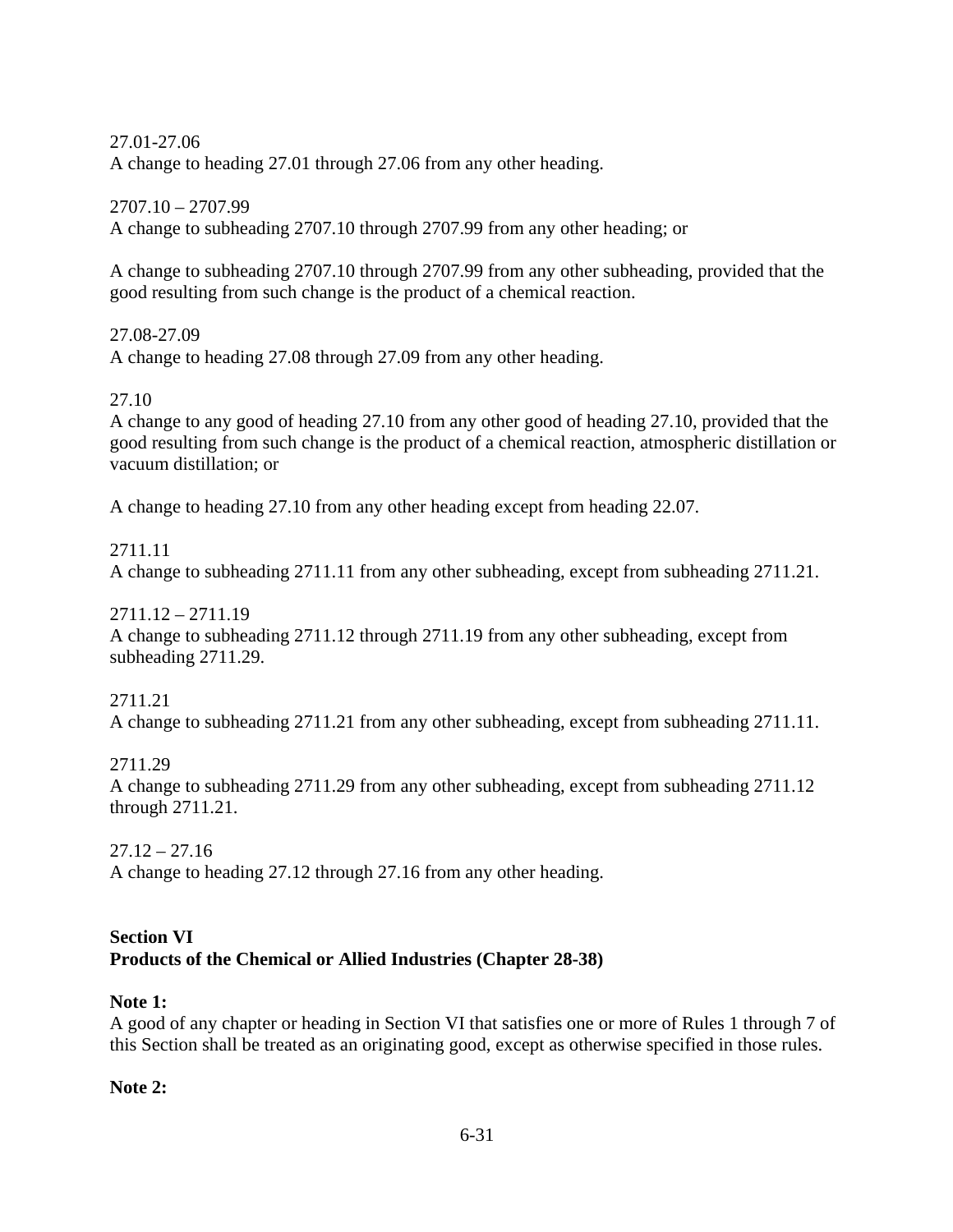27.01-27.06
A change to heading 27.01 through 27.06 from any other heading.

2707.10 – 2707.99
A change to subheading 2707.10 through 2707.99 from any other heading; or

A change to subheading 2707.10 through 2707.99 from any other subheading, provided that the good resulting from such change is the product of a chemical reaction.

27.08-27.09
A change to heading 27.08 through 27.09 from any other heading.

27.10
A change to any good of heading 27.10 from any other good of heading 27.10, provided that the good resulting from such change is the product of a chemical reaction, atmospheric distillation or vacuum distillation; or

A change to heading 27.10 from any other heading except from heading 22.07.

2711.11
A change to subheading 2711.11 from any other subheading, except from subheading 2711.21.

2711.12 – 2711.19
A change to subheading 2711.12 through 2711.19 from any other subheading, except from subheading 2711.29.

2711.21
A change to subheading 2711.21 from any other subheading, except from subheading 2711.11.

2711.29
A change to subheading 2711.29 from any other subheading, except from subheading 2711.12 through 2711.21.

27.12 – 27.16
A change to heading 27.12 through 27.16 from any other heading.

## Section VI
## Products of the Chemical or Allied Industries (Chapter 28-38)

**Note 1:**
A good of any chapter or heading in Section VI that satisfies one or more of Rules 1 through 7 of this Section shall be treated as an originating good, except as otherwise specified in those rules.

**Note 2:**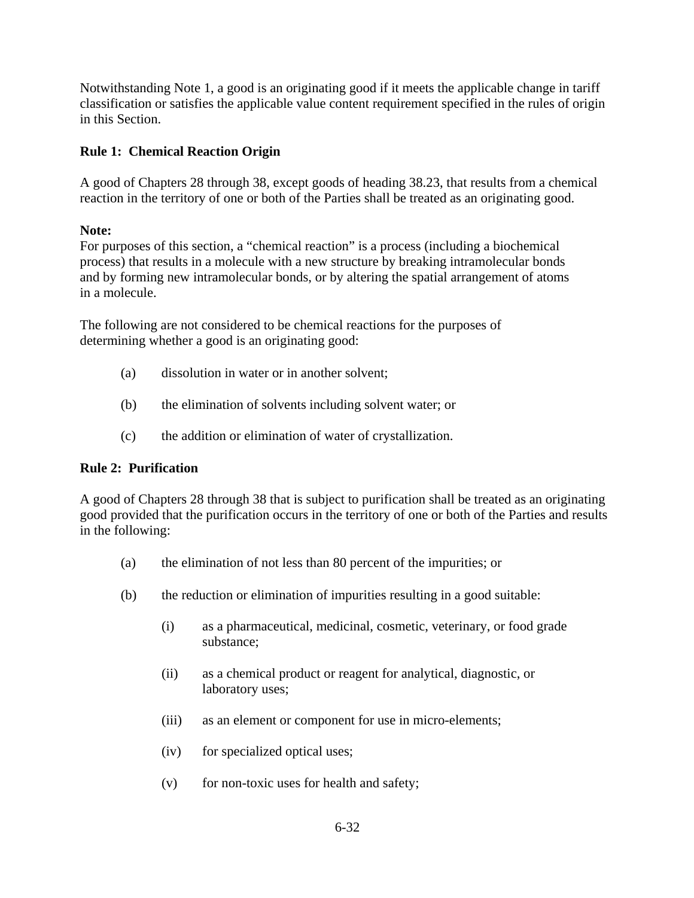Notwithstanding Note 1, a good is an originating good if it meets the applicable change in tariff classification or satisfies the applicable value content requirement specified in the rules of origin in this Section.

**Rule 1: Chemical Reaction Origin**

A good of Chapters 28 through 38, except goods of heading 38.23, that results from a chemical reaction in the territory of one or both of the Parties shall be treated as an originating good.

**Note:**
For purposes of this section, a "chemical reaction" is a process (including a biochemical process) that results in a molecule with a new structure by breaking intramolecular bonds and by forming new intramolecular bonds, or by altering the spatial arrangement of atoms in a molecule.

The following are not considered to be chemical reactions for the purposes of determining whether a good is an originating good:

(a) dissolution in water or in another solvent;

(b) the elimination of solvents including solvent water; or

(c) the addition or elimination of water of crystallization.

**Rule 2: Purification**

A good of Chapters 28 through 38 that is subject to purification shall be treated as an originating good provided that the purification occurs in the territory of one or both of the Parties and results in the following:

(a) the elimination of not less than 80 percent of the impurities; or

(b) the reduction or elimination of impurities resulting in a good suitable:

(i) as a pharmaceutical, medicinal, cosmetic, veterinary, or food grade substance;

(ii) as a chemical product or reagent for analytical, diagnostic, or laboratory uses;

(iii) as an element or component for use in micro-elements;

(iv) for specialized optical uses;

(v) for non-toxic uses for health and safety;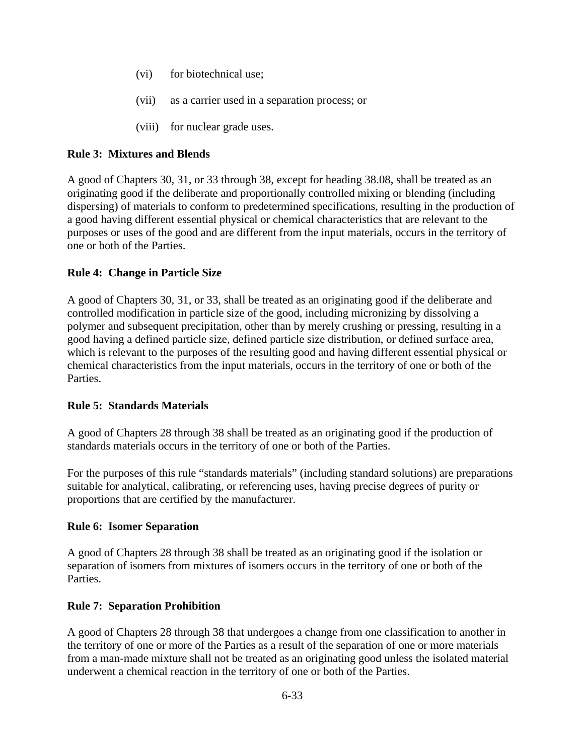(vi) for biotechnical use;

(vii) as a carrier used in a separation process; or

(viii) for nuclear grade uses.

**Rule 3: Mixtures and Blends**

A good of Chapters 30, 31, or 33 through 38, except for heading 38.08, shall be treated as an originating good if the deliberate and proportionally controlled mixing or blending (including dispersing) of materials to conform to predetermined specifications, resulting in the production of a good having different essential physical or chemical characteristics that are relevant to the purposes or uses of the good and are different from the input materials, occurs in the territory of one or both of the Parties.

**Rule 4: Change in Particle Size**

A good of Chapters 30, 31, or 33, shall be treated as an originating good if the deliberate and controlled modification in particle size of the good, including micronizing by dissolving a polymer and subsequent precipitation, other than by merely crushing or pressing, resulting in a good having a defined particle size, defined particle size distribution, or defined surface area, which is relevant to the purposes of the resulting good and having different essential physical or chemical characteristics from the input materials, occurs in the territory of one or both of the Parties.

**Rule 5: Standards Materials**

A good of Chapters 28 through 38 shall be treated as an originating good if the production of standards materials occurs in the territory of one or both of the Parties.

For the purposes of this rule "standards materials" (including standard solutions) are preparations suitable for analytical, calibrating, or referencing uses, having precise degrees of purity or proportions that are certified by the manufacturer.

**Rule 6: Isomer Separation**

A good of Chapters 28 through 38 shall be treated as an originating good if the isolation or separation of isomers from mixtures of isomers occurs in the territory of one or both of the Parties.

**Rule 7: Separation Prohibition**

A good of Chapters 28 through 38 that undergoes a change from one classification to another in the territory of one or more of the Parties as a result of the separation of one or more materials from a man-made mixture shall not be treated as an originating good unless the isolated material underwent a chemical reaction in the territory of one or both of the Parties.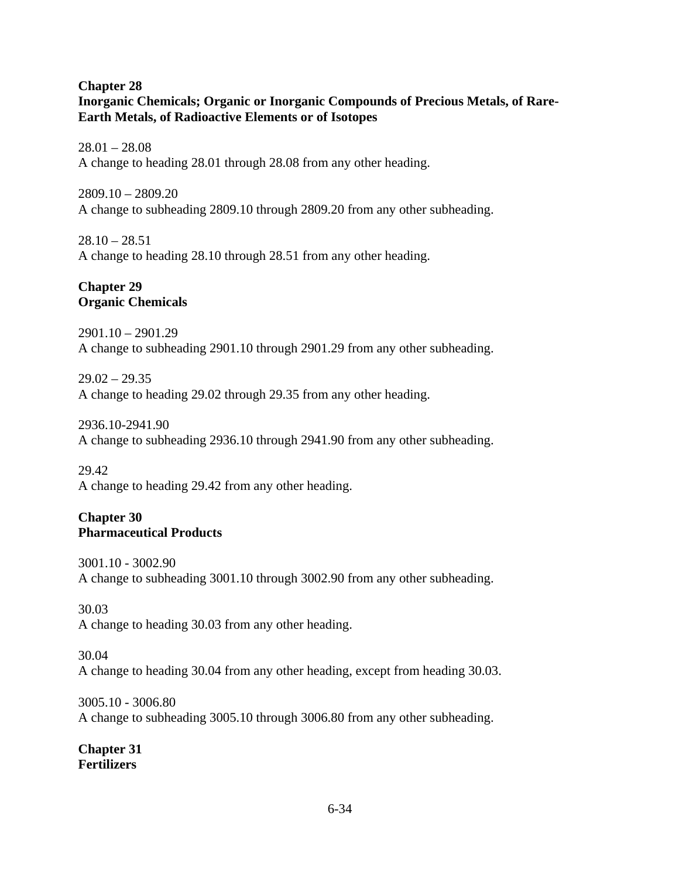## Chapter 28
## Inorganic Chemicals; Organic or Inorganic Compounds of Precious Metals, of Rare-Earth Metals, of Radioactive Elements or of Isotopes

28.01 – 28.08
A change to heading 28.01 through 28.08 from any other heading.

2809.10 – 2809.20
A change to subheading 2809.10 through 2809.20 from any other subheading.

28.10 – 28.51
A change to heading 28.10 through 28.51 from any other heading.

## Chapter 29
## Organic Chemicals

2901.10 – 2901.29
A change to subheading 2901.10 through 2901.29 from any other subheading.

29.02 – 29.35
A change to heading 29.02 through 29.35 from any other heading.

2936.10-2941.90
A change to subheading 2936.10 through 2941.90 from any other subheading.

29.42
A change to heading 29.42 from any other heading.

## Chapter 30
## Pharmaceutical Products

3001.10 - 3002.90
A change to subheading 3001.10 through 3002.90 from any other subheading.

30.03
A change to heading 30.03 from any other heading.

30.04
A change to heading 30.04 from any other heading, except from heading 30.03.

3005.10 - 3006.80
A change to subheading 3005.10 through 3006.80 from any other subheading.

## Chapter 31
## Fertilizers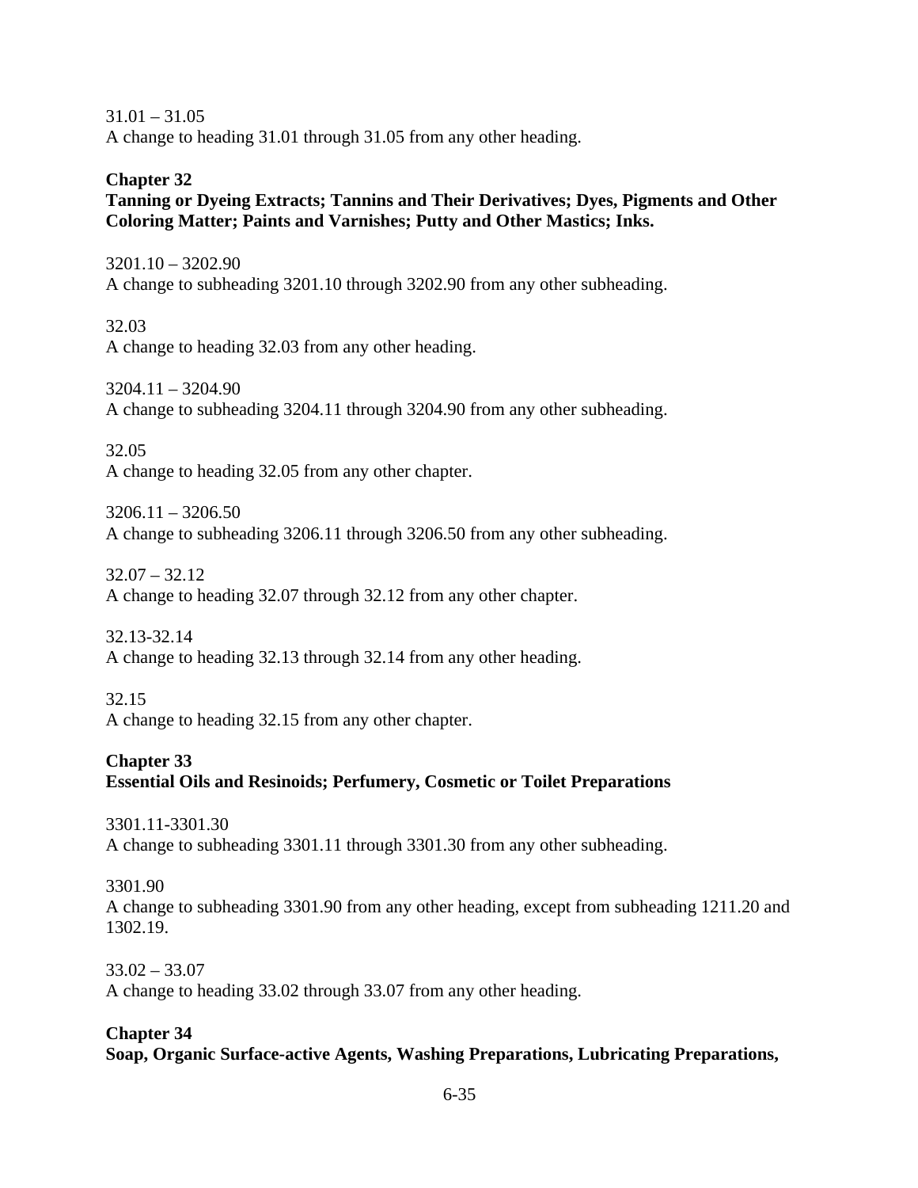31.01 – 31.05
A change to heading 31.01 through 31.05 from any other heading.

**Chapter 32**
**Tanning or Dyeing Extracts; Tannins and Their Derivatives; Dyes, Pigments and Other Coloring Matter; Paints and Varnishes; Putty and Other Mastics; Inks.**

3201.10 – 3202.90
A change to subheading 3201.10 through 3202.90 from any other subheading.

32.03
A change to heading 32.03 from any other heading.

3204.11 – 3204.90
A change to subheading 3204.11 through 3204.90 from any other subheading.

32.05
A change to heading 32.05 from any other chapter.

3206.11 – 3206.50
A change to subheading 3206.11 through 3206.50 from any other subheading.

32.07 – 32.12
A change to heading 32.07 through 32.12 from any other chapter.

32.13-32.14
A change to heading 32.13 through 32.14 from any other heading.

32.15
A change to heading 32.15 from any other chapter.

**Chapter 33**
**Essential Oils and Resinoids; Perfumery, Cosmetic or Toilet Preparations**

3301.11-3301.30
A change to subheading 3301.11 through 3301.30 from any other subheading.

3301.90
A change to subheading 3301.90 from any other heading, except from subheading 1211.20 and 1302.19.

33.02 – 33.07
A change to heading 33.02 through 33.07 from any other heading.

**Chapter 34**
**Soap, Organic Surface-active Agents, Washing Preparations, Lubricating Preparations,**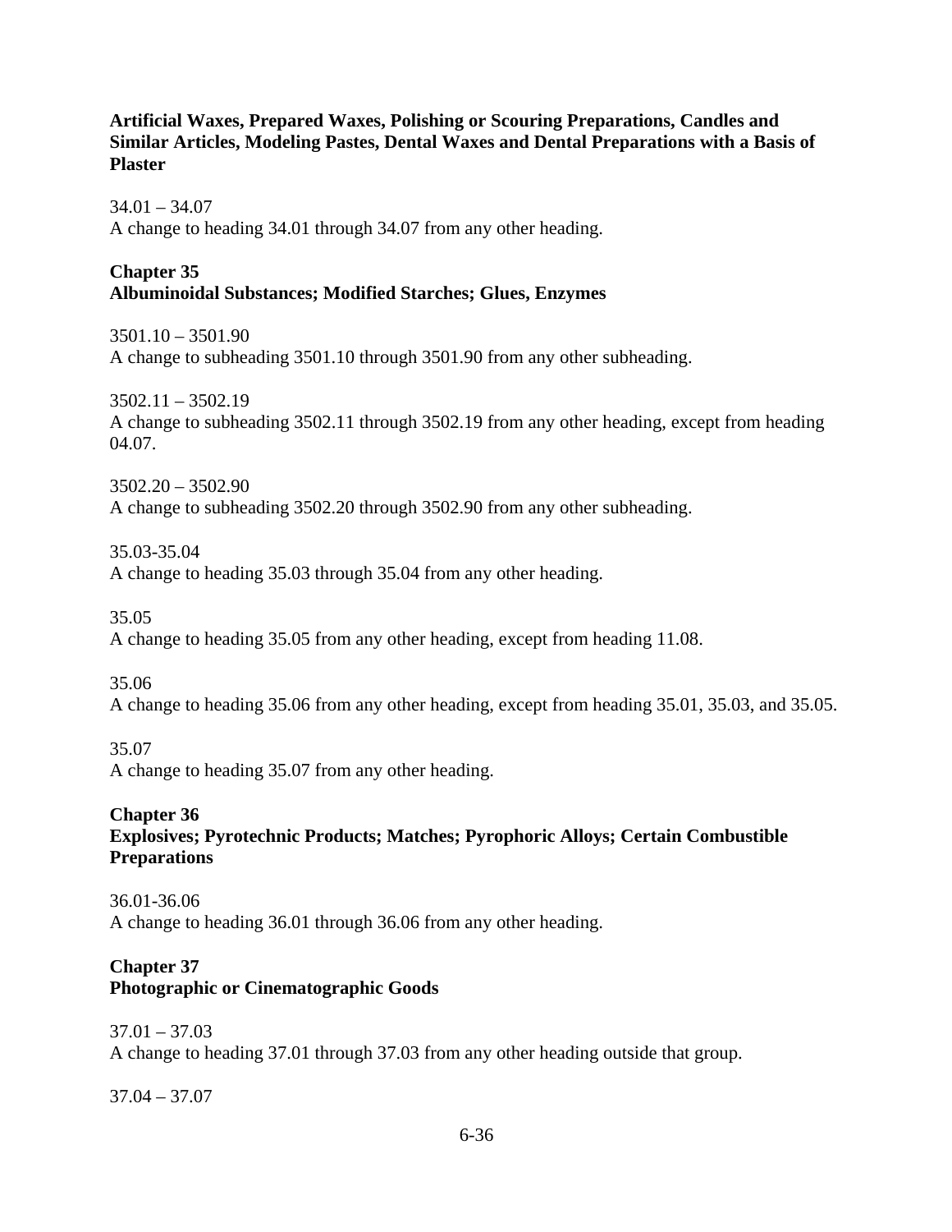**Artificial Waxes, Prepared Waxes, Polishing or Scouring Preparations, Candles and Similar Articles, Modeling Pastes, Dental Waxes and Dental Preparations with a Basis of Plaster**

34.01 – 34.07
A change to heading 34.01 through 34.07 from any other heading.

**Chapter 35**
**Albuminoidal Substances; Modified Starches; Glues, Enzymes**

3501.10 – 3501.90
A change to subheading 3501.10 through 3501.90 from any other subheading.

3502.11 – 3502.19
A change to subheading 3502.11 through 3502.19 from any other heading, except from heading 04.07.

3502.20 – 3502.90
A change to subheading 3502.20 through 3502.90 from any other subheading.

35.03-35.04
A change to heading 35.03 through 35.04 from any other heading.

35.05
A change to heading 35.05 from any other heading, except from heading 11.08.

35.06
A change to heading 35.06 from any other heading, except from heading 35.01, 35.03, and 35.05.

35.07
A change to heading 35.07 from any other heading.

**Chapter 36**
**Explosives; Pyrotechnic Products; Matches; Pyrophoric Alloys; Certain Combustible Preparations**

36.01-36.06
A change to heading 36.01 through 36.06 from any other heading.

**Chapter 37**
**Photographic or Cinematographic Goods**

37.01 – 37.03
A change to heading 37.01 through 37.03 from any other heading outside that group.

37.04 – 37.07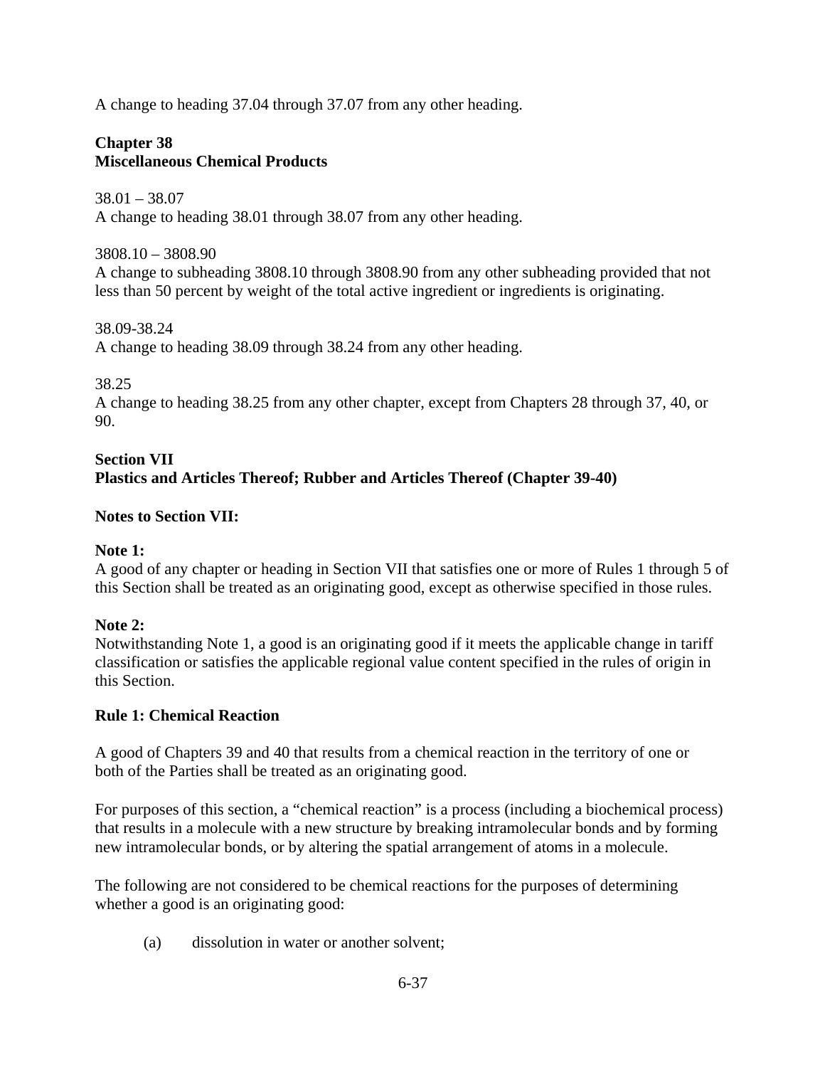A change to heading 37.04 through 37.07 from any other heading.

**Chapter 38**
**Miscellaneous Chemical Products**

38.01 – 38.07
A change to heading 38.01 through 38.07 from any other heading.

3808.10 – 3808.90
A change to subheading 3808.10 through 3808.90 from any other subheading provided that not less than 50 percent by weight of the total active ingredient or ingredients is originating.

38.09-38.24
A change to heading 38.09 through 38.24 from any other heading.

38.25
A change to heading 38.25 from any other chapter, except from Chapters 28 through 37, 40, or 90.

**Section VII**
**Plastics and Articles Thereof; Rubber and Articles Thereof (Chapter 39-40)**

**Notes to Section VII:**

**Note 1:**
A good of any chapter or heading in Section VII that satisfies one or more of Rules 1 through 5 of this Section shall be treated as an originating good, except as otherwise specified in those rules.

**Note 2:**
Notwithstanding Note 1, a good is an originating good if it meets the applicable change in tariff classification or satisfies the applicable regional value content specified in the rules of origin in this Section.

**Rule 1: Chemical Reaction**

A good of Chapters 39 and 40 that results from a chemical reaction in the territory of one or both of the Parties shall be treated as an originating good.

For purposes of this section, a "chemical reaction" is a process (including a biochemical process) that results in a molecule with a new structure by breaking intramolecular bonds and by forming new intramolecular bonds, or by altering the spatial arrangement of atoms in a molecule.

The following are not considered to be chemical reactions for the purposes of determining whether a good is an originating good:

(a) dissolution in water or another solvent;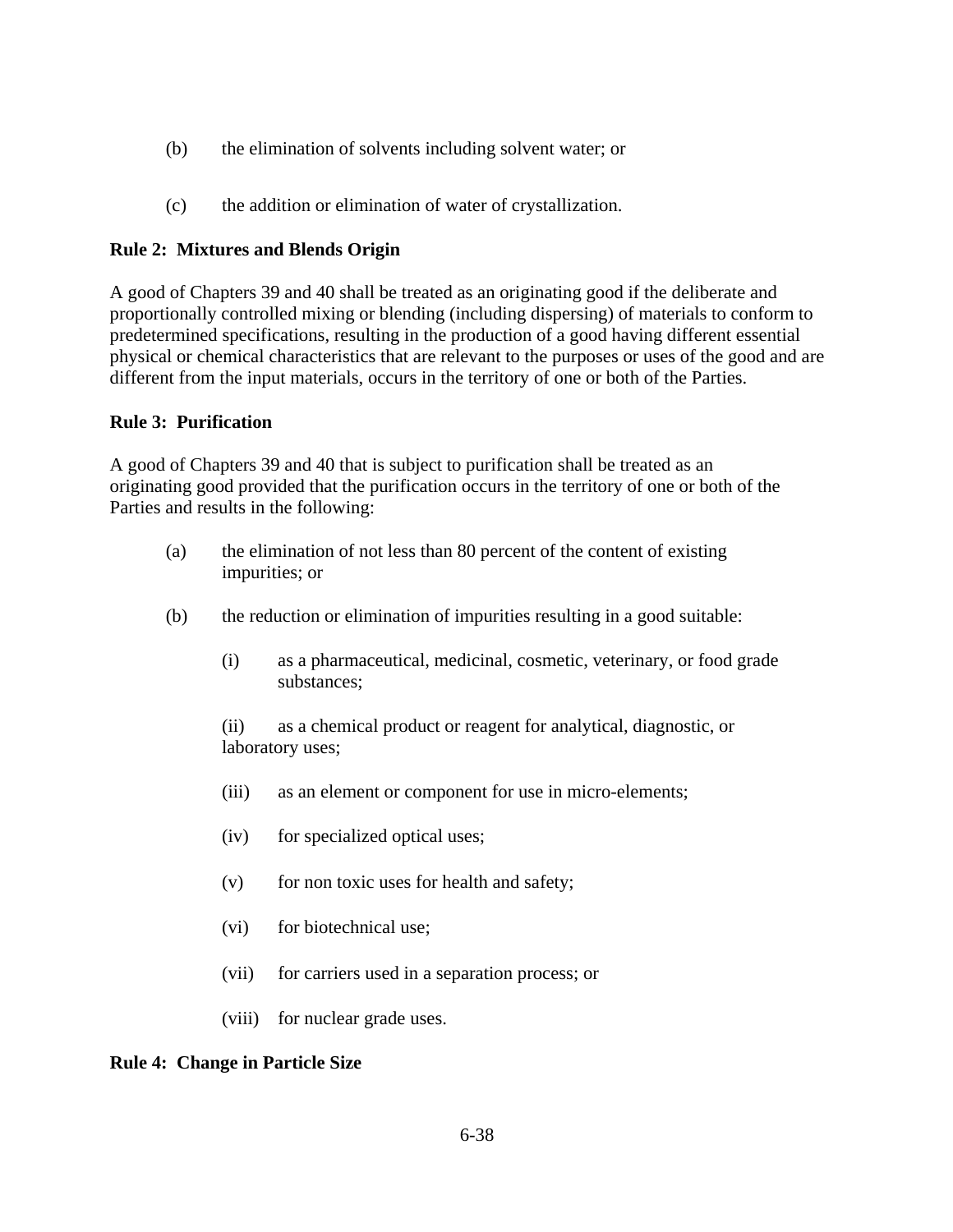(b) the elimination of solvents including solvent water; or

(c) the addition or elimination of water of crystallization.

**Rule 2: Mixtures and Blends Origin**

A good of Chapters 39 and 40 shall be treated as an originating good if the deliberate and proportionally controlled mixing or blending (including dispersing) of materials to conform to predetermined specifications, resulting in the production of a good having different essential physical or chemical characteristics that are relevant to the purposes or uses of the good and are different from the input materials, occurs in the territory of one or both of the Parties.

**Rule 3: Purification**

A good of Chapters 39 and 40 that is subject to purification shall be treated as an originating good provided that the purification occurs in the territory of one or both of the Parties and results in the following:

(a) the elimination of not less than 80 percent of the content of existing impurities; or

(b) the reduction or elimination of impurities resulting in a good suitable:

   (i) as a pharmaceutical, medicinal, cosmetic, veterinary, or food grade substances;

   (ii) as a chemical product or reagent for analytical, diagnostic, or laboratory uses;

   (iii) as an element or component for use in micro-elements;

   (iv) for specialized optical uses;

   (v) for non toxic uses for health and safety;

   (vi) for biotechnical use;

   (vii) for carriers used in a separation process; or

   (viii) for nuclear grade uses.

**Rule 4: Change in Particle Size**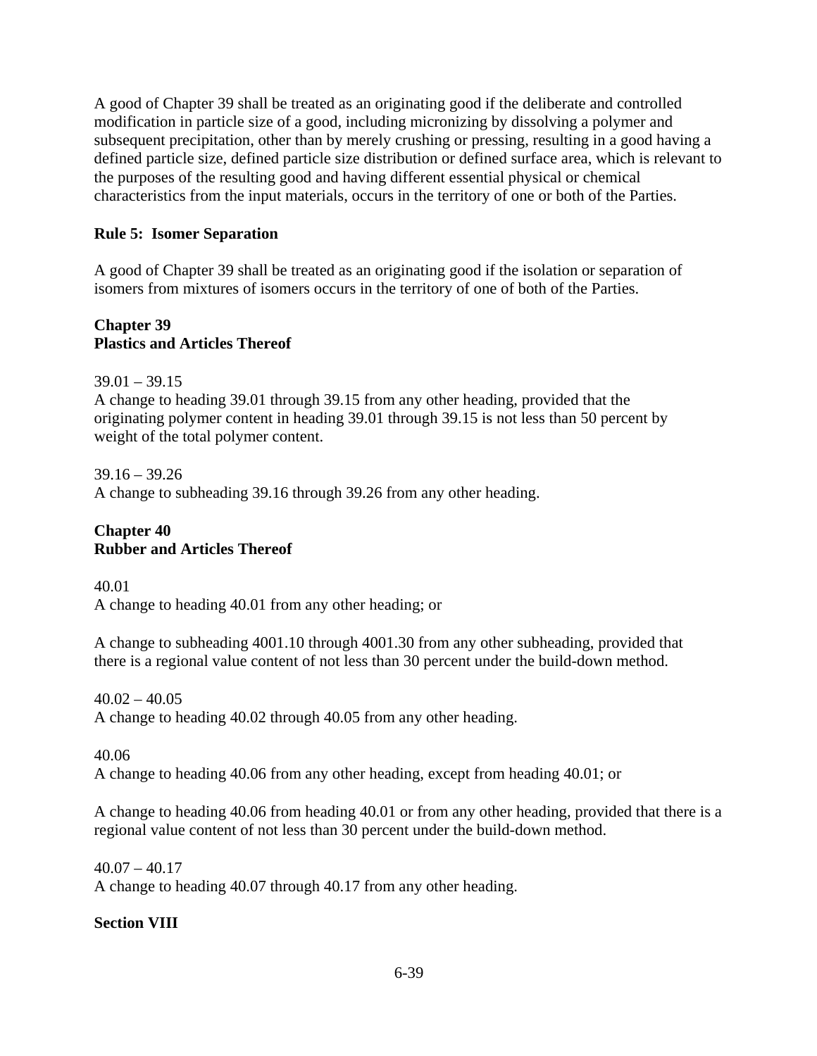A good of Chapter 39 shall be treated as an originating good if the deliberate and controlled modification in particle size of a good, including micronizing by dissolving a polymer and subsequent precipitation, other than by merely crushing or pressing, resulting in a good having a defined particle size, defined particle size distribution or defined surface area, which is relevant to the purposes of the resulting good and having different essential physical or chemical characteristics from the input materials, occurs in the territory of one or both of the Parties.

**Rule 5: Isomer Separation**

A good of Chapter 39 shall be treated as an originating good if the isolation or separation of isomers from mixtures of isomers occurs in the territory of one of both of the Parties.

**Chapter 39**
**Plastics and Articles Thereof**

39.01 – 39.15
A change to heading 39.01 through 39.15 from any other heading, provided that the originating polymer content in heading 39.01 through 39.15 is not less than 50 percent by weight of the total polymer content.

39.16 – 39.26
A change to subheading 39.16 through 39.26 from any other heading.

**Chapter 40**
**Rubber and Articles Thereof**

40.01
A change to heading 40.01 from any other heading; or

A change to subheading 4001.10 through 4001.30 from any other subheading, provided that there is a regional value content of not less than 30 percent under the build-down method.

40.02 – 40.05
A change to heading 40.02 through 40.05 from any other heading.

40.06
A change to heading 40.06 from any other heading, except from heading 40.01; or

A change to heading 40.06 from heading 40.01 or from any other heading, provided that there is a regional value content of not less than 30 percent under the build-down method.

40.07 – 40.17
A change to heading 40.07 through 40.17 from any other heading.

**Section VIII**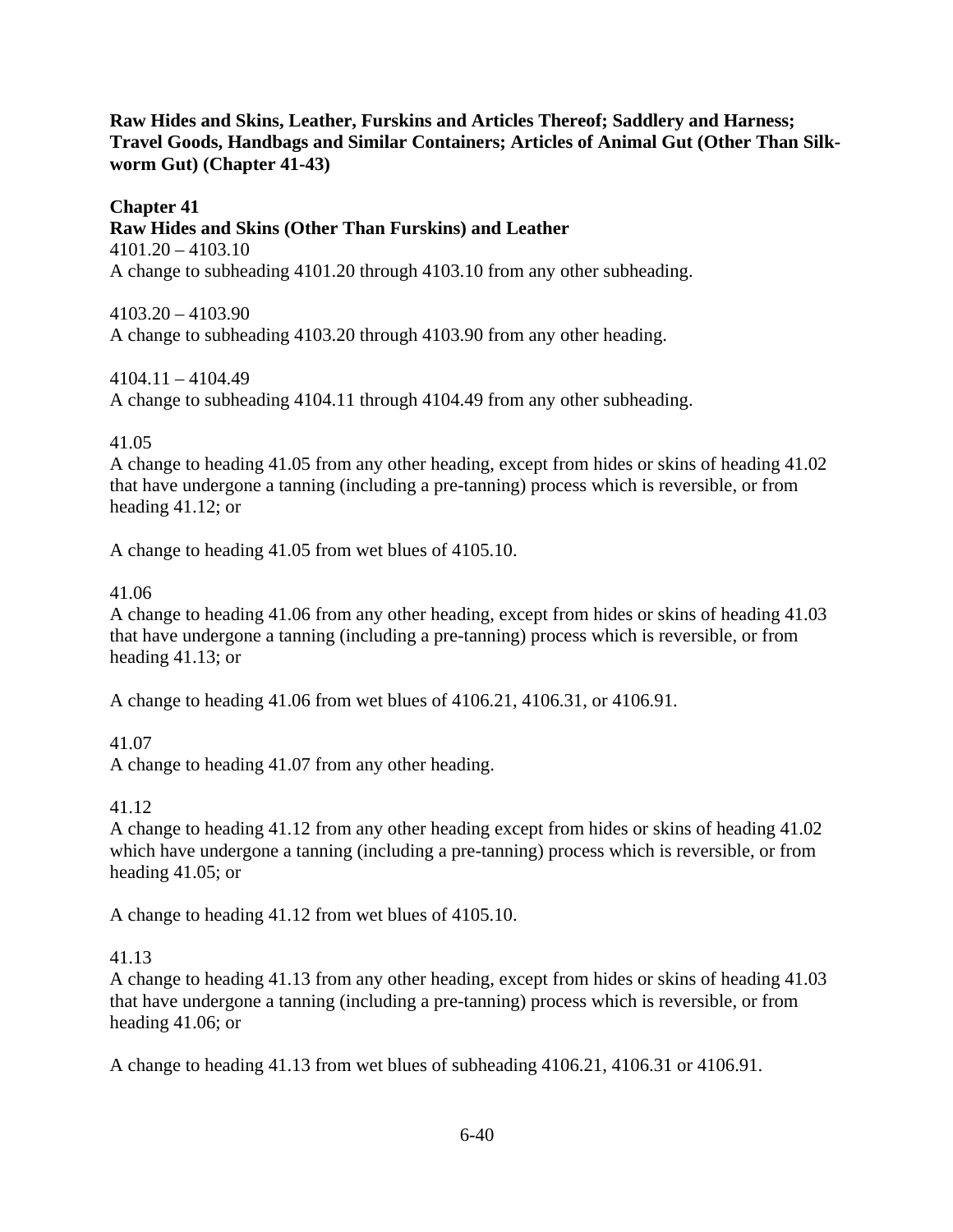**Raw Hides and Skins, Leather, Furskins and Articles Thereof; Saddlery and Harness; Travel Goods, Handbags and Similar Containers; Articles of Animal Gut (Other Than Silk-worm Gut) (Chapter 41-43)**

## Chapter 41

### Raw Hides and Skins (Other Than Furskins) and Leather

4101.20 – 4103.10
A change to subheading 4101.20 through 4103.10 from any other subheading.

4103.20 – 4103.90
A change to subheading 4103.20 through 4103.90 from any other heading.

4104.11 – 4104.49
A change to subheading 4104.11 through 4104.49 from any other subheading.

41.05
A change to heading 41.05 from any other heading, except from hides or skins of heading 41.02 that have undergone a tanning (including a pre-tanning) process which is reversible, or from heading 41.12; or

A change to heading 41.05 from wet blues of 4105.10.

41.06
A change to heading 41.06 from any other heading, except from hides or skins of heading 41.03 that have undergone a tanning (including a pre-tanning) process which is reversible, or from heading 41.13; or

A change to heading 41.06 from wet blues of 4106.21, 4106.31, or 4106.91.

41.07
A change to heading 41.07 from any other heading.

41.12
A change to heading 41.12 from any other heading except from hides or skins of heading 41.02 which have undergone a tanning (including a pre-tanning) process which is reversible, or from heading 41.05; or

A change to heading 41.12 from wet blues of 4105.10.

41.13
A change to heading 41.13 from any other heading, except from hides or skins of heading 41.03 that have undergone a tanning (including a pre-tanning) process which is reversible, or from heading 41.06; or

A change to heading 41.13 from wet blues of subheading 4106.21, 4106.31 or 4106.91.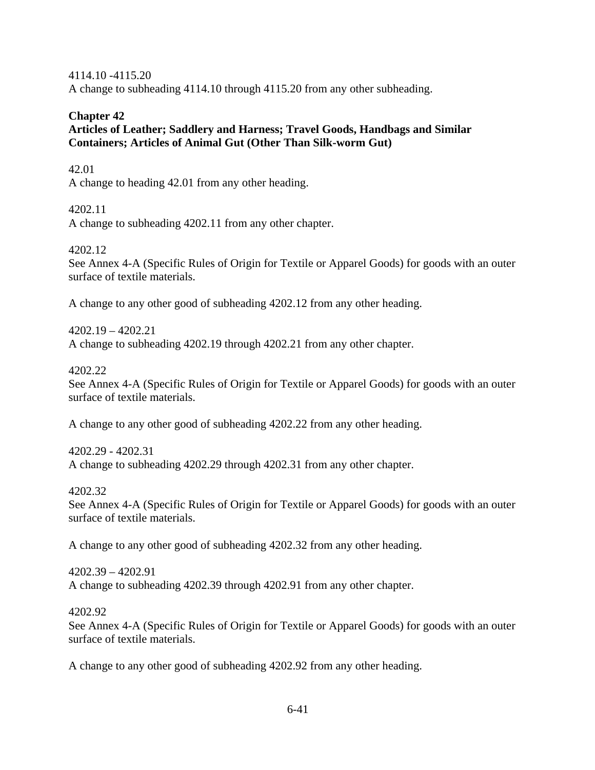4114.10 -4115.20
A change to subheading 4114.10 through 4115.20 from any other subheading.

## Chapter 42
## Articles of Leather; Saddlery and Harness; Travel Goods, Handbags and Similar Containers; Articles of Animal Gut (Other Than Silk-worm Gut)

42.01
A change to heading 42.01 from any other heading.

4202.11
A change to subheading 4202.11 from any other chapter.

4202.12
See Annex 4-A (Specific Rules of Origin for Textile or Apparel Goods) for goods with an outer surface of textile materials.

A change to any other good of subheading 4202.12 from any other heading.

4202.19 – 4202.21
A change to subheading 4202.19 through 4202.21 from any other chapter.

4202.22
See Annex 4-A (Specific Rules of Origin for Textile or Apparel Goods) for goods with an outer surface of textile materials.

A change to any other good of subheading 4202.22 from any other heading.

4202.29 - 4202.31
A change to subheading 4202.29 through 4202.31 from any other chapter.

4202.32
See Annex 4-A (Specific Rules of Origin for Textile or Apparel Goods) for goods with an outer surface of textile materials.

A change to any other good of subheading 4202.32 from any other heading.

4202.39 – 4202.91
A change to subheading 4202.39 through 4202.91 from any other chapter.

4202.92
See Annex 4-A (Specific Rules of Origin for Textile or Apparel Goods) for goods with an outer surface of textile materials.

A change to any other good of subheading 4202.92 from any other heading.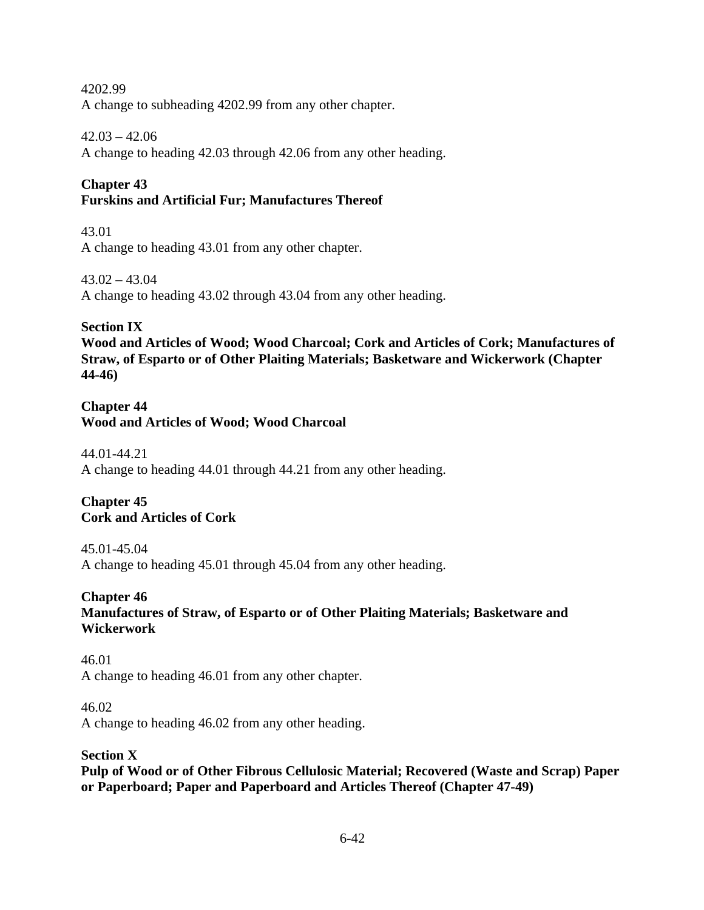4202.99
A change to subheading 4202.99 from any other chapter.

42.03 – 42.06
A change to heading 42.03 through 42.06 from any other heading.

**Chapter 43**
**Furskins and Artificial Fur; Manufactures Thereof**

43.01
A change to heading 43.01 from any other chapter.

43.02 – 43.04
A change to heading 43.02 through 43.04 from any other heading.

**Section IX**
**Wood and Articles of Wood; Wood Charcoal; Cork and Articles of Cork; Manufactures of Straw, of Esparto or of Other Plaiting Materials; Basketware and Wickerwork (Chapter 44-46)**

**Chapter 44**
**Wood and Articles of Wood; Wood Charcoal**

44.01-44.21
A change to heading 44.01 through 44.21 from any other heading.

**Chapter 45**
**Cork and Articles of Cork**

45.01-45.04
A change to heading 45.01 through 45.04 from any other heading.

**Chapter 46**
**Manufactures of Straw, of Esparto or of Other Plaiting Materials; Basketware and Wickerwork**

46.01
A change to heading 46.01 from any other chapter.

46.02
A change to heading 46.02 from any other heading.

**Section X**
**Pulp of Wood or of Other Fibrous Cellulosic Material; Recovered (Waste and Scrap) Paper or Paperboard; Paper and Paperboard and Articles Thereof (Chapter 47-49)**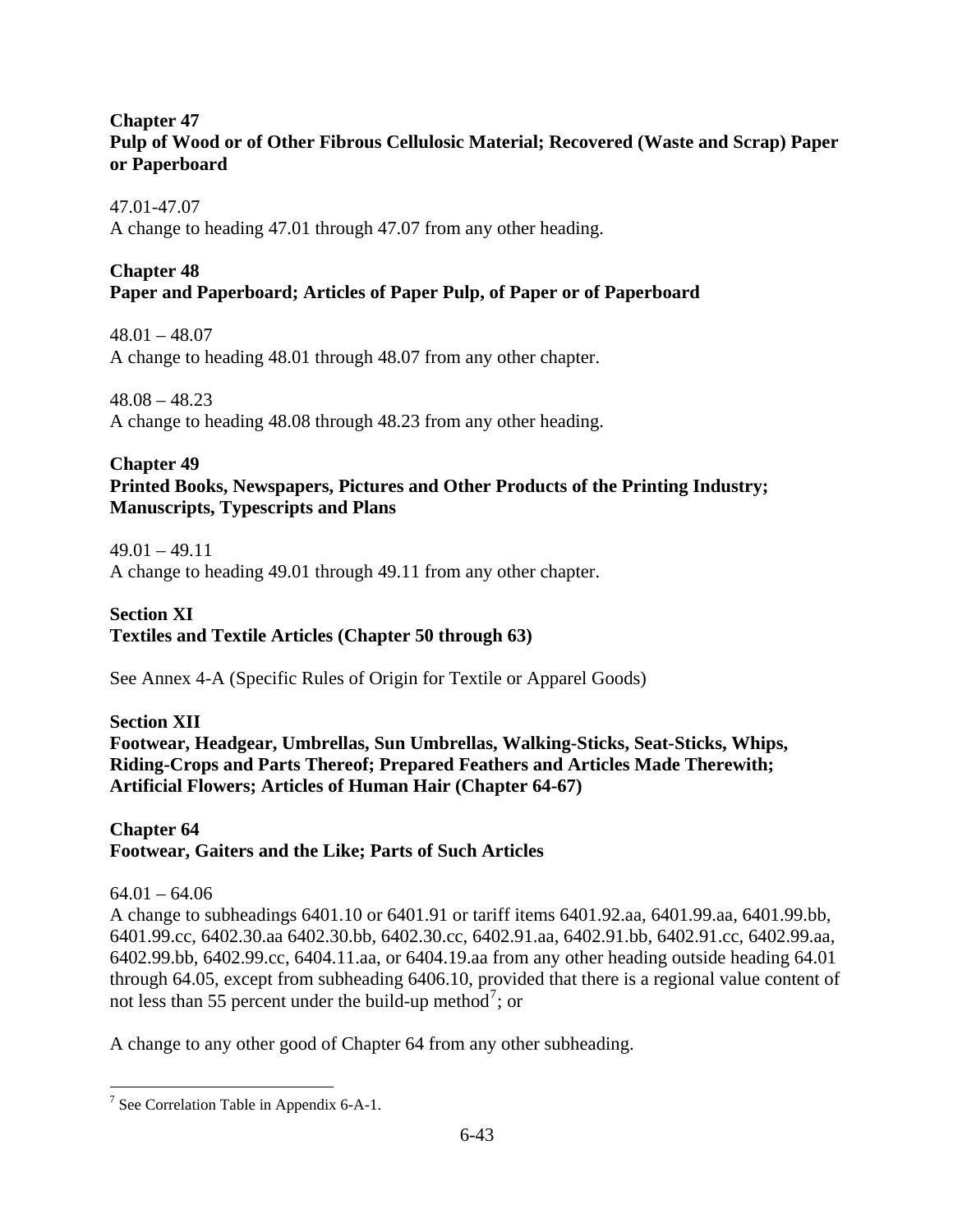**Chapter 47**
**Pulp of Wood or of Other Fibrous Cellulosic Material; Recovered (Waste and Scrap) Paper or Paperboard**

47.01-47.07
A change to heading 47.01 through 47.07 from any other heading.

**Chapter 48**
**Paper and Paperboard; Articles of Paper Pulp, of Paper or of Paperboard**

48.01 – 48.07
A change to heading 48.01 through 48.07 from any other chapter.

48.08 – 48.23
A change to heading 48.08 through 48.23 from any other heading.

**Chapter 49**
**Printed Books, Newspapers, Pictures and Other Products of the Printing Industry; Manuscripts, Typescripts and Plans**

49.01 – 49.11
A change to heading 49.01 through 49.11 from any other chapter.

**Section XI**
**Textiles and Textile Articles (Chapter 50 through 63)**

See Annex 4-A (Specific Rules of Origin for Textile or Apparel Goods)

**Section XII**
**Footwear, Headgear, Umbrellas, Sun Umbrellas, Walking-Sticks, Seat-Sticks, Whips, Riding-Crops and Parts Thereof; Prepared Feathers and Articles Made Therewith; Artificial Flowers; Articles of Human Hair (Chapter 64-67)**

**Chapter 64**
**Footwear, Gaiters and the Like; Parts of Such Articles**

64.01 – 64.06
A change to subheadings 6401.10 or 6401.91 or tariff items 6401.92.aa, 6401.99.aa, 6401.99.bb, 6401.99.cc, 6402.30.aa 6402.30.bb, 6402.30.cc, 6402.91.aa, 6402.91.bb, 6402.91.cc, 6402.99.aa, 6402.99.bb, 6402.99.cc, 6404.11.aa, or 6404.19.aa from any other heading outside heading 64.01 through 64.05, except from subheading 6406.10, provided that there is a regional value content of not less than 55 percent under the build-up method[7]; or

A change to any other good of Chapter 64 from any other subheading.

[7] See Correlation Table in Appendix 6-A-1.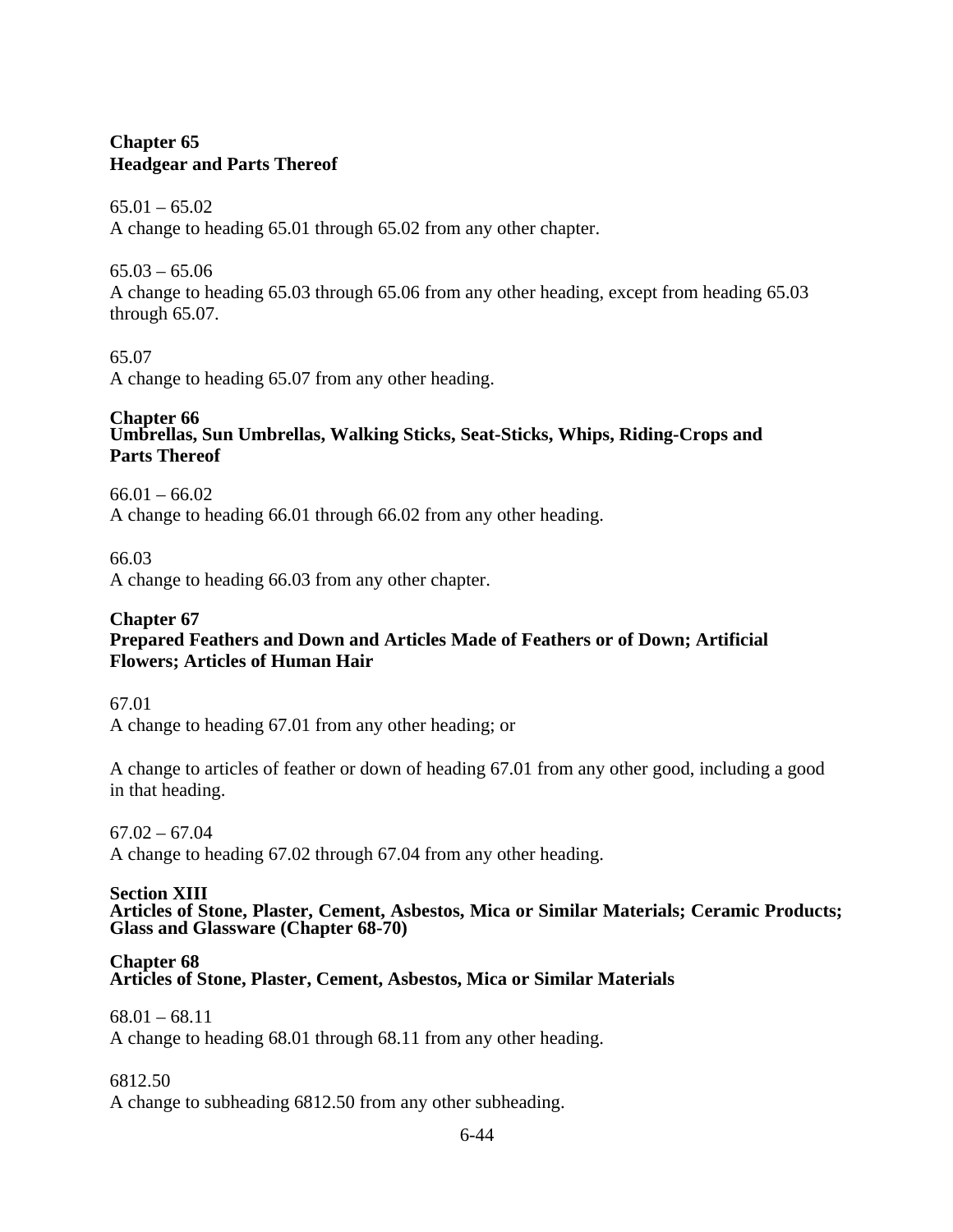**Chapter 65**
**Headgear and Parts Thereof**

65.01 – 65.02
A change to heading 65.01 through 65.02 from any other chapter.

65.03 – 65.06
A change to heading 65.03 through 65.06 from any other heading, except from heading 65.03 through 65.07.

65.07
A change to heading 65.07 from any other heading.

**Chapter 66**
**Umbrellas, Sun Umbrellas, Walking Sticks, Seat-Sticks, Whips, Riding-Crops and Parts Thereof**

66.01 – 66.02
A change to heading 66.01 through 66.02 from any other heading.

66.03
A change to heading 66.03 from any other chapter.

**Chapter 67**
**Prepared Feathers and Down and Articles Made of Feathers or of Down; Artificial Flowers; Articles of Human Hair**

67.01
A change to heading 67.01 from any other heading; or

A change to articles of feather or down of heading 67.01 from any other good, including a good in that heading.

67.02 – 67.04
A change to heading 67.02 through 67.04 from any other heading.

**Section XIII**
**Articles of Stone, Plaster, Cement, Asbestos, Mica or Similar Materials; Ceramic Products; Glass and Glassware (Chapter 68-70)**

**Chapter 68**
**Articles of Stone, Plaster, Cement, Asbestos, Mica or Similar Materials**

68.01 – 68.11
A change to heading 68.01 through 68.11 from any other heading.

6812.50
A change to subheading 6812.50 from any other subheading.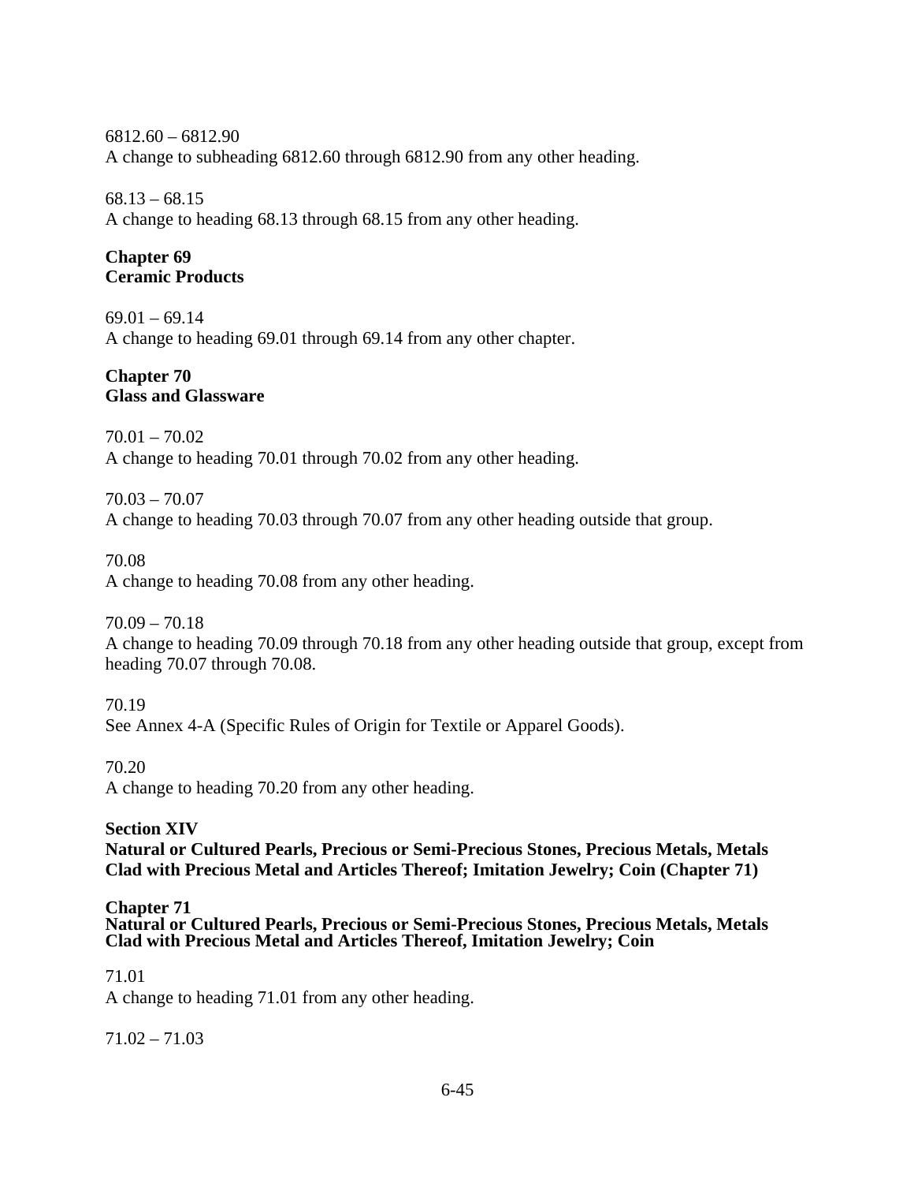6812.60 – 6812.90
A change to subheading 6812.60 through 6812.90 from any other heading.

68.13 – 68.15
A change to heading 68.13 through 68.15 from any other heading.

**Chapter 69**
**Ceramic Products**

69.01 – 69.14
A change to heading 69.01 through 69.14 from any other chapter.

**Chapter 70**
**Glass and Glassware**

70.01 – 70.02
A change to heading 70.01 through 70.02 from any other heading.

70.03 – 70.07
A change to heading 70.03 through 70.07 from any other heading outside that group.

70.08
A change to heading 70.08 from any other heading.

70.09 – 70.18
A change to heading 70.09 through 70.18 from any other heading outside that group, except from heading 70.07 through 70.08.

70.19
See Annex 4-A (Specific Rules of Origin for Textile or Apparel Goods).

70.20
A change to heading 70.20 from any other heading.

**Section XIV**
**Natural or Cultured Pearls, Precious or Semi-Precious Stones, Precious Metals, Metals Clad with Precious Metal and Articles Thereof; Imitation Jewelry; Coin (Chapter 71)**

**Chapter 71**
**Natural or Cultured Pearls, Precious or Semi-Precious Stones, Precious Metals, Metals Clad with Precious Metal and Articles Thereof, Imitation Jewelry; Coin**

71.01
A change to heading 71.01 from any other heading.

71.02 – 71.03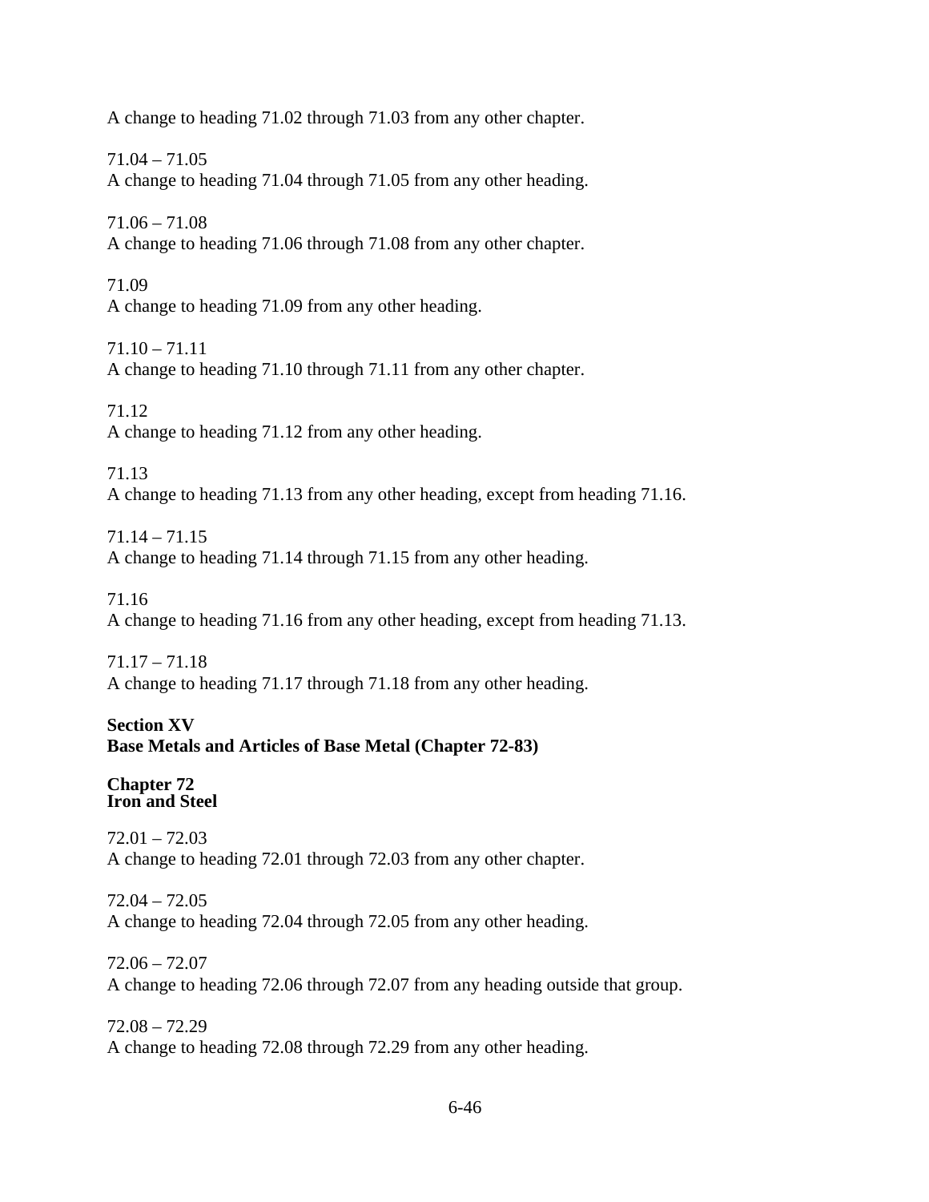A change to heading 71.02 through 71.03 from any other chapter.

71.04 – 71.05
A change to heading 71.04 through 71.05 from any other heading.

71.06 – 71.08
A change to heading 71.06 through 71.08 from any other chapter.

71.09
A change to heading 71.09 from any other heading.

71.10 – 71.11
A change to heading 71.10 through 71.11 from any other chapter.

71.12
A change to heading 71.12 from any other heading.

71.13
A change to heading 71.13 from any other heading, except from heading 71.16.

71.14 – 71.15
A change to heading 71.14 through 71.15 from any other heading.

71.16
A change to heading 71.16 from any other heading, except from heading 71.13.

71.17 – 71.18
A change to heading 71.17 through 71.18 from any other heading.

**Section XV**
**Base Metals and Articles of Base Metal (Chapter 72-83)**

**Chapter 72**
**Iron and Steel**

72.01 – 72.03
A change to heading 72.01 through 72.03 from any other chapter.

72.04 – 72.05
A change to heading 72.04 through 72.05 from any other heading.

72.06 – 72.07
A change to heading 72.06 through 72.07 from any heading outside that group.

72.08 – 72.29
A change to heading 72.08 through 72.29 from any other heading.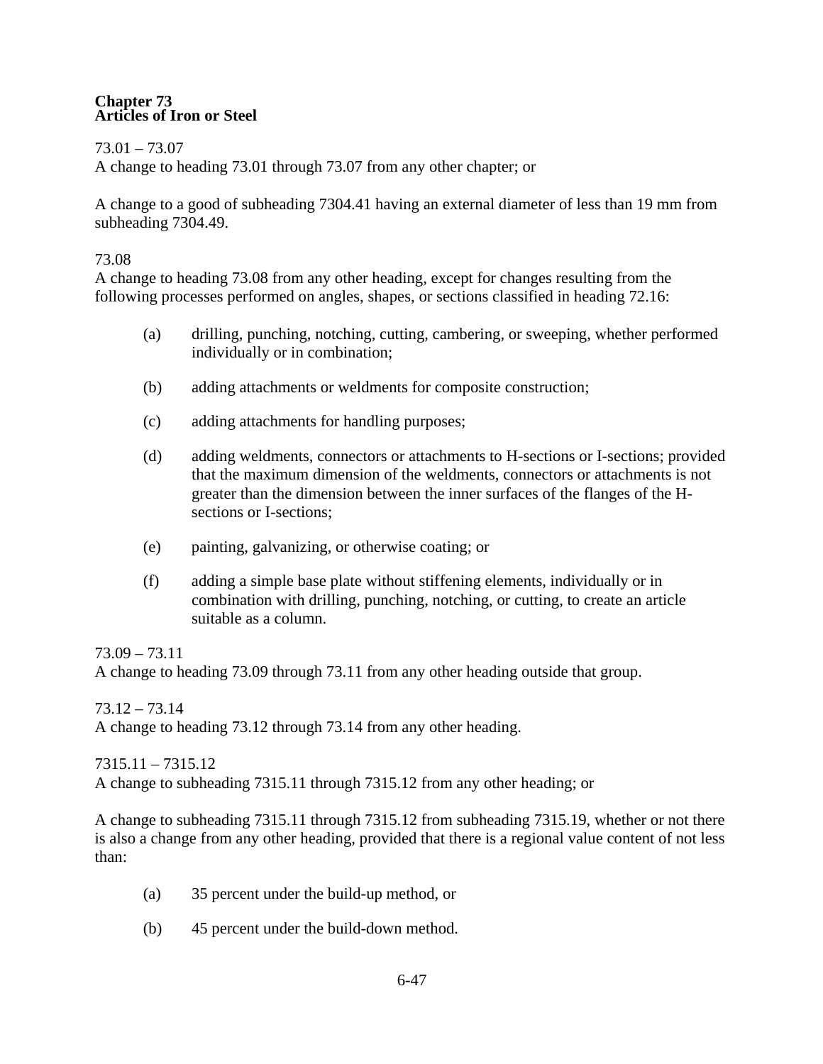## Chapter 73
## Articles of Iron or Steel

73.01 – 73.07
A change to heading 73.01 through 73.07 from any other chapter; or

A change to a good of subheading 7304.41 having an external diameter of less than 19 mm from subheading 7304.49.

73.08
A change to heading 73.08 from any other heading, except for changes resulting from the following processes performed on angles, shapes, or sections classified in heading 72.16:

(a) drilling, punching, notching, cutting, cambering, or sweeping, whether performed individually or in combination;

(b) adding attachments or weldments for composite construction;

(c) adding attachments for handling purposes;

(d) adding weldments, connectors or attachments to H-sections or I-sections; provided that the maximum dimension of the weldments, connectors or attachments is not greater than the dimension between the inner surfaces of the flanges of the H-sections or I-sections;

(e) painting, galvanizing, or otherwise coating; or

(f) adding a simple base plate without stiffening elements, individually or in combination with drilling, punching, notching, or cutting, to create an article suitable as a column.

73.09 – 73.11
A change to heading 73.09 through 73.11 from any other heading outside that group.

73.12 – 73.14
A change to heading 73.12 through 73.14 from any other heading.

7315.11 – 7315.12
A change to subheading 7315.11 through 7315.12 from any other heading; or

A change to subheading 7315.11 through 7315.12 from subheading 7315.19, whether or not there is also a change from any other heading, provided that there is a regional value content of not less than:

(a) 35 percent under the build-up method, or

(b) 45 percent under the build-down method.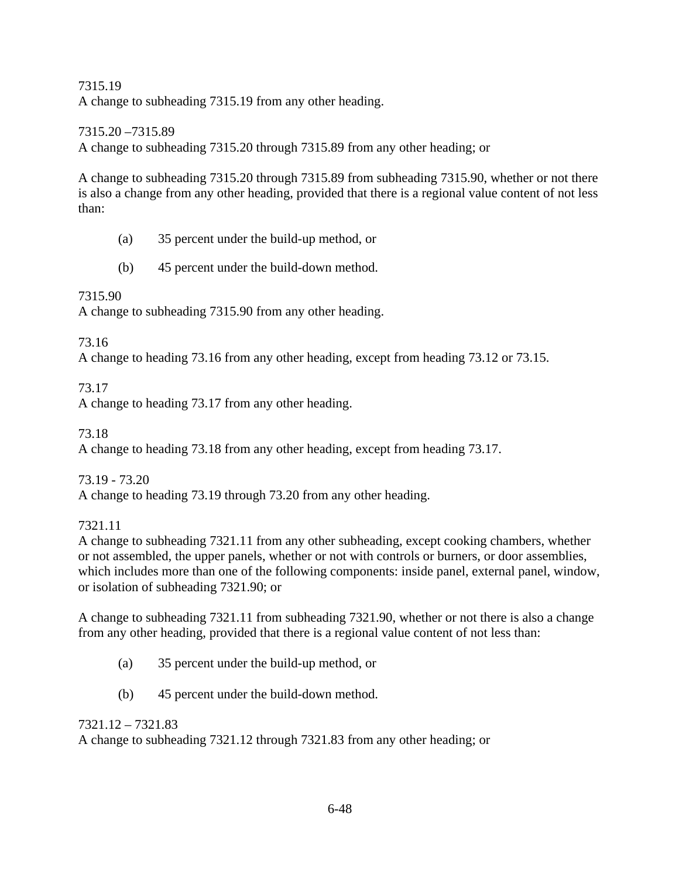7315.19
A change to subheading 7315.19 from any other heading.

7315.20 –7315.89
A change to subheading 7315.20 through 7315.89 from any other heading; or

A change to subheading 7315.20 through 7315.89 from subheading 7315.90, whether or not there is also a change from any other heading, provided that there is a regional value content of not less than:

(a) 35 percent under the build-up method, or

(b) 45 percent under the build-down method.

7315.90
A change to subheading 7315.90 from any other heading.

73.16
A change to heading 73.16 from any other heading, except from heading 73.12 or 73.15.

73.17
A change to heading 73.17 from any other heading.

73.18
A change to heading 73.18 from any other heading, except from heading 73.17.

73.19 - 73.20
A change to heading 73.19 through 73.20 from any other heading.

7321.11
A change to subheading 7321.11 from any other subheading, except cooking chambers, whether or not assembled, the upper panels, whether or not with controls or burners, or door assemblies, which includes more than one of the following components: inside panel, external panel, window, or isolation of subheading 7321.90; or

A change to subheading 7321.11 from subheading 7321.90, whether or not there is also a change from any other heading, provided that there is a regional value content of not less than:

(a) 35 percent under the build-up method, or

(b) 45 percent under the build-down method.

7321.12 – 7321.83
A change to subheading 7321.12 through 7321.83 from any other heading; or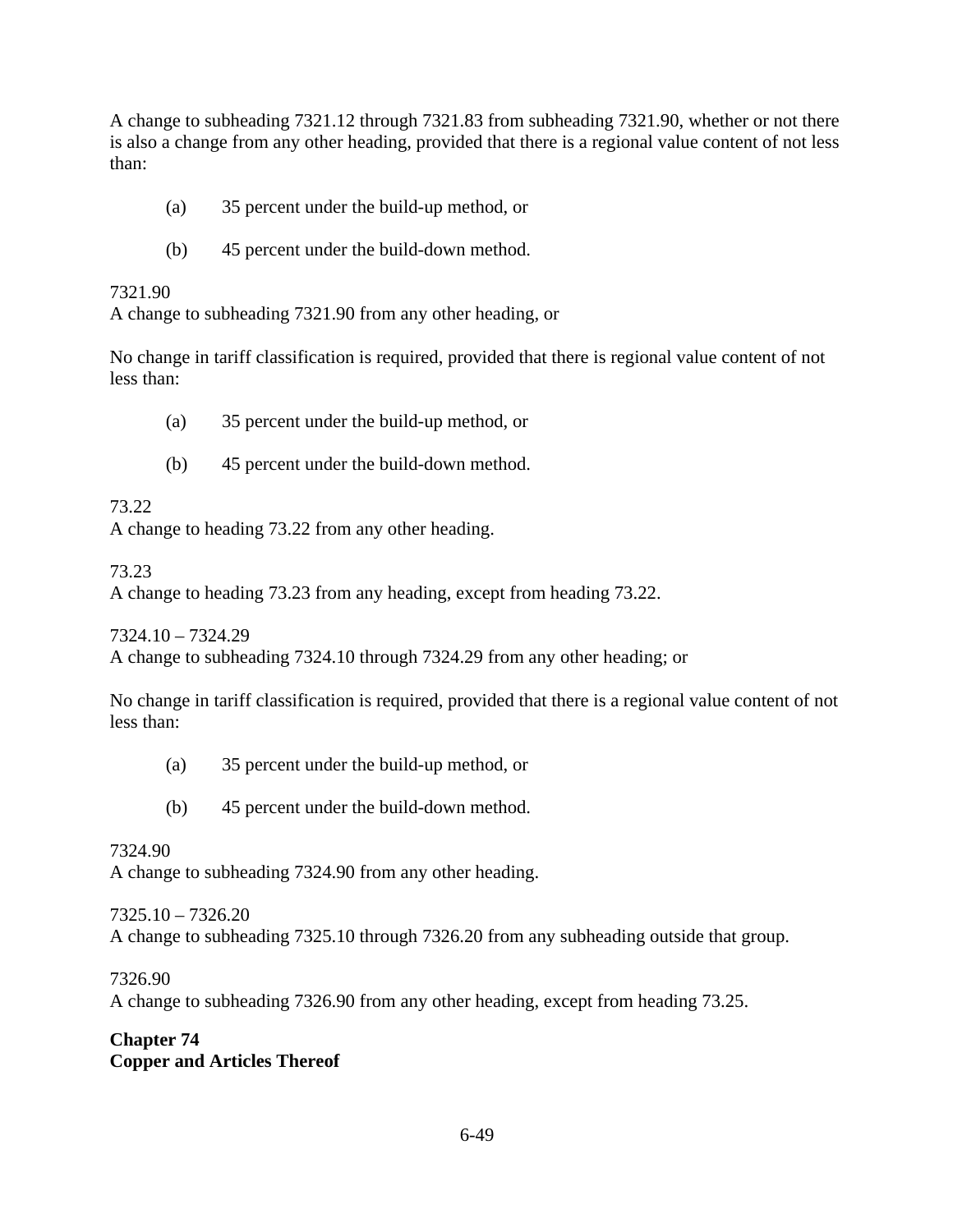A change to subheading 7321.12 through 7321.83 from subheading 7321.90, whether or not there is also a change from any other heading, provided that there is a regional value content of not less than:

(a) 35 percent under the build-up method, or

(b) 45 percent under the build-down method.

7321.90
A change to subheading 7321.90 from any other heading, or

No change in tariff classification is required, provided that there is regional value content of not less than:

(a) 35 percent under the build-up method, or

(b) 45 percent under the build-down method.

73.22
A change to heading 73.22 from any other heading.

73.23
A change to heading 73.23 from any heading, except from heading 73.22.

7324.10 – 7324.29
A change to subheading 7324.10 through 7324.29 from any other heading; or

No change in tariff classification is required, provided that there is a regional value content of not less than:

(a) 35 percent under the build-up method, or

(b) 45 percent under the build-down method.

7324.90
A change to subheading 7324.90 from any other heading.

7325.10 – 7326.20
A change to subheading 7325.10 through 7326.20 from any subheading outside that group.

7326.90
A change to subheading 7326.90 from any other heading, except from heading 73.25.

**Chapter 74**
**Copper and Articles Thereof**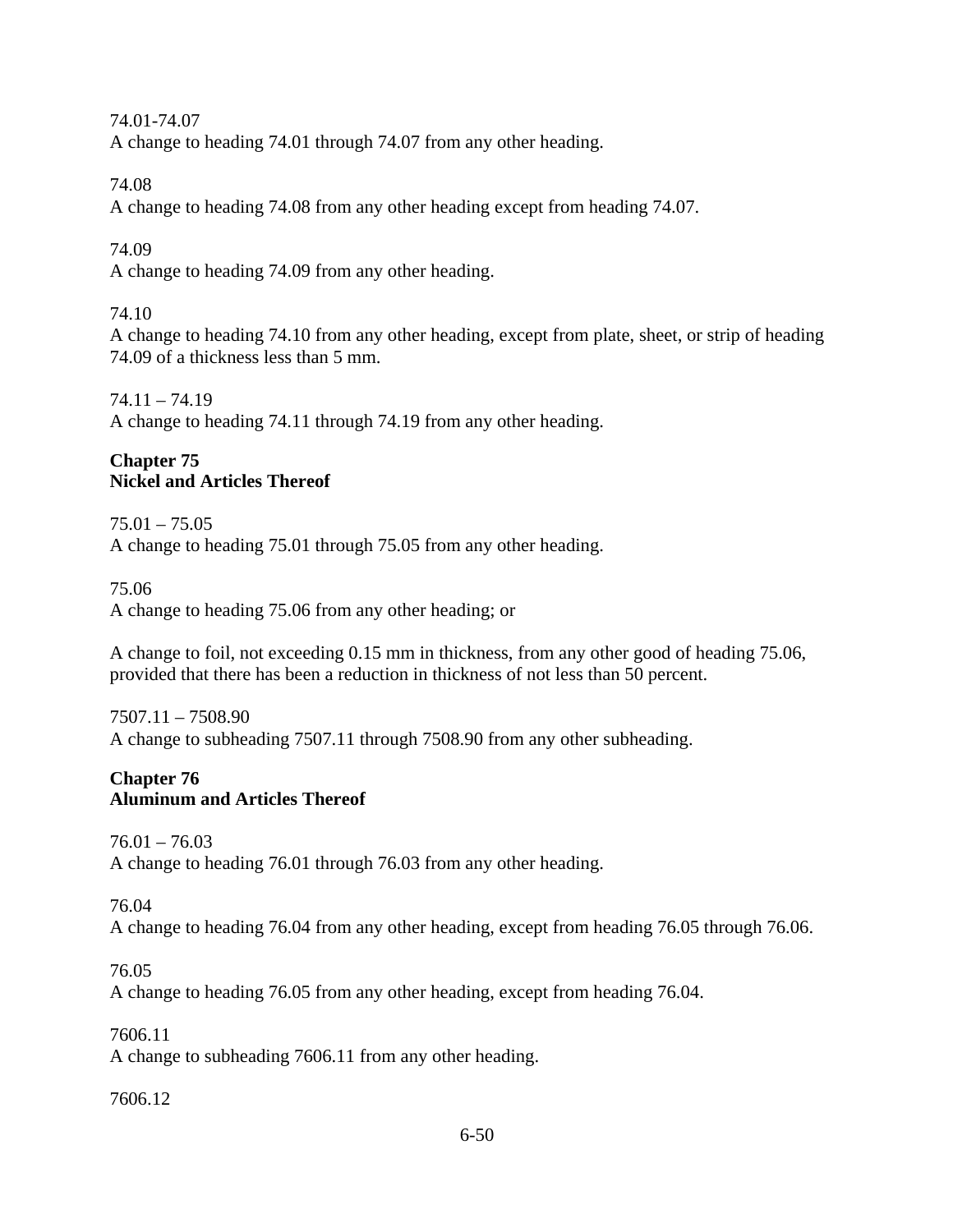74.01-74.07
A change to heading 74.01 through 74.07 from any other heading.

74.08
A change to heading 74.08 from any other heading except from heading 74.07.

74.09
A change to heading 74.09 from any other heading.

74.10
A change to heading 74.10 from any other heading, except from plate, sheet, or strip of heading 74.09 of a thickness less than 5 mm.

74.11 – 74.19
A change to heading 74.11 through 74.19 from any other heading.

**Chapter 75**
**Nickel and Articles Thereof**

75.01 – 75.05
A change to heading 75.01 through 75.05 from any other heading.

75.06
A change to heading 75.06 from any other heading; or

A change to foil, not exceeding 0.15 mm in thickness, from any other good of heading 75.06, provided that there has been a reduction in thickness of not less than 50 percent.

7507.11 – 7508.90
A change to subheading 7507.11 through 7508.90 from any other subheading.

**Chapter 76**
**Aluminum and Articles Thereof**

76.01 – 76.03
A change to heading 76.01 through 76.03 from any other heading.

76.04
A change to heading 76.04 from any other heading, except from heading 76.05 through 76.06.

76.05
A change to heading 76.05 from any other heading, except from heading 76.04.

7606.11
A change to subheading 7606.11 from any other heading.

7606.12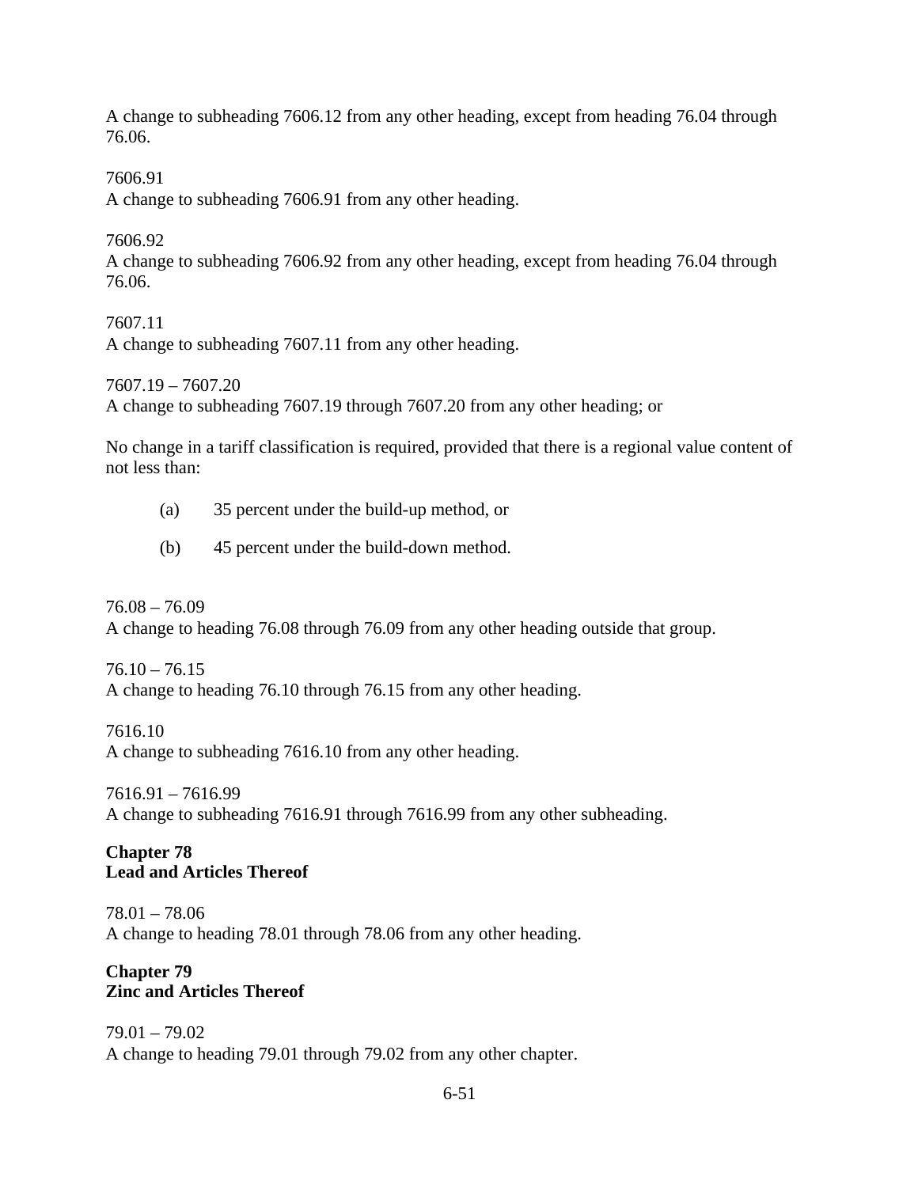A change to subheading 7606.12 from any other heading, except from heading 76.04 through 76.06.

7606.91
A change to subheading 7606.91 from any other heading.

7606.92
A change to subheading 7606.92 from any other heading, except from heading 76.04 through 76.06.

7607.11
A change to subheading 7607.11 from any other heading.

7607.19 – 7607.20
A change to subheading 7607.19 through 7607.20 from any other heading; or

No change in a tariff classification is required, provided that there is a regional value content of not less than:

(a) 35 percent under the build-up method, or

(b) 45 percent under the build-down method.

76.08 – 76.09
A change to heading 76.08 through 76.09 from any other heading outside that group.

76.10 – 76.15
A change to heading 76.10 through 76.15 from any other heading.

7616.10
A change to subheading 7616.10 from any other heading.

7616.91 – 7616.99
A change to subheading 7616.91 through 7616.99 from any other subheading.

**Chapter 78**
**Lead and Articles Thereof**

78.01 – 78.06
A change to heading 78.01 through 78.06 from any other heading.

**Chapter 79**
**Zinc and Articles Thereof**

79.01 – 79.02
A change to heading 79.01 through 79.02 from any other chapter.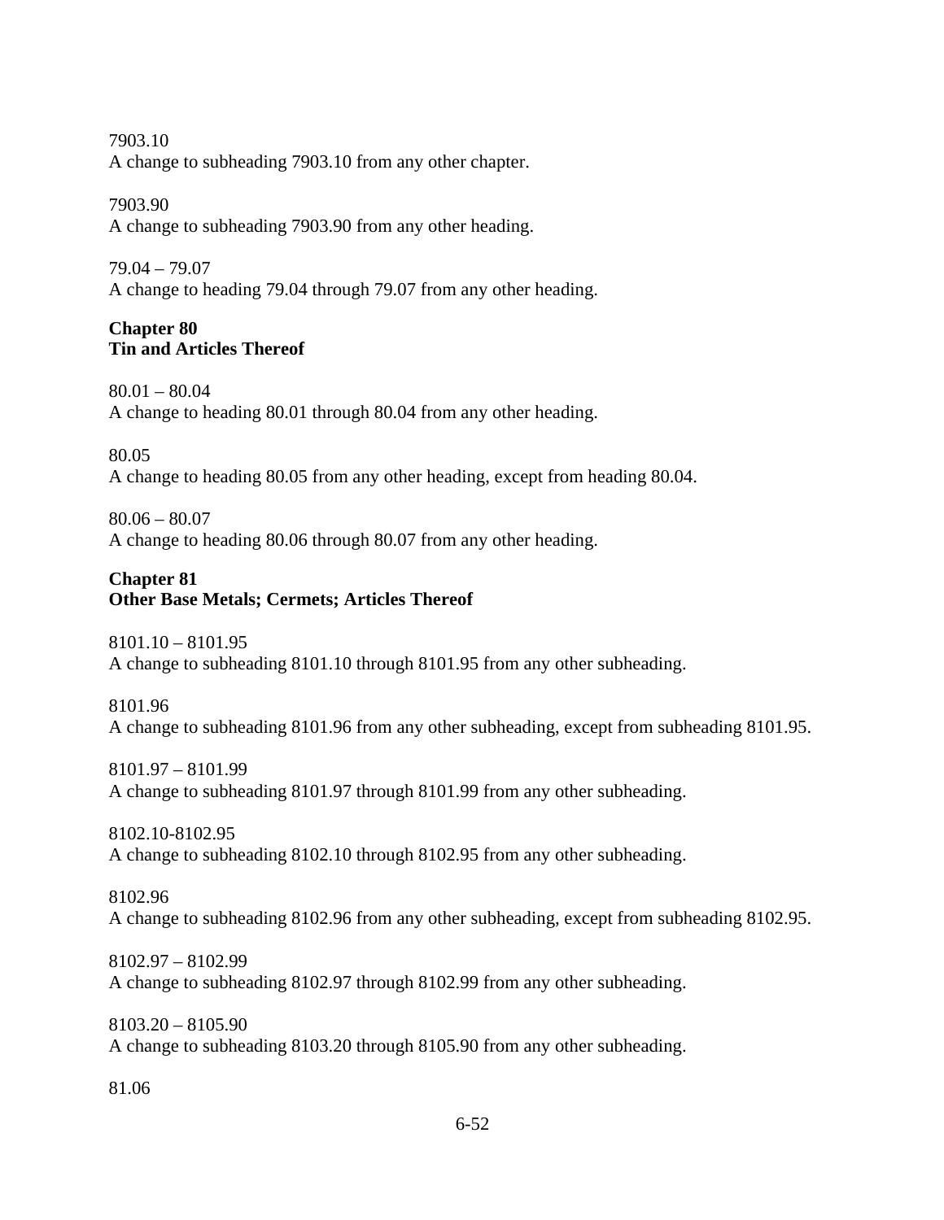7903.10
A change to subheading 7903.10 from any other chapter.

7903.90
A change to subheading 7903.90 from any other heading.

79.04 – 79.07
A change to heading 79.04 through 79.07 from any other heading.

**Chapter 80**
**Tin and Articles Thereof**

80.01 – 80.04
A change to heading 80.01 through 80.04 from any other heading.

80.05
A change to heading 80.05 from any other heading, except from heading 80.04.

80.06 – 80.07
A change to heading 80.06 through 80.07 from any other heading.

**Chapter 81**
**Other Base Metals; Cermets; Articles Thereof**

8101.10 – 8101.95
A change to subheading 8101.10 through 8101.95 from any other subheading.

8101.96
A change to subheading 8101.96 from any other subheading, except from subheading 8101.95.

8101.97 – 8101.99
A change to subheading 8101.97 through 8101.99 from any other subheading.

8102.10-8102.95
A change to subheading 8102.10 through 8102.95 from any other subheading.

8102.96
A change to subheading 8102.96 from any other subheading, except from subheading 8102.95.

8102.97 – 8102.99
A change to subheading 8102.97 through 8102.99 from any other subheading.

8103.20 – 8105.90
A change to subheading 8103.20 through 8105.90 from any other subheading.

81.06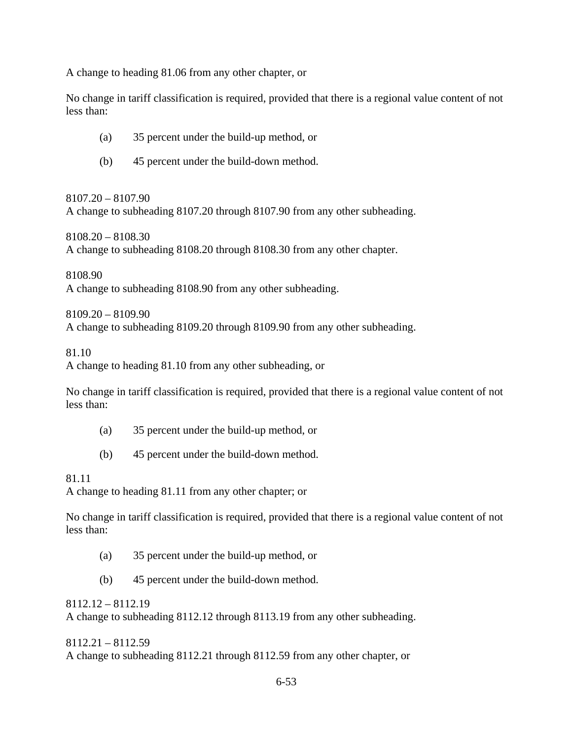A change to heading 81.06 from any other chapter, or

No change in tariff classification is required, provided that there is a regional value content of not less than:

(a) 35 percent under the build-up method, or

(b) 45 percent under the build-down method.

8107.20 – 8107.90
A change to subheading 8107.20 through 8107.90 from any other subheading.

8108.20 – 8108.30
A change to subheading 8108.20 through 8108.30 from any other chapter.

8108.90
A change to subheading 8108.90 from any other subheading.

8109.20 – 8109.90
A change to subheading 8109.20 through 8109.90 from any other subheading.

81.10
A change to heading 81.10 from any other subheading, or

No change in tariff classification is required, provided that there is a regional value content of not less than:

(a) 35 percent under the build-up method, or

(b) 45 percent under the build-down method.

81.11
A change to heading 81.11 from any other chapter; or

No change in tariff classification is required, provided that there is a regional value content of not less than:

(a) 35 percent under the build-up method, or

(b) 45 percent under the build-down method.

8112.12 – 8112.19
A change to subheading 8112.12 through 8113.19 from any other subheading.

8112.21 – 8112.59
A change to subheading 8112.21 through 8112.59 from any other chapter, or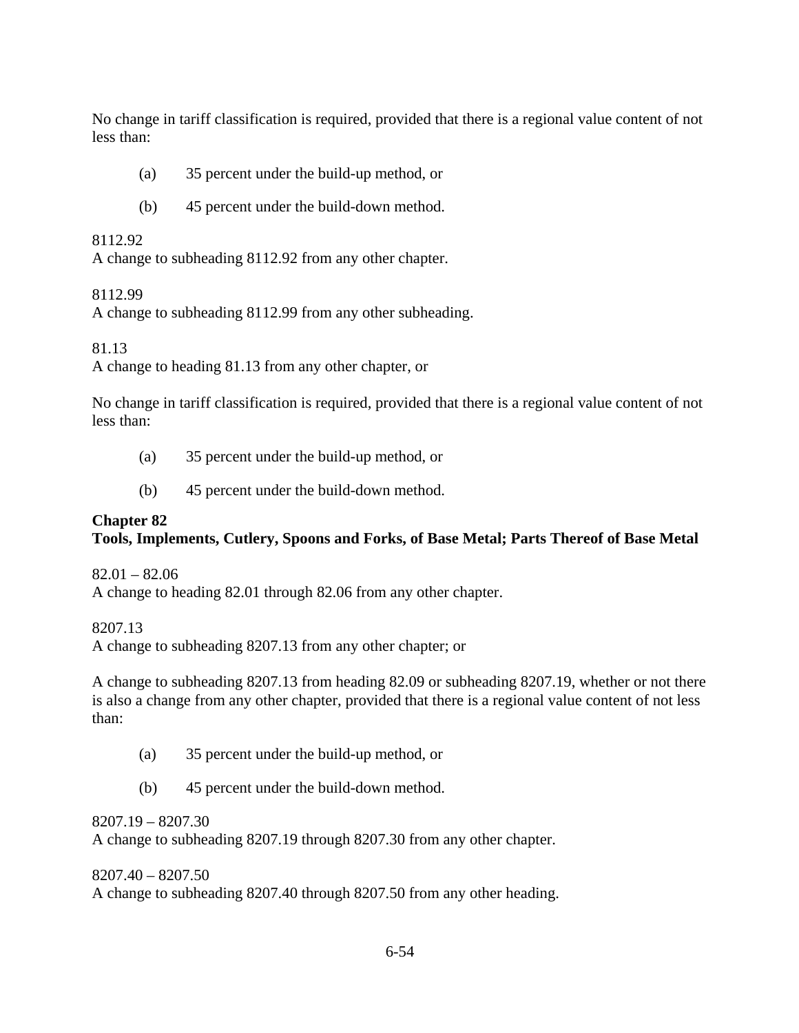No change in tariff classification is required, provided that there is a regional value content of not less than:

(a) 35 percent under the build-up method, or

(b) 45 percent under the build-down method.

8112.92
A change to subheading 8112.92 from any other chapter.

8112.99
A change to subheading 8112.99 from any other subheading.

81.13
A change to heading 81.13 from any other chapter, or

No change in tariff classification is required, provided that there is a regional value content of not less than:

(a) 35 percent under the build-up method, or

(b) 45 percent under the build-down method.

## Chapter 82
## Tools, Implements, Cutlery, Spoons and Forks, of Base Metal; Parts Thereof of Base Metal

82.01 – 82.06
A change to heading 82.01 through 82.06 from any other chapter.

8207.13
A change to subheading 8207.13 from any other chapter; or

A change to subheading 8207.13 from heading 82.09 or subheading 8207.19, whether or not there is also a change from any other chapter, provided that there is a regional value content of not less than:

(a) 35 percent under the build-up method, or

(b) 45 percent under the build-down method.

8207.19 – 8207.30
A change to subheading 8207.19 through 8207.30 from any other chapter.

8207.40 – 8207.50
A change to subheading 8207.40 through 8207.50 from any other heading.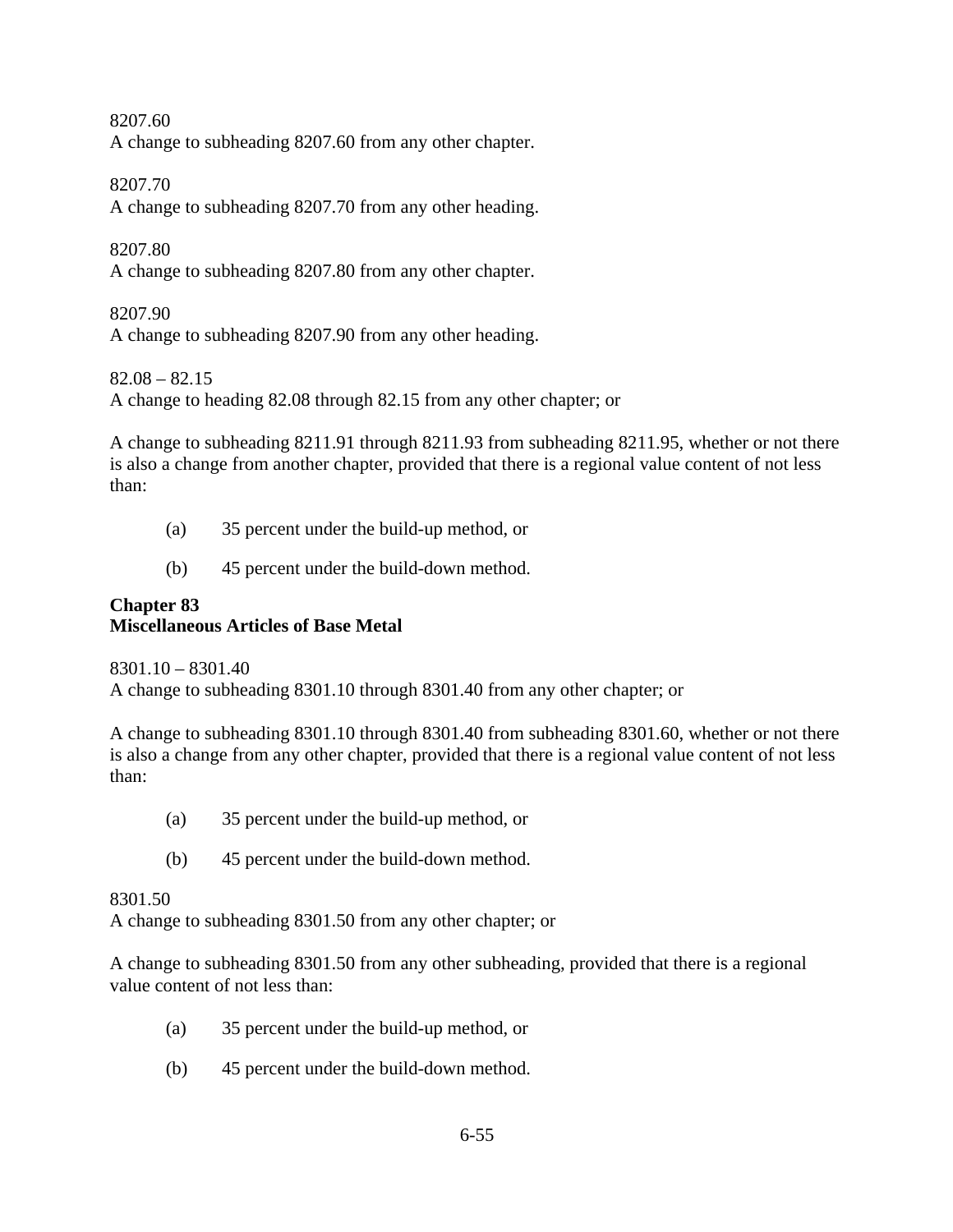8207.60
A change to subheading 8207.60 from any other chapter.

8207.70
A change to subheading 8207.70 from any other heading.

8207.80
A change to subheading 8207.80 from any other chapter.

8207.90
A change to subheading 8207.90 from any other heading.

82.08 – 82.15
A change to heading 82.08 through 82.15 from any other chapter; or

A change to subheading 8211.91 through 8211.93 from subheading 8211.95, whether or not there is also a change from another chapter, provided that there is a regional value content of not less than:

(a) 35 percent under the build-up method, or

(b) 45 percent under the build-down method.

**Chapter 83**
**Miscellaneous Articles of Base Metal**

8301.10 – 8301.40
A change to subheading 8301.10 through 8301.40 from any other chapter; or

A change to subheading 8301.10 through 8301.40 from subheading 8301.60, whether or not there is also a change from any other chapter, provided that there is a regional value content of not less than:

(a) 35 percent under the build-up method, or

(b) 45 percent under the build-down method.

8301.50
A change to subheading 8301.50 from any other chapter; or

A change to subheading 8301.50 from any other subheading, provided that there is a regional value content of not less than:

(a) 35 percent under the build-up method, or

(b) 45 percent under the build-down method.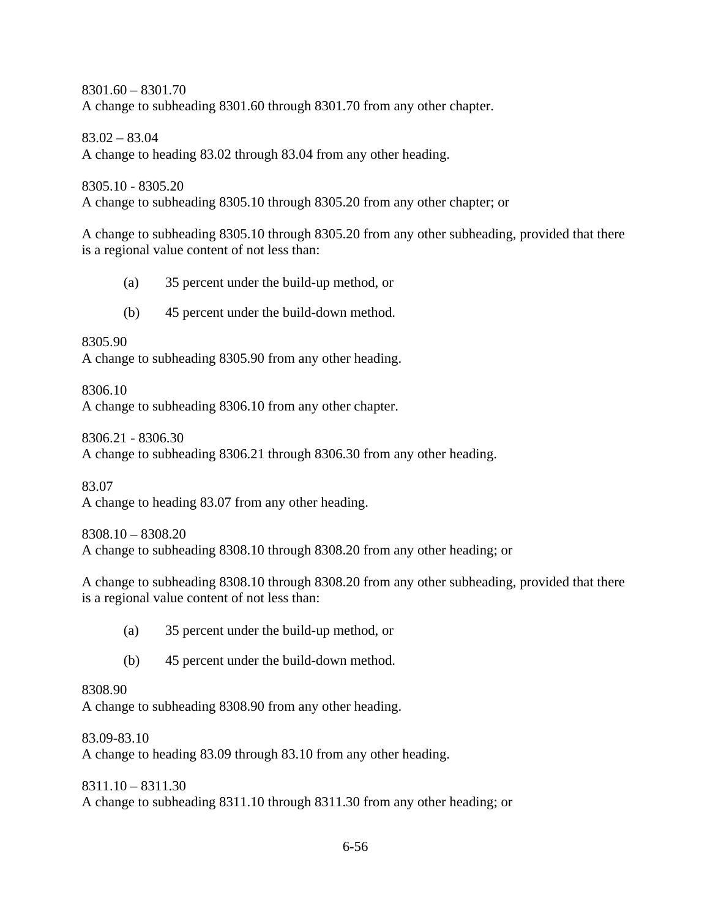8301.60 – 8301.70
A change to subheading 8301.60 through 8301.70 from any other chapter.

83.02 – 83.04
A change to heading 83.02 through 83.04 from any other heading.

8305.10 - 8305.20
A change to subheading 8305.10 through 8305.20 from any other chapter; or

A change to subheading 8305.10 through 8305.20 from any other subheading, provided that there is a regional value content of not less than:

(a) 35 percent under the build-up method, or

(b) 45 percent under the build-down method.

8305.90
A change to subheading 8305.90 from any other heading.

8306.10
A change to subheading 8306.10 from any other chapter.

8306.21 - 8306.30
A change to subheading 8306.21 through 8306.30 from any other heading.

83.07
A change to heading 83.07 from any other heading.

8308.10 – 8308.20
A change to subheading 8308.10 through 8308.20 from any other heading; or

A change to subheading 8308.10 through 8308.20 from any other subheading, provided that there is a regional value content of not less than:

(a) 35 percent under the build-up method, or

(b) 45 percent under the build-down method.

8308.90
A change to subheading 8308.90 from any other heading.

83.09-83.10
A change to heading 83.09 through 83.10 from any other heading.

8311.10 – 8311.30
A change to subheading 8311.10 through 8311.30 from any other heading; or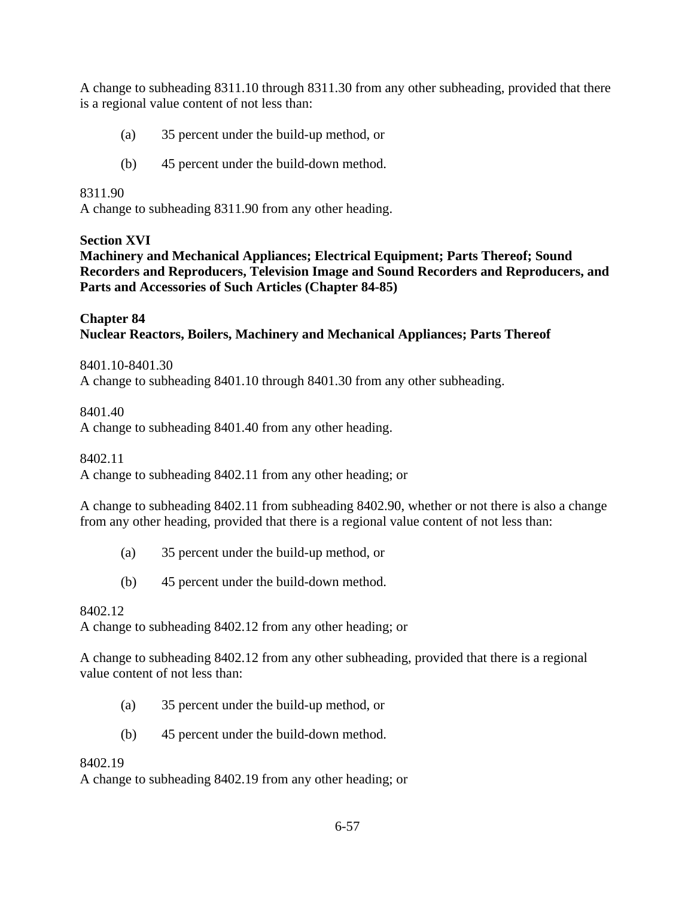A change to subheading 8311.10 through 8311.30 from any other subheading, provided that there is a regional value content of not less than:

(a) 35 percent under the build-up method, or

(b) 45 percent under the build-down method.

8311.90
A change to subheading 8311.90 from any other heading.

**Section XVI**
**Machinery and Mechanical Appliances; Electrical Equipment; Parts Thereof; Sound Recorders and Reproducers, Television Image and Sound Recorders and Reproducers, and Parts and Accessories of Such Articles (Chapter 84-85)**

**Chapter 84**
**Nuclear Reactors, Boilers, Machinery and Mechanical Appliances; Parts Thereof**

8401.10-8401.30
A change to subheading 8401.10 through 8401.30 from any other subheading.

8401.40
A change to subheading 8401.40 from any other heading.

8402.11
A change to subheading 8402.11 from any other heading; or

A change to subheading 8402.11 from subheading 8402.90, whether or not there is also a change from any other heading, provided that there is a regional value content of not less than:

(a) 35 percent under the build-up method, or

(b) 45 percent under the build-down method.

8402.12
A change to subheading 8402.12 from any other heading; or

A change to subheading 8402.12 from any other subheading, provided that there is a regional value content of not less than:

(a) 35 percent under the build-up method, or

(b) 45 percent under the build-down method.

8402.19
A change to subheading 8402.19 from any other heading; or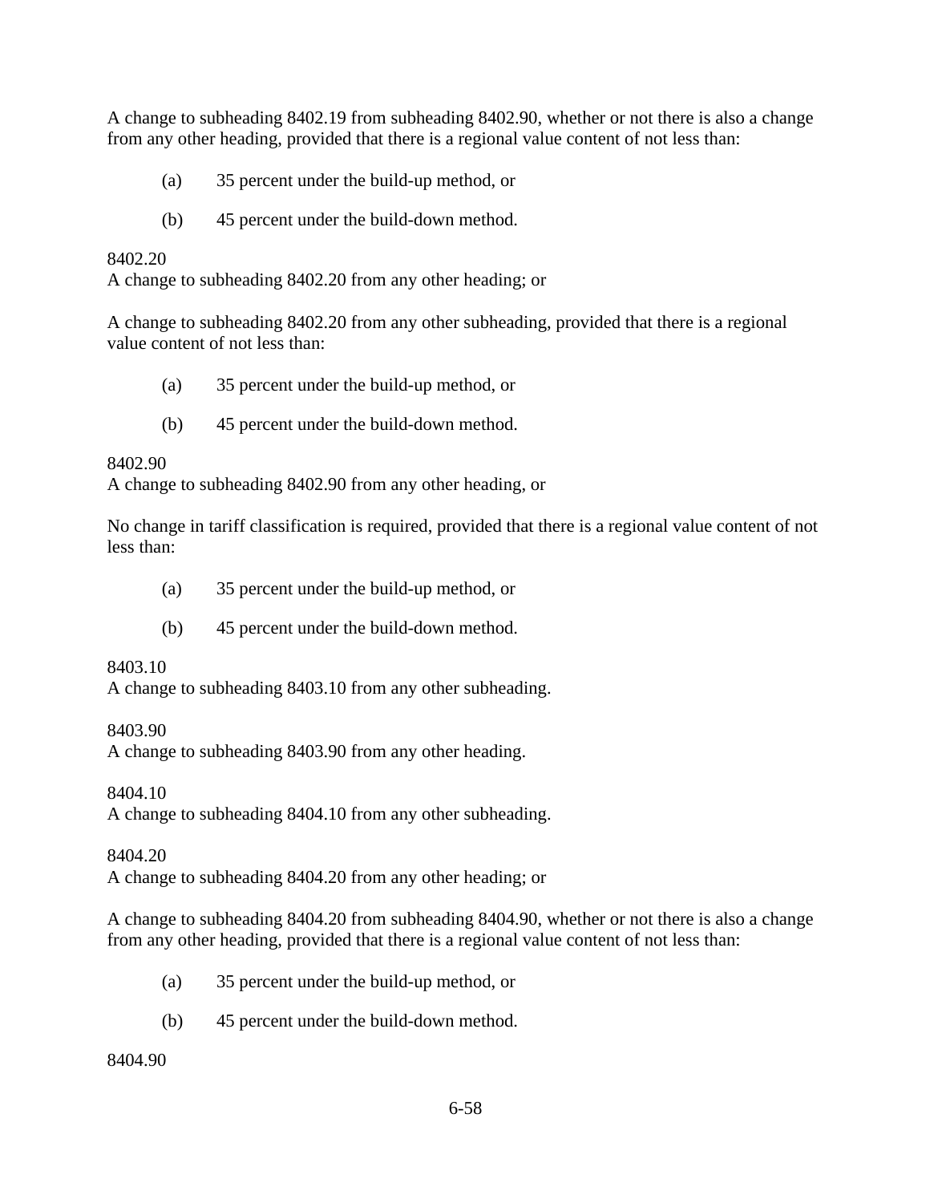A change to subheading 8402.19 from subheading 8402.90, whether or not there is also a change from any other heading, provided that there is a regional value content of not less than:

(a) 35 percent under the build-up method, or

(b) 45 percent under the build-down method.

8402.20
A change to subheading 8402.20 from any other heading; or

A change to subheading 8402.20 from any other subheading, provided that there is a regional value content of not less than:

(a) 35 percent under the build-up method, or

(b) 45 percent under the build-down method.

8402.90
A change to subheading 8402.90 from any other heading, or

No change in tariff classification is required, provided that there is a regional value content of not less than:

(a) 35 percent under the build-up method, or

(b) 45 percent under the build-down method.

8403.10
A change to subheading 8403.10 from any other subheading.

8403.90
A change to subheading 8403.90 from any other heading.

8404.10
A change to subheading 8404.10 from any other subheading.

8404.20
A change to subheading 8404.20 from any other heading; or

A change to subheading 8404.20 from subheading 8404.90, whether or not there is also a change from any other heading, provided that there is a regional value content of not less than:

(a) 35 percent under the build-up method, or

(b) 45 percent under the build-down method.

8404.90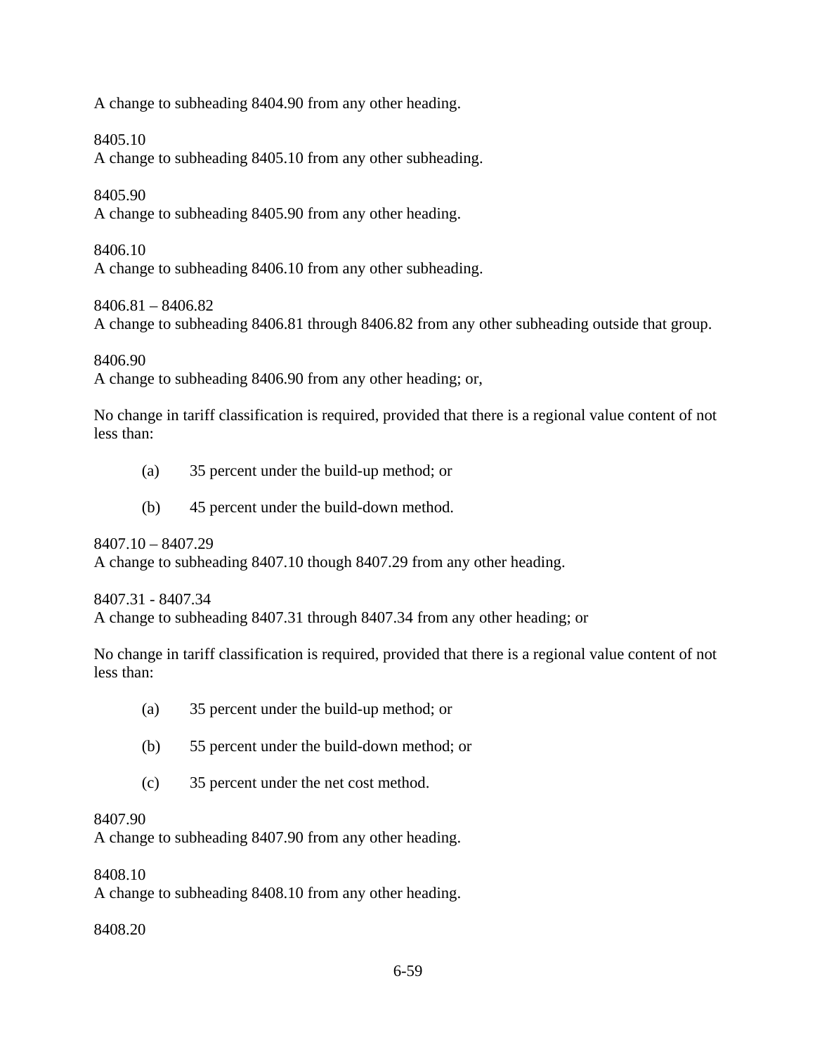A change to subheading 8404.90 from any other heading.

8405.10
A change to subheading 8405.10 from any other subheading.

8405.90
A change to subheading 8405.90 from any other heading.

8406.10
A change to subheading 8406.10 from any other subheading.

8406.81 – 8406.82
A change to subheading 8406.81 through 8406.82 from any other subheading outside that group.

8406.90
A change to subheading 8406.90 from any other heading; or,

No change in tariff classification is required, provided that there is a regional value content of not less than:

(a) 35 percent under the build-up method; or

(b) 45 percent under the build-down method.

8407.10 – 8407.29
A change to subheading 8407.10 though 8407.29 from any other heading.

8407.31 - 8407.34
A change to subheading 8407.31 through 8407.34 from any other heading; or

No change in tariff classification is required, provided that there is a regional value content of not less than:

(a) 35 percent under the build-up method; or

(b) 55 percent under the build-down method; or

(c) 35 percent under the net cost method.

8407.90
A change to subheading 8407.90 from any other heading.

8408.10
A change to subheading 8408.10 from any other heading.

8408.20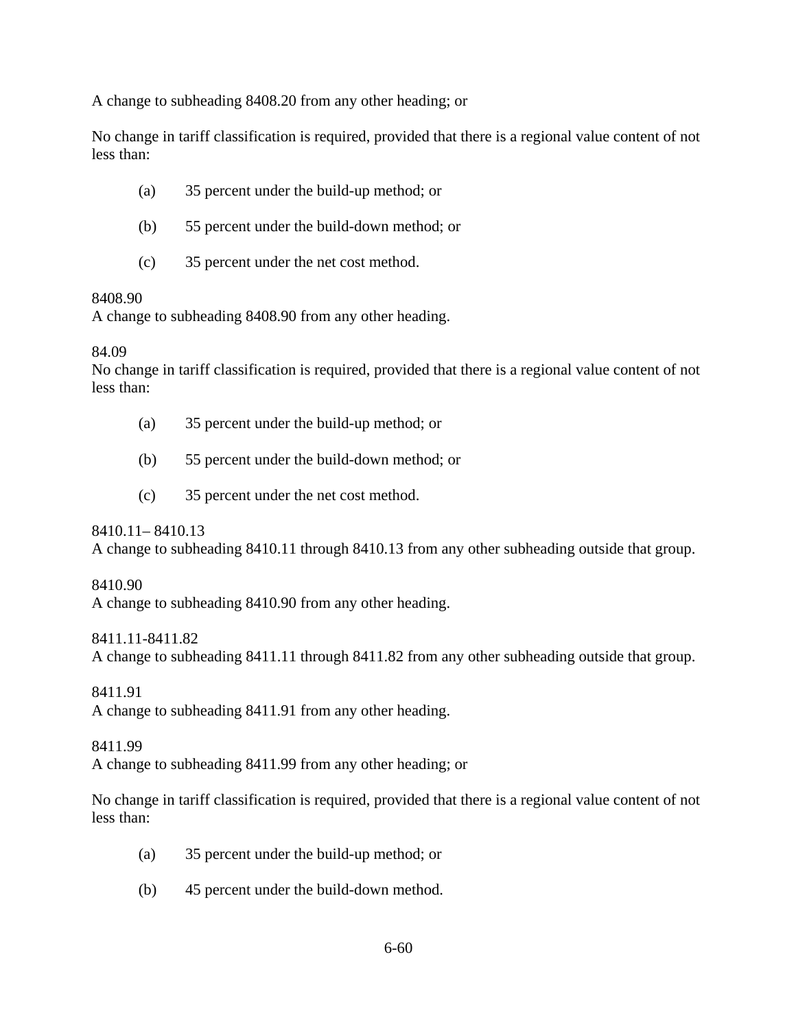A change to subheading 8408.20 from any other heading; or

No change in tariff classification is required, provided that there is a regional value content of not less than:

(a) 35 percent under the build-up method; or

(b) 55 percent under the build-down method; or

(c) 35 percent under the net cost method.

8408.90
A change to subheading 8408.90 from any other heading.

84.09
No change in tariff classification is required, provided that there is a regional value content of not less than:

(a) 35 percent under the build-up method; or

(b) 55 percent under the build-down method; or

(c) 35 percent under the net cost method.

8410.11– 8410.13
A change to subheading 8410.11 through 8410.13 from any other subheading outside that group.

8410.90
A change to subheading 8410.90 from any other heading.

8411.11-8411.82
A change to subheading 8411.11 through 8411.82 from any other subheading outside that group.

8411.91
A change to subheading 8411.91 from any other heading.

8411.99
A change to subheading 8411.99 from any other heading; or

No change in tariff classification is required, provided that there is a regional value content of not less than:

(a) 35 percent under the build-up method; or

(b) 45 percent under the build-down method.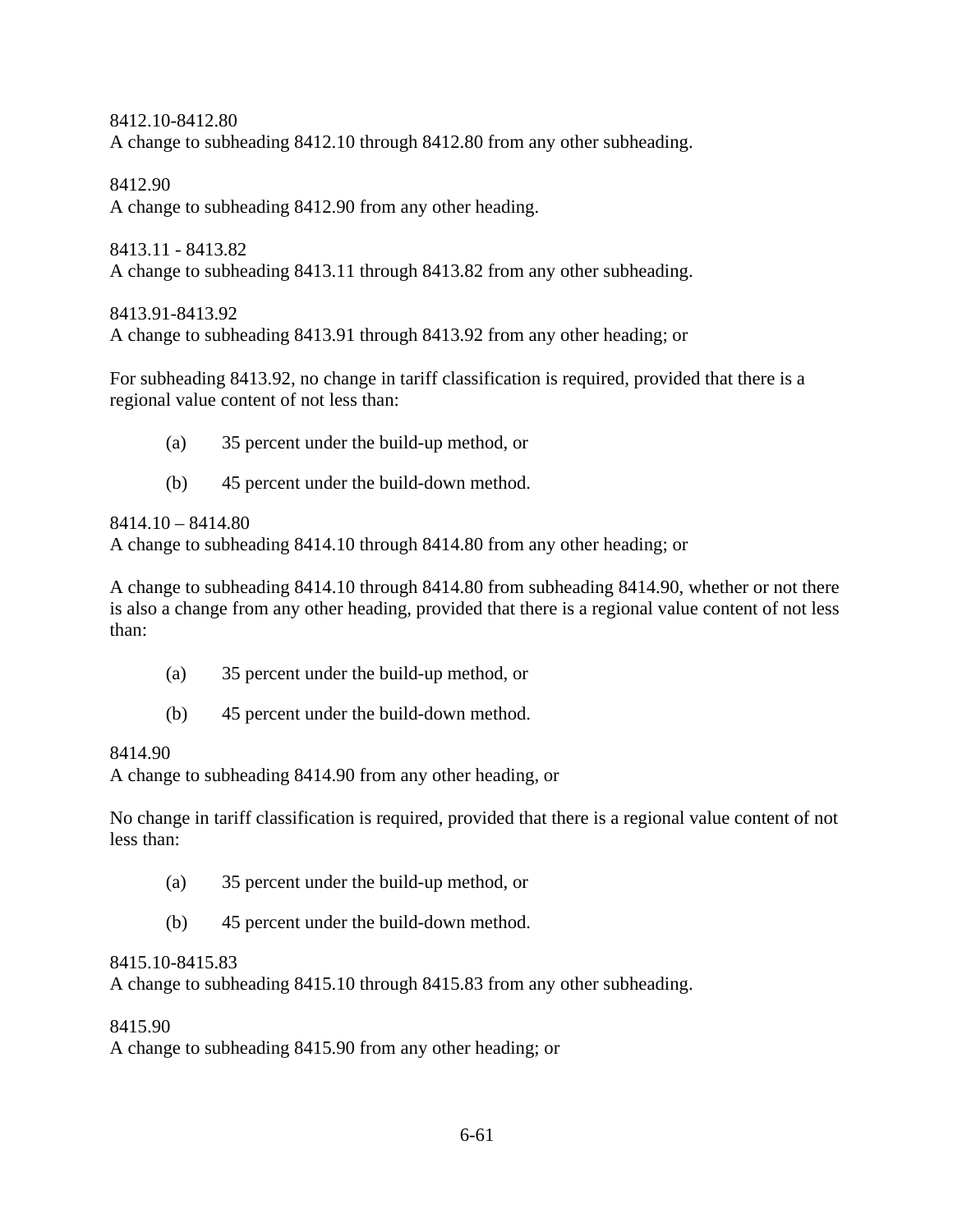8412.10-8412.80
A change to subheading 8412.10 through 8412.80 from any other subheading.

8412.90
A change to subheading 8412.90 from any other heading.

8413.11 - 8413.82
A change to subheading 8413.11 through 8413.82 from any other subheading.

8413.91-8413.92
A change to subheading 8413.91 through 8413.92 from any other heading; or

For subheading 8413.92, no change in tariff classification is required, provided that there is a regional value content of not less than:

(a) 35 percent under the build-up method, or

(b) 45 percent under the build-down method.

8414.10 – 8414.80
A change to subheading 8414.10 through 8414.80 from any other heading; or

A change to subheading 8414.10 through 8414.80 from subheading 8414.90, whether or not there is also a change from any other heading, provided that there is a regional value content of not less than:

(a) 35 percent under the build-up method, or

(b) 45 percent under the build-down method.

8414.90
A change to subheading 8414.90 from any other heading, or

No change in tariff classification is required, provided that there is a regional value content of not less than:

(a) 35 percent under the build-up method, or

(b) 45 percent under the build-down method.

8415.10-8415.83
A change to subheading 8415.10 through 8415.83 from any other subheading.

8415.90
A change to subheading 8415.90 from any other heading; or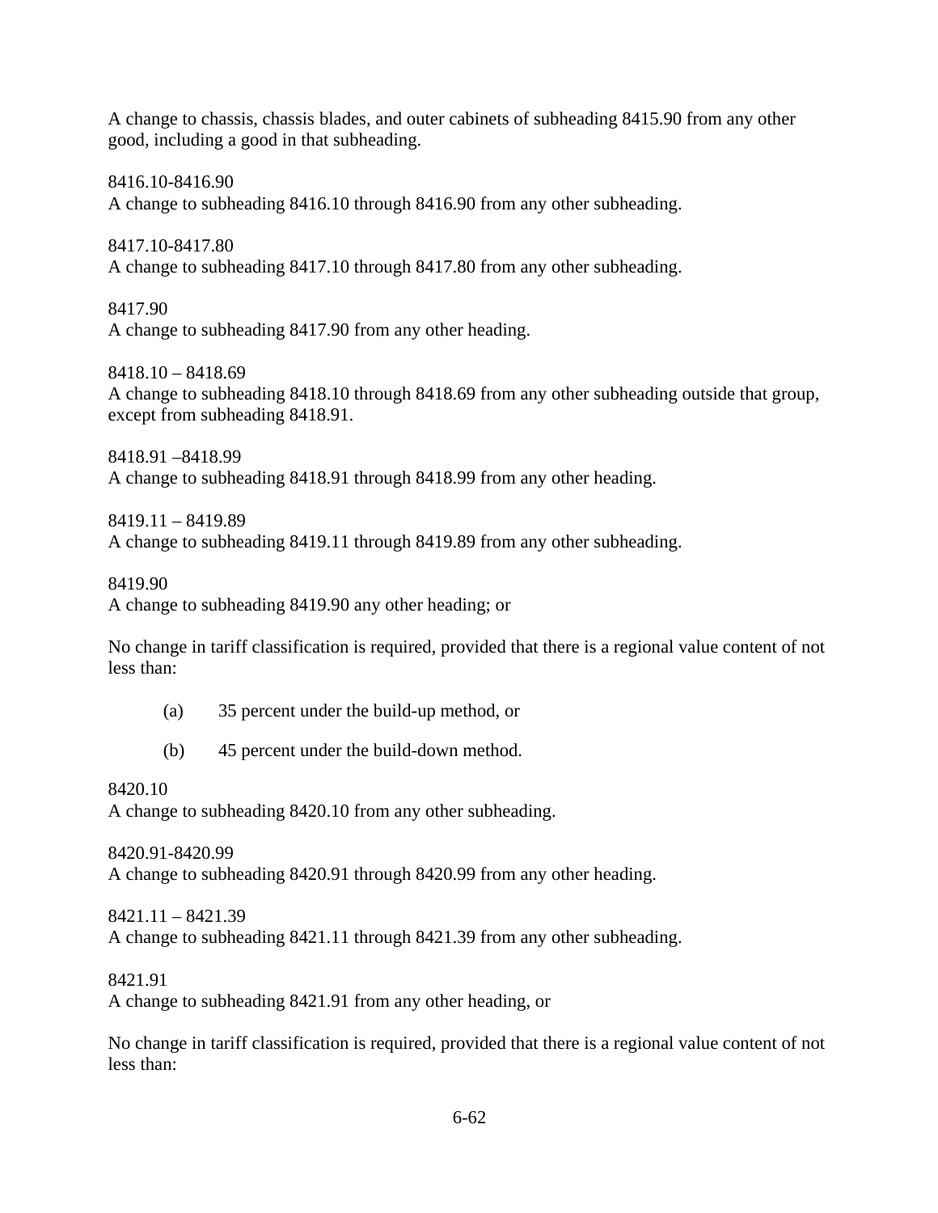A change to chassis, chassis blades, and outer cabinets of subheading 8415.90 from any other good, including a good in that subheading.

8416.10-8416.90
A change to subheading 8416.10 through 8416.90 from any other subheading.

8417.10-8417.80
A change to subheading 8417.10 through 8417.80 from any other subheading.

8417.90
A change to subheading 8417.90 from any other heading.

8418.10 – 8418.69
A change to subheading 8418.10 through 8418.69 from any other subheading outside that group, except from subheading 8418.91.

8418.91 –8418.99
A change to subheading 8418.91 through 8418.99 from any other heading.

8419.11 – 8419.89
A change to subheading 8419.11 through 8419.89 from any other subheading.

8419.90
A change to subheading 8419.90 any other heading; or

No change in tariff classification is required, provided that there is a regional value content of not less than:

(a) 35 percent under the build-up method, or

(b) 45 percent under the build-down method.

8420.10
A change to subheading 8420.10 from any other subheading.

8420.91-8420.99
A change to subheading 8420.91 through 8420.99 from any other heading.

8421.11 – 8421.39
A change to subheading 8421.11 through 8421.39 from any other subheading.

8421.91
A change to subheading 8421.91 from any other heading, or

No change in tariff classification is required, provided that there is a regional value content of not less than: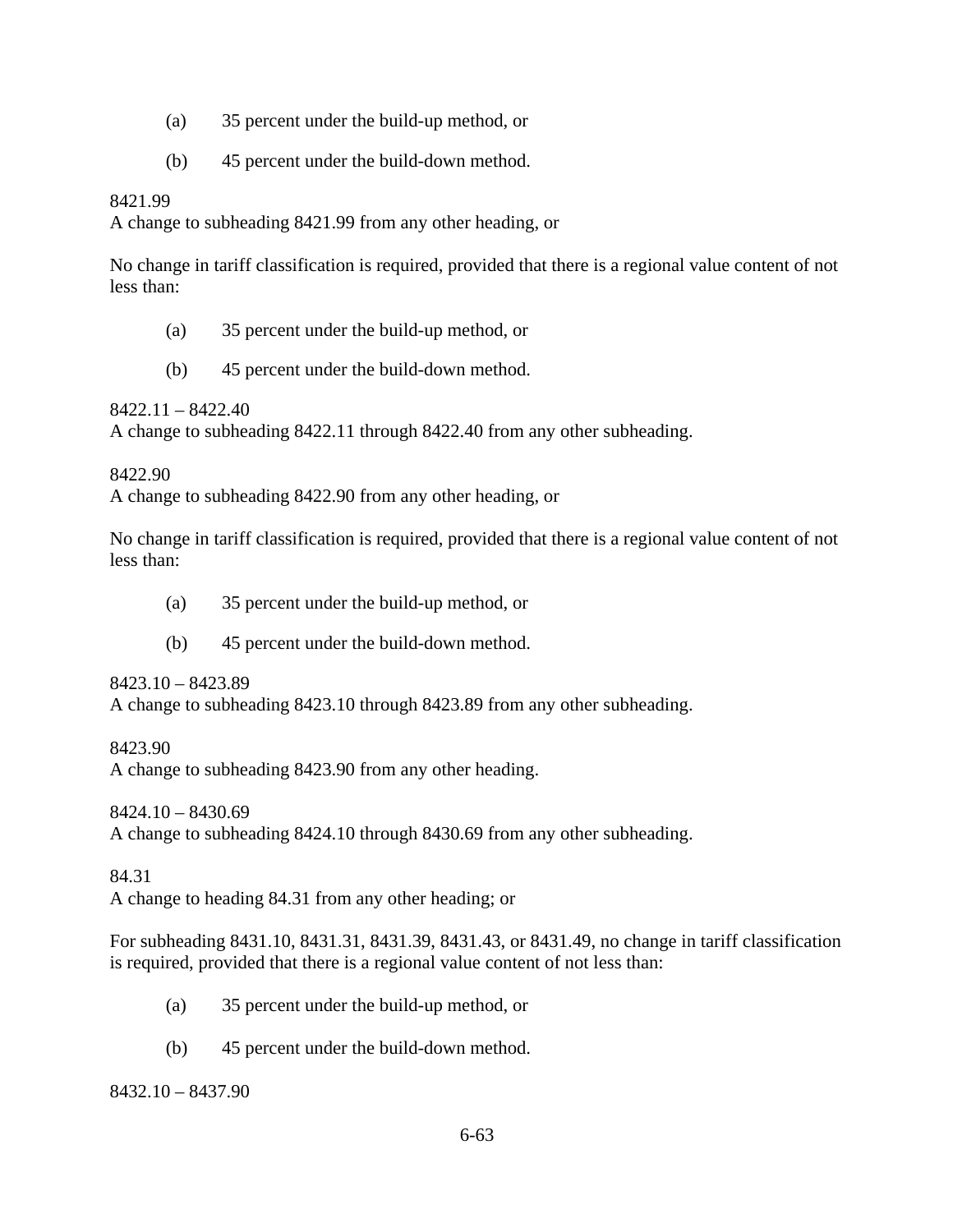(a) 35 percent under the build-up method, or

(b) 45 percent under the build-down method.

8421.99
A change to subheading 8421.99 from any other heading, or

No change in tariff classification is required, provided that there is a regional value content of not less than:

(a) 35 percent under the build-up method, or

(b) 45 percent under the build-down method.

8422.11 – 8422.40
A change to subheading 8422.11 through 8422.40 from any other subheading.

8422.90
A change to subheading 8422.90 from any other heading, or

No change in tariff classification is required, provided that there is a regional value content of not less than:

(a) 35 percent under the build-up method, or

(b) 45 percent under the build-down method.

8423.10 – 8423.89
A change to subheading 8423.10 through 8423.89 from any other subheading.

8423.90
A change to subheading 8423.90 from any other heading.

8424.10 – 8430.69
A change to subheading 8424.10 through 8430.69 from any other subheading.

84.31
A change to heading 84.31 from any other heading; or

For subheading 8431.10, 8431.31, 8431.39, 8431.43, or 8431.49, no change in tariff classification is required, provided that there is a regional value content of not less than:

(a) 35 percent under the build-up method, or

(b) 45 percent under the build-down method.

8432.10 – 8437.90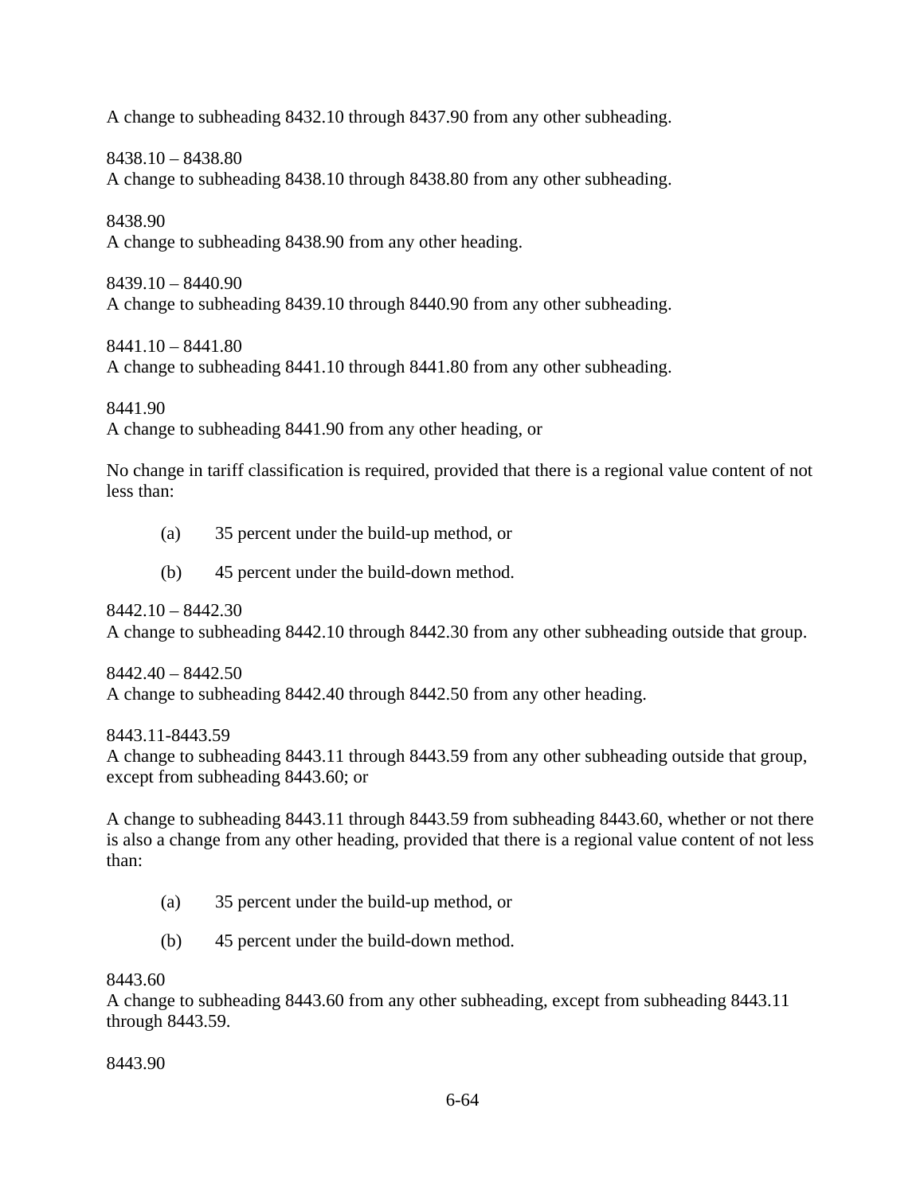A change to subheading 8432.10 through 8437.90 from any other subheading.

8438.10 – 8438.80
A change to subheading 8438.10 through 8438.80 from any other subheading.

8438.90
A change to subheading 8438.90 from any other heading.

8439.10 – 8440.90
A change to subheading 8439.10 through 8440.90 from any other subheading.

8441.10 – 8441.80
A change to subheading 8441.10 through 8441.80 from any other subheading.

8441.90
A change to subheading 8441.90 from any other heading, or

No change in tariff classification is required, provided that there is a regional value content of not less than:

(a) 35 percent under the build-up method, or

(b) 45 percent under the build-down method.

8442.10 – 8442.30
A change to subheading 8442.10 through 8442.30 from any other subheading outside that group.

8442.40 – 8442.50
A change to subheading 8442.40 through 8442.50 from any other heading.

8443.11-8443.59
A change to subheading 8443.11 through 8443.59 from any other subheading outside that group, except from subheading 8443.60; or

A change to subheading 8443.11 through 8443.59 from subheading 8443.60, whether or not there is also a change from any other heading, provided that there is a regional value content of not less than:

(a) 35 percent under the build-up method, or

(b) 45 percent under the build-down method.

8443.60
A change to subheading 8443.60 from any other subheading, except from subheading 8443.11 through 8443.59.

8443.90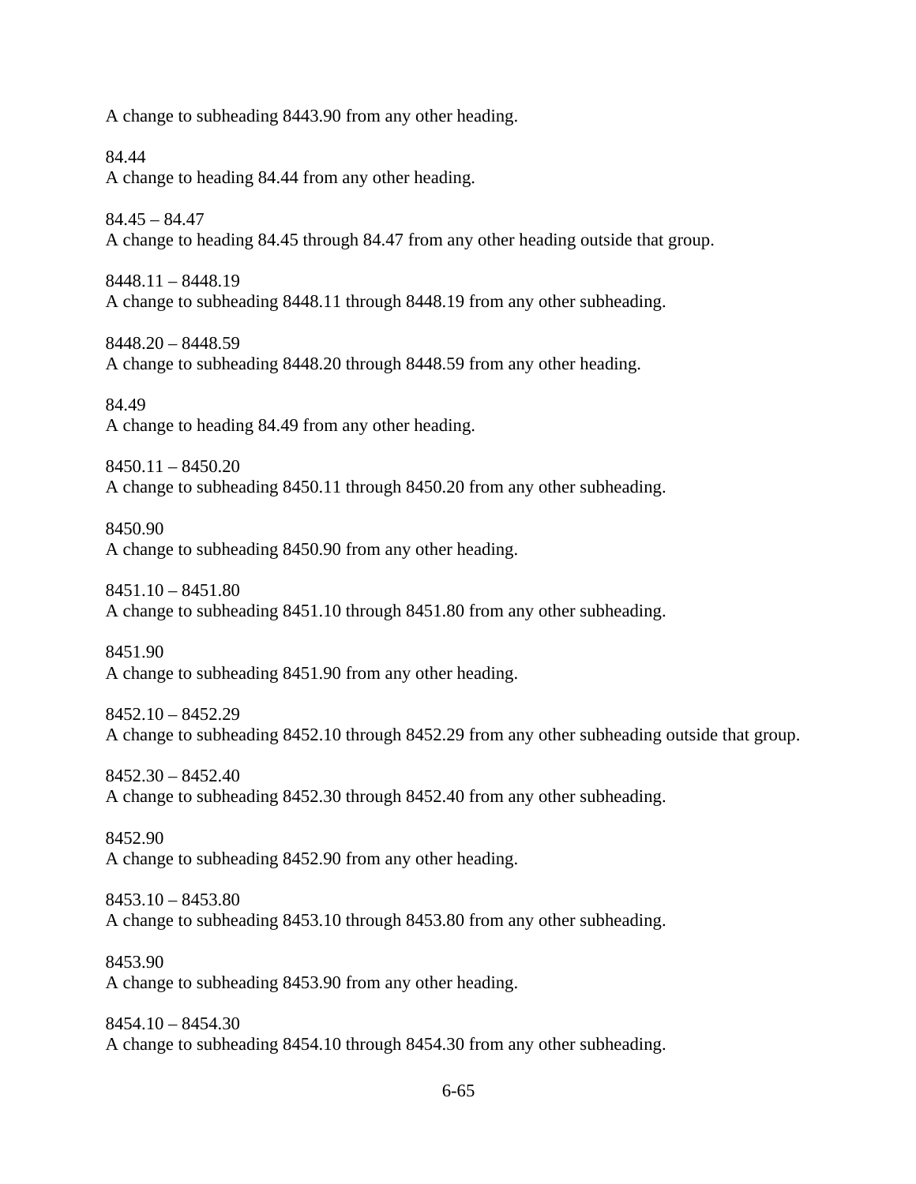A change to subheading 8443.90 from any other heading.

84.44
A change to heading 84.44 from any other heading.

84.45 – 84.47
A change to heading 84.45 through 84.47 from any other heading outside that group.

8448.11 – 8448.19
A change to subheading 8448.11 through 8448.19 from any other subheading.

8448.20 – 8448.59
A change to subheading 8448.20 through 8448.59 from any other heading.

84.49
A change to heading 84.49 from any other heading.

8450.11 – 8450.20
A change to subheading 8450.11 through 8450.20 from any other subheading.

8450.90
A change to subheading 8450.90 from any other heading.

8451.10 – 8451.80
A change to subheading 8451.10 through 8451.80 from any other subheading.

8451.90
A change to subheading 8451.90 from any other heading.

8452.10 – 8452.29
A change to subheading 8452.10 through 8452.29 from any other subheading outside that group.

8452.30 – 8452.40
A change to subheading 8452.30 through 8452.40 from any other subheading.

8452.90
A change to subheading 8452.90 from any other heading.

8453.10 – 8453.80
A change to subheading 8453.10 through 8453.80 from any other subheading.

8453.90
A change to subheading 8453.90 from any other heading.

8454.10 – 8454.30
A change to subheading 8454.10 through 8454.30 from any other subheading.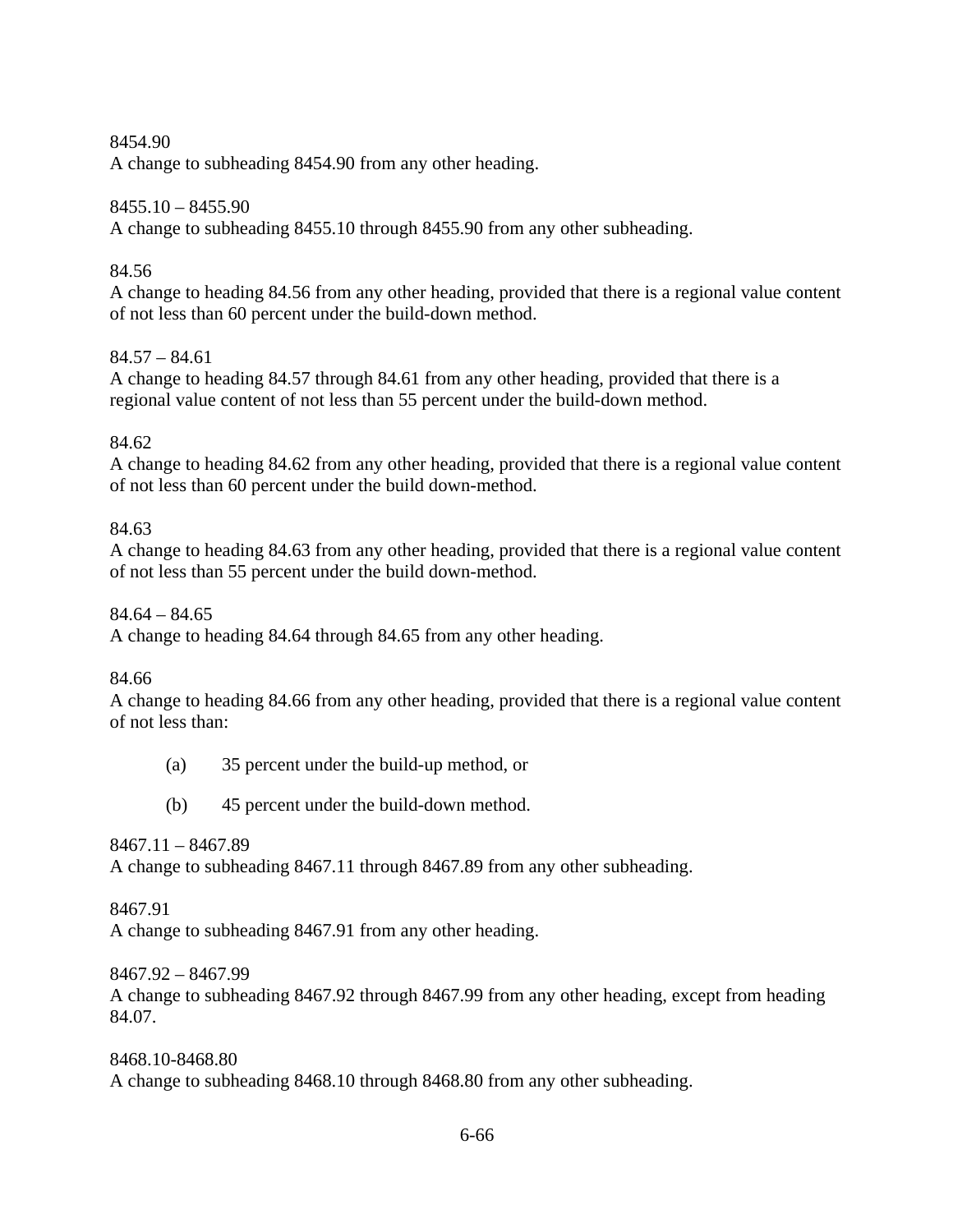8454.90
A change to subheading 8454.90 from any other heading.

8455.10 – 8455.90
A change to subheading 8455.10 through 8455.90 from any other subheading.

84.56
A change to heading 84.56 from any other heading, provided that there is a regional value content of not less than 60 percent under the build-down method.

84.57 – 84.61
A change to heading 84.57 through 84.61 from any other heading, provided that there is a regional value content of not less than 55 percent under the build-down method.

84.62
A change to heading 84.62 from any other heading, provided that there is a regional value content of not less than 60 percent under the build down-method.

84.63
A change to heading 84.63 from any other heading, provided that there is a regional value content of not less than 55 percent under the build down-method.

84.64 – 84.65
A change to heading 84.64 through 84.65 from any other heading.

84.66
A change to heading 84.66 from any other heading, provided that there is a regional value content of not less than:

(a) 35 percent under the build-up method, or

(b) 45 percent under the build-down method.

8467.11 – 8467.89
A change to subheading 8467.11 through 8467.89 from any other subheading.

8467.91
A change to subheading 8467.91 from any other heading.

8467.92 – 8467.99
A change to subheading 8467.92 through 8467.99 from any other heading, except from heading 84.07.

8468.10-8468.80
A change to subheading 8468.10 through 8468.80 from any other subheading.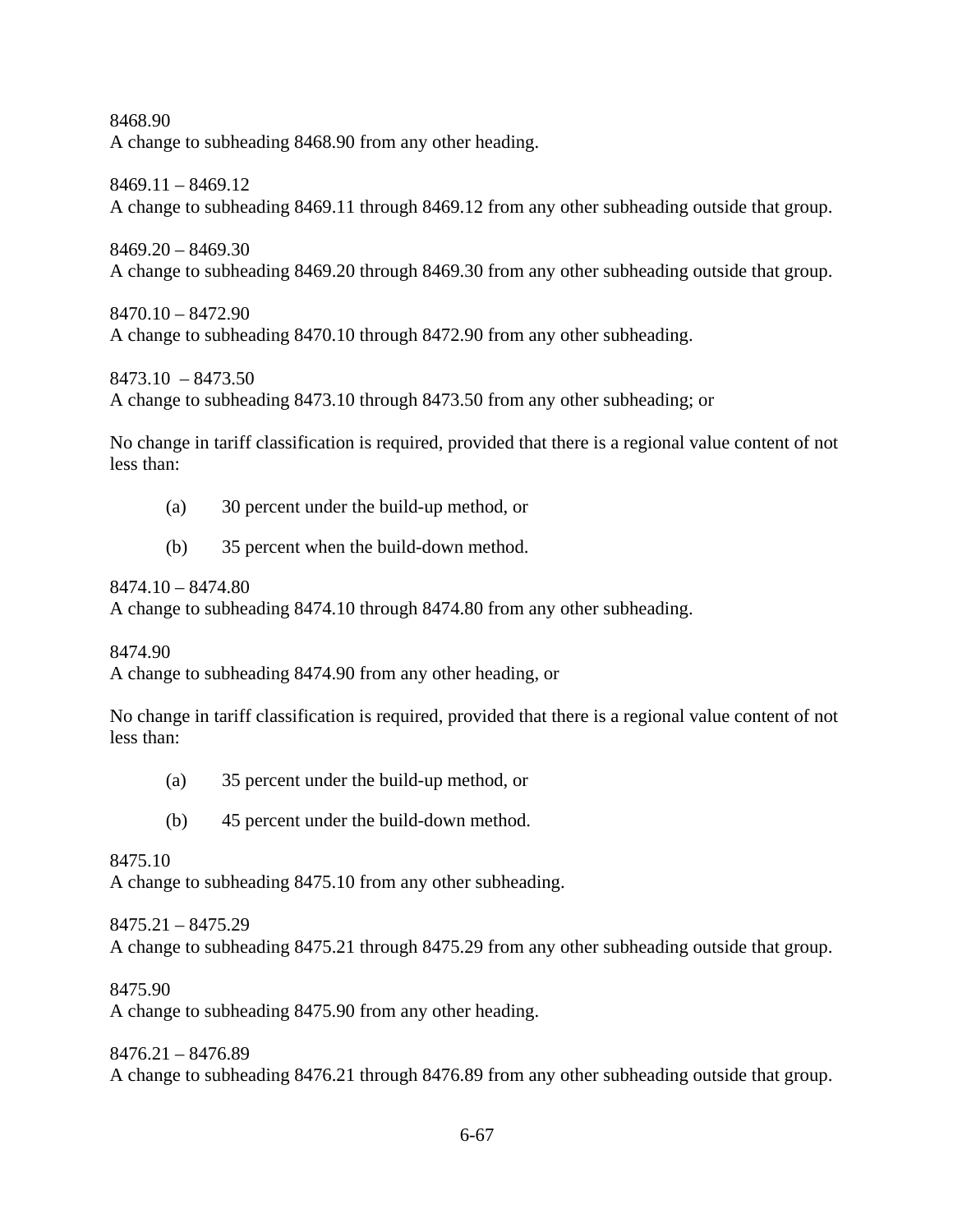8468.90
A change to subheading 8468.90 from any other heading.

8469.11 – 8469.12
A change to subheading 8469.11 through 8469.12 from any other subheading outside that group.

8469.20 – 8469.30
A change to subheading 8469.20 through 8469.30 from any other subheading outside that group.

8470.10 – 8472.90
A change to subheading 8470.10 through 8472.90 from any other subheading.

8473.10 – 8473.50
A change to subheading 8473.10 through 8473.50 from any other subheading; or

No change in tariff classification is required, provided that there is a regional value content of not less than:

(a) 30 percent under the build-up method, or

(b) 35 percent when the build-down method.

8474.10 – 8474.80
A change to subheading 8474.10 through 8474.80 from any other subheading.

8474.90
A change to subheading 8474.90 from any other heading, or

No change in tariff classification is required, provided that there is a regional value content of not less than:

(a) 35 percent under the build-up method, or

(b) 45 percent under the build-down method.

8475.10
A change to subheading 8475.10 from any other subheading.

8475.21 – 8475.29
A change to subheading 8475.21 through 8475.29 from any other subheading outside that group.

8475.90
A change to subheading 8475.90 from any other heading.

8476.21 – 8476.89
A change to subheading 8476.21 through 8476.89 from any other subheading outside that group.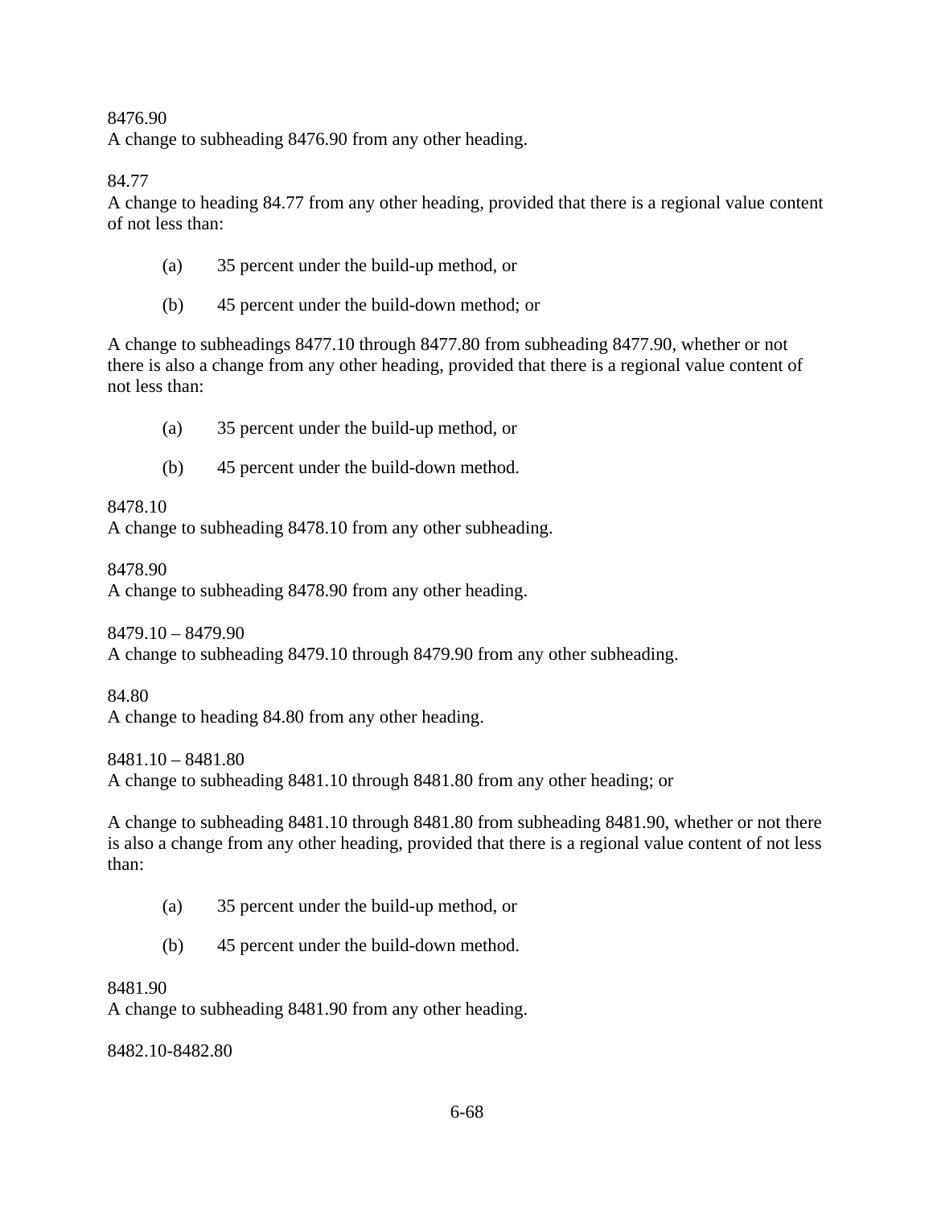8476.90
A change to subheading 8476.90 from any other heading.

84.77
A change to heading 84.77 from any other heading, provided that there is a regional value content of not less than:

(a) 35 percent under the build-up method, or

(b) 45 percent under the build-down method; or

A change to subheadings 8477.10 through 8477.80 from subheading 8477.90, whether or not there is also a change from any other heading, provided that there is a regional value content of not less than:

(a) 35 percent under the build-up method, or

(b) 45 percent under the build-down method.

8478.10
A change to subheading 8478.10 from any other subheading.

8478.90
A change to subheading 8478.90 from any other heading.

8479.10 – 8479.90
A change to subheading 8479.10 through 8479.90 from any other subheading.

84.80
A change to heading 84.80 from any other heading.

8481.10 – 8481.80
A change to subheading 8481.10 through 8481.80 from any other heading; or

A change to subheading 8481.10 through 8481.80 from subheading 8481.90, whether or not there is also a change from any other heading, provided that there is a regional value content of not less than:

(a) 35 percent under the build-up method, or

(b) 45 percent under the build-down method.

8481.90
A change to subheading 8481.90 from any other heading.

8482.10-8482.80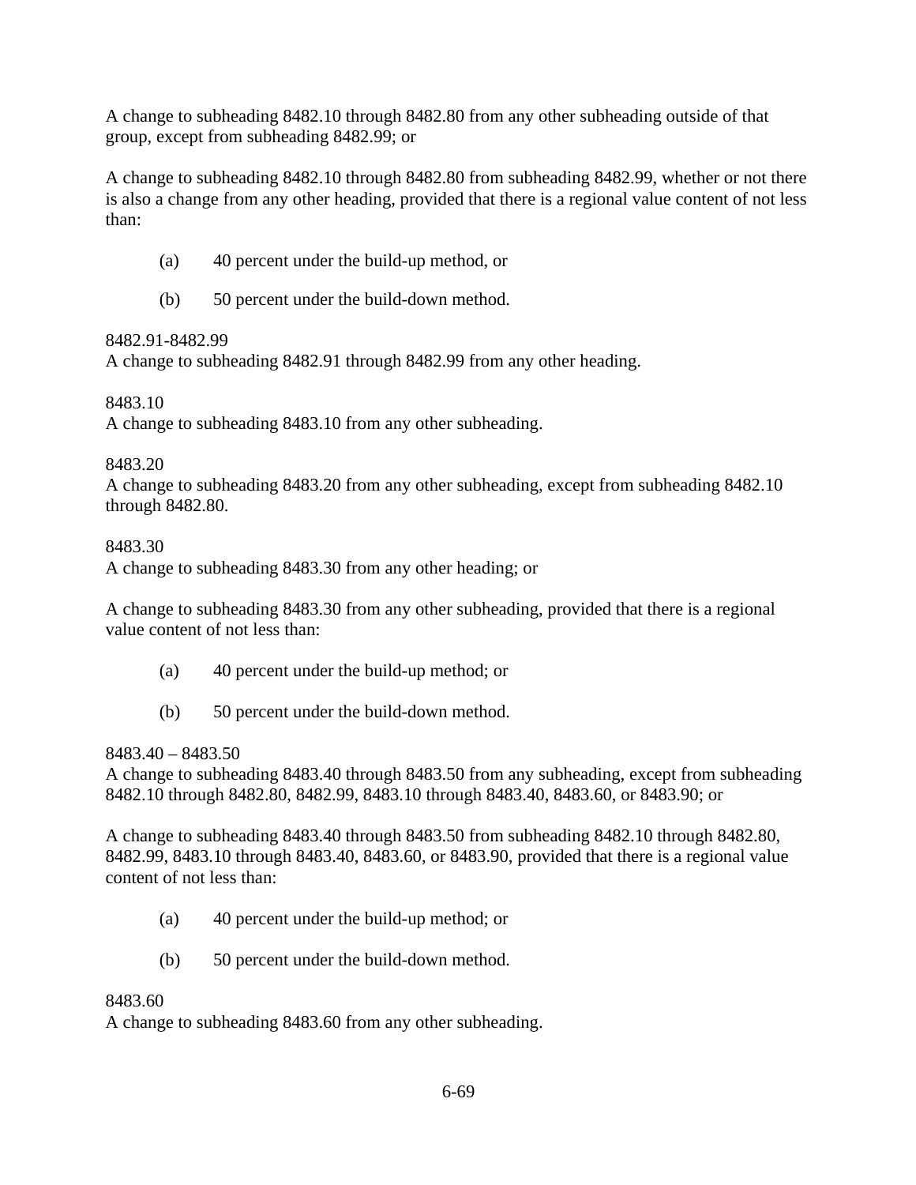A change to subheading 8482.10 through 8482.80 from any other subheading outside of that group, except from subheading 8482.99; or

A change to subheading 8482.10 through 8482.80 from subheading 8482.99, whether or not there is also a change from any other heading, provided that there is a regional value content of not less than:

(a) 40 percent under the build-up method, or

(b) 50 percent under the build-down method.

8482.91-8482.99
A change to subheading 8482.91 through 8482.99 from any other heading.

8483.10
A change to subheading 8483.10 from any other subheading.

8483.20
A change to subheading 8483.20 from any other subheading, except from subheading 8482.10 through 8482.80.

8483.30
A change to subheading 8483.30 from any other heading; or

A change to subheading 8483.30 from any other subheading, provided that there is a regional value content of not less than:

(a) 40 percent under the build-up method; or

(b) 50 percent under the build-down method.

8483.40 – 8483.50
A change to subheading 8483.40 through 8483.50 from any subheading, except from subheading 8482.10 through 8482.80, 8482.99, 8483.10 through 8483.40, 8483.60, or 8483.90; or

A change to subheading 8483.40 through 8483.50 from subheading 8482.10 through 8482.80, 8482.99, 8483.10 through 8483.40, 8483.60, or 8483.90, provided that there is a regional value content of not less than:

(a) 40 percent under the build-up method; or

(b) 50 percent under the build-down method.

8483.60
A change to subheading 8483.60 from any other subheading.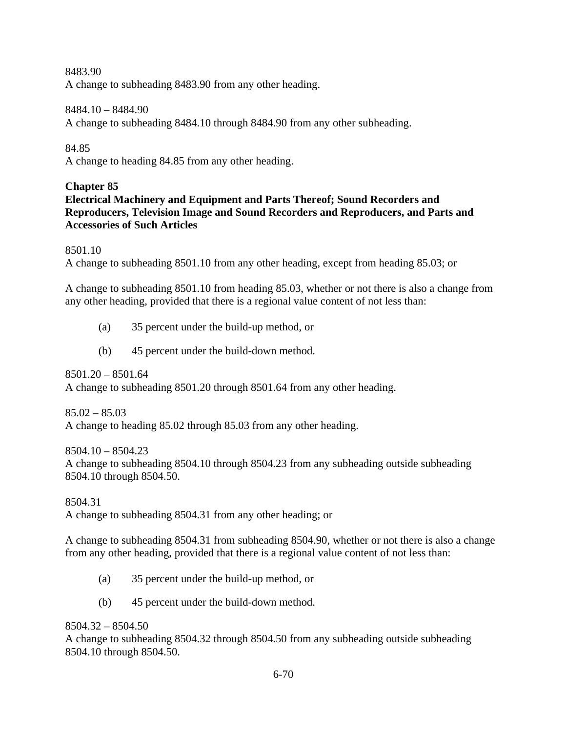8483.90
A change to subheading 8483.90 from any other heading.

8484.10 – 8484.90
A change to subheading 8484.10 through 8484.90 from any other subheading.

84.85
A change to heading 84.85 from any other heading.

**Chapter 85**
**Electrical Machinery and Equipment and Parts Thereof; Sound Recorders and Reproducers, Television Image and Sound Recorders and Reproducers, and Parts and Accessories of Such Articles**

8501.10
A change to subheading 8501.10 from any other heading, except from heading 85.03; or

A change to subheading 8501.10 from heading 85.03, whether or not there is also a change from any other heading, provided that there is a regional value content of not less than:

(a) 35 percent under the build-up method, or

(b) 45 percent under the build-down method.

8501.20 – 8501.64
A change to subheading 8501.20 through 8501.64 from any other heading.

85.02 – 85.03
A change to heading 85.02 through 85.03 from any other heading.

8504.10 – 8504.23
A change to subheading 8504.10 through 8504.23 from any subheading outside subheading 8504.10 through 8504.50.

8504.31
A change to subheading 8504.31 from any other heading; or

A change to subheading 8504.31 from subheading 8504.90, whether or not there is also a change from any other heading, provided that there is a regional value content of not less than:

(a) 35 percent under the build-up method, or

(b) 45 percent under the build-down method.

8504.32 – 8504.50
A change to subheading 8504.32 through 8504.50 from any subheading outside subheading 8504.10 through 8504.50.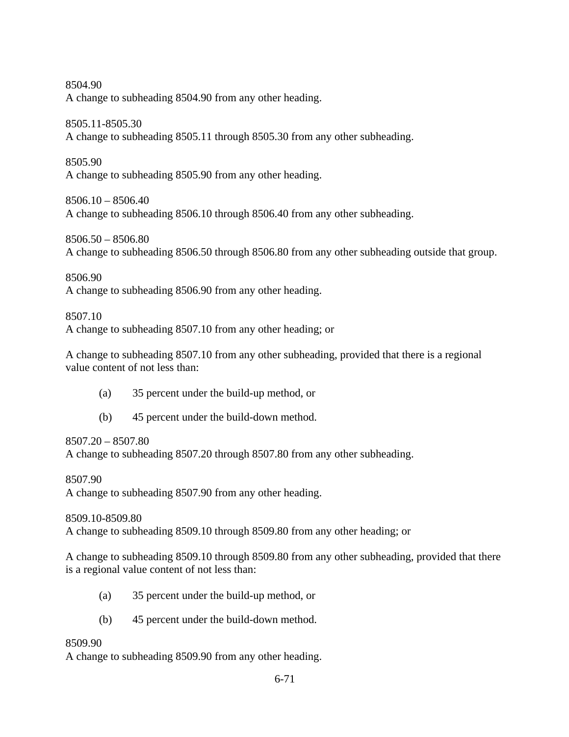8504.90
A change to subheading 8504.90 from any other heading.

8505.11-8505.30
A change to subheading 8505.11 through 8505.30 from any other subheading.

8505.90
A change to subheading 8505.90 from any other heading.

8506.10 – 8506.40
A change to subheading 8506.10 through 8506.40 from any other subheading.

8506.50 – 8506.80
A change to subheading 8506.50 through 8506.80 from any other subheading outside that group.

8506.90
A change to subheading 8506.90 from any other heading.

8507.10
A change to subheading 8507.10 from any other heading; or

A change to subheading 8507.10 from any other subheading, provided that there is a regional value content of not less than:

(a) 35 percent under the build-up method, or

(b) 45 percent under the build-down method.

8507.20 – 8507.80
A change to subheading 8507.20 through 8507.80 from any other subheading.

8507.90
A change to subheading 8507.90 from any other heading.

8509.10-8509.80
A change to subheading 8509.10 through 8509.80 from any other heading; or

A change to subheading 8509.10 through 8509.80 from any other subheading, provided that there is a regional value content of not less than:

(a) 35 percent under the build-up method, or

(b) 45 percent under the build-down method.

8509.90
A change to subheading 8509.90 from any other heading.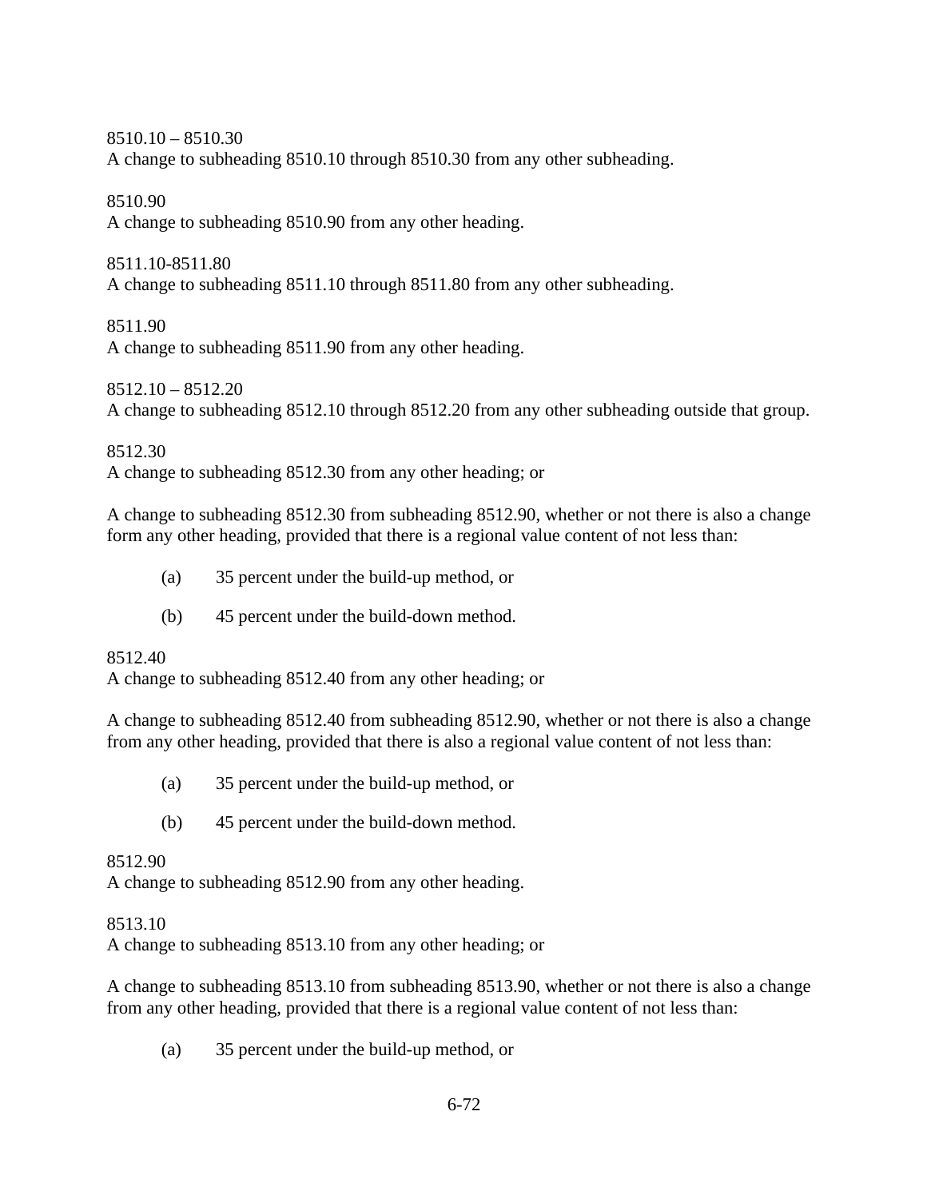8510.10 – 8510.30
A change to subheading 8510.10 through 8510.30 from any other subheading.

8510.90
A change to subheading 8510.90 from any other heading.

8511.10-8511.80
A change to subheading 8511.10 through 8511.80 from any other subheading.

8511.90
A change to subheading 8511.90 from any other heading.

8512.10 – 8512.20
A change to subheading 8512.10 through 8512.20 from any other subheading outside that group.

8512.30
A change to subheading 8512.30 from any other heading; or

A change to subheading 8512.30 from subheading 8512.90, whether or not there is also a change form any other heading, provided that there is a regional value content of not less than:

(a) 35 percent under the build-up method, or

(b) 45 percent under the build-down method.

8512.40
A change to subheading 8512.40 from any other heading; or

A change to subheading 8512.40 from subheading 8512.90, whether or not there is also a change from any other heading, provided that there is also a regional value content of not less than:

(a) 35 percent under the build-up method, or

(b) 45 percent under the build-down method.

8512.90
A change to subheading 8512.90 from any other heading.

8513.10
A change to subheading 8513.10 from any other heading; or

A change to subheading 8513.10 from subheading 8513.90, whether or not there is also a change from any other heading, provided that there is a regional value content of not less than:

(a) 35 percent under the build-up method, or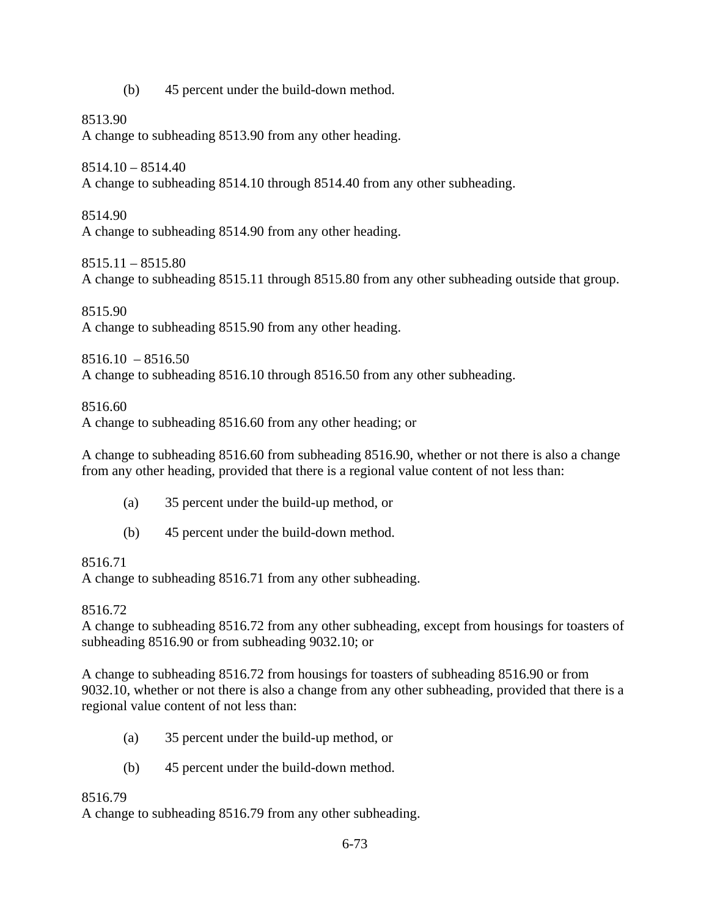(b) 45 percent under the build-down method.

8513.90
A change to subheading 8513.90 from any other heading.

8514.10 – 8514.40
A change to subheading 8514.10 through 8514.40 from any other subheading.

8514.90
A change to subheading 8514.90 from any other heading.

8515.11 – 8515.80
A change to subheading 8515.11 through 8515.80 from any other subheading outside that group.

8515.90
A change to subheading 8515.90 from any other heading.

8516.10 – 8516.50
A change to subheading 8516.10 through 8516.50 from any other subheading.

8516.60
A change to subheading 8516.60 from any other heading; or

A change to subheading 8516.60 from subheading 8516.90, whether or not there is also a change from any other heading, provided that there is a regional value content of not less than:

(a) 35 percent under the build-up method, or

(b) 45 percent under the build-down method.

8516.71
A change to subheading 8516.71 from any other subheading.

8516.72
A change to subheading 8516.72 from any other subheading, except from housings for toasters of subheading 8516.90 or from subheading 9032.10; or

A change to subheading 8516.72 from housings for toasters of subheading 8516.90 or from 9032.10, whether or not there is also a change from any other subheading, provided that there is a regional value content of not less than:

(a) 35 percent under the build-up method, or

(b) 45 percent under the build-down method.

8516.79
A change to subheading 8516.79 from any other subheading.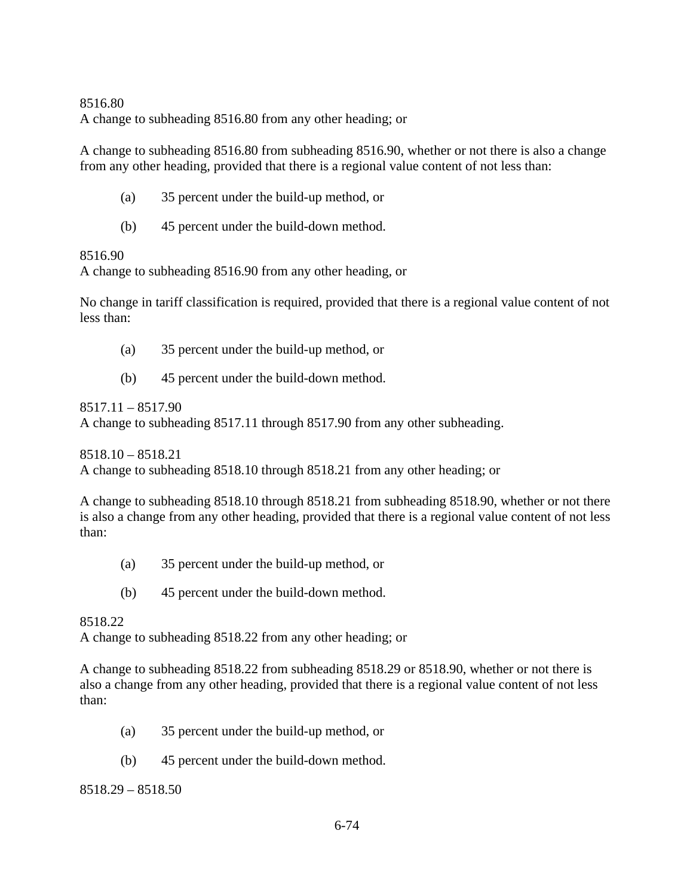8516.80
A change to subheading 8516.80 from any other heading; or

A change to subheading 8516.80 from subheading 8516.90, whether or not there is also a change from any other heading, provided that there is a regional value content of not less than:

(a) 35 percent under the build-up method, or

(b) 45 percent under the build-down method.

8516.90
A change to subheading 8516.90 from any other heading, or

No change in tariff classification is required, provided that there is a regional value content of not less than:

(a) 35 percent under the build-up method, or

(b) 45 percent under the build-down method.

8517.11 – 8517.90
A change to subheading 8517.11 through 8517.90 from any other subheading.

8518.10 – 8518.21
A change to subheading 8518.10 through 8518.21 from any other heading; or

A change to subheading 8518.10 through 8518.21 from subheading 8518.90, whether or not there is also a change from any other heading, provided that there is a regional value content of not less than:

(a) 35 percent under the build-up method, or

(b) 45 percent under the build-down method.

8518.22
A change to subheading 8518.22 from any other heading; or

A change to subheading 8518.22 from subheading 8518.29 or 8518.90, whether or not there is also a change from any other heading, provided that there is a regional value content of not less than:

(a) 35 percent under the build-up method, or

(b) 45 percent under the build-down method.

8518.29 – 8518.50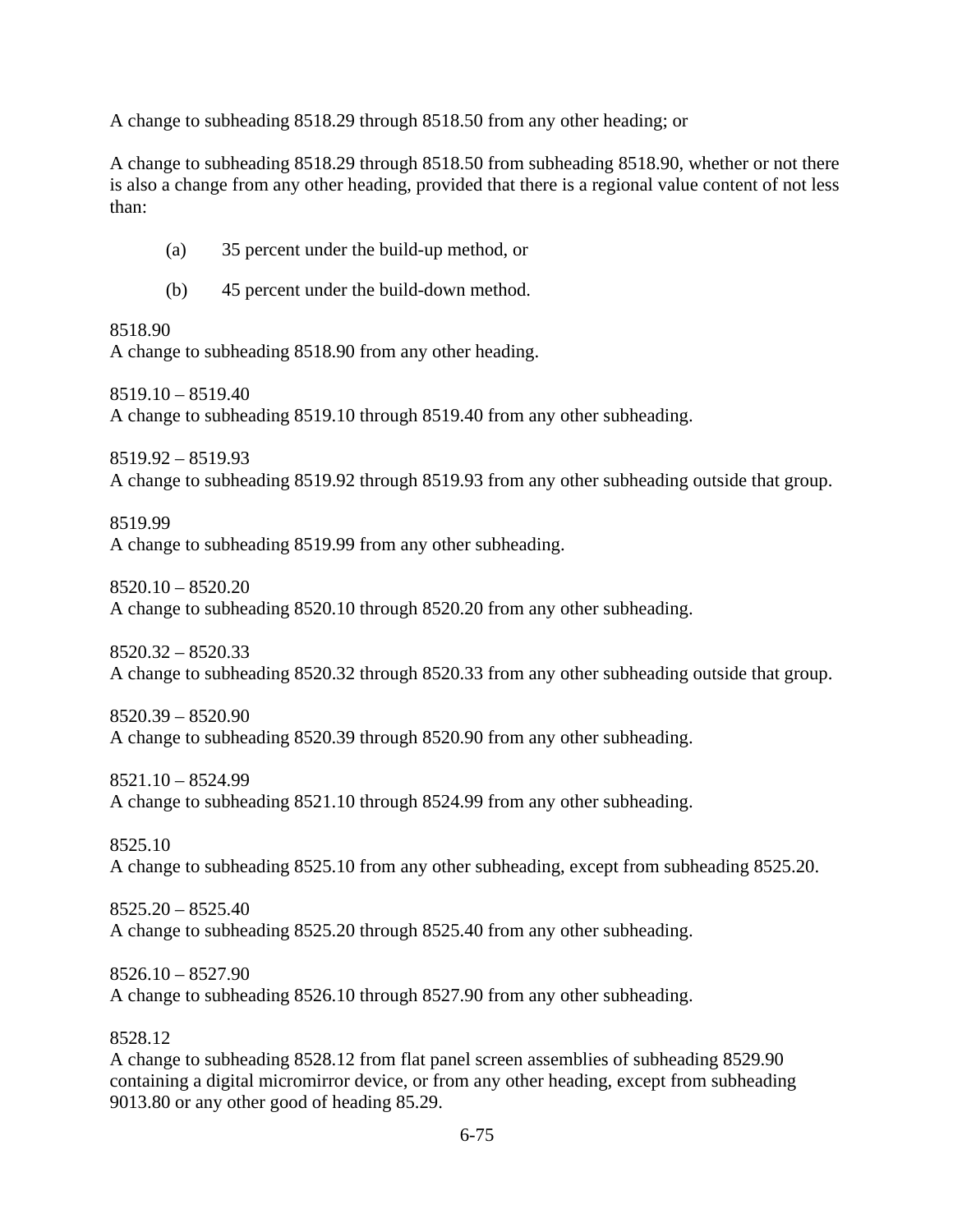A change to subheading 8518.29 through 8518.50 from any other heading; or

A change to subheading 8518.29 through 8518.50 from subheading 8518.90, whether or not there is also a change from any other heading, provided that there is a regional value content of not less than:

(a) 35 percent under the build-up method, or

(b) 45 percent under the build-down method.

8518.90
A change to subheading 8518.90 from any other heading.

8519.10 – 8519.40
A change to subheading 8519.10 through 8519.40 from any other subheading.

8519.92 – 8519.93
A change to subheading 8519.92 through 8519.93 from any other subheading outside that group.

8519.99
A change to subheading 8519.99 from any other subheading.

8520.10 – 8520.20
A change to subheading 8520.10 through 8520.20 from any other subheading.

8520.32 – 8520.33
A change to subheading 8520.32 through 8520.33 from any other subheading outside that group.

8520.39 – 8520.90
A change to subheading 8520.39 through 8520.90 from any other subheading.

8521.10 – 8524.99
A change to subheading 8521.10 through 8524.99 from any other subheading.

8525.10
A change to subheading 8525.10 from any other subheading, except from subheading 8525.20.

8525.20 – 8525.40
A change to subheading 8525.20 through 8525.40 from any other subheading.

8526.10 – 8527.90
A change to subheading 8526.10 through 8527.90 from any other subheading.

8528.12
A change to subheading 8528.12 from flat panel screen assemblies of subheading 8529.90 containing a digital micromirror device, or from any other heading, except from subheading 9013.80 or any other good of heading 85.29.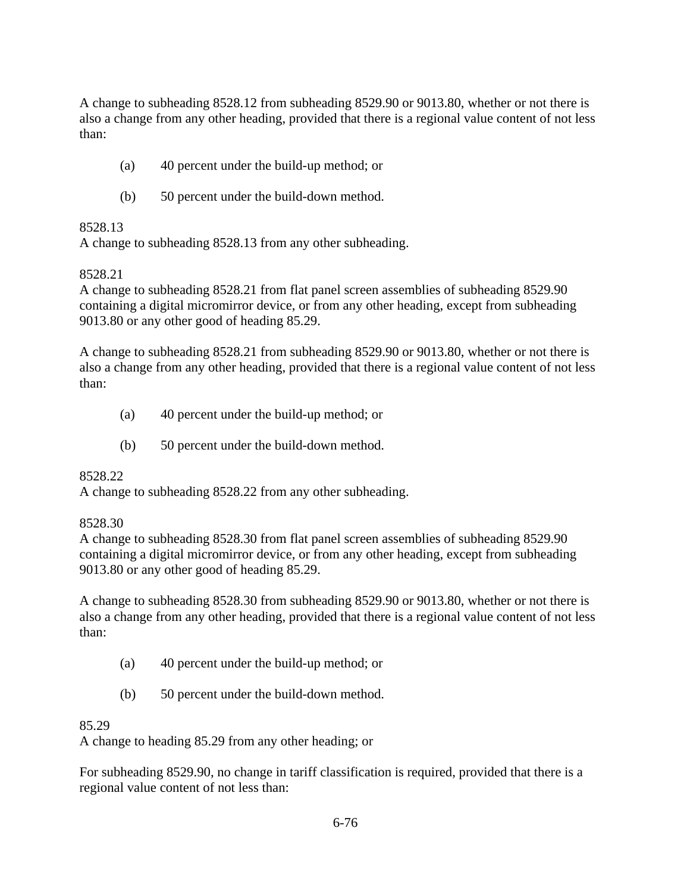A change to subheading 8528.12 from subheading 8529.90 or 9013.80, whether or not there is also a change from any other heading, provided that there is a regional value content of not less than:

(a) 40 percent under the build-up method; or

(b) 50 percent under the build-down method.

8528.13
A change to subheading 8528.13 from any other subheading.

8528.21
A change to subheading 8528.21 from flat panel screen assemblies of subheading 8529.90 containing a digital micromirror device, or from any other heading, except from subheading 9013.80 or any other good of heading 85.29.

A change to subheading 8528.21 from subheading 8529.90 or 9013.80, whether or not there is also a change from any other heading, provided that there is a regional value content of not less than:

(a) 40 percent under the build-up method; or

(b) 50 percent under the build-down method.

8528.22
A change to subheading 8528.22 from any other subheading.

8528.30
A change to subheading 8528.30 from flat panel screen assemblies of subheading 8529.90 containing a digital micromirror device, or from any other heading, except from subheading 9013.80 or any other good of heading 85.29.

A change to subheading 8528.30 from subheading 8529.90 or 9013.80, whether or not there is also a change from any other heading, provided that there is a regional value content of not less than:

(a) 40 percent under the build-up method; or

(b) 50 percent under the build-down method.

85.29
A change to heading 85.29 from any other heading; or

For subheading 8529.90, no change in tariff classification is required, provided that there is a regional value content of not less than: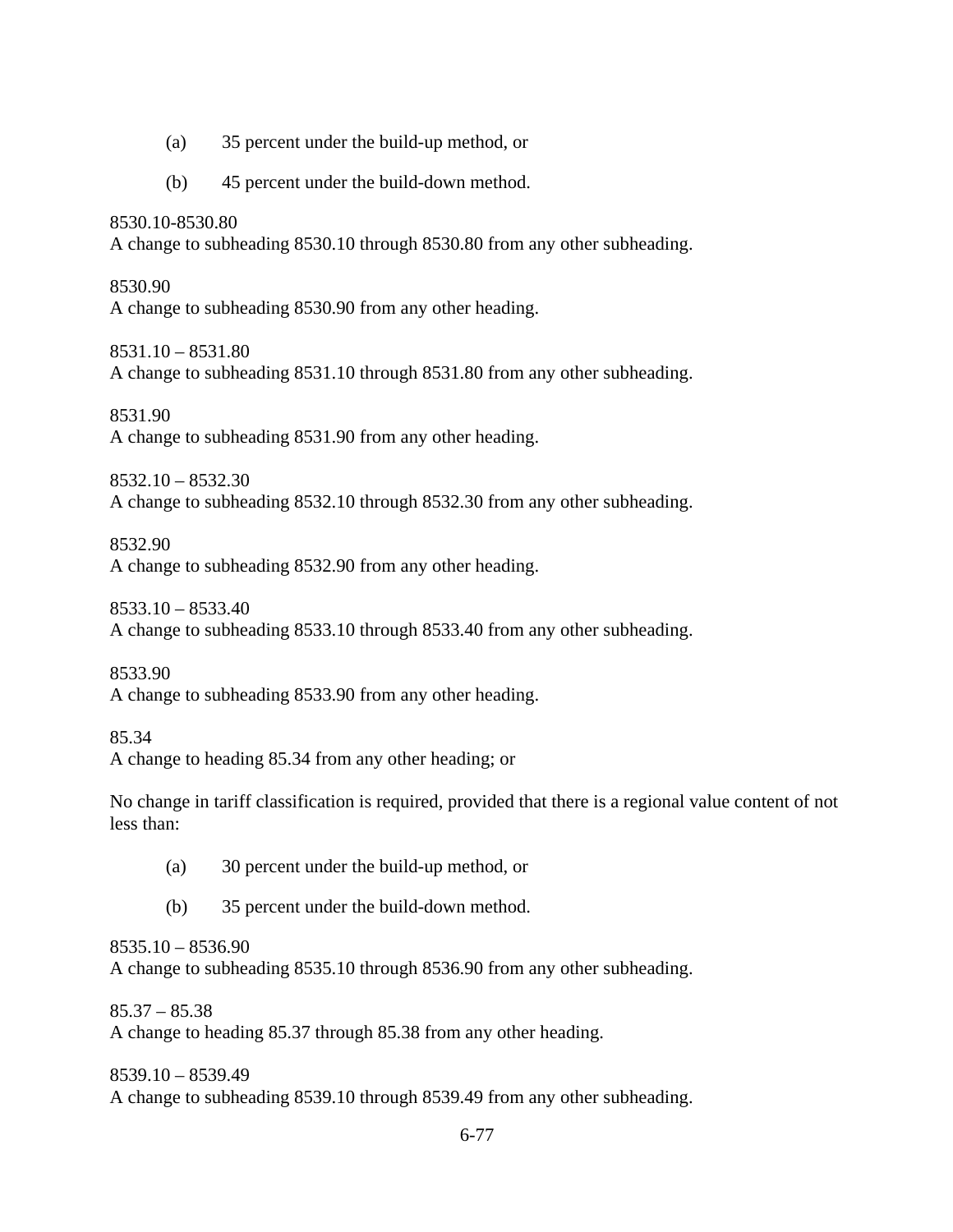(a) 35 percent under the build-up method, or

(b) 45 percent under the build-down method.

8530.10-8530.80
A change to subheading 8530.10 through 8530.80 from any other subheading.

8530.90
A change to subheading 8530.90 from any other heading.

8531.10 – 8531.80
A change to subheading 8531.10 through 8531.80 from any other subheading.

8531.90
A change to subheading 8531.90 from any other heading.

8532.10 – 8532.30
A change to subheading 8532.10 through 8532.30 from any other subheading.

8532.90
A change to subheading 8532.90 from any other heading.

8533.10 – 8533.40
A change to subheading 8533.10 through 8533.40 from any other subheading.

8533.90
A change to subheading 8533.90 from any other heading.

85.34
A change to heading 85.34 from any other heading; or

No change in tariff classification is required, provided that there is a regional value content of not less than:

(a) 30 percent under the build-up method, or

(b) 35 percent under the build-down method.

8535.10 – 8536.90
A change to subheading 8535.10 through 8536.90 from any other subheading.

85.37 – 85.38
A change to heading 85.37 through 85.38 from any other heading.

8539.10 – 8539.49
A change to subheading 8539.10 through 8539.49 from any other subheading.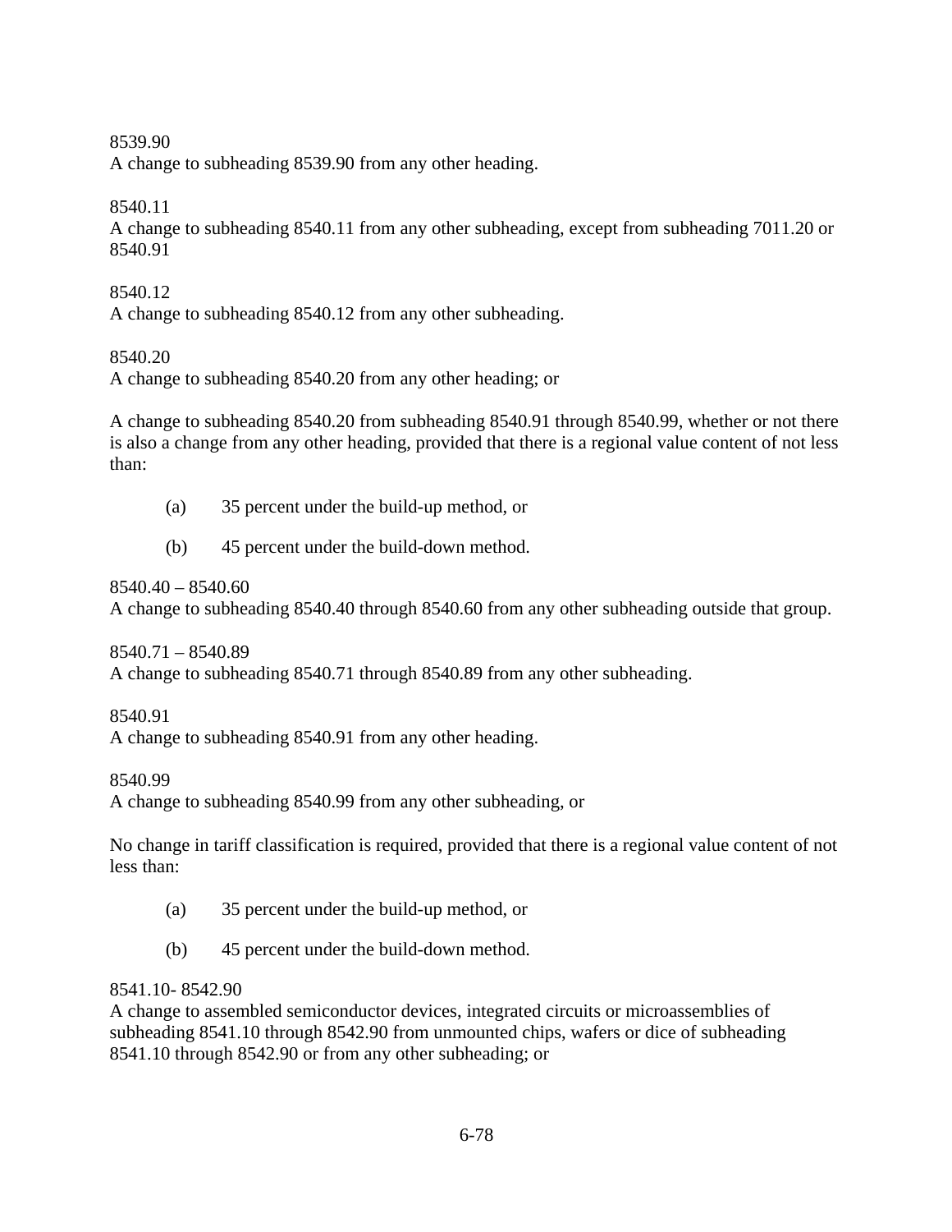8539.90
A change to subheading 8539.90 from any other heading.

8540.11
A change to subheading 8540.11 from any other subheading, except from subheading 7011.20 or 8540.91

8540.12
A change to subheading 8540.12 from any other subheading.

8540.20
A change to subheading 8540.20 from any other heading; or

A change to subheading 8540.20 from subheading 8540.91 through 8540.99, whether or not there is also a change from any other heading, provided that there is a regional value content of not less than:

(a) 35 percent under the build-up method, or

(b) 45 percent under the build-down method.

8540.40 – 8540.60
A change to subheading 8540.40 through 8540.60 from any other subheading outside that group.

8540.71 – 8540.89
A change to subheading 8540.71 through 8540.89 from any other subheading.

8540.91
A change to subheading 8540.91 from any other heading.

8540.99
A change to subheading 8540.99 from any other subheading, or

No change in tariff classification is required, provided that there is a regional value content of not less than:

(a) 35 percent under the build-up method, or

(b) 45 percent under the build-down method.

8541.10- 8542.90
A change to assembled semiconductor devices, integrated circuits or microassemblies of subheading 8541.10 through 8542.90 from unmounted chips, wafers or dice of subheading 8541.10 through 8542.90 or from any other subheading; or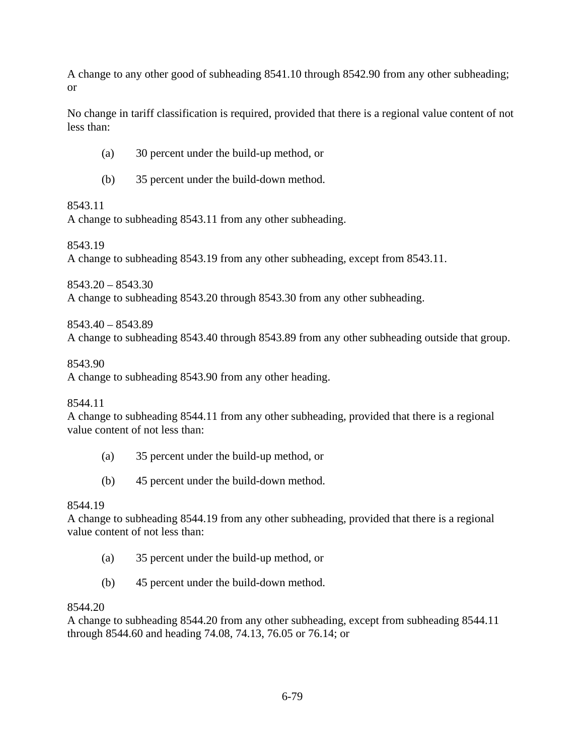A change to any other good of subheading 8541.10 through 8542.90 from any other subheading; or

No change in tariff classification is required, provided that there is a regional value content of not less than:

(a) 30 percent under the build-up method, or

(b) 35 percent under the build-down method.

8543.11
A change to subheading 8543.11 from any other subheading.

8543.19
A change to subheading 8543.19 from any other subheading, except from 8543.11.

8543.20 – 8543.30
A change to subheading 8543.20 through 8543.30 from any other subheading.

8543.40 – 8543.89
A change to subheading 8543.40 through 8543.89 from any other subheading outside that group.

8543.90
A change to subheading 8543.90 from any other heading.

8544.11
A change to subheading 8544.11 from any other subheading, provided that there is a regional value content of not less than:

(a) 35 percent under the build-up method, or

(b) 45 percent under the build-down method.

8544.19
A change to subheading 8544.19 from any other subheading, provided that there is a regional value content of not less than:

(a) 35 percent under the build-up method, or

(b) 45 percent under the build-down method.

8544.20
A change to subheading 8544.20 from any other subheading, except from subheading 8544.11 through 8544.60 and heading 74.08, 74.13, 76.05 or 76.14; or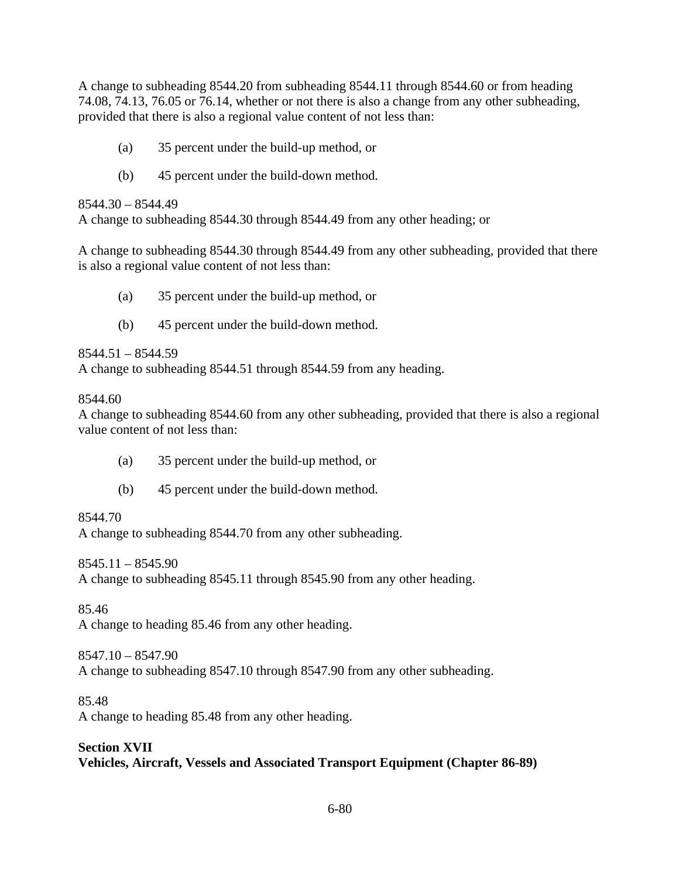A change to subheading 8544.20 from subheading 8544.11 through 8544.60 or from heading 74.08, 74.13, 76.05 or 76.14, whether or not there is also a change from any other subheading, provided that there is also a regional value content of not less than:

(a) 35 percent under the build-up method, or

(b) 45 percent under the build-down method.

8544.30 – 8544.49
A change to subheading 8544.30 through 8544.49 from any other heading; or

A change to subheading 8544.30 through 8544.49 from any other subheading, provided that there is also a regional value content of not less than:

(a) 35 percent under the build-up method, or

(b) 45 percent under the build-down method.

8544.51 – 8544.59
A change to subheading 8544.51 through 8544.59 from any heading.

8544.60
A change to subheading 8544.60 from any other subheading, provided that there is also a regional value content of not less than:

(a) 35 percent under the build-up method, or

(b) 45 percent under the build-down method.

8544.70
A change to subheading 8544.70 from any other subheading.

8545.11 – 8545.90
A change to subheading 8545.11 through 8545.90 from any other heading.

85.46
A change to heading 85.46 from any other heading.

8547.10 – 8547.90
A change to subheading 8547.10 through 8547.90 from any other subheading.

85.48
A change to heading 85.48 from any other heading.

**Section XVII**
**Vehicles, Aircraft, Vessels and Associated Transport Equipment (Chapter 86-89)**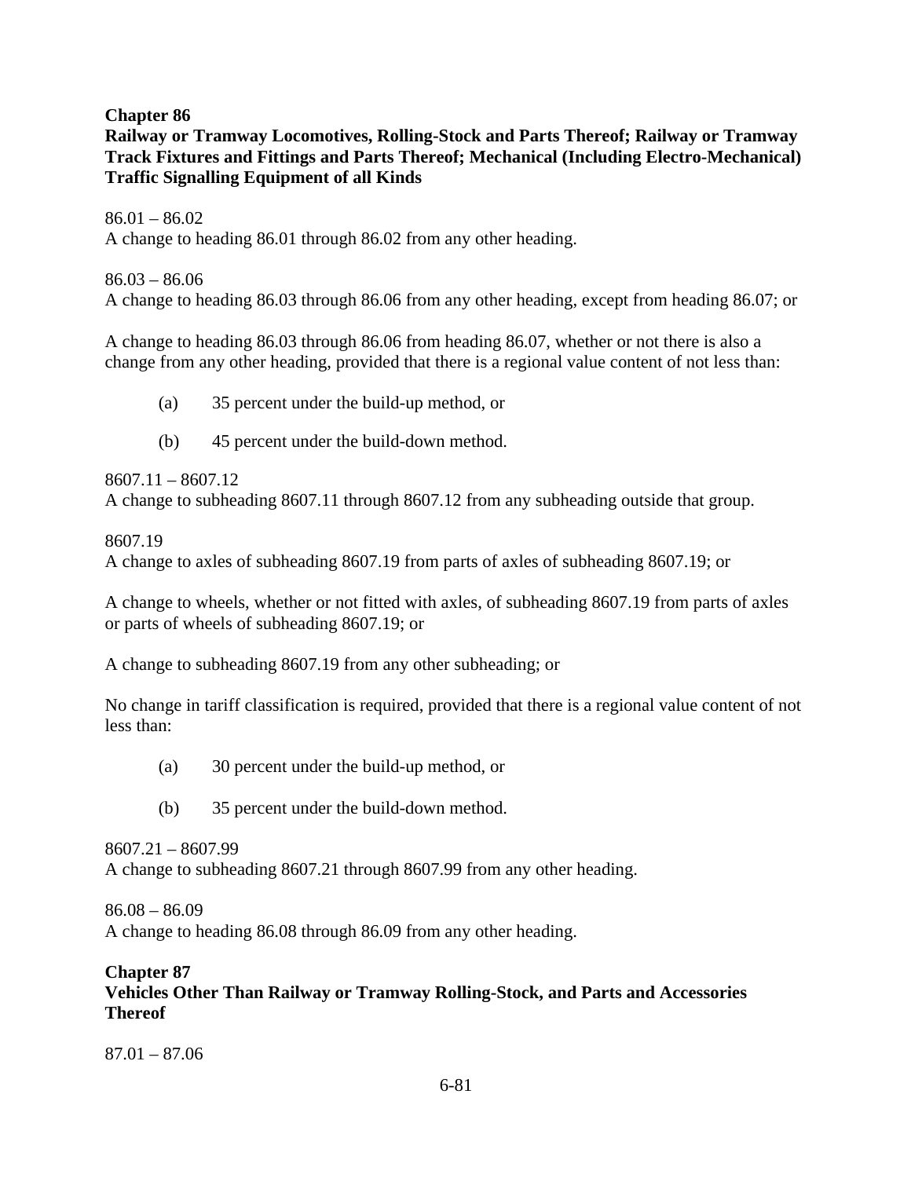## Chapter 86
## Railway or Tramway Locomotives, Rolling-Stock and Parts Thereof; Railway or Tramway Track Fixtures and Fittings and Parts Thereof; Mechanical (Including Electro-Mechanical) Traffic Signalling Equipment of all Kinds

86.01 – 86.02
A change to heading 86.01 through 86.02 from any other heading.

86.03 – 86.06
A change to heading 86.03 through 86.06 from any other heading, except from heading 86.07; or

A change to heading 86.03 through 86.06 from heading 86.07, whether or not there is also a change from any other heading, provided that there is a regional value content of not less than:

(a) 35 percent under the build-up method, or

(b) 45 percent under the build-down method.

8607.11 – 8607.12
A change to subheading 8607.11 through 8607.12 from any subheading outside that group.

8607.19
A change to axles of subheading 8607.19 from parts of axles of subheading 8607.19; or

A change to wheels, whether or not fitted with axles, of subheading 8607.19 from parts of axles or parts of wheels of subheading 8607.19; or

A change to subheading 8607.19 from any other subheading; or

No change in tariff classification is required, provided that there is a regional value content of not less than:

(a) 30 percent under the build-up method, or

(b) 35 percent under the build-down method.

8607.21 – 8607.99
A change to subheading 8607.21 through 8607.99 from any other heading.

86.08 – 86.09
A change to heading 86.08 through 86.09 from any other heading.

## Chapter 87
## Vehicles Other Than Railway or Tramway Rolling-Stock, and Parts and Accessories Thereof

87.01 – 87.06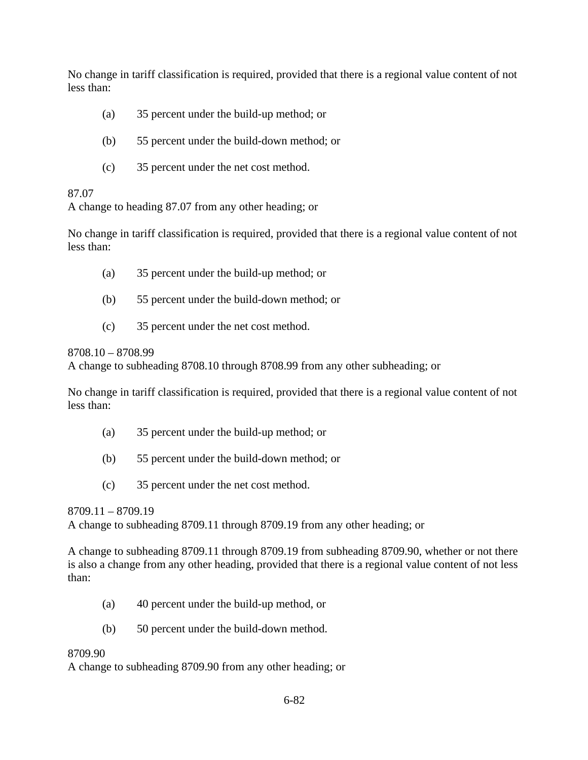No change in tariff classification is required, provided that there is a regional value content of not less than:

(a) 35 percent under the build-up method; or

(b) 55 percent under the build-down method; or

(c) 35 percent under the net cost method.

87.07
A change to heading 87.07 from any other heading; or

No change in tariff classification is required, provided that there is a regional value content of not less than:

(a) 35 percent under the build-up method; or

(b) 55 percent under the build-down method; or

(c) 35 percent under the net cost method.

8708.10 – 8708.99
A change to subheading 8708.10 through 8708.99 from any other subheading; or

No change in tariff classification is required, provided that there is a regional value content of not less than:

(a) 35 percent under the build-up method; or

(b) 55 percent under the build-down method; or

(c) 35 percent under the net cost method.

8709.11 – 8709.19
A change to subheading 8709.11 through 8709.19 from any other heading; or

A change to subheading 8709.11 through 8709.19 from subheading 8709.90, whether or not there is also a change from any other heading, provided that there is a regional value content of not less than:

(a) 40 percent under the build-up method, or

(b) 50 percent under the build-down method.

8709.90
A change to subheading 8709.90 from any other heading; or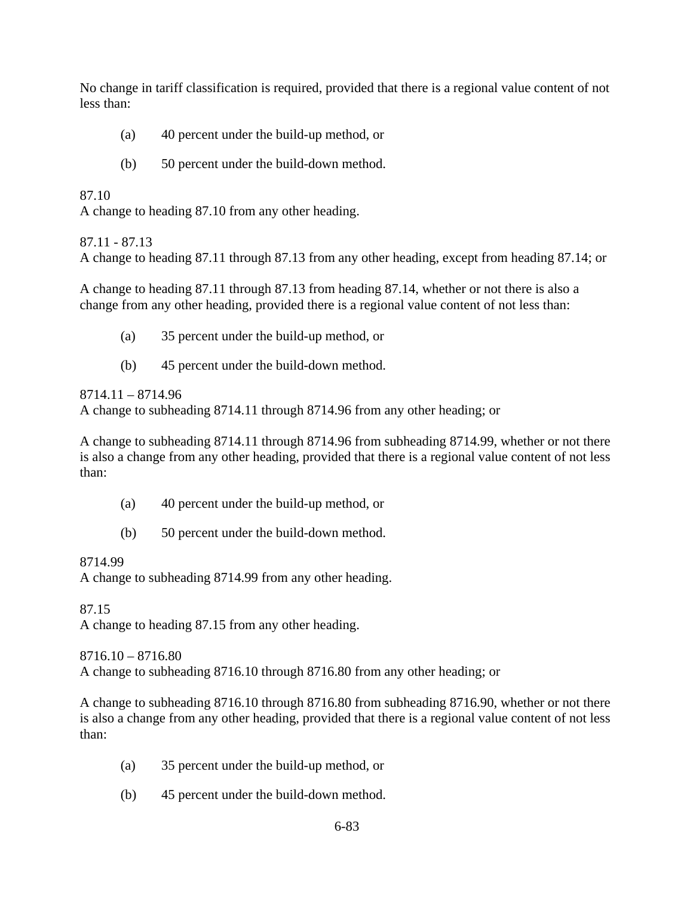No change in tariff classification is required, provided that there is a regional value content of not less than:

(a) 40 percent under the build-up method, or

(b) 50 percent under the build-down method.

87.10
A change to heading 87.10 from any other heading.

87.11 - 87.13
A change to heading 87.11 through 87.13 from any other heading, except from heading 87.14; or

A change to heading 87.11 through 87.13 from heading 87.14, whether or not there is also a change from any other heading, provided there is a regional value content of not less than:

(a) 35 percent under the build-up method, or

(b) 45 percent under the build-down method.

8714.11 – 8714.96
A change to subheading 8714.11 through 8714.96 from any other heading; or

A change to subheading 8714.11 through 8714.96 from subheading 8714.99, whether or not there is also a change from any other heading, provided that there is a regional value content of not less than:

(a) 40 percent under the build-up method, or

(b) 50 percent under the build-down method.

8714.99
A change to subheading 8714.99 from any other heading.

87.15
A change to heading 87.15 from any other heading.

8716.10 – 8716.80
A change to subheading 8716.10 through 8716.80 from any other heading; or

A change to subheading 8716.10 through 8716.80 from subheading 8716.90, whether or not there is also a change from any other heading, provided that there is a regional value content of not less than:

(a) 35 percent under the build-up method, or

(b) 45 percent under the build-down method.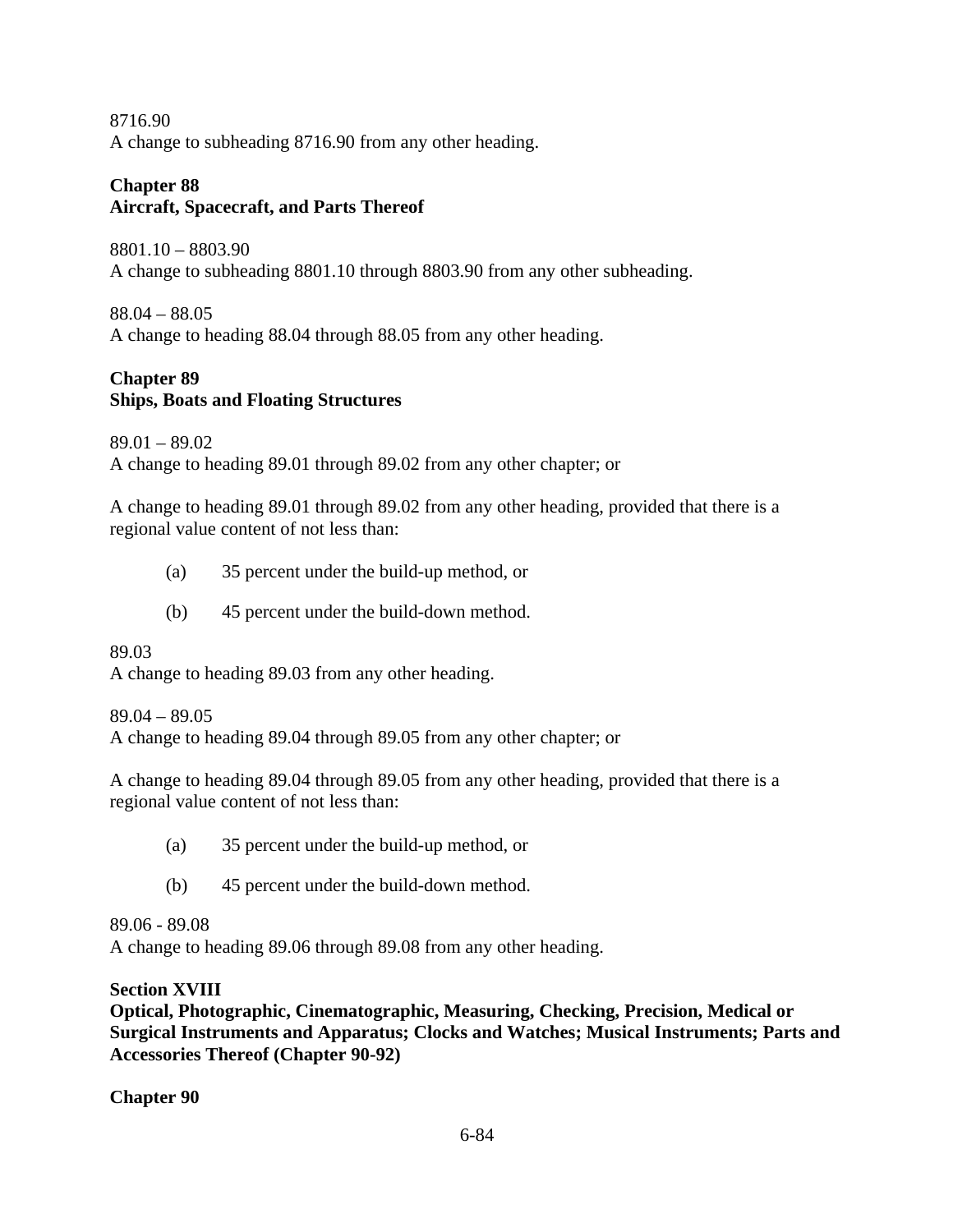8716.90
A change to subheading 8716.90 from any other heading.

**Chapter 88**
**Aircraft, Spacecraft, and Parts Thereof**

8801.10 – 8803.90
A change to subheading 8801.10 through 8803.90 from any other subheading.

88.04 – 88.05
A change to heading 88.04 through 88.05 from any other heading.

**Chapter 89**
**Ships, Boats and Floating Structures**

89.01 – 89.02
A change to heading 89.01 through 89.02 from any other chapter; or

A change to heading 89.01 through 89.02 from any other heading, provided that there is a regional value content of not less than:

(a) 35 percent under the build-up method, or

(b) 45 percent under the build-down method.

89.03
A change to heading 89.03 from any other heading.

89.04 – 89.05
A change to heading 89.04 through 89.05 from any other chapter; or

A change to heading 89.04 through 89.05 from any other heading, provided that there is a regional value content of not less than:

(a) 35 percent under the build-up method, or

(b) 45 percent under the build-down method.

89.06 - 89.08
A change to heading 89.06 through 89.08 from any other heading.

**Section XVIII**
**Optical, Photographic, Cinematographic, Measuring, Checking, Precision, Medical or Surgical Instruments and Apparatus; Clocks and Watches; Musical Instruments; Parts and Accessories Thereof (Chapter 90-92)**

**Chapter 90**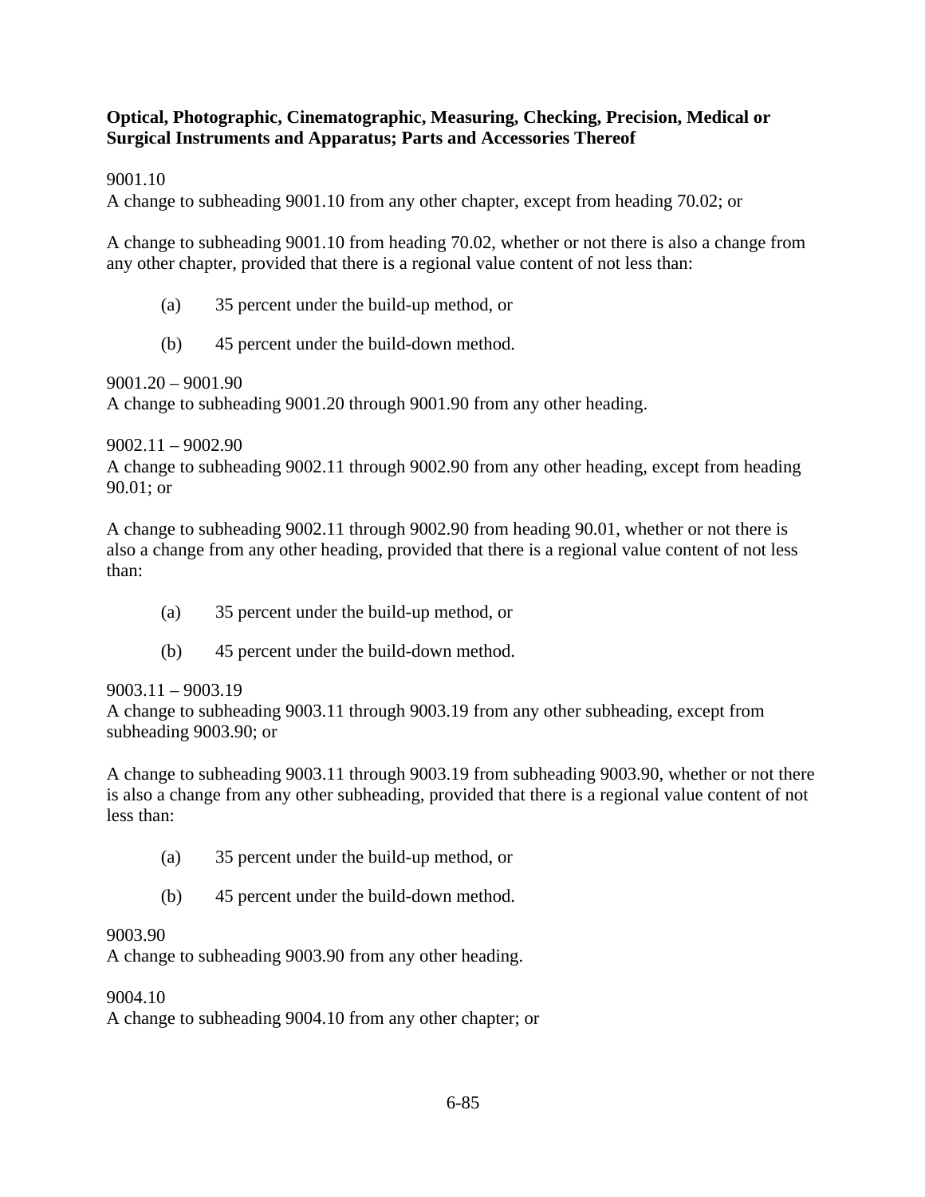**Optical, Photographic, Cinematographic, Measuring, Checking, Precision, Medical or Surgical Instruments and Apparatus; Parts and Accessories Thereof**

9001.10

A change to subheading 9001.10 from any other chapter, except from heading 70.02; or

A change to subheading 9001.10 from heading 70.02, whether or not there is also a change from any other chapter, provided that there is a regional value content of not less than:

(a) 35 percent under the build-up method, or

(b) 45 percent under the build-down method.

9001.20 – 9001.90

A change to subheading 9001.20 through 9001.90 from any other heading.

9002.11 – 9002.90

A change to subheading 9002.11 through 9002.90 from any other heading, except from heading 90.01; or

A change to subheading 9002.11 through 9002.90 from heading 90.01, whether or not there is also a change from any other heading, provided that there is a regional value content of not less than:

(a) 35 percent under the build-up method, or

(b) 45 percent under the build-down method.

9003.11 – 9003.19

A change to subheading 9003.11 through 9003.19 from any other subheading, except from subheading 9003.90; or

A change to subheading 9003.11 through 9003.19 from subheading 9003.90, whether or not there is also a change from any other subheading, provided that there is a regional value content of not less than:

(a) 35 percent under the build-up method, or

(b) 45 percent under the build-down method.

9003.90

A change to subheading 9003.90 from any other heading.

9004.10

A change to subheading 9004.10 from any other chapter; or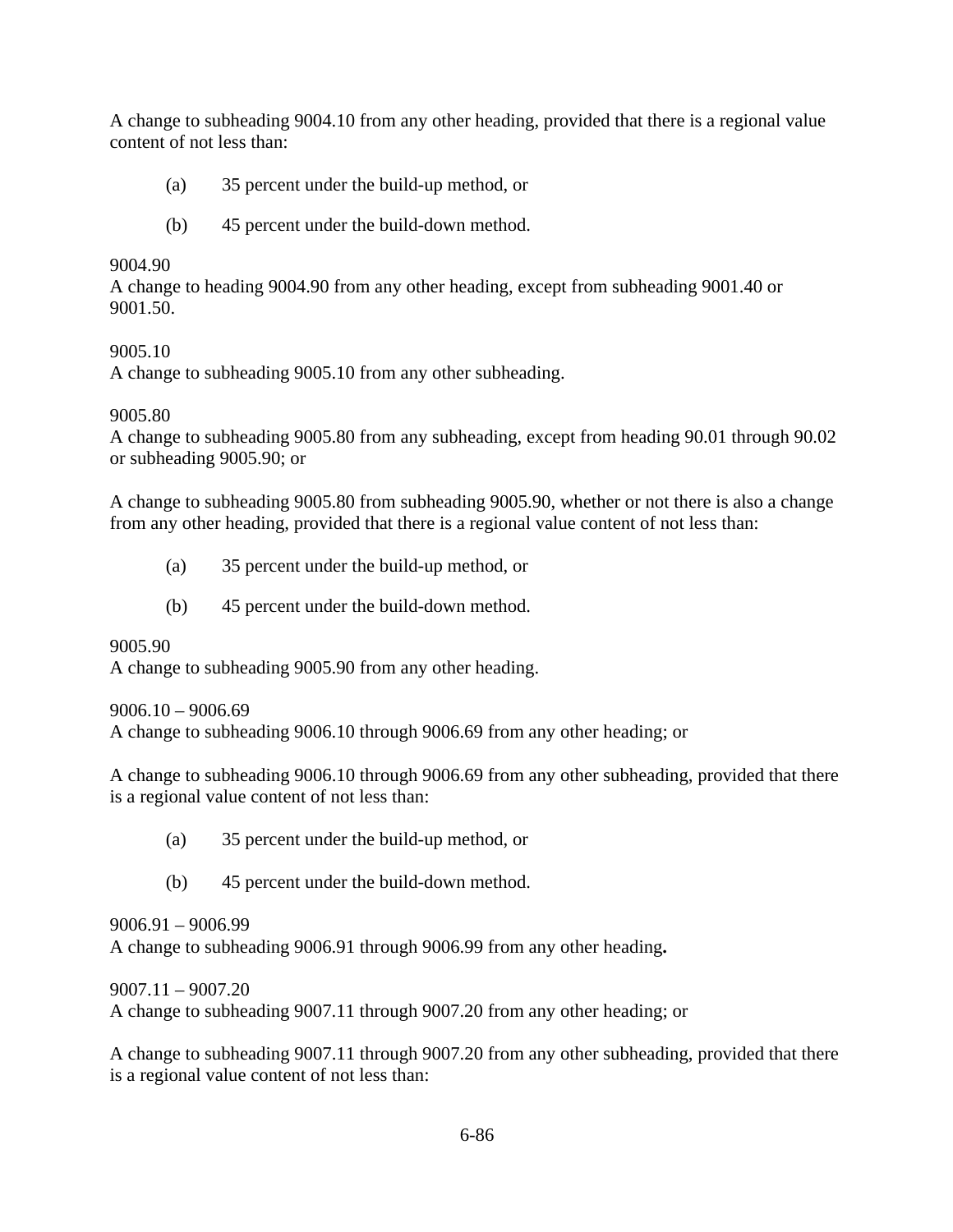A change to subheading 9004.10 from any other heading, provided that there is a regional value content of not less than:

(a) 35 percent under the build-up method, or

(b) 45 percent under the build-down method.

9004.90
A change to heading 9004.90 from any other heading, except from subheading 9001.40 or 9001.50.

9005.10
A change to subheading 9005.10 from any other subheading.

9005.80
A change to subheading 9005.80 from any subheading, except from heading 90.01 through 90.02 or subheading 9005.90; or

A change to subheading 9005.80 from subheading 9005.90, whether or not there is also a change from any other heading, provided that there is a regional value content of not less than:

(a) 35 percent under the build-up method, or

(b) 45 percent under the build-down method.

9005.90
A change to subheading 9005.90 from any other heading.

9006.10 – 9006.69
A change to subheading 9006.10 through 9006.69 from any other heading; or

A change to subheading 9006.10 through 9006.69 from any other subheading, provided that there is a regional value content of not less than:

(a) 35 percent under the build-up method, or

(b) 45 percent under the build-down method.

9006.91 – 9006.99
A change to subheading 9006.91 through 9006.99 from any other heading.

9007.11 – 9007.20
A change to subheading 9007.11 through 9007.20 from any other heading; or

A change to subheading 9007.11 through 9007.20 from any other subheading, provided that there is a regional value content of not less than: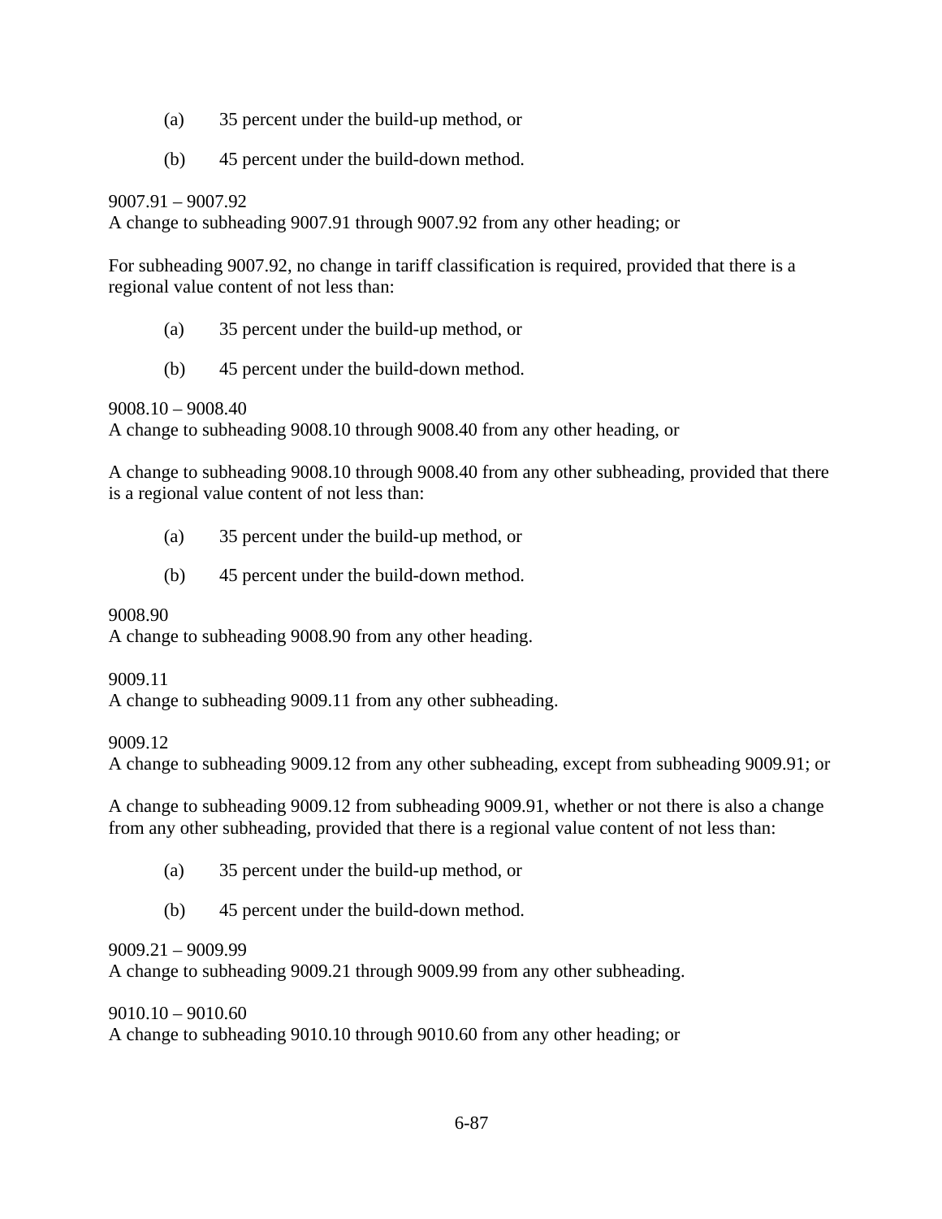(a) 35 percent under the build-up method, or

(b) 45 percent under the build-down method.

9007.91 – 9007.92
A change to subheading 9007.91 through 9007.92 from any other heading; or

For subheading 9007.92, no change in tariff classification is required, provided that there is a regional value content of not less than:

(a) 35 percent under the build-up method, or

(b) 45 percent under the build-down method.

9008.10 – 9008.40
A change to subheading 9008.10 through 9008.40 from any other heading, or

A change to subheading 9008.10 through 9008.40 from any other subheading, provided that there is a regional value content of not less than:

(a) 35 percent under the build-up method, or

(b) 45 percent under the build-down method.

9008.90
A change to subheading 9008.90 from any other heading.

9009.11
A change to subheading 9009.11 from any other subheading.

9009.12
A change to subheading 9009.12 from any other subheading, except from subheading 9009.91; or

A change to subheading 9009.12 from subheading 9009.91, whether or not there is also a change from any other subheading, provided that there is a regional value content of not less than:

(a) 35 percent under the build-up method, or

(b) 45 percent under the build-down method.

9009.21 – 9009.99
A change to subheading 9009.21 through 9009.99 from any other subheading.

9010.10 – 9010.60
A change to subheading 9010.10 through 9010.60 from any other heading; or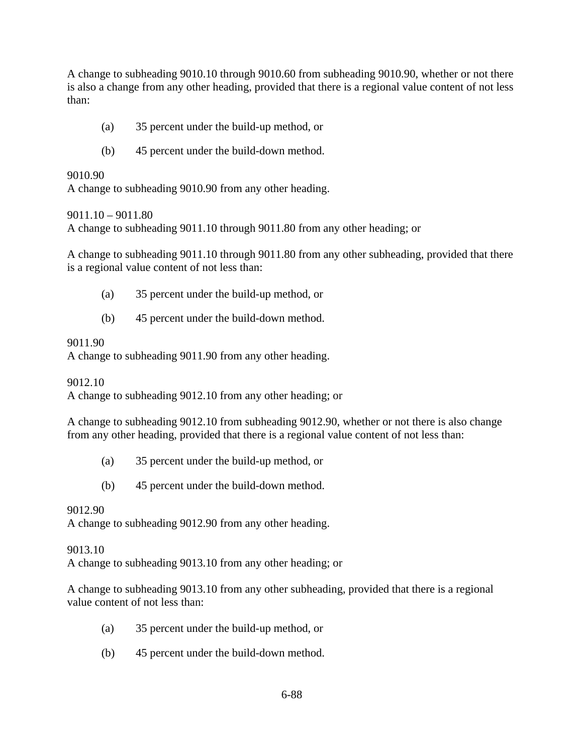A change to subheading 9010.10 through 9010.60 from subheading 9010.90, whether or not there is also a change from any other heading, provided that there is a regional value content of not less than:

(a) 35 percent under the build-up method, or

(b) 45 percent under the build-down method.

9010.90
A change to subheading 9010.90 from any other heading.

9011.10 – 9011.80
A change to subheading 9011.10 through 9011.80 from any other heading; or

A change to subheading 9011.10 through 9011.80 from any other subheading, provided that there is a regional value content of not less than:

(a) 35 percent under the build-up method, or

(b) 45 percent under the build-down method.

9011.90
A change to subheading 9011.90 from any other heading.

9012.10
A change to subheading 9012.10 from any other heading; or

A change to subheading 9012.10 from subheading 9012.90, whether or not there is also change from any other heading, provided that there is a regional value content of not less than:

(a) 35 percent under the build-up method, or

(b) 45 percent under the build-down method.

9012.90
A change to subheading 9012.90 from any other heading.

9013.10
A change to subheading 9013.10 from any other heading; or

A change to subheading 9013.10 from any other subheading, provided that there is a regional value content of not less than:

(a) 35 percent under the build-up method, or

(b) 45 percent under the build-down method.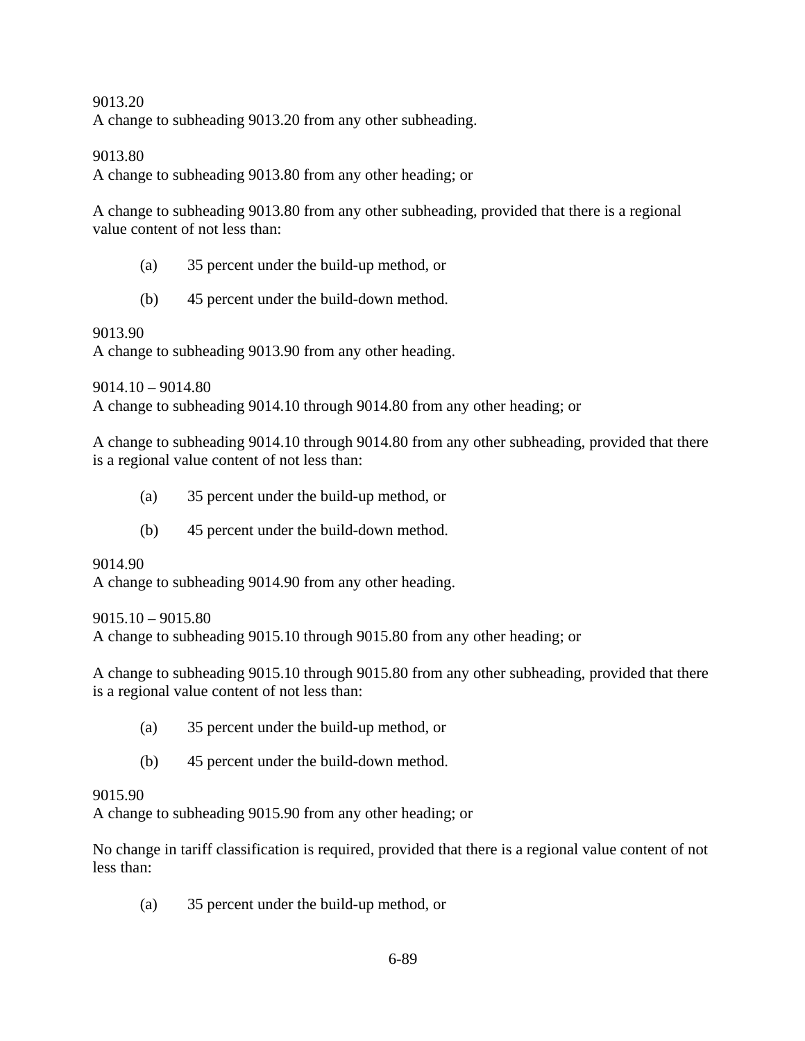9013.20
A change to subheading 9013.20 from any other subheading.

9013.80
A change to subheading 9013.80 from any other heading; or

A change to subheading 9013.80 from any other subheading, provided that there is a regional value content of not less than:

(a) 35 percent under the build-up method, or

(b) 45 percent under the build-down method.

9013.90
A change to subheading 9013.90 from any other heading.

9014.10 – 9014.80
A change to subheading 9014.10 through 9014.80 from any other heading; or

A change to subheading 9014.10 through 9014.80 from any other subheading, provided that there is a regional value content of not less than:

(a) 35 percent under the build-up method, or

(b) 45 percent under the build-down method.

9014.90
A change to subheading 9014.90 from any other heading.

9015.10 – 9015.80
A change to subheading 9015.10 through 9015.80 from any other heading; or

A change to subheading 9015.10 through 9015.80 from any other subheading, provided that there is a regional value content of not less than:

(a) 35 percent under the build-up method, or

(b) 45 percent under the build-down method.

9015.90
A change to subheading 9015.90 from any other heading; or

No change in tariff classification is required, provided that there is a regional value content of not less than:

(a) 35 percent under the build-up method, or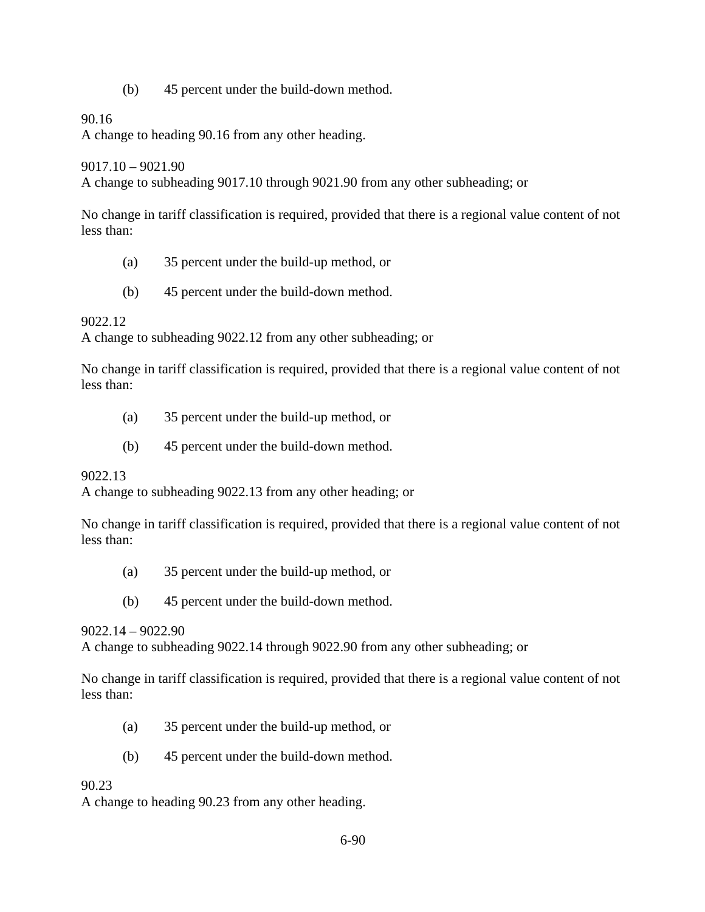(b) 45 percent under the build-down method.

90.16
A change to heading 90.16 from any other heading.

9017.10 – 9021.90
A change to subheading 9017.10 through 9021.90 from any other subheading; or

No change in tariff classification is required, provided that there is a regional value content of not less than:

(a) 35 percent under the build-up method, or

(b) 45 percent under the build-down method.

9022.12
A change to subheading 9022.12 from any other subheading; or

No change in tariff classification is required, provided that there is a regional value content of not less than:

(a) 35 percent under the build-up method, or

(b) 45 percent under the build-down method.

9022.13
A change to subheading 9022.13 from any other heading; or

No change in tariff classification is required, provided that there is a regional value content of not less than:

(a) 35 percent under the build-up method, or

(b) 45 percent under the build-down method.

9022.14 – 9022.90
A change to subheading 9022.14 through 9022.90 from any other subheading; or

No change in tariff classification is required, provided that there is a regional value content of not less than:

(a) 35 percent under the build-up method, or

(b) 45 percent under the build-down method.

90.23
A change to heading 90.23 from any other heading.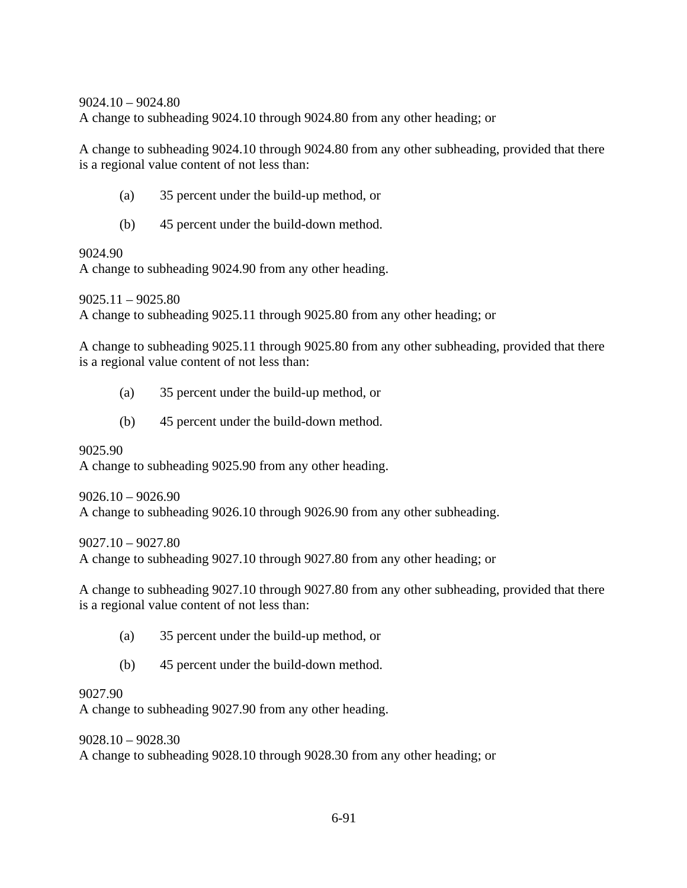9024.10 – 9024.80
A change to subheading 9024.10 through 9024.80 from any other heading; or

A change to subheading 9024.10 through 9024.80 from any other subheading, provided that there is a regional value content of not less than:

(a) 35 percent under the build-up method, or

(b) 45 percent under the build-down method.

9024.90
A change to subheading 9024.90 from any other heading.

9025.11 – 9025.80
A change to subheading 9025.11 through 9025.80 from any other heading; or

A change to subheading 9025.11 through 9025.80 from any other subheading, provided that there is a regional value content of not less than:

(a) 35 percent under the build-up method, or

(b) 45 percent under the build-down method.

9025.90
A change to subheading 9025.90 from any other heading.

9026.10 – 9026.90
A change to subheading 9026.10 through 9026.90 from any other subheading.

9027.10 – 9027.80
A change to subheading 9027.10 through 9027.80 from any other heading; or

A change to subheading 9027.10 through 9027.80 from any other subheading, provided that there is a regional value content of not less than:

(a) 35 percent under the build-up method, or

(b) 45 percent under the build-down method.

9027.90
A change to subheading 9027.90 from any other heading.

9028.10 – 9028.30
A change to subheading 9028.10 through 9028.30 from any other heading; or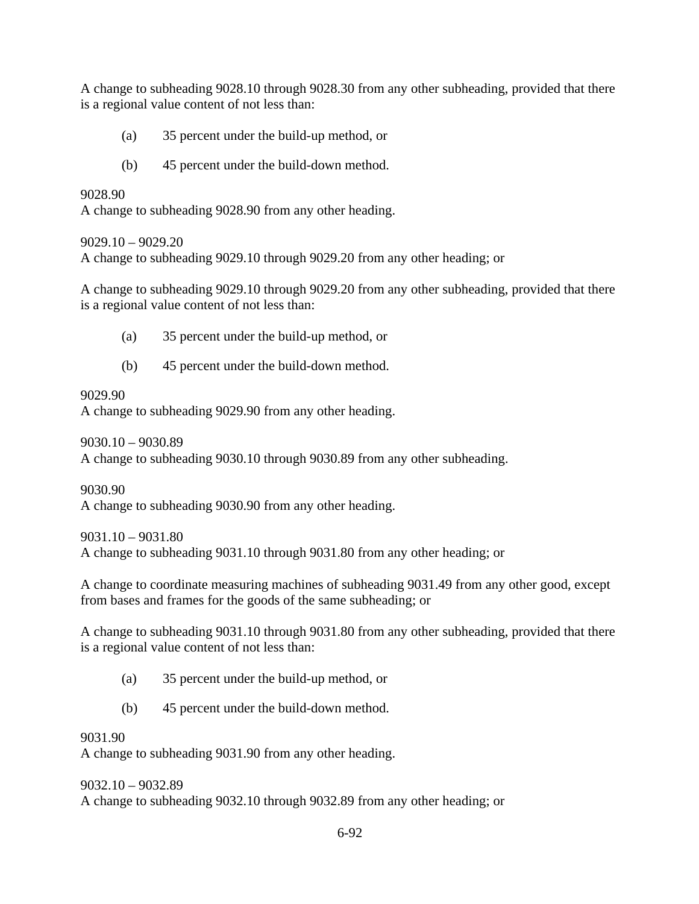A change to subheading 9028.10 through 9028.30 from any other subheading, provided that there is a regional value content of not less than:

(a) 35 percent under the build-up method, or

(b) 45 percent under the build-down method.

9028.90
A change to subheading 9028.90 from any other heading.

9029.10 – 9029.20
A change to subheading 9029.10 through 9029.20 from any other heading; or

A change to subheading 9029.10 through 9029.20 from any other subheading, provided that there is a regional value content of not less than:

(a) 35 percent under the build-up method, or

(b) 45 percent under the build-down method.

9029.90
A change to subheading 9029.90 from any other heading.

9030.10 – 9030.89
A change to subheading 9030.10 through 9030.89 from any other subheading.

9030.90
A change to subheading 9030.90 from any other heading.

9031.10 – 9031.80
A change to subheading 9031.10 through 9031.80 from any other heading; or

A change to coordinate measuring machines of subheading 9031.49 from any other good, except from bases and frames for the goods of the same subheading; or

A change to subheading 9031.10 through 9031.80 from any other subheading, provided that there is a regional value content of not less than:

(a) 35 percent under the build-up method, or

(b) 45 percent under the build-down method.

9031.90
A change to subheading 9031.90 from any other heading.

9032.10 – 9032.89
A change to subheading 9032.10 through 9032.89 from any other heading; or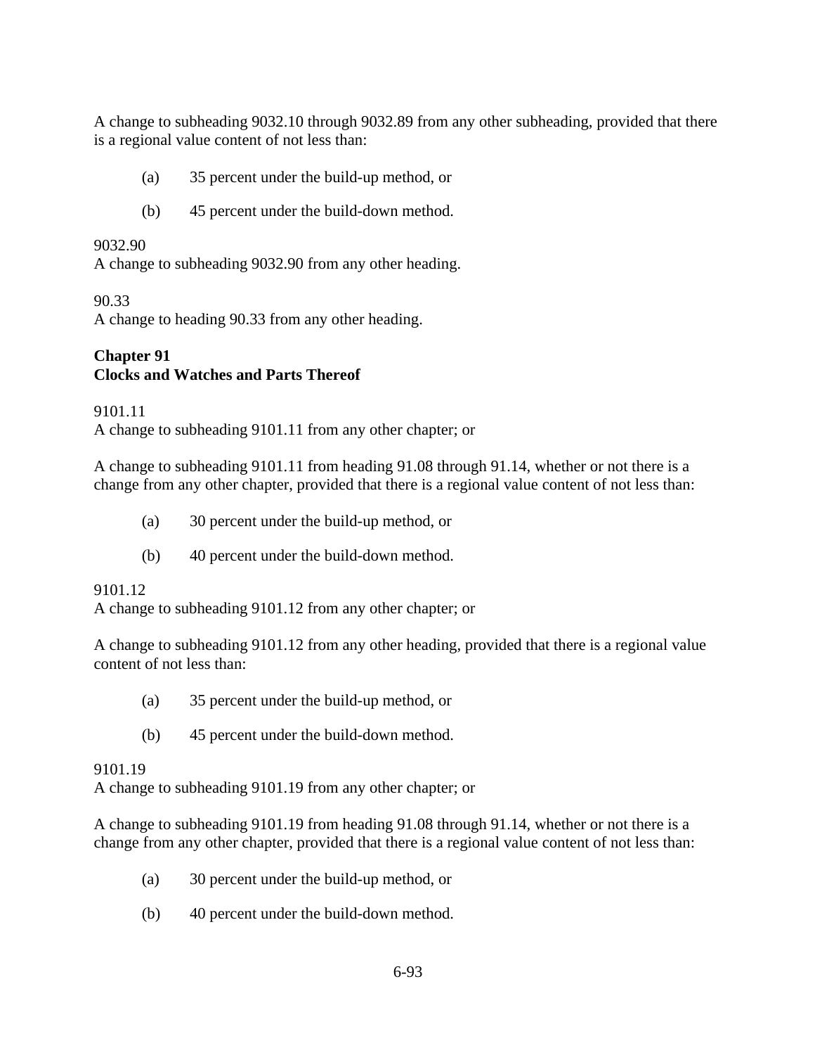A change to subheading 9032.10 through 9032.89 from any other subheading, provided that there is a regional value content of not less than:

(a) 35 percent under the build-up method, or

(b) 45 percent under the build-down method.

9032.90
A change to subheading 9032.90 from any other heading.

90.33
A change to heading 90.33 from any other heading.

## Chapter 91
## Clocks and Watches and Parts Thereof

9101.11
A change to subheading 9101.11 from any other chapter; or

A change to subheading 9101.11 from heading 91.08 through 91.14, whether or not there is a change from any other chapter, provided that there is a regional value content of not less than:

(a) 30 percent under the build-up method, or

(b) 40 percent under the build-down method.

9101.12
A change to subheading 9101.12 from any other chapter; or

A change to subheading 9101.12 from any other heading, provided that there is a regional value content of not less than:

(a) 35 percent under the build-up method, or

(b) 45 percent under the build-down method.

9101.19
A change to subheading 9101.19 from any other chapter; or

A change to subheading 9101.19 from heading 91.08 through 91.14, whether or not there is a change from any other chapter, provided that there is a regional value content of not less than:

(a) 30 percent under the build-up method, or

(b) 40 percent under the build-down method.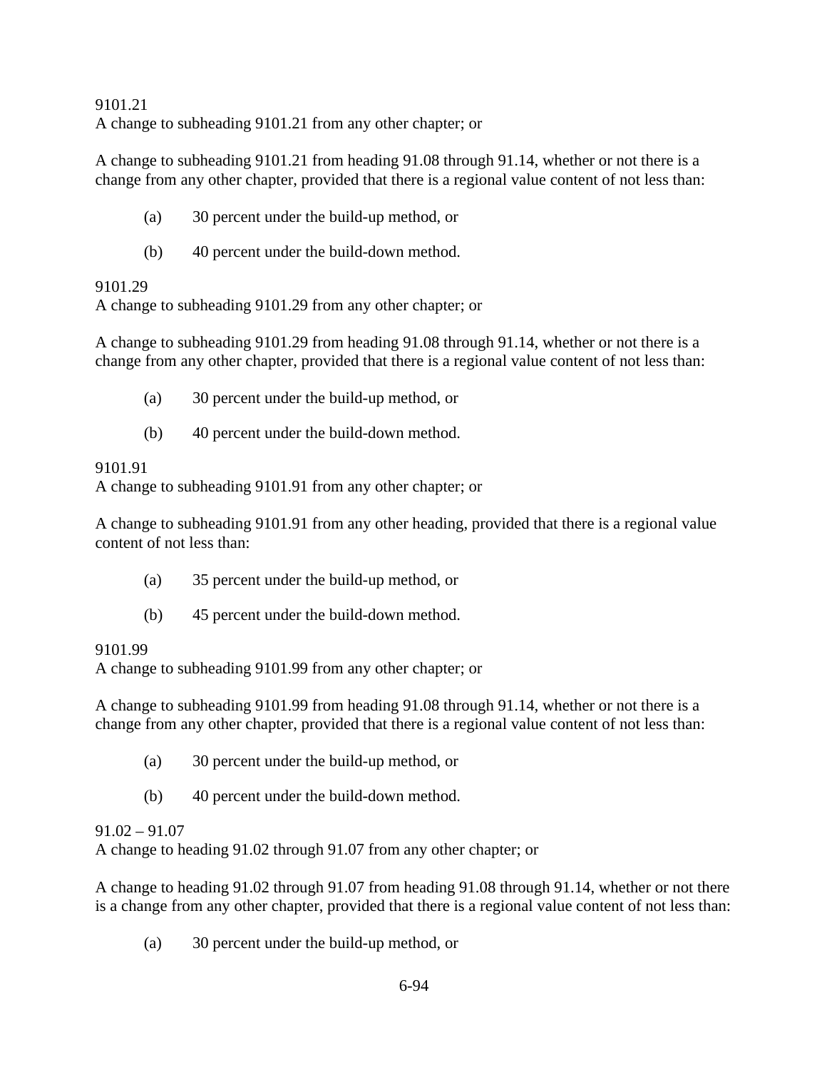9101.21
A change to subheading 9101.21 from any other chapter; or

A change to subheading 9101.21 from heading 91.08 through 91.14, whether or not there is a change from any other chapter, provided that there is a regional value content of not less than:

(a) 30 percent under the build-up method, or

(b) 40 percent under the build-down method.

9101.29
A change to subheading 9101.29 from any other chapter; or

A change to subheading 9101.29 from heading 91.08 through 91.14, whether or not there is a change from any other chapter, provided that there is a regional value content of not less than:

(a) 30 percent under the build-up method, or

(b) 40 percent under the build-down method.

9101.91
A change to subheading 9101.91 from any other chapter; or

A change to subheading 9101.91 from any other heading, provided that there is a regional value content of not less than:

(a) 35 percent under the build-up method, or

(b) 45 percent under the build-down method.

9101.99
A change to subheading 9101.99 from any other chapter; or

A change to subheading 9101.99 from heading 91.08 through 91.14, whether or not there is a change from any other chapter, provided that there is a regional value content of not less than:

(a) 30 percent under the build-up method, or

(b) 40 percent under the build-down method.

91.02 – 91.07
A change to heading 91.02 through 91.07 from any other chapter; or

A change to heading 91.02 through 91.07 from heading 91.08 through 91.14, whether or not there is a change from any other chapter, provided that there is a regional value content of not less than:

(a) 30 percent under the build-up method, or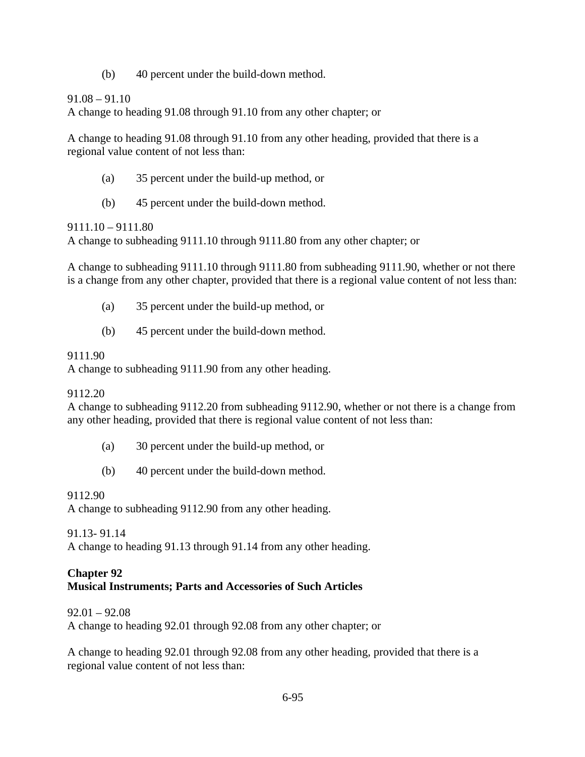(b) 40 percent under the build-down method.

91.08 – 91.10
A change to heading 91.08 through 91.10 from any other chapter; or

A change to heading 91.08 through 91.10 from any other heading, provided that there is a regional value content of not less than:

(a) 35 percent under the build-up method, or

(b) 45 percent under the build-down method.

9111.10 – 9111.80
A change to subheading 9111.10 through 9111.80 from any other chapter; or

A change to subheading 9111.10 through 9111.80 from subheading 9111.90, whether or not there is a change from any other chapter, provided that there is a regional value content of not less than:

(a) 35 percent under the build-up method, or

(b) 45 percent under the build-down method.

9111.90
A change to subheading 9111.90 from any other heading.

9112.20
A change to subheading 9112.20 from subheading 9112.90, whether or not there is a change from any other heading, provided that there is regional value content of not less than:

(a) 30 percent under the build-up method, or

(b) 40 percent under the build-down method.

9112.90
A change to subheading 9112.90 from any other heading.

91.13- 91.14
A change to heading 91.13 through 91.14 from any other heading.

**Chapter 92**
**Musical Instruments; Parts and Accessories of Such Articles**

92.01 – 92.08
A change to heading 92.01 through 92.08 from any other chapter; or

A change to heading 92.01 through 92.08 from any other heading, provided that there is a regional value content of not less than: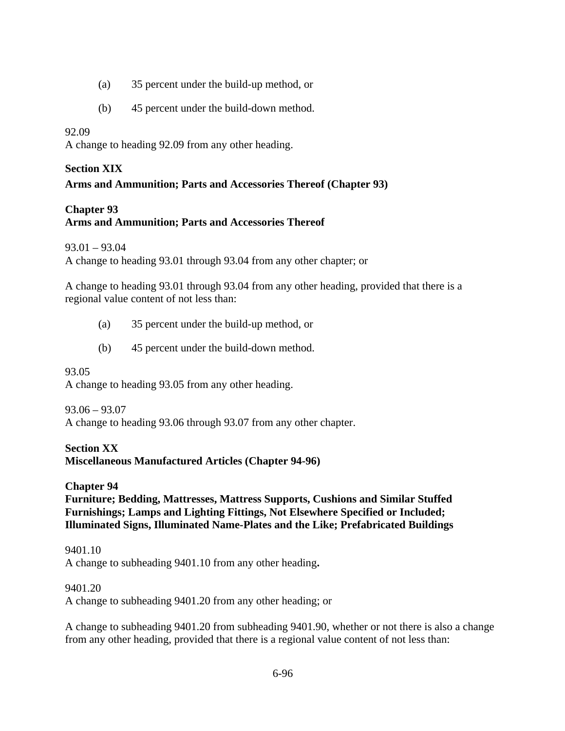(a) 35 percent under the build-up method, or

(b) 45 percent under the build-down method.

92.09
A change to heading 92.09 from any other heading.

**Section XIX**

**Arms and Ammunition; Parts and Accessories Thereof (Chapter 93)**

**Chapter 93**
**Arms and Ammunition; Parts and Accessories Thereof**

93.01 – 93.04
A change to heading 93.01 through 93.04 from any other chapter; or

A change to heading 93.01 through 93.04 from any other heading, provided that there is a regional value content of not less than:

(a) 35 percent under the build-up method, or

(b) 45 percent under the build-down method.

93.05
A change to heading 93.05 from any other heading.

93.06 – 93.07
A change to heading 93.06 through 93.07 from any other chapter.

**Section XX**
**Miscellaneous Manufactured Articles (Chapter 94-96)**

**Chapter 94**
**Furniture; Bedding, Mattresses, Mattress Supports, Cushions and Similar Stuffed Furnishings; Lamps and Lighting Fittings, Not Elsewhere Specified or Included; Illuminated Signs, Illuminated Name-Plates and the Like; Prefabricated Buildings**

9401.10
A change to subheading 9401.10 from any other heading**.**

9401.20
A change to subheading 9401.20 from any other heading; or

A change to subheading 9401.20 from subheading 9401.90, whether or not there is also a change from any other heading, provided that there is a regional value content of not less than: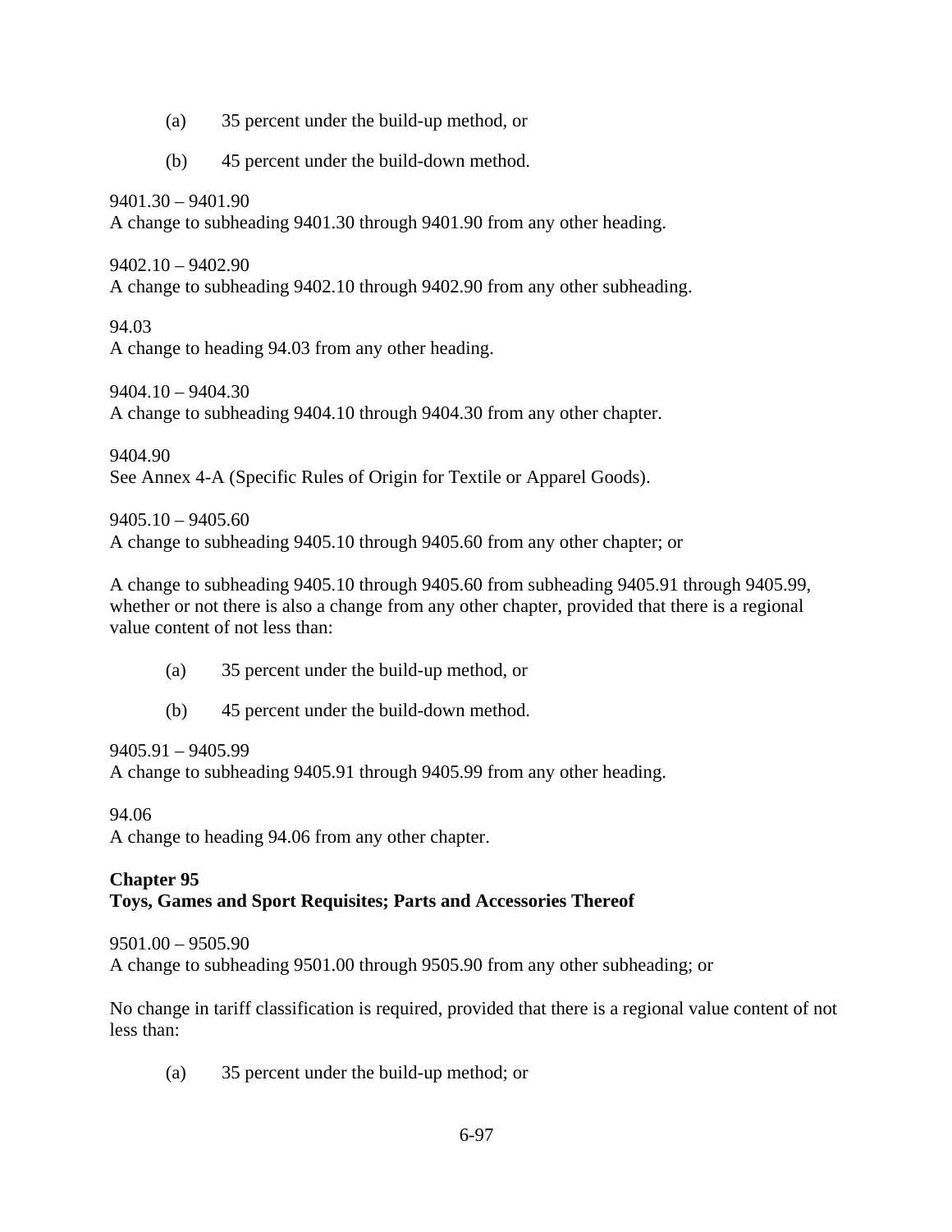(a) 35 percent under the build-up method, or

(b) 45 percent under the build-down method.

9401.30 – 9401.90
A change to subheading 9401.30 through 9401.90 from any other heading.

9402.10 – 9402.90
A change to subheading 9402.10 through 9402.90 from any other subheading.

94.03
A change to heading 94.03 from any other heading.

9404.10 – 9404.30
A change to subheading 9404.10 through 9404.30 from any other chapter.

9404.90
See Annex 4-A (Specific Rules of Origin for Textile or Apparel Goods).

9405.10 – 9405.60
A change to subheading 9405.10 through 9405.60 from any other chapter; or

A change to subheading 9405.10 through 9405.60 from subheading 9405.91 through 9405.99, whether or not there is also a change from any other chapter, provided that there is a regional value content of not less than:

(a) 35 percent under the build-up method, or

(b) 45 percent under the build-down method.

9405.91 – 9405.99
A change to subheading 9405.91 through 9405.99 from any other heading.

94.06
A change to heading 94.06 from any other chapter.

**Chapter 95**
**Toys, Games and Sport Requisites; Parts and Accessories Thereof**

9501.00 – 9505.90
A change to subheading 9501.00 through 9505.90 from any other subheading; or

No change in tariff classification is required, provided that there is a regional value content of not less than:

(a) 35 percent under the build-up method; or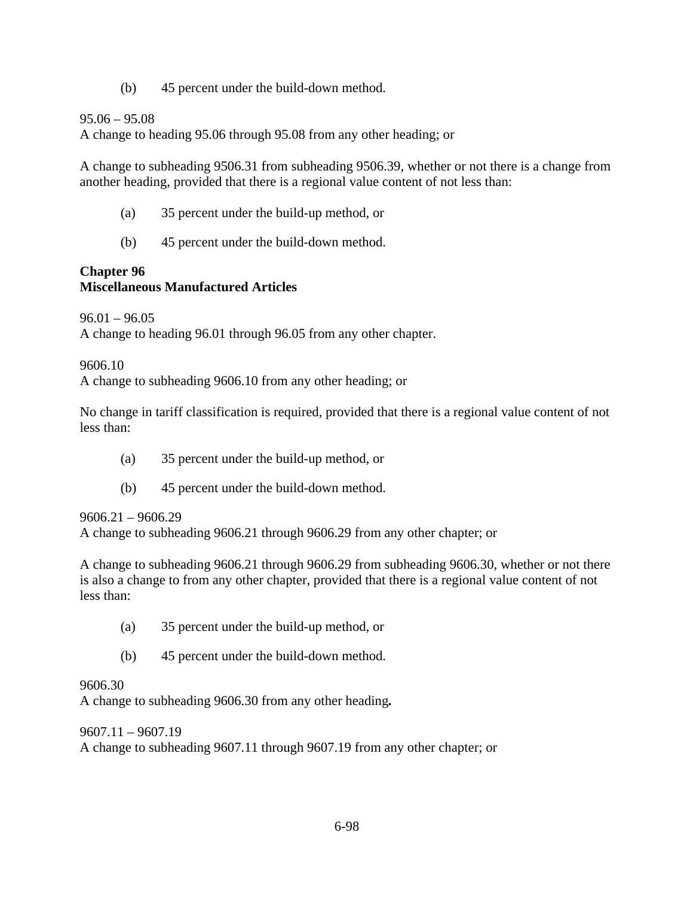(b) 45 percent under the build-down method.

95.06 – 95.08
A change to heading 95.06 through 95.08 from any other heading; or

A change to subheading 9506.31 from subheading 9506.39, whether or not there is a change from another heading, provided that there is a regional value content of not less than:

(a) 35 percent under the build-up method, or

(b) 45 percent under the build-down method.

**Chapter 96**
**Miscellaneous Manufactured Articles**

96.01 – 96.05
A change to heading 96.01 through 96.05 from any other chapter.

9606.10
A change to subheading 9606.10 from any other heading; or

No change in tariff classification is required, provided that there is a regional value content of not less than:

(a) 35 percent under the build-up method, or

(b) 45 percent under the build-down method.

9606.21 – 9606.29
A change to subheading 9606.21 through 9606.29 from any other chapter; or

A change to subheading 9606.21 through 9606.29 from subheading 9606.30, whether or not there is also a change to from any other chapter, provided that there is a regional value content of not less than:

(a) 35 percent under the build-up method, or

(b) 45 percent under the build-down method.

9606.30
A change to subheading 9606.30 from any other heading**.**

9607.11 – 9607.19
A change to subheading 9607.11 through 9607.19 from any other chapter; or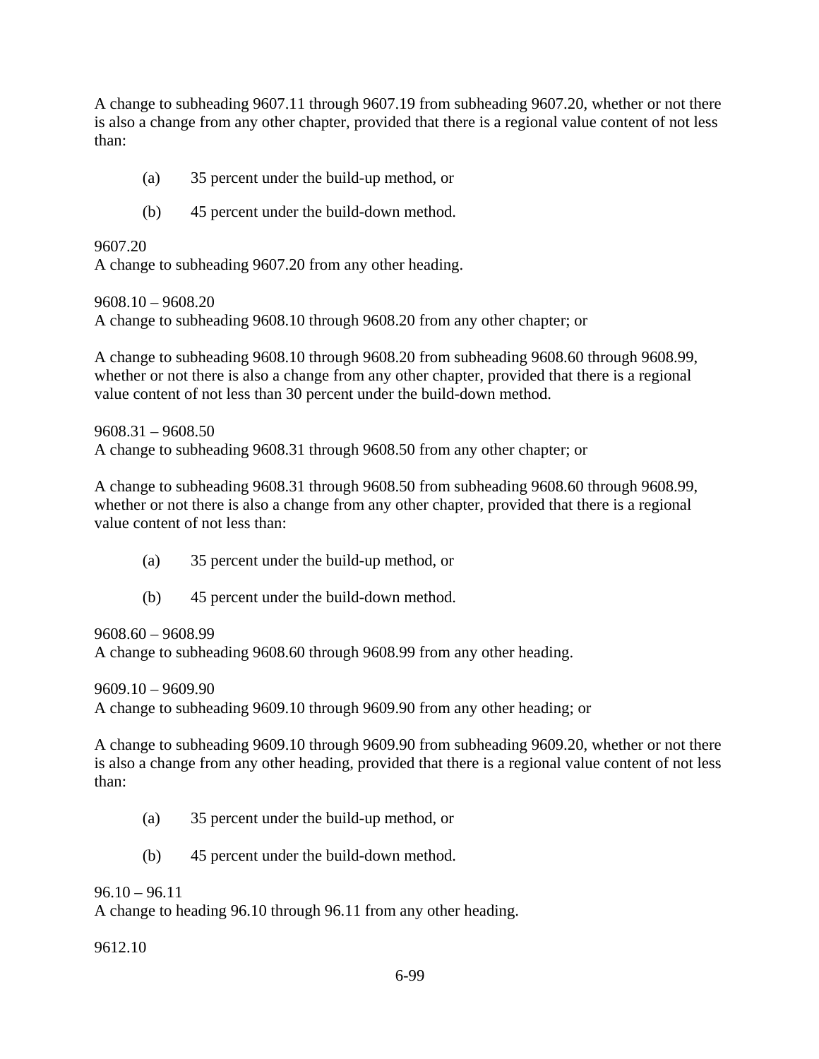A change to subheading 9607.11 through 9607.19 from subheading 9607.20, whether or not there is also a change from any other chapter, provided that there is a regional value content of not less than:

(a) 35 percent under the build-up method, or

(b) 45 percent under the build-down method.

9607.20
A change to subheading 9607.20 from any other heading.

9608.10 – 9608.20
A change to subheading 9608.10 through 9608.20 from any other chapter; or

A change to subheading 9608.10 through 9608.20 from subheading 9608.60 through 9608.99, whether or not there is also a change from any other chapter, provided that there is a regional value content of not less than 30 percent under the build-down method.

9608.31 – 9608.50
A change to subheading 9608.31 through 9608.50 from any other chapter; or

A change to subheading 9608.31 through 9608.50 from subheading 9608.60 through 9608.99, whether or not there is also a change from any other chapter, provided that there is a regional value content of not less than:

(a) 35 percent under the build-up method, or

(b) 45 percent under the build-down method.

9608.60 – 9608.99
A change to subheading 9608.60 through 9608.99 from any other heading.

9609.10 – 9609.90
A change to subheading 9609.10 through 9609.90 from any other heading; or

A change to subheading 9609.10 through 9609.90 from subheading 9609.20, whether or not there is also a change from any other heading, provided that there is a regional value content of not less than:

(a) 35 percent under the build-up method, or

(b) 45 percent under the build-down method.

96.10 – 96.11
A change to heading 96.10 through 96.11 from any other heading.

9612.10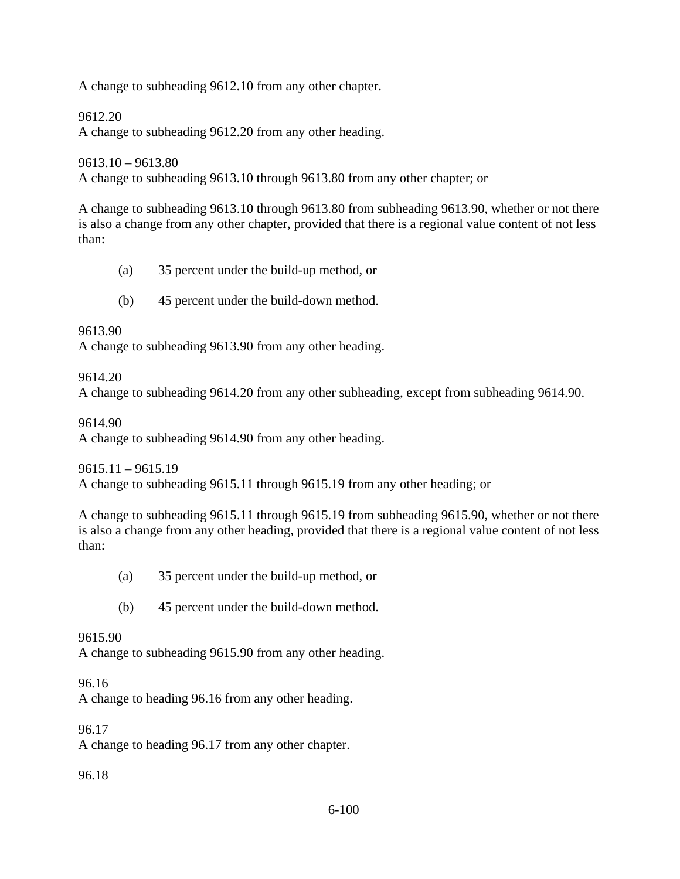A change to subheading 9612.10 from any other chapter.

9612.20
A change to subheading 9612.20 from any other heading.

9613.10 – 9613.80
A change to subheading 9613.10 through 9613.80 from any other chapter; or

A change to subheading 9613.10 through 9613.80 from subheading 9613.90, whether or not there is also a change from any other chapter, provided that there is a regional value content of not less than:

(a) 35 percent under the build-up method, or

(b) 45 percent under the build-down method.

9613.90
A change to subheading 9613.90 from any other heading.

9614.20
A change to subheading 9614.20 from any other subheading, except from subheading 9614.90.

9614.90
A change to subheading 9614.90 from any other heading.

9615.11 – 9615.19
A change to subheading 9615.11 through 9615.19 from any other heading; or

A change to subheading 9615.11 through 9615.19 from subheading 9615.90, whether or not there is also a change from any other heading, provided that there is a regional value content of not less than:

(a) 35 percent under the build-up method, or

(b) 45 percent under the build-down method.

9615.90
A change to subheading 9615.90 from any other heading.

96.16
A change to heading 96.16 from any other heading.

96.17
A change to heading 96.17 from any other chapter.

96.18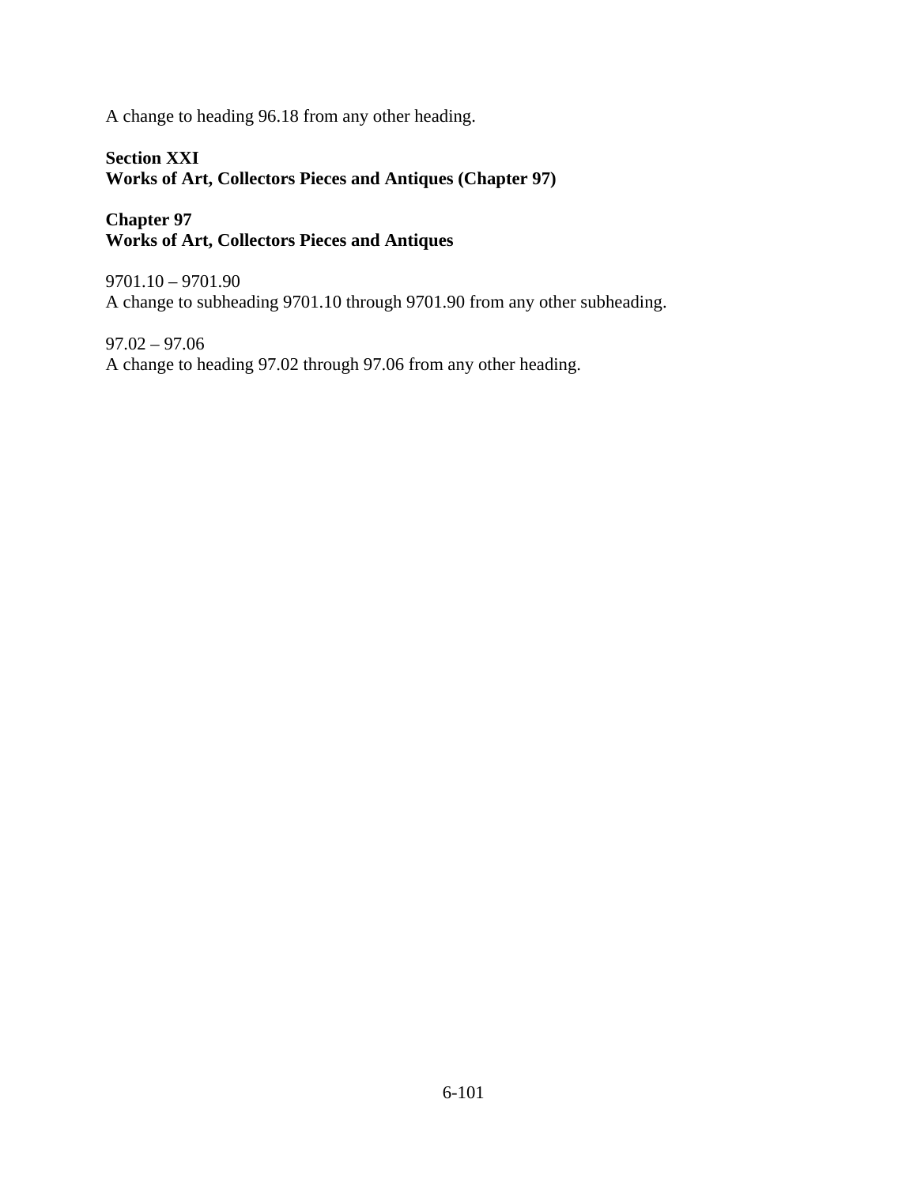A change to heading 96.18 from any other heading.

**Section XXI**
**Works of Art, Collectors Pieces and Antiques (Chapter 97)**

**Chapter 97**
**Works of Art, Collectors Pieces and Antiques**

9701.10 – 9701.90
A change to subheading 9701.10 through 9701.90 from any other subheading.

97.02 – 97.06
A change to heading 97.02 through 97.06 from any other heading.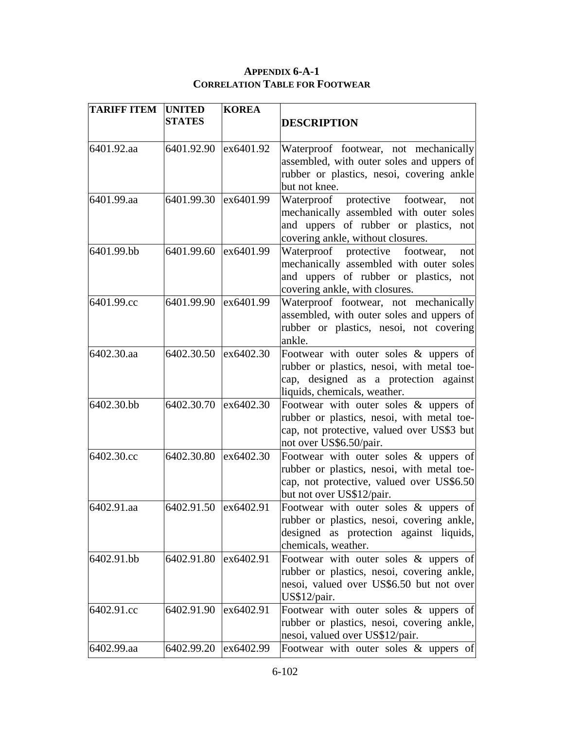**APPENDIX 6-A-1**
**CORRELATION TABLE FOR FOOTWEAR**

| TARIFF ITEM | UNITED STATES | KOREA | DESCRIPTION |
|---|---|---|---|
| 6401.92.aa | 6401.92.90 | ex6401.92 | Waterproof footwear, not mechanically assembled, with outer soles and uppers of rubber or plastics, nesoi, covering ankle but not knee. |
| 6401.99.aa | 6401.99.30 | ex6401.99 | Waterproof protective footwear, not mechanically assembled with outer soles and uppers of rubber or plastics, not covering ankle, without closures. |
| 6401.99.bb | 6401.99.60 | ex6401.99 | Waterproof protective footwear, not mechanically assembled with outer soles and uppers of rubber or plastics, not covering ankle, with closures. |
| 6401.99.cc | 6401.99.90 | ex6401.99 | Waterproof footwear, not mechanically assembled, with outer soles and uppers of rubber or plastics, nesoi, not covering ankle. |
| 6402.30.aa | 6402.30.50 | ex6402.30 | Footwear with outer soles & uppers of rubber or plastics, nesoi, with metal toe-cap, designed as a protection against liquids, chemicals, weather. |
| 6402.30.bb | 6402.30.70 | ex6402.30 | Footwear with outer soles & uppers of rubber or plastics, nesoi, with metal toe-cap, not protective, valued over US$3 but not over US$6.50/pair. |
| 6402.30.cc | 6402.30.80 | ex6402.30 | Footwear with outer soles & uppers of rubber or plastics, nesoi, with metal toe-cap, not protective, valued over US$6.50 but not over US$12/pair. |
| 6402.91.aa | 6402.91.50 | ex6402.91 | Footwear with outer soles & uppers of rubber or plastics, nesoi, covering ankle, designed as protection against liquids, chemicals, weather. |
| 6402.91.bb | 6402.91.80 | ex6402.91 | Footwear with outer soles & uppers of rubber or plastics, nesoi, covering ankle, nesoi, valued over US$6.50 but not over US$12/pair. |
| 6402.91.cc | 6402.91.90 | ex6402.91 | Footwear with outer soles & uppers of rubber or plastics, nesoi, covering ankle, nesoi, valued over US$12/pair. |
| 6402.99.aa | 6402.99.20 | ex6402.99 | Footwear with outer soles & uppers of |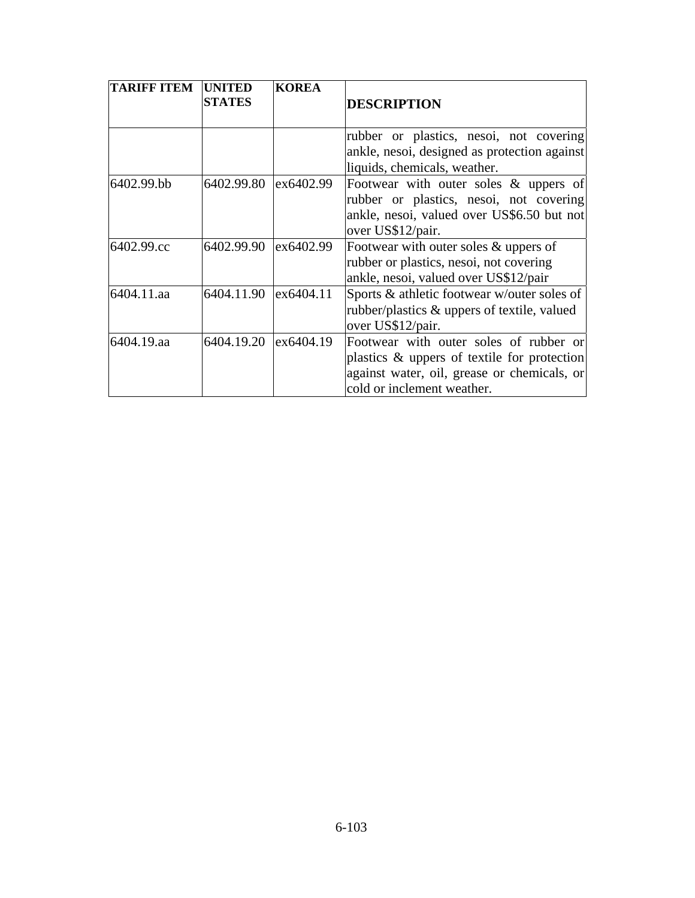| TARIFF ITEM | UNITED STATES | KOREA | DESCRIPTION |
|---|---|---|---|
| | | | rubber or plastics, nesoi, not covering ankle, nesoi, designed as protection against liquids, chemicals, weather. |
| 6402.99.bb | 6402.99.80 | ex6402.99 | Footwear with outer soles & uppers of rubber or plastics, nesoi, not covering ankle, nesoi, valued over US$6.50 but not over US$12/pair. |
| 6402.99.cc | 6402.99.90 | ex6402.99 | Footwear with outer soles & uppers of rubber or plastics, nesoi, not covering ankle, nesoi, valued over US$12/pair |
| 6404.11.aa | 6404.11.90 | ex6404.11 | Sports & athletic footwear w/outer soles of rubber/plastics & uppers of textile, valued over US$12/pair. |
| 6404.19.aa | 6404.19.20 | ex6404.19 | Footwear with outer soles of rubber or plastics & uppers of textile for protection against water, oil, grease or chemicals, or cold or inclement weather. |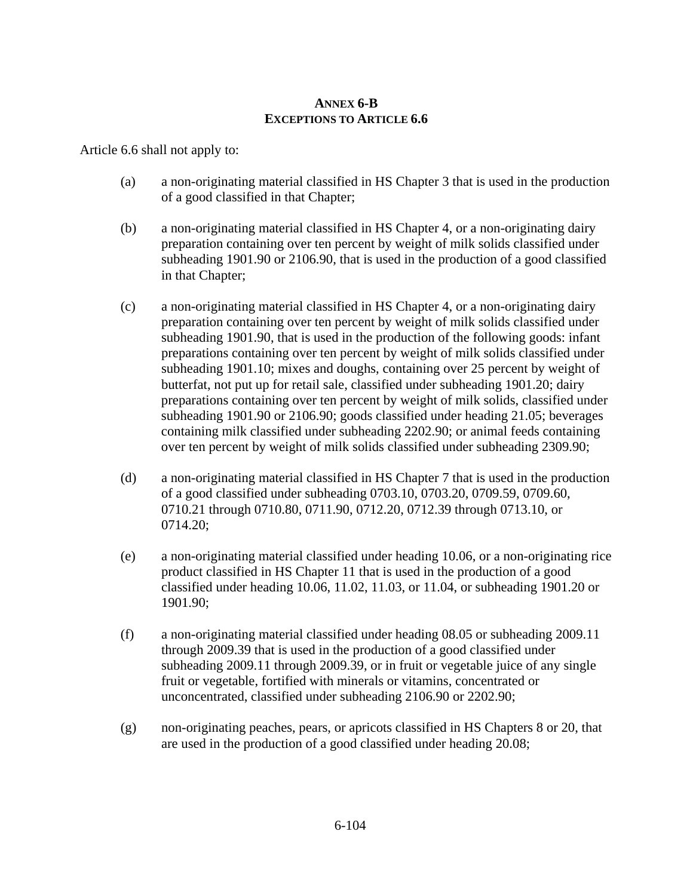## ANNEX 6-B
## EXCEPTIONS TO ARTICLE 6.6

Article 6.6 shall not apply to:

(a) a non-originating material classified in HS Chapter 3 that is used in the production of a good classified in that Chapter;

(b) a non-originating material classified in HS Chapter 4, or a non-originating dairy preparation containing over ten percent by weight of milk solids classified under subheading 1901.90 or 2106.90, that is used in the production of a good classified in that Chapter;

(c) a non-originating material classified in HS Chapter 4, or a non-originating dairy preparation containing over ten percent by weight of milk solids classified under subheading 1901.90, that is used in the production of the following goods: infant preparations containing over ten percent by weight of milk solids classified under subheading 1901.10; mixes and doughs, containing over 25 percent by weight of butterfat, not put up for retail sale, classified under subheading 1901.20; dairy preparations containing over ten percent by weight of milk solids, classified under subheading 1901.90 or 2106.90; goods classified under heading 21.05; beverages containing milk classified under subheading 2202.90; or animal feeds containing over ten percent by weight of milk solids classified under subheading 2309.90;

(d) a non-originating material classified in HS Chapter 7 that is used in the production of a good classified under subheading 0703.10, 0703.20, 0709.59, 0709.60, 0710.21 through 0710.80, 0711.90, 0712.20, 0712.39 through 0713.10, or 0714.20;

(e) a non-originating material classified under heading 10.06, or a non-originating rice product classified in HS Chapter 11 that is used in the production of a good classified under heading 10.06, 11.02, 11.03, or 11.04, or subheading 1901.20 or 1901.90;

(f) a non-originating material classified under heading 08.05 or subheading 2009.11 through 2009.39 that is used in the production of a good classified under subheading 2009.11 through 2009.39, or in fruit or vegetable juice of any single fruit or vegetable, fortified with minerals or vitamins, concentrated or unconcentrated, classified under subheading 2106.90 or 2202.90;

(g) non-originating peaches, pears, or apricots classified in HS Chapters 8 or 20, that are used in the production of a good classified under heading 20.08;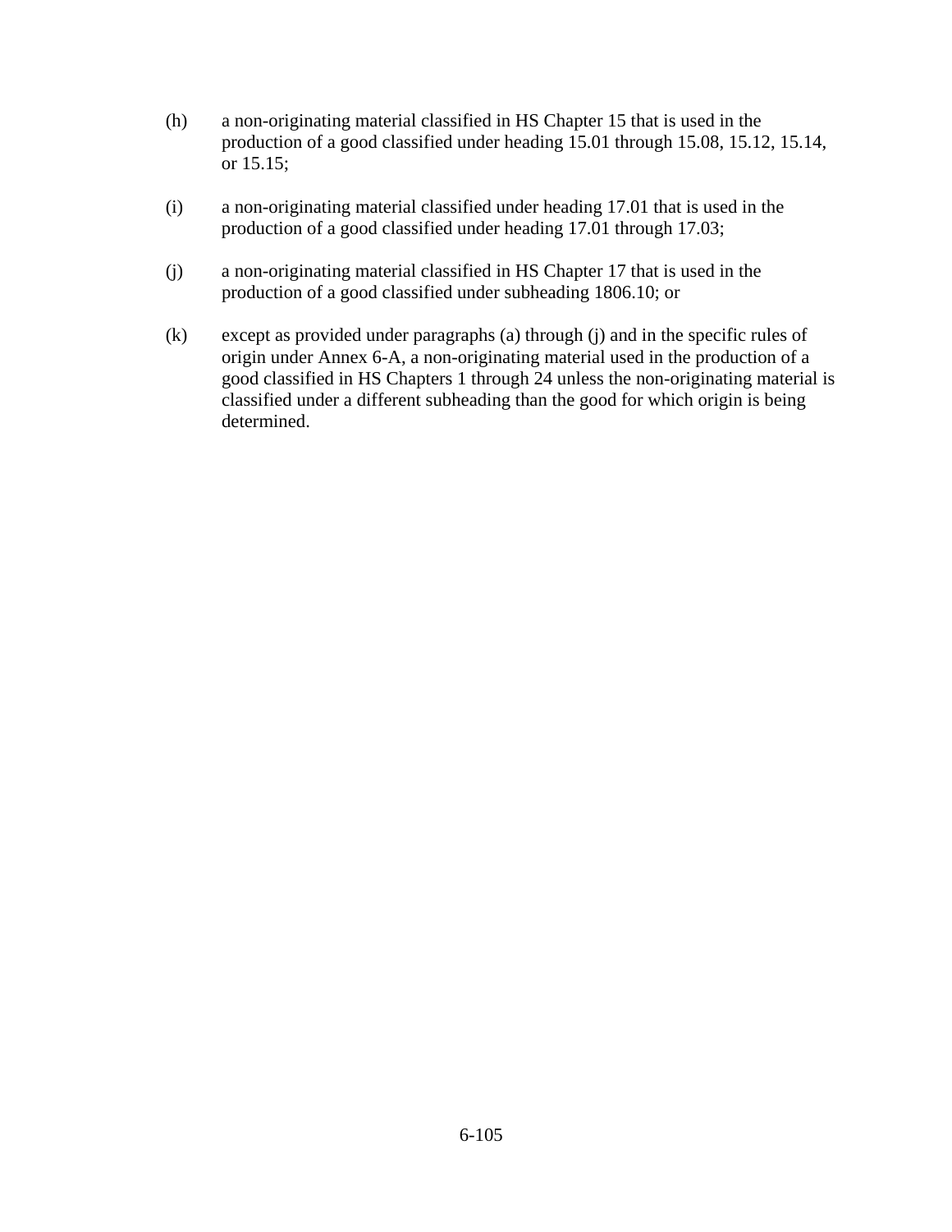(h) a non-originating material classified in HS Chapter 15 that is used in the production of a good classified under heading 15.01 through 15.08, 15.12, 15.14, or 15.15;

(i) a non-originating material classified under heading 17.01 that is used in the production of a good classified under heading 17.01 through 17.03;

(j) a non-originating material classified in HS Chapter 17 that is used in the production of a good classified under subheading 1806.10; or

(k) except as provided under paragraphs (a) through (j) and in the specific rules of origin under Annex 6-A, a non-originating material used in the production of a good classified in HS Chapters 1 through 24 unless the non-originating material is classified under a different subheading than the good for which origin is being determined.